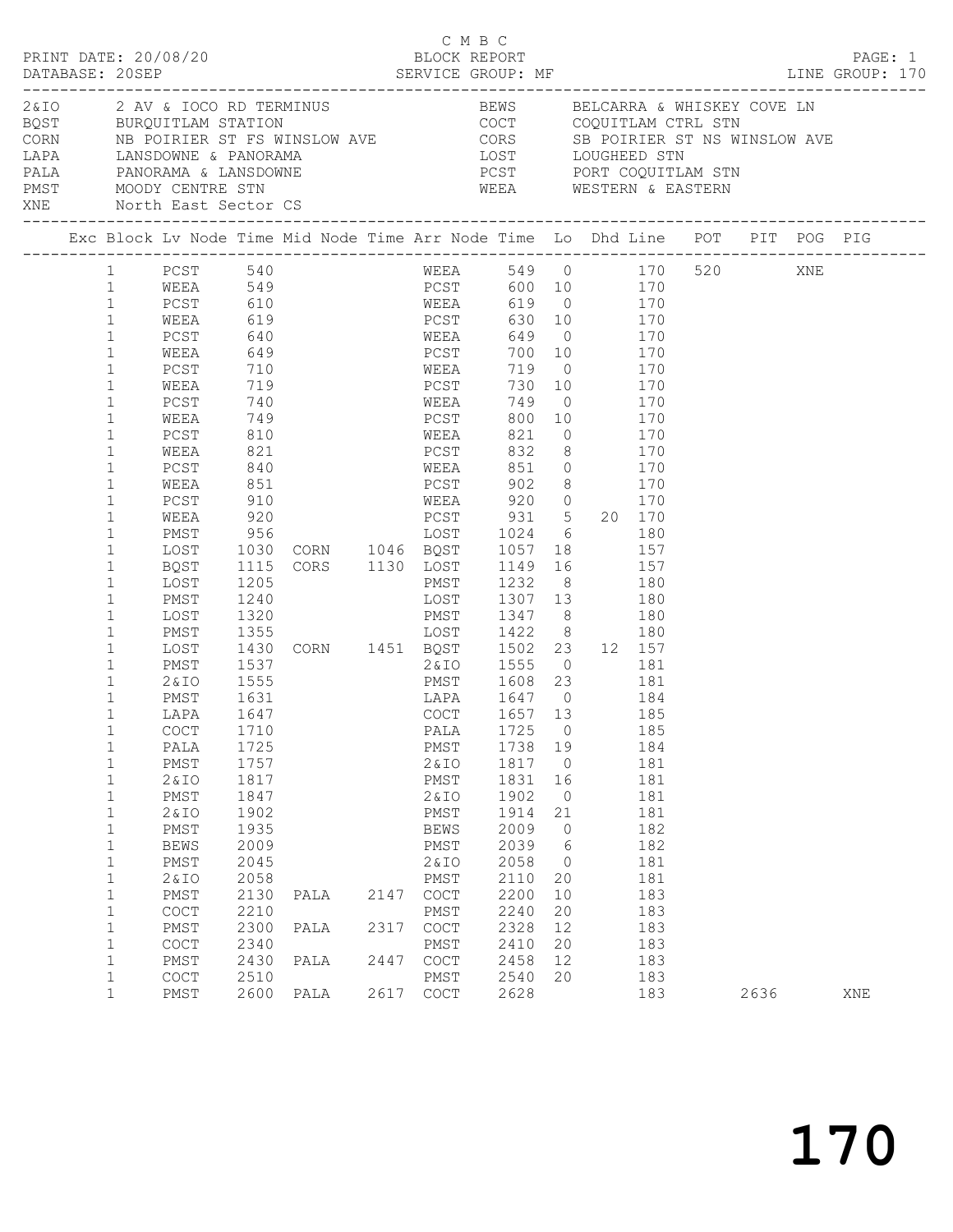PRINT DATE: 20/08/20 &nbsp;&nbsp;&nbsp; C M B C &nbsp;&nbsp;&nbsp; BLOCK REPORT &nbsp;&nbsp;&nbsp; PAGE: 1
DATABASE: 20SEP &nbsp;&nbsp;&nbsp; SERVICE GROUP: MF &nbsp;&nbsp;&nbsp; LINE GROUP: 170

| Code | Description | Code | Description |
|---|---|---|---|
| 2&IO | 2 AV & IOCO RD TERMINUS | BEWS | BELCARRA & WHISKEY COVE LN |
| BQST | BURQUITLAM STATION | COCT | COQUITLAM CTRL STN |
| CORN | NB POIRIER ST FS WINSLOW AVE | CORS | SB POIRIER ST NS WINSLOW AVE |
| LAPA | LANSDOWNE & PANORAMA | LOST | LOUGHEED STN |
| PALA | PANORAMA & LANSDOWNE | PCST | PORT COQUITLAM STN |
| PMST | MOODY CENTRE STN | WEEA | WESTERN & EASTERN |
| XNE | North East Sector CS | | |

| Exc | Block | Lv Node | Time | Mid Node | Time | Arr Node | Time | Lo | Dhd | Line | POT | PIT | POG | PIG |
|---|---|---|---|---|---|---|---|---|---|---|---|---|---|---|
| | 1 | PCST | 540 | | | WEEA | 549 | 0 | | 170 | 520 | | XNE | |
| | 1 | WEEA | 549 | | | PCST | 600 | 10 | | 170 | | | | |
| | 1 | PCST | 610 | | | WEEA | 619 | 0 | | 170 | | | | |
| | 1 | WEEA | 619 | | | PCST | 630 | 10 | | 170 | | | | |
| | 1 | PCST | 640 | | | WEEA | 649 | 0 | | 170 | | | | |
| | 1 | WEEA | 649 | | | PCST | 700 | 10 | | 170 | | | | |
| | 1 | PCST | 710 | | | WEEA | 719 | 0 | | 170 | | | | |
| | 1 | WEEA | 719 | | | PCST | 730 | 10 | | 170 | | | | |
| | 1 | PCST | 740 | | | WEEA | 749 | 0 | | 170 | | | | |
| | 1 | WEEA | 749 | | | PCST | 800 | 10 | | 170 | | | | |
| | 1 | PCST | 810 | | | WEEA | 821 | 0 | | 170 | | | | |
| | 1 | WEEA | 821 | | | PCST | 832 | 8 | | 170 | | | | |
| | 1 | PCST | 840 | | | WEEA | 851 | 0 | | 170 | | | | |
| | 1 | WEEA | 851 | | | PCST | 902 | 8 | | 170 | | | | |
| | 1 | PCST | 910 | | | WEEA | 920 | 0 | | 170 | | | | |
| | 1 | WEEA | 920 | | | PCST | 931 | 5 | 20 | 170 | | | | |
| | 1 | PMST | 956 | | | LOST | 1024 | 6 | | 180 | | | | |
| | 1 | LOST | 1030 | CORN | 1046 | BQST | 1057 | 18 | | 157 | | | | |
| | 1 | BQST | 1115 | CORS | 1130 | LOST | 1149 | 16 | | 157 | | | | |
| | 1 | LOST | 1205 | | | PMST | 1232 | 8 | | 180 | | | | |
| | 1 | PMST | 1240 | | | LOST | 1307 | 13 | | 180 | | | | |
| | 1 | LOST | 1320 | | | PMST | 1347 | 8 | | 180 | | | | |
| | 1 | PMST | 1355 | | | LOST | 1422 | 8 | | 180 | | | | |
| | 1 | LOST | 1430 | CORN | 1451 | BQST | 1502 | 23 | 12 | 157 | | | | |
| | 1 | PMST | 1537 | | | 2&IO | 1555 | 0 | | 181 | | | | |
| | 1 | 2&IO | 1555 | | | PMST | 1608 | 23 | | 181 | | | | |
| | 1 | PMST | 1631 | | | LAPA | 1647 | 0 | | 184 | | | | |
| | 1 | LAPA | 1647 | | | COCT | 1657 | 13 | | 185 | | | | |
| | 1 | COCT | 1710 | | | PALA | 1725 | 0 | | 185 | | | | |
| | 1 | PALA | 1725 | | | PMST | 1738 | 19 | | 184 | | | | |
| | 1 | PMST | 1757 | | | 2&IO | 1817 | 0 | | 181 | | | | |
| | 1 | 2&IO | 1817 | | | PMST | 1831 | 16 | | 181 | | | | |
| | 1 | PMST | 1847 | | | 2&IO | 1902 | 0 | | 181 | | | | |
| | 1 | 2&IO | 1902 | | | PMST | 1914 | 21 | | 181 | | | | |
| | 1 | PMST | 1935 | | | BEWS | 2009 | 0 | | 182 | | | | |
| | 1 | BEWS | 2009 | | | PMST | 2039 | 6 | | 182 | | | | |
| | 1 | PMST | 2045 | | | 2&IO | 2058 | 0 | | 181 | | | | |
| | 1 | 2&IO | 2058 | | | PMST | 2110 | 20 | | 181 | | | | |
| | 1 | PMST | 2130 | PALA | 2147 | COCT | 2200 | 10 | | 183 | | | | |
| | 1 | COCT | 2210 | | | PMST | 2240 | 20 | | 183 | | | | |
| | 1 | PMST | 2300 | PALA | 2317 | COCT | 2328 | 12 | | 183 | | | | |
| | 1 | COCT | 2340 | | | PMST | 2410 | 20 | | 183 | | | | |
| | 1 | PMST | 2430 | PALA | 2447 | COCT | 2458 | 12 | | 183 | | | | |
| | 1 | COCT | 2510 | | | PMST | 2540 | 20 | | 183 | | | | |
| | 1 | PMST | 2600 | PALA | 2617 | COCT | 2628 | | | 183 | | 2636 | | XNE |

# 170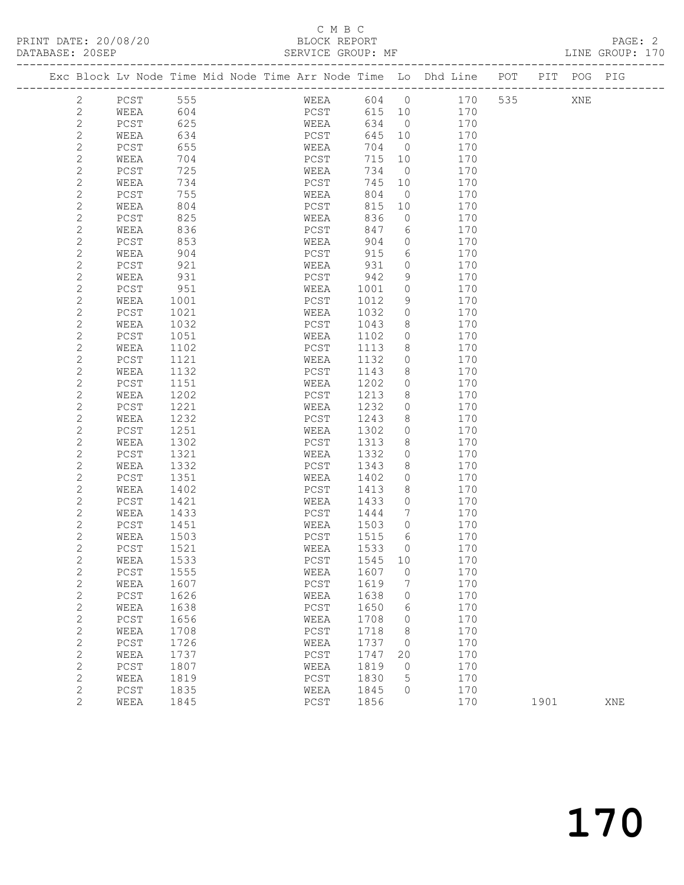C M B C

PRINT DATE: 20/08/20 BLOCK REPORT

DATABASE: 20SEP SERVICE GROUP: MF LINE GROUP: 170

| Exc | Block | Lv | Node | Time | Mid | Node | Time | Arr | Node | Time | Lo | Dhd | Line | POT | PIT | POG | PIG |
|---|---|---|---|---|---|---|---|---|---|---|---|---|---|---|---|---|---|
| | 2 | | PCST | 555 | | | | | WEEA | 604 | 0 | | 170 | 535 | | XNE | |
| | 2 | | WEEA | 604 | | | | | PCST | 615 | 10 | | 170 | | | | |
| | 2 | | PCST | 625 | | | | | WEEA | 634 | 0 | | 170 | | | | |
| | 2 | | WEEA | 634 | | | | | PCST | 645 | 10 | | 170 | | | | |
| | 2 | | PCST | 655 | | | | | WEEA | 704 | 0 | | 170 | | | | |
| | 2 | | WEEA | 704 | | | | | PCST | 715 | 10 | | 170 | | | | |
| | 2 | | PCST | 725 | | | | | WEEA | 734 | 0 | | 170 | | | | |
| | 2 | | WEEA | 734 | | | | | PCST | 745 | 10 | | 170 | | | | |
| | 2 | | PCST | 755 | | | | | WEEA | 804 | 0 | | 170 | | | | |
| | 2 | | WEEA | 804 | | | | | PCST | 815 | 10 | | 170 | | | | |
| | 2 | | PCST | 825 | | | | | WEEA | 836 | 0 | | 170 | | | | |
| | 2 | | WEEA | 836 | | | | | PCST | 847 | 6 | | 170 | | | | |
| | 2 | | PCST | 853 | | | | | WEEA | 904 | 0 | | 170 | | | | |
| | 2 | | WEEA | 904 | | | | | PCST | 915 | 6 | | 170 | | | | |
| | 2 | | PCST | 921 | | | | | WEEA | 931 | 0 | | 170 | | | | |
| | 2 | | WEEA | 931 | | | | | PCST | 942 | 9 | | 170 | | | | |
| | 2 | | PCST | 951 | | | | | WEEA | 1001 | 0 | | 170 | | | | |
| | 2 | | WEEA | 1001 | | | | | PCST | 1012 | 9 | | 170 | | | | |
| | 2 | | PCST | 1021 | | | | | WEEA | 1032 | 0 | | 170 | | | | |
| | 2 | | WEEA | 1032 | | | | | PCST | 1043 | 8 | | 170 | | | | |
| | 2 | | PCST | 1051 | | | | | WEEA | 1102 | 0 | | 170 | | | | |
| | 2 | | WEEA | 1102 | | | | | PCST | 1113 | 8 | | 170 | | | | |
| | 2 | | PCST | 1121 | | | | | WEEA | 1132 | 0 | | 170 | | | | |
| | 2 | | WEEA | 1132 | | | | | PCST | 1143 | 8 | | 170 | | | | |
| | 2 | | PCST | 1151 | | | | | WEEA | 1202 | 0 | | 170 | | | | |
| | 2 | | WEEA | 1202 | | | | | PCST | 1213 | 8 | | 170 | | | | |
| | 2 | | PCST | 1221 | | | | | WEEA | 1232 | 0 | | 170 | | | | |
| | 2 | | WEEA | 1232 | | | | | PCST | 1243 | 8 | | 170 | | | | |
| | 2 | | PCST | 1251 | | | | | WEEA | 1302 | 0 | | 170 | | | | |
| | 2 | | WEEA | 1302 | | | | | PCST | 1313 | 8 | | 170 | | | | |
| | 2 | | PCST | 1321 | | | | | WEEA | 1332 | 0 | | 170 | | | | |
| | 2 | | WEEA | 1332 | | | | | PCST | 1343 | 8 | | 170 | | | | |
| | 2 | | PCST | 1351 | | | | | WEEA | 1402 | 0 | | 170 | | | | |
| | 2 | | WEEA | 1402 | | | | | PCST | 1413 | 8 | | 170 | | | | |
| | 2 | | PCST | 1421 | | | | | WEEA | 1433 | 0 | | 170 | | | | |
| | 2 | | WEEA | 1433 | | | | | PCST | 1444 | 7 | | 170 | | | | |
| | 2 | | PCST | 1451 | | | | | WEEA | 1503 | 0 | | 170 | | | | |
| | 2 | | WEEA | 1503 | | | | | PCST | 1515 | 6 | | 170 | | | | |
| | 2 | | PCST | 1521 | | | | | WEEA | 1533 | 0 | | 170 | | | | |
| | 2 | | WEEA | 1533 | | | | | PCST | 1545 | 10 | | 170 | | | | |
| | 2 | | PCST | 1555 | | | | | WEEA | 1607 | 0 | | 170 | | | | |
| | 2 | | WEEA | 1607 | | | | | PCST | 1619 | 7 | | 170 | | | | |
| | 2 | | PCST | 1626 | | | | | WEEA | 1638 | 0 | | 170 | | | | |
| | 2 | | WEEA | 1638 | | | | | PCST | 1650 | 6 | | 170 | | | | |
| | 2 | | PCST | 1656 | | | | | WEEA | 1708 | 0 | | 170 | | | | |
| | 2 | | WEEA | 1708 | | | | | PCST | 1718 | 8 | | 170 | | | | |
| | 2 | | PCST | 1726 | | | | | WEEA | 1737 | 0 | | 170 | | | | |
| | 2 | | WEEA | 1737 | | | | | PCST | 1747 | 20 | | 170 | | | | |
| | 2 | | PCST | 1807 | | | | | WEEA | 1819 | 0 | | 170 | | | | |
| | 2 | | WEEA | 1819 | | | | | PCST | 1830 | 5 | | 170 | | | | |
| | 2 | | PCST | 1835 | | | | | WEEA | 1845 | 0 | | 170 | | | | |
| | 2 | | WEEA | 1845 | | | | | PCST | 1856 | | | 170 | | 1901 | | XNE |

170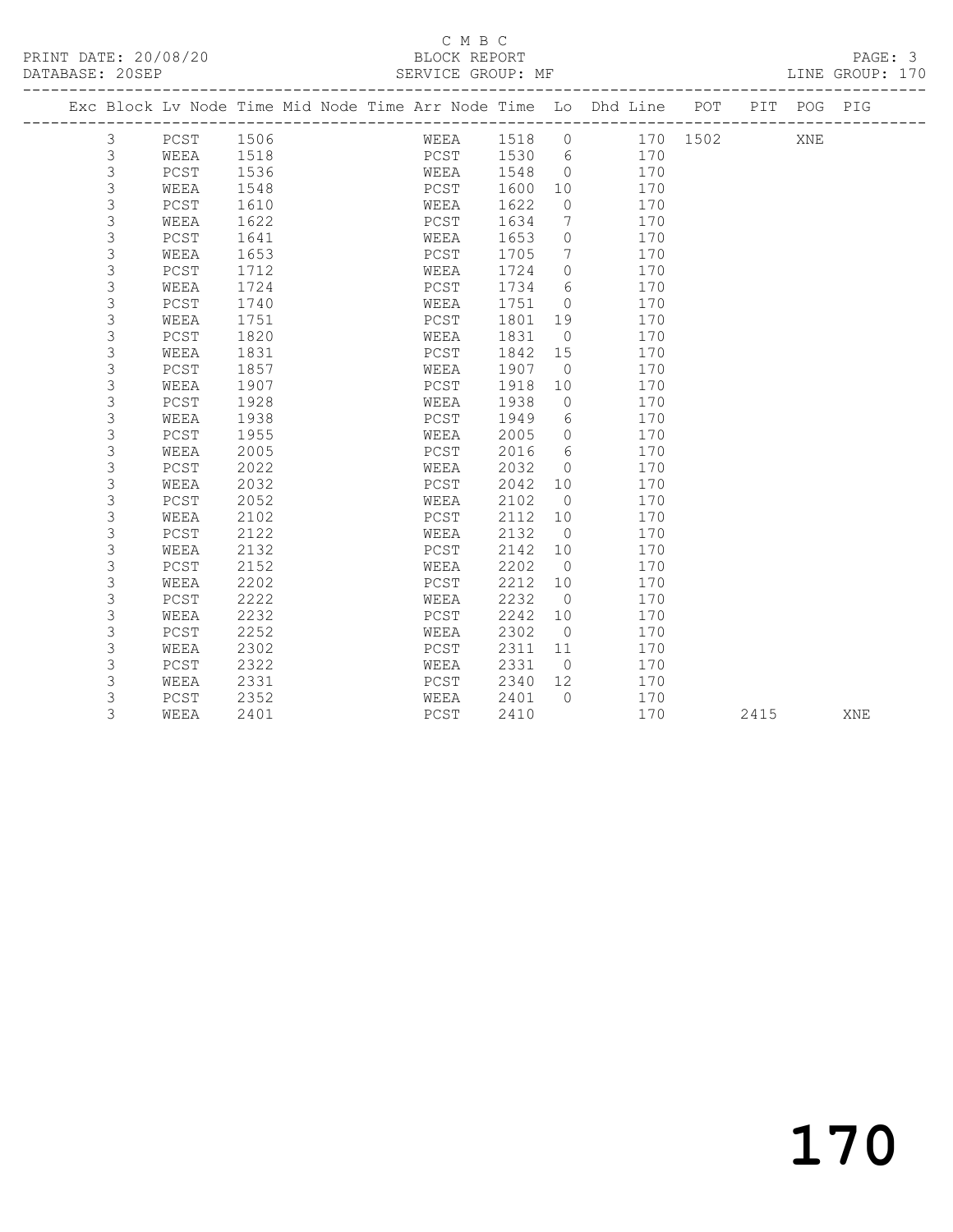C M B C

PRINT DATE: 20/08/20 BLOCK REPORT

DATABASE: 20SEP SERVICE GROUP: MF LINE GROUP: 170

| Exc | Block | Lv | Node | Time | Mid | Node | Time | Arr | Node | Time | Lo | Dhd | Line | POT | PIT | POG | PIG |
|---|---|---|---|---|---|---|---|---|---|---|---|---|---|---|---|---|---|
| | 3 | | PCST | 1506 | | | | | WEEA | 1518 | 0 | | 170 | 1502 | | XNE | |
| | 3 | | WEEA | 1518 | | | | | PCST | 1530 | 6 | | 170 | | | | |
| | 3 | | PCST | 1536 | | | | | WEEA | 1548 | 0 | | 170 | | | | |
| | 3 | | WEEA | 1548 | | | | | PCST | 1600 | 10 | | 170 | | | | |
| | 3 | | PCST | 1610 | | | | | WEEA | 1622 | 0 | | 170 | | | | |
| | 3 | | WEEA | 1622 | | | | | PCST | 1634 | 7 | | 170 | | | | |
| | 3 | | PCST | 1641 | | | | | WEEA | 1653 | 0 | | 170 | | | | |
| | 3 | | WEEA | 1653 | | | | | PCST | 1705 | 7 | | 170 | | | | |
| | 3 | | PCST | 1712 | | | | | WEEA | 1724 | 0 | | 170 | | | | |
| | 3 | | WEEA | 1724 | | | | | PCST | 1734 | 6 | | 170 | | | | |
| | 3 | | PCST | 1740 | | | | | WEEA | 1751 | 0 | | 170 | | | | |
| | 3 | | WEEA | 1751 | | | | | PCST | 1801 | 19 | | 170 | | | | |
| | 3 | | PCST | 1820 | | | | | WEEA | 1831 | 0 | | 170 | | | | |
| | 3 | | WEEA | 1831 | | | | | PCST | 1842 | 15 | | 170 | | | | |
| | 3 | | PCST | 1857 | | | | | WEEA | 1907 | 0 | | 170 | | | | |
| | 3 | | WEEA | 1907 | | | | | PCST | 1918 | 10 | | 170 | | | | |
| | 3 | | PCST | 1928 | | | | | WEEA | 1938 | 0 | | 170 | | | | |
| | 3 | | WEEA | 1938 | | | | | PCST | 1949 | 6 | | 170 | | | | |
| | 3 | | PCST | 1955 | | | | | WEEA | 2005 | 0 | | 170 | | | | |
| | 3 | | WEEA | 2005 | | | | | PCST | 2016 | 6 | | 170 | | | | |
| | 3 | | PCST | 2022 | | | | | WEEA | 2032 | 0 | | 170 | | | | |
| | 3 | | WEEA | 2032 | | | | | PCST | 2042 | 10 | | 170 | | | | |
| | 3 | | PCST | 2052 | | | | | WEEA | 2102 | 0 | | 170 | | | | |
| | 3 | | WEEA | 2102 | | | | | PCST | 2112 | 10 | | 170 | | | | |
| | 3 | | PCST | 2122 | | | | | WEEA | 2132 | 0 | | 170 | | | | |
| | 3 | | WEEA | 2132 | | | | | PCST | 2142 | 10 | | 170 | | | | |
| | 3 | | PCST | 2152 | | | | | WEEA | 2202 | 0 | | 170 | | | | |
| | 3 | | WEEA | 2202 | | | | | PCST | 2212 | 10 | | 170 | | | | |
| | 3 | | PCST | 2222 | | | | | WEEA | 2232 | 0 | | 170 | | | | |
| | 3 | | WEEA | 2232 | | | | | PCST | 2242 | 10 | | 170 | | | | |
| | 3 | | PCST | 2252 | | | | | WEEA | 2302 | 0 | | 170 | | | | |
| | 3 | | WEEA | 2302 | | | | | PCST | 2311 | 11 | | 170 | | | | |
| | 3 | | PCST | 2322 | | | | | WEEA | 2331 | 0 | | 170 | | | | |
| | 3 | | WEEA | 2331 | | | | | PCST | 2340 | 12 | | 170 | | | | |
| | 3 | | PCST | 2352 | | | | | WEEA | 2401 | 0 | | 170 | | | | |
| | 3 | | WEEA | 2401 | | | | | PCST | 2410 | | | 170 | | 2415 | | XNE |

170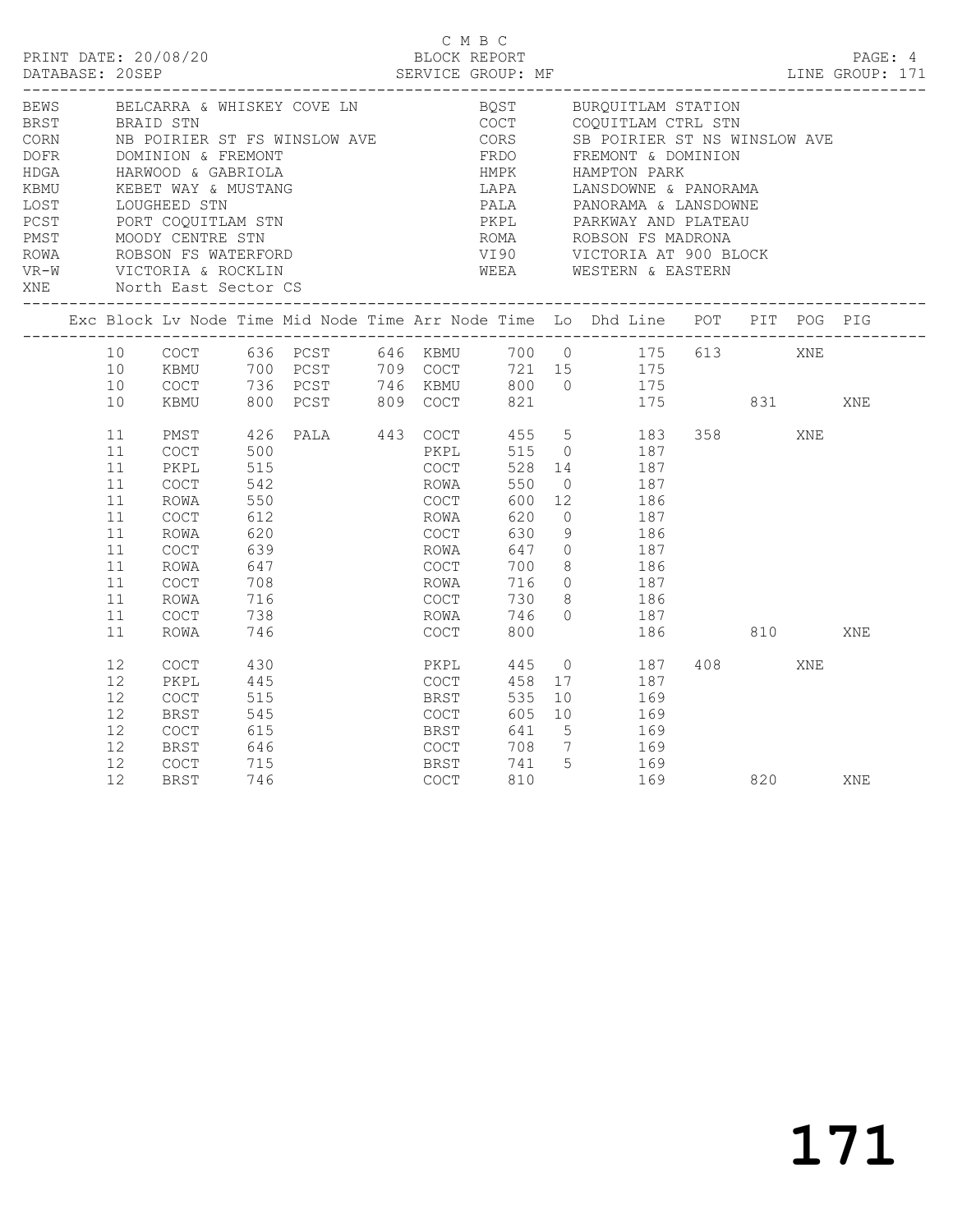C M B C
PRINT DATE: 20/08/20 BLOCK REPORT
DATABASE: 20SEP SERVICE GROUP: MF LINE GROUP: 171

| Code | Description | Code | Description |
|---|---|---|---|
| BEWS | BELCARRA & WHISKEY COVE LN | BQST | BURQUITLAM STATION |
| BRST | BRAID STN | COCT | COQUITLAM CTRL STN |
| CORN | NB POIRIER ST FS WINSLOW AVE | CORS | SB POIRIER ST NS WINSLOW AVE |
| DOFR | DOMINION & FREMONT | FRDO | FREMONT & DOMINION |
| HDGA | HARWOOD & GABRIOLA | HMPK | HAMPTON PARK |
| KBMU | KEBET WAY & MUSTANG | LAPA | LANSDOWNE & PANORAMA |
| LOST | LOUGHEED STN | PALA | PANORAMA & LANSDOWNE |
| PCST | PORT COQUITLAM STN | PKPL | PARKWAY AND PLATEAU |
| PMST | MOODY CENTRE STN | ROMA | ROBSON FS MADRONA |
| ROWA | ROBSON FS WATERFORD | VI90 | VICTORIA AT 900 BLOCK |
| VR-W | VICTORIA & ROCKLIN | WEEA | WESTERN & EASTERN |
| XNE | North East Sector CS | | |

| Exc | Block | Lv Node | Time | Mid Node | Time | Arr Node | Time | Lo | Dhd Line | POT | PIT | POG | PIG |
|---|---|---|---|---|---|---|---|---|---|---|---|---|---|
| | 10 | COCT | 636 | PCST | 646 | KBMU | 700 | 0 | 175 | 613 | | XNE | |
| | 10 | KBMU | 700 | PCST | 709 | COCT | 721 | 15 | 175 | | | | |
| | 10 | COCT | 736 | PCST | 746 | KBMU | 800 | 0 | 175 | | | | |
| | 10 | KBMU | 800 | PCST | 809 | COCT | 821 | | 175 | | 831 | | XNE |
| | 11 | PMST | 426 | PALA | 443 | COCT | 455 | 5 | 183 | 358 | | XNE | |
| | 11 | COCT | 500 | | | PKPL | 515 | 0 | 187 | | | | |
| | 11 | PKPL | 515 | | | COCT | 528 | 14 | 187 | | | | |
| | 11 | COCT | 542 | | | ROWA | 550 | 0 | 187 | | | | |
| | 11 | ROWA | 550 | | | COCT | 600 | 12 | 186 | | | | |
| | 11 | COCT | 612 | | | ROWA | 620 | 0 | 187 | | | | |
| | 11 | ROWA | 620 | | | COCT | 630 | 9 | 186 | | | | |
| | 11 | COCT | 639 | | | ROWA | 647 | 0 | 187 | | | | |
| | 11 | ROWA | 647 | | | COCT | 700 | 8 | 186 | | | | |
| | 11 | COCT | 708 | | | ROWA | 716 | 0 | 187 | | | | |
| | 11 | ROWA | 716 | | | COCT | 730 | 8 | 186 | | | | |
| | 11 | COCT | 738 | | | ROWA | 746 | 0 | 187 | | | | |
| | 11 | ROWA | 746 | | | COCT | 800 | | 186 | | 810 | | XNE |
| | 12 | COCT | 430 | | | PKPL | 445 | 0 | 187 | 408 | | XNE | |
| | 12 | PKPL | 445 | | | COCT | 458 | 17 | 187 | | | | |
| | 12 | COCT | 515 | | | BRST | 535 | 10 | 169 | | | | |
| | 12 | BRST | 545 | | | COCT | 605 | 10 | 169 | | | | |
| | 12 | COCT | 615 | | | BRST | 641 | 5 | 169 | | | | |
| | 12 | BRST | 646 | | | COCT | 708 | 7 | 169 | | | | |
| | 12 | COCT | 715 | | | BRST | 741 | 5 | 169 | | | | |
| | 12 | BRST | 746 | | | COCT | 810 | | 169 | | 820 | | XNE |

171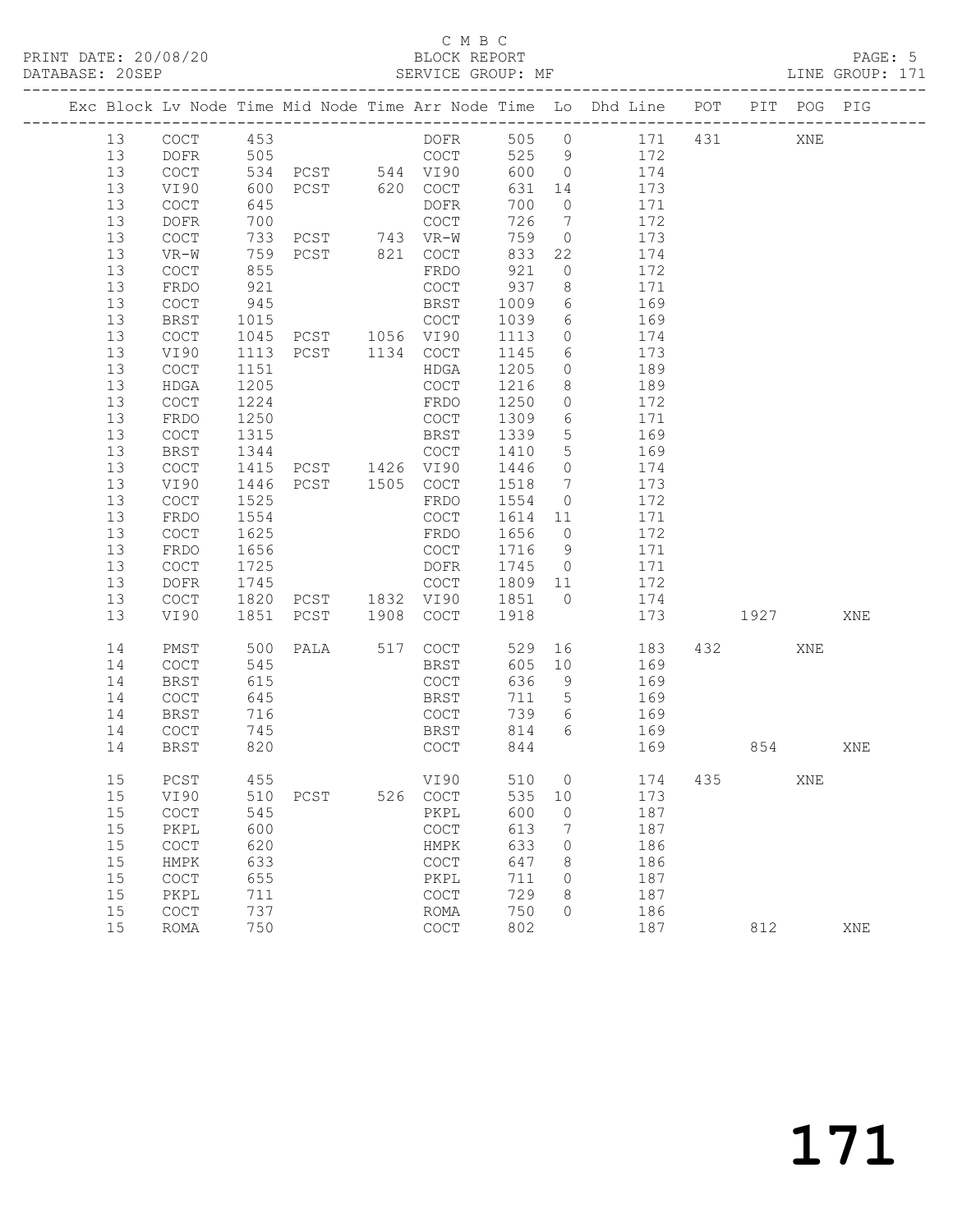C M B C
PRINT DATE: 20/08/20 BLOCK REPORT
DATABASE: 20SEP SERVICE GROUP: MF LINE GROUP: 171

| Exc | Block | Lv | Node | Time | Mid Node | Time | Arr Node | Time | Lo | Dhd Line | POT | PIT | POG | PIG |
|---|---|---|---|---|---|---|---|---|---|---|---|---|---|---|
| | 13 | | COCT | 453 | | | DOFR | 505 | 0 | 171 | 431 | | XNE | |
| | 13 | | DOFR | 505 | | | COCT | 525 | 9 | 172 | | | | |
| | 13 | | COCT | 534 | PCST | 544 | VI90 | 600 | 0 | 174 | | | | |
| | 13 | | VI90 | 600 | PCST | 620 | COCT | 631 | 14 | 173 | | | | |
| | 13 | | COCT | 645 | | | DOFR | 700 | 0 | 171 | | | | |
| | 13 | | DOFR | 700 | | | COCT | 726 | 7 | 172 | | | | |
| | 13 | | COCT | 733 | PCST | 743 | VR-W | 759 | 0 | 173 | | | | |
| | 13 | | VR-W | 759 | PCST | 821 | COCT | 833 | 22 | 174 | | | | |
| | 13 | | COCT | 855 | | | FRDO | 921 | 0 | 172 | | | | |
| | 13 | | FRDO | 921 | | | COCT | 937 | 8 | 171 | | | | |
| | 13 | | COCT | 945 | | | BRST | 1009 | 6 | 169 | | | | |
| | 13 | | BRST | 1015 | | | COCT | 1039 | 6 | 169 | | | | |
| | 13 | | COCT | 1045 | PCST | 1056 | VI90 | 1113 | 0 | 174 | | | | |
| | 13 | | VI90 | 1113 | PCST | 1134 | COCT | 1145 | 6 | 173 | | | | |
| | 13 | | COCT | 1151 | | | HDGA | 1205 | 0 | 189 | | | | |
| | 13 | | HDGA | 1205 | | | COCT | 1216 | 8 | 189 | | | | |
| | 13 | | COCT | 1224 | | | FRDO | 1250 | 0 | 172 | | | | |
| | 13 | | FRDO | 1250 | | | COCT | 1309 | 6 | 171 | | | | |
| | 13 | | COCT | 1315 | | | BRST | 1339 | 5 | 169 | | | | |
| | 13 | | BRST | 1344 | | | COCT | 1410 | 5 | 169 | | | | |
| | 13 | | COCT | 1415 | PCST | 1426 | VI90 | 1446 | 0 | 174 | | | | |
| | 13 | | VI90 | 1446 | PCST | 1505 | COCT | 1518 | 7 | 173 | | | | |
| | 13 | | COCT | 1525 | | | FRDO | 1554 | 0 | 172 | | | | |
| | 13 | | FRDO | 1554 | | | COCT | 1614 | 11 | 171 | | | | |
| | 13 | | COCT | 1625 | | | FRDO | 1656 | 0 | 172 | | | | |
| | 13 | | FRDO | 1656 | | | COCT | 1716 | 9 | 171 | | | | |
| | 13 | | COCT | 1725 | | | DOFR | 1745 | 0 | 171 | | | | |
| | 13 | | DOFR | 1745 | | | COCT | 1809 | 11 | 172 | | | | |
| | 13 | | COCT | 1820 | PCST | 1832 | VI90 | 1851 | 0 | 174 | | | | |
| | 13 | | VI90 | 1851 | PCST | 1908 | COCT | 1918 | | 173 | | 1927 | | XNE |
| | 14 | | PMST | 500 | PALA | 517 | COCT | 529 | 16 | 183 | 432 | | XNE | |
| | 14 | | COCT | 545 | | | BRST | 605 | 10 | 169 | | | | |
| | 14 | | BRST | 615 | | | COCT | 636 | 9 | 169 | | | | |
| | 14 | | COCT | 645 | | | BRST | 711 | 5 | 169 | | | | |
| | 14 | | BRST | 716 | | | COCT | 739 | 6 | 169 | | | | |
| | 14 | | COCT | 745 | | | BRST | 814 | 6 | 169 | | | | |
| | 14 | | BRST | 820 | | | COCT | 844 | | 169 | | 854 | | XNE |
| | 15 | | PCST | 455 | | | VI90 | 510 | 0 | 174 | 435 | | XNE | |
| | 15 | | VI90 | 510 | PCST | 526 | COCT | 535 | 10 | 173 | | | | |
| | 15 | | COCT | 545 | | | PKPL | 600 | 0 | 187 | | | | |
| | 15 | | PKPL | 600 | | | COCT | 613 | 7 | 187 | | | | |
| | 15 | | COCT | 620 | | | HMPK | 633 | 0 | 186 | | | | |
| | 15 | | HMPK | 633 | | | COCT | 647 | 8 | 186 | | | | |
| | 15 | | COCT | 655 | | | PKPL | 711 | 0 | 187 | | | | |
| | 15 | | PKPL | 711 | | | COCT | 729 | 8 | 187 | | | | |
| | 15 | | COCT | 737 | | | ROMA | 750 | 0 | 186 | | | | |
| | 15 | | ROMA | 750 | | | COCT | 802 | | 187 | | 812 | | XNE |

171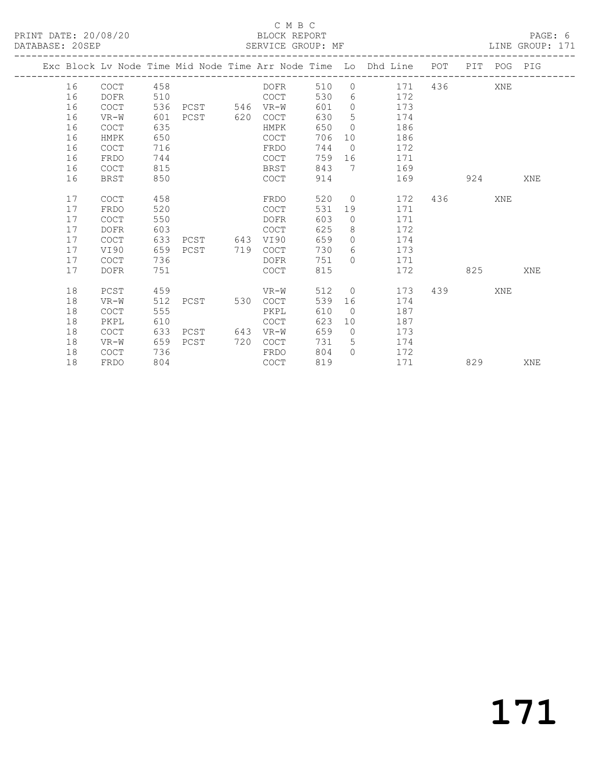C M B C

BLOCK REPORT

SERVICE GROUP: MF

PRINT DATE: 20/08/20
DATABASE: 20SEP
LINE GROUP: 171

| Exc | Block | Lv Node | Time | Mid Node | Time | Arr Node | Time | Lo | Dhd Line | POT | PIT | POG | PIG |
|---|---|---|---|---|---|---|---|---|---|---|---|---|---|
| | 16 | COCT | 458 | | | DOFR | 510 | 0 | 171 | 436 | | XNE | |
| | 16 | DOFR | 510 | | | COCT | 530 | 6 | 172 | | | | |
| | 16 | COCT | 536 | PCST | 546 | VR-W | 601 | 0 | 173 | | | | |
| | 16 | VR-W | 601 | PCST | 620 | COCT | 630 | 5 | 174 | | | | |
| | 16 | COCT | 635 | | | HMPK | 650 | 0 | 186 | | | | |
| | 16 | HMPK | 650 | | | COCT | 706 | 10 | 186 | | | | |
| | 16 | COCT | 716 | | | FRDO | 744 | 0 | 172 | | | | |
| | 16 | FRDO | 744 | | | COCT | 759 | 16 | 171 | | | | |
| | 16 | COCT | 815 | | | BRST | 843 | 7 | 169 | | | | |
| | 16 | BRST | 850 | | | COCT | 914 | | 169 | | 924 | | XNE |
| | 17 | COCT | 458 | | | FRDO | 520 | 0 | 172 | 436 | | XNE | |
| | 17 | FRDO | 520 | | | COCT | 531 | 19 | 171 | | | | |
| | 17 | COCT | 550 | | | DOFR | 603 | 0 | 171 | | | | |
| | 17 | DOFR | 603 | | | COCT | 625 | 8 | 172 | | | | |
| | 17 | COCT | 633 | PCST | 643 | VI90 | 659 | 0 | 174 | | | | |
| | 17 | VI90 | 659 | PCST | 719 | COCT | 730 | 6 | 173 | | | | |
| | 17 | COCT | 736 | | | DOFR | 751 | 0 | 171 | | | | |
| | 17 | DOFR | 751 | | | COCT | 815 | | 172 | | 825 | | XNE |
| | 18 | PCST | 459 | | | VR-W | 512 | 0 | 173 | 439 | | XNE | |
| | 18 | VR-W | 512 | PCST | 530 | COCT | 539 | 16 | 174 | | | | |
| | 18 | COCT | 555 | | | PKPL | 610 | 0 | 187 | | | | |
| | 18 | PKPL | 610 | | | COCT | 623 | 10 | 187 | | | | |
| | 18 | COCT | 633 | PCST | 643 | VR-W | 659 | 0 | 173 | | | | |
| | 18 | VR-W | 659 | PCST | 720 | COCT | 731 | 5 | 174 | | | | |
| | 18 | COCT | 736 | | | FRDO | 804 | 0 | 172 | | | | |
| | 18 | FRDO | 804 | | | COCT | 819 | | 171 | | 829 | | XNE |

171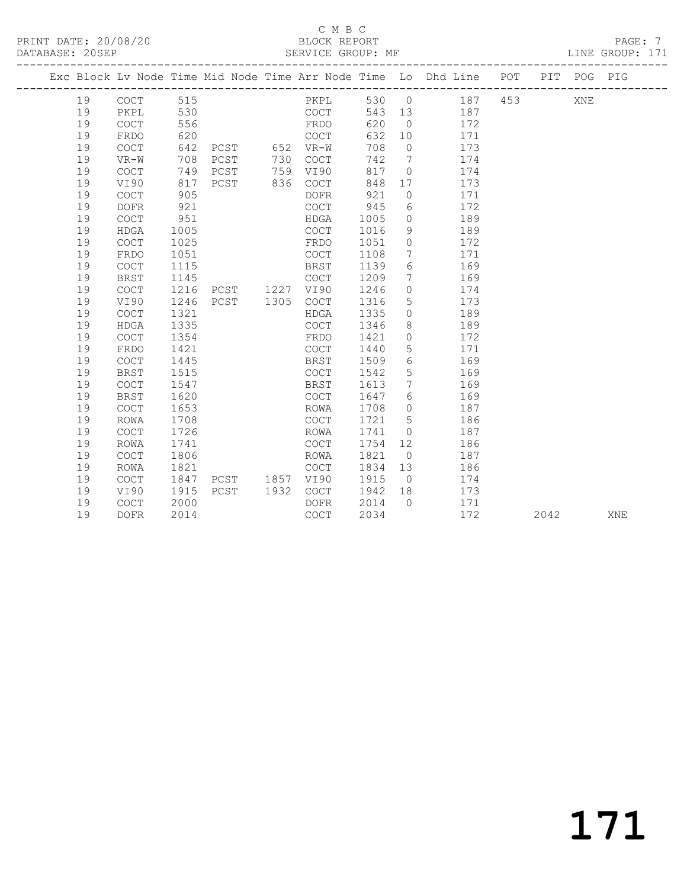C M B C

PRINT DATE: 20/08/20 BLOCK REPORT

DATABASE: 20SEP SERVICE GROUP: MF LINE GROUP: 171

| Exc | Block | Lv | Node | Time | Mid Node | Time | Arr Node | Time | Lo | Dhd Line | POT | PIT | POG | PIG |
|---|---|---|---|---|---|---|---|---|---|---|---|---|---|---|
| | 19 | | COCT | 515 | | | PKPL | 530 | 0 | 187 | 453 | | XNE | |
| | 19 | | PKPL | 530 | | | COCT | 543 | 13 | 187 | | | | |
| | 19 | | COCT | 556 | | | FRDO | 620 | 0 | 172 | | | | |
| | 19 | | FRDO | 620 | | | COCT | 632 | 10 | 171 | | | | |
| | 19 | | COCT | 642 | PCST | 652 | VR-W | 708 | 0 | 173 | | | | |
| | 19 | | VR-W | 708 | PCST | 730 | COCT | 742 | 7 | 174 | | | | |
| | 19 | | COCT | 749 | PCST | 759 | VI90 | 817 | 0 | 174 | | | | |
| | 19 | | VI90 | 817 | PCST | 836 | COCT | 848 | 17 | 173 | | | | |
| | 19 | | COCT | 905 | | | DOFR | 921 | 0 | 171 | | | | |
| | 19 | | DOFR | 921 | | | COCT | 945 | 6 | 172 | | | | |
| | 19 | | COCT | 951 | | | HDGA | 1005 | 0 | 189 | | | | |
| | 19 | | HDGA | 1005 | | | COCT | 1016 | 9 | 189 | | | | |
| | 19 | | COCT | 1025 | | | FRDO | 1051 | 0 | 172 | | | | |
| | 19 | | FRDO | 1051 | | | COCT | 1108 | 7 | 171 | | | | |
| | 19 | | COCT | 1115 | | | BRST | 1139 | 6 | 169 | | | | |
| | 19 | | BRST | 1145 | | | COCT | 1209 | 7 | 169 | | | | |
| | 19 | | COCT | 1216 | PCST | 1227 | VI90 | 1246 | 0 | 174 | | | | |
| | 19 | | VI90 | 1246 | PCST | 1305 | COCT | 1316 | 5 | 173 | | | | |
| | 19 | | COCT | 1321 | | | HDGA | 1335 | 0 | 189 | | | | |
| | 19 | | HDGA | 1335 | | | COCT | 1346 | 8 | 189 | | | | |
| | 19 | | COCT | 1354 | | | FRDO | 1421 | 0 | 172 | | | | |
| | 19 | | FRDO | 1421 | | | COCT | 1440 | 5 | 171 | | | | |
| | 19 | | COCT | 1445 | | | BRST | 1509 | 6 | 169 | | | | |
| | 19 | | BRST | 1515 | | | COCT | 1542 | 5 | 169 | | | | |
| | 19 | | COCT | 1547 | | | BRST | 1613 | 7 | 169 | | | | |
| | 19 | | BRST | 1620 | | | COCT | 1647 | 6 | 169 | | | | |
| | 19 | | COCT | 1653 | | | ROWA | 1708 | 0 | 187 | | | | |
| | 19 | | ROWA | 1708 | | | COCT | 1721 | 5 | 186 | | | | |
| | 19 | | COCT | 1726 | | | ROWA | 1741 | 0 | 187 | | | | |
| | 19 | | ROWA | 1741 | | | COCT | 1754 | 12 | 186 | | | | |
| | 19 | | COCT | 1806 | | | ROWA | 1821 | 0 | 187 | | | | |
| | 19 | | ROWA | 1821 | | | COCT | 1834 | 13 | 186 | | | | |
| | 19 | | COCT | 1847 | PCST | 1857 | VI90 | 1915 | 0 | 174 | | | | |
| | 19 | | VI90 | 1915 | PCST | 1932 | COCT | 1942 | 18 | 173 | | | | |
| | 19 | | COCT | 2000 | | | DOFR | 2014 | 0 | 171 | | | | |
| | 19 | | DOFR | 2014 | | | COCT | 2034 | | 172 | | 2042 | | XNE |

171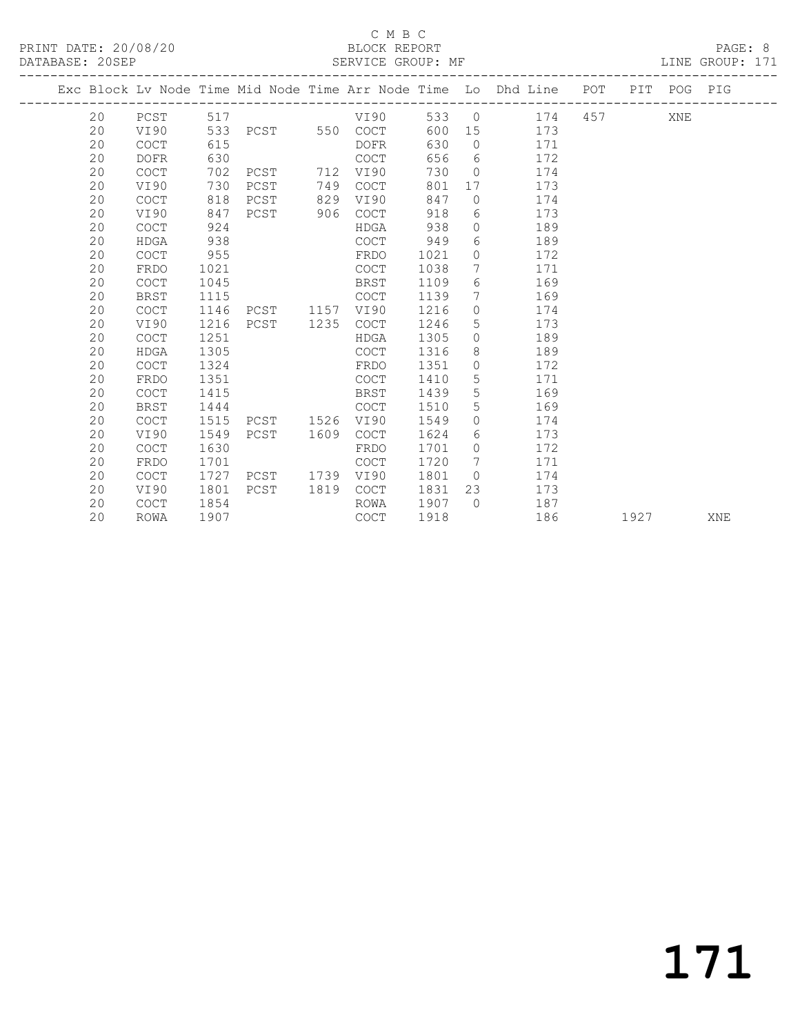C M B C

BLOCK REPORT

SERVICE GROUP: MF

PRINT DATE: 20/08/20
DATABASE: 20SEP

LINE GROUP: 171

| Exc | Block | Lv | Node | Time | Mid Node | Time | Arr Node | Time | Lo | Dhd Line | POT | PIT | POG | PIG |
|---|---|---|---|---|---|---|---|---|---|---|---|---|---|---|
| | 20 | | PCST | 517 | | | VI90 | 533 | 0 | 174 | 457 | | XNE | |
| | 20 | | VI90 | 533 | PCST | 550 | COCT | 600 | 15 | 173 | | | | |
| | 20 | | COCT | 615 | | | DOFR | 630 | 0 | 171 | | | | |
| | 20 | | DOFR | 630 | | | COCT | 656 | 6 | 172 | | | | |
| | 20 | | COCT | 702 | PCST | 712 | VI90 | 730 | 0 | 174 | | | | |
| | 20 | | VI90 | 730 | PCST | 749 | COCT | 801 | 17 | 173 | | | | |
| | 20 | | COCT | 818 | PCST | 829 | VI90 | 847 | 0 | 174 | | | | |
| | 20 | | VI90 | 847 | PCST | 906 | COCT | 918 | 6 | 173 | | | | |
| | 20 | | COCT | 924 | | | HDGA | 938 | 0 | 189 | | | | |
| | 20 | | HDGA | 938 | | | COCT | 949 | 6 | 189 | | | | |
| | 20 | | COCT | 955 | | | FRDO | 1021 | 0 | 172 | | | | |
| | 20 | | FRDO | 1021 | | | COCT | 1038 | 7 | 171 | | | | |
| | 20 | | COCT | 1045 | | | BRST | 1109 | 6 | 169 | | | | |
| | 20 | | BRST | 1115 | | | COCT | 1139 | 7 | 169 | | | | |
| | 20 | | COCT | 1146 | PCST | 1157 | VI90 | 1216 | 0 | 174 | | | | |
| | 20 | | VI90 | 1216 | PCST | 1235 | COCT | 1246 | 5 | 173 | | | | |
| | 20 | | COCT | 1251 | | | HDGA | 1305 | 0 | 189 | | | | |
| | 20 | | HDGA | 1305 | | | COCT | 1316 | 8 | 189 | | | | |
| | 20 | | COCT | 1324 | | | FRDO | 1351 | 0 | 172 | | | | |
| | 20 | | FRDO | 1351 | | | COCT | 1410 | 5 | 171 | | | | |
| | 20 | | COCT | 1415 | | | BRST | 1439 | 5 | 169 | | | | |
| | 20 | | BRST | 1444 | | | COCT | 1510 | 5 | 169 | | | | |
| | 20 | | COCT | 1515 | PCST | 1526 | VI90 | 1549 | 0 | 174 | | | | |
| | 20 | | VI90 | 1549 | PCST | 1609 | COCT | 1624 | 6 | 173 | | | | |
| | 20 | | COCT | 1630 | | | FRDO | 1701 | 0 | 172 | | | | |
| | 20 | | FRDO | 1701 | | | COCT | 1720 | 7 | 171 | | | | |
| | 20 | | COCT | 1727 | PCST | 1739 | VI90 | 1801 | 0 | 174 | | | | |
| | 20 | | VI90 | 1801 | PCST | 1819 | COCT | 1831 | 23 | 173 | | | | |
| | 20 | | COCT | 1854 | | | ROWA | 1907 | 0 | 187 | | | | |
| | 20 | | ROWA | 1907 | | | COCT | 1918 | | 186 | | 1927 | | XNE |

171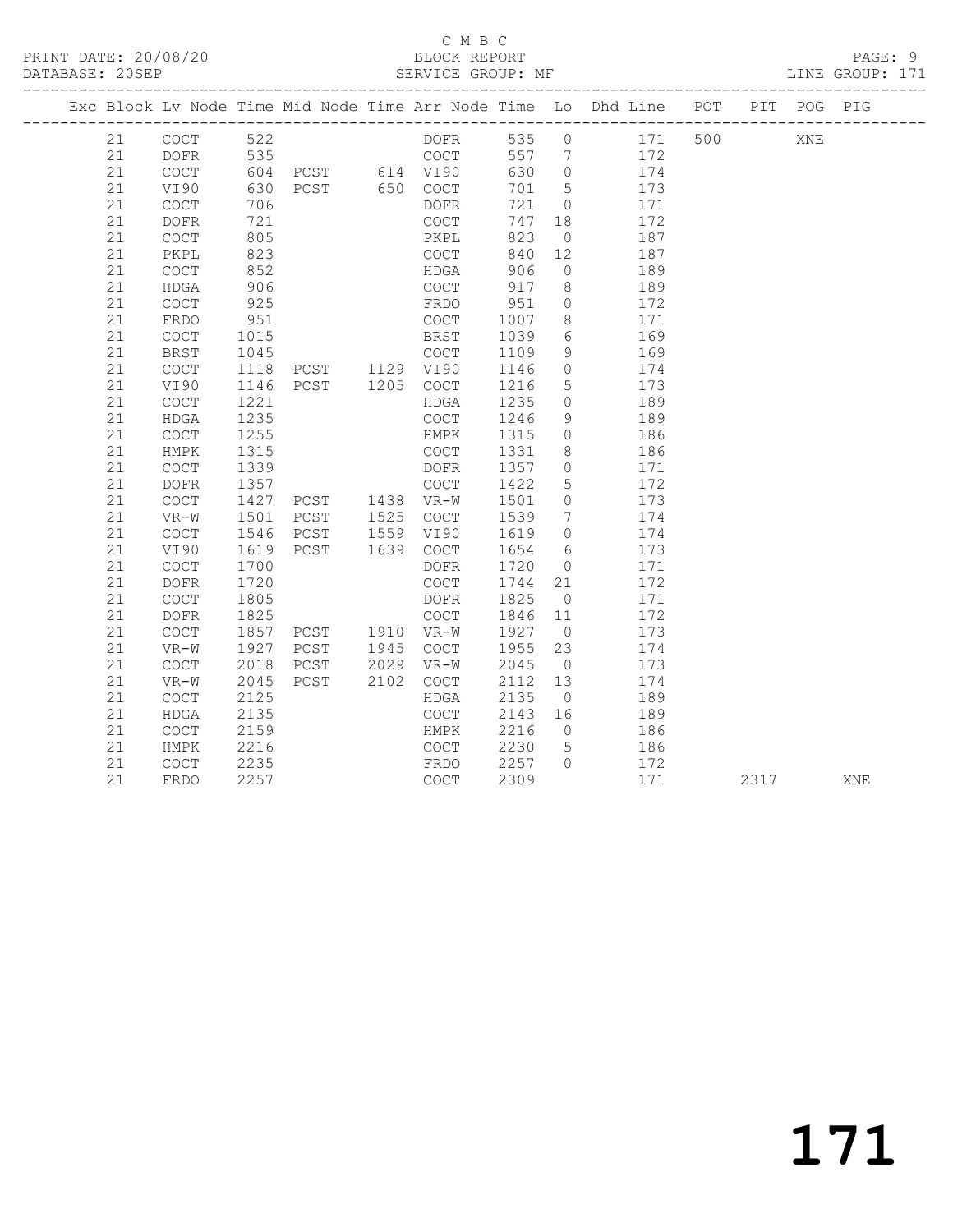C M B C

BLOCK REPORT

SERVICE GROUP: MF

PRINT DATE: 20/08/20
DATABASE: 20SEP

LINE GROUP: 171

| Exc | Block | Lv | Node | Time | Mid Node | Time | Arr Node | Time | Lo | Dhd Line | POT | PIT | POG | PIG |
|---|---|---|---|---|---|---|---|---|---|---|---|---|---|---|
| | 21 | | COCT | 522 | | | DOFR | 535 | 0 | 171 | 500 | | XNE | |
| | 21 | | DOFR | 535 | | | COCT | 557 | 7 | 172 | | | | |
| | 21 | | COCT | 604 | PCST | 614 | VI90 | 630 | 0 | 174 | | | | |
| | 21 | | VI90 | 630 | PCST | 650 | COCT | 701 | 5 | 173 | | | | |
| | 21 | | COCT | 706 | | | DOFR | 721 | 0 | 171 | | | | |
| | 21 | | DOFR | 721 | | | COCT | 747 | 18 | 172 | | | | |
| | 21 | | COCT | 805 | | | PKPL | 823 | 0 | 187 | | | | |
| | 21 | | PKPL | 823 | | | COCT | 840 | 12 | 187 | | | | |
| | 21 | | COCT | 852 | | | HDGA | 906 | 0 | 189 | | | | |
| | 21 | | HDGA | 906 | | | COCT | 917 | 8 | 189 | | | | |
| | 21 | | COCT | 925 | | | FRDO | 951 | 0 | 172 | | | | |
| | 21 | | FRDO | 951 | | | COCT | 1007 | 8 | 171 | | | | |
| | 21 | | COCT | 1015 | | | BRST | 1039 | 6 | 169 | | | | |
| | 21 | | BRST | 1045 | | | COCT | 1109 | 9 | 169 | | | | |
| | 21 | | COCT | 1118 | PCST | 1129 | VI90 | 1146 | 0 | 174 | | | | |
| | 21 | | VI90 | 1146 | PCST | 1205 | COCT | 1216 | 5 | 173 | | | | |
| | 21 | | COCT | 1221 | | | HDGA | 1235 | 0 | 189 | | | | |
| | 21 | | HDGA | 1235 | | | COCT | 1246 | 9 | 189 | | | | |
| | 21 | | COCT | 1255 | | | HMPK | 1315 | 0 | 186 | | | | |
| | 21 | | HMPK | 1315 | | | COCT | 1331 | 8 | 186 | | | | |
| | 21 | | COCT | 1339 | | | DOFR | 1357 | 0 | 171 | | | | |
| | 21 | | DOFR | 1357 | | | COCT | 1422 | 5 | 172 | | | | |
| | 21 | | COCT | 1427 | PCST | 1438 | VR-W | 1501 | 0 | 173 | | | | |
| | 21 | | VR-W | 1501 | PCST | 1525 | COCT | 1539 | 7 | 174 | | | | |
| | 21 | | COCT | 1546 | PCST | 1559 | VI90 | 1619 | 0 | 174 | | | | |
| | 21 | | VI90 | 1619 | PCST | 1639 | COCT | 1654 | 6 | 173 | | | | |
| | 21 | | COCT | 1700 | | | DOFR | 1720 | 0 | 171 | | | | |
| | 21 | | DOFR | 1720 | | | COCT | 1744 | 21 | 172 | | | | |
| | 21 | | COCT | 1805 | | | DOFR | 1825 | 0 | 171 | | | | |
| | 21 | | DOFR | 1825 | | | COCT | 1846 | 11 | 172 | | | | |
| | 21 | | COCT | 1857 | PCST | 1910 | VR-W | 1927 | 0 | 173 | | | | |
| | 21 | | VR-W | 1927 | PCST | 1945 | COCT | 1955 | 23 | 174 | | | | |
| | 21 | | COCT | 2018 | PCST | 2029 | VR-W | 2045 | 0 | 173 | | | | |
| | 21 | | VR-W | 2045 | PCST | 2102 | COCT | 2112 | 13 | 174 | | | | |
| | 21 | | COCT | 2125 | | | HDGA | 2135 | 0 | 189 | | | | |
| | 21 | | HDGA | 2135 | | | COCT | 2143 | 16 | 189 | | | | |
| | 21 | | COCT | 2159 | | | HMPK | 2216 | 0 | 186 | | | | |
| | 21 | | HMPK | 2216 | | | COCT | 2230 | 5 | 186 | | | | |
| | 21 | | COCT | 2235 | | | FRDO | 2257 | 0 | 172 | | | | |
| | 21 | | FRDO | 2257 | | | COCT | 2309 | | 171 | | 2317 | | XNE |

171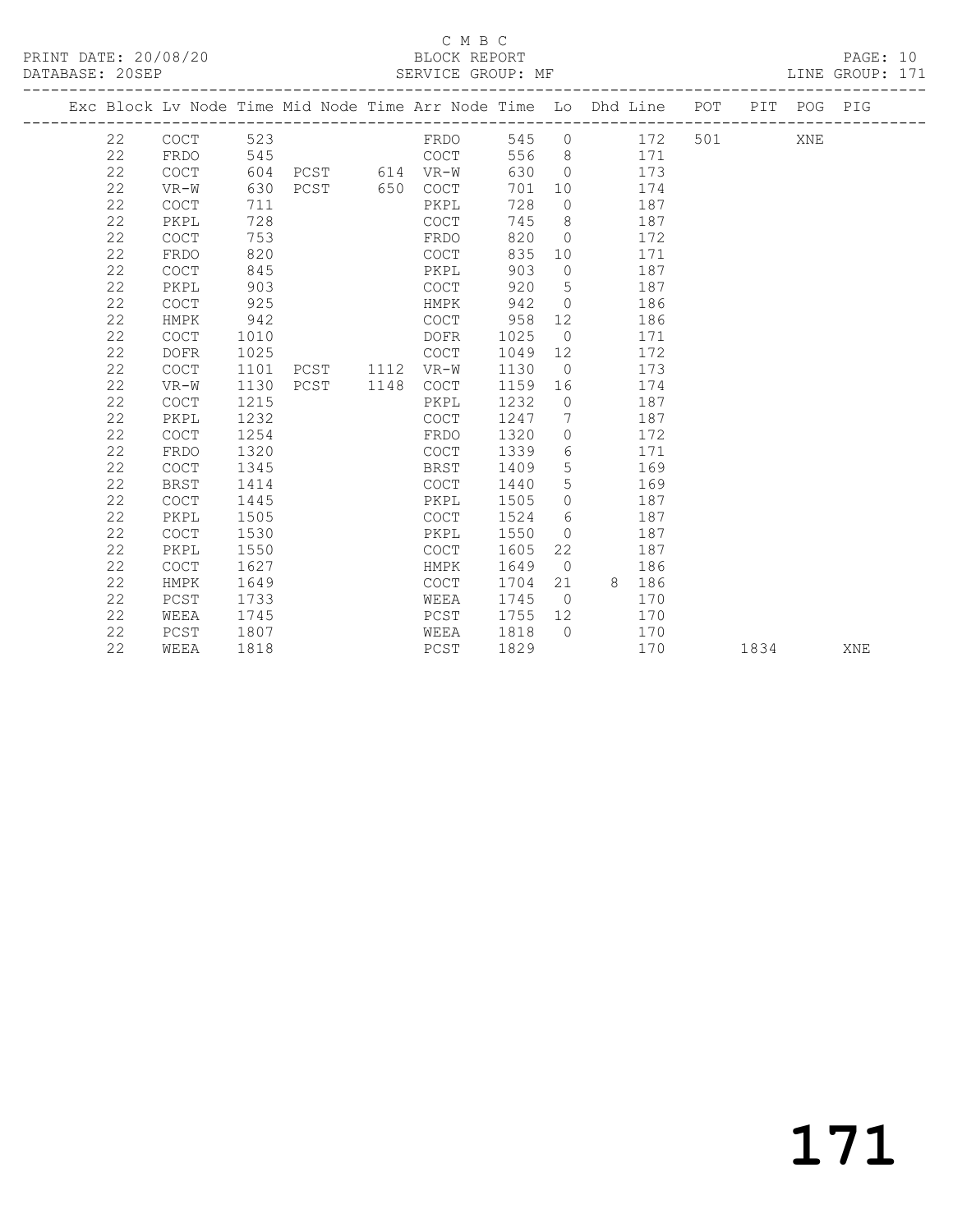C M B C

PRINT DATE: 20/08/20 BLOCK REPORT

DATABASE: 20SEP SERVICE GROUP: MF LINE GROUP: 171

| Exc | Block | Lv | Node | Time | Mid Node | Time | Arr Node | Time | Lo | Dhd | Line | POT | PIT | POG | PIG |
|---|---|---|---|---|---|---|---|---|---|---|---|---|---|---|---|
| | 22 | | COCT | 523 | | | FRDO | 545 | 0 | | 172 | 501 | | XNE | |
| | 22 | | FRDO | 545 | | | COCT | 556 | 8 | | 171 | | | | |
| | 22 | | COCT | 604 | PCST | 614 | VR-W | 630 | 0 | | 173 | | | | |
| | 22 | | VR-W | 630 | PCST | 650 | COCT | 701 | 10 | | 174 | | | | |
| | 22 | | COCT | 711 | | | PKPL | 728 | 0 | | 187 | | | | |
| | 22 | | PKPL | 728 | | | COCT | 745 | 8 | | 187 | | | | |
| | 22 | | COCT | 753 | | | FRDO | 820 | 0 | | 172 | | | | |
| | 22 | | FRDO | 820 | | | COCT | 835 | 10 | | 171 | | | | |
| | 22 | | COCT | 845 | | | PKPL | 903 | 0 | | 187 | | | | |
| | 22 | | PKPL | 903 | | | COCT | 920 | 5 | | 187 | | | | |
| | 22 | | COCT | 925 | | | HMPK | 942 | 0 | | 186 | | | | |
| | 22 | | HMPK | 942 | | | COCT | 958 | 12 | | 186 | | | | |
| | 22 | | COCT | 1010 | | | DOFR | 1025 | 0 | | 171 | | | | |
| | 22 | | DOFR | 1025 | | | COCT | 1049 | 12 | | 172 | | | | |
| | 22 | | COCT | 1101 | PCST | 1112 | VR-W | 1130 | 0 | | 173 | | | | |
| | 22 | | VR-W | 1130 | PCST | 1148 | COCT | 1159 | 16 | | 174 | | | | |
| | 22 | | COCT | 1215 | | | PKPL | 1232 | 0 | | 187 | | | | |
| | 22 | | PKPL | 1232 | | | COCT | 1247 | 7 | | 187 | | | | |
| | 22 | | COCT | 1254 | | | FRDO | 1320 | 0 | | 172 | | | | |
| | 22 | | FRDO | 1320 | | | COCT | 1339 | 6 | | 171 | | | | |
| | 22 | | COCT | 1345 | | | BRST | 1409 | 5 | | 169 | | | | |
| | 22 | | BRST | 1414 | | | COCT | 1440 | 5 | | 169 | | | | |
| | 22 | | COCT | 1445 | | | PKPL | 1505 | 0 | | 187 | | | | |
| | 22 | | PKPL | 1505 | | | COCT | 1524 | 6 | | 187 | | | | |
| | 22 | | COCT | 1530 | | | PKPL | 1550 | 0 | | 187 | | | | |
| | 22 | | PKPL | 1550 | | | COCT | 1605 | 22 | | 187 | | | | |
| | 22 | | COCT | 1627 | | | HMPK | 1649 | 0 | | 186 | | | | |
| | 22 | | HMPK | 1649 | | | COCT | 1704 | 21 | 8 | 186 | | | | |
| | 22 | | PCST | 1733 | | | WEEA | 1745 | 0 | | 170 | | | | |
| | 22 | | WEEA | 1745 | | | PCST | 1755 | 12 | | 170 | | | | |
| | 22 | | PCST | 1807 | | | WEEA | 1818 | 0 | | 170 | | | | |
| | 22 | | WEEA | 1818 | | | PCST | 1829 | | | 170 | | 1834 | | XNE |

# 171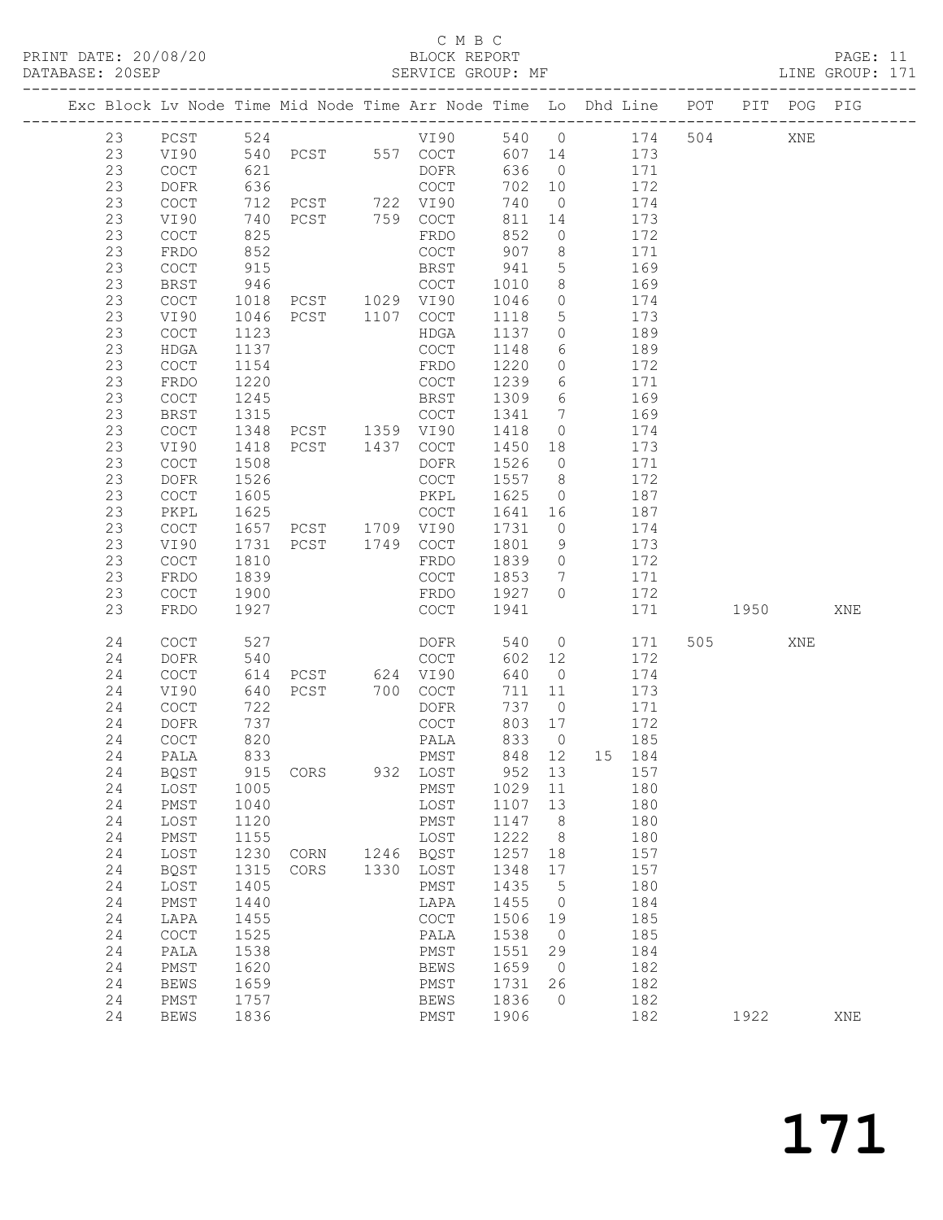C M B C

PRINT DATE: 20/08/20 BLOCK REPORT

DATABASE: 20SEP SERVICE GROUP: MF LINE GROUP: 171

| Exc | Block | Lv Node | Time | Mid Node | Time | Arr Node | Time | Lo | Dhd Line | POT | PIT | POG | PIG |
|---|---|---|---|---|---|---|---|---|---|---|---|---|---|
| | 23 | PCST | 524 | | | VI90 | 540 | 0 | 174 | 504 | | XNE | |
| | 23 | VI90 | 540 | PCST | 557 | COCT | 607 | 14 | 173 | | | | |
| | 23 | COCT | 621 | | | DOFR | 636 | 0 | 171 | | | | |
| | 23 | DOFR | 636 | | | COCT | 702 | 10 | 172 | | | | |
| | 23 | COCT | 712 | PCST | 722 | VI90 | 740 | 0 | 174 | | | | |
| | 23 | VI90 | 740 | PCST | 759 | COCT | 811 | 14 | 173 | | | | |
| | 23 | COCT | 825 | | | FRDO | 852 | 0 | 172 | | | | |
| | 23 | FRDO | 852 | | | COCT | 907 | 8 | 171 | | | | |
| | 23 | COCT | 915 | | | BRST | 941 | 5 | 169 | | | | |
| | 23 | BRST | 946 | | | COCT | 1010 | 8 | 169 | | | | |
| | 23 | COCT | 1018 | PCST | 1029 | VI90 | 1046 | 0 | 174 | | | | |
| | 23 | VI90 | 1046 | PCST | 1107 | COCT | 1118 | 5 | 173 | | | | |
| | 23 | COCT | 1123 | | | HDGA | 1137 | 0 | 189 | | | | |
| | 23 | HDGA | 1137 | | | COCT | 1148 | 6 | 189 | | | | |
| | 23 | COCT | 1154 | | | FRDO | 1220 | 0 | 172 | | | | |
| | 23 | FRDO | 1220 | | | COCT | 1239 | 6 | 171 | | | | |
| | 23 | COCT | 1245 | | | BRST | 1309 | 6 | 169 | | | | |
| | 23 | BRST | 1315 | | | COCT | 1341 | 7 | 169 | | | | |
| | 23 | COCT | 1348 | PCST | 1359 | VI90 | 1418 | 0 | 174 | | | | |
| | 23 | VI90 | 1418 | PCST | 1437 | COCT | 1450 | 18 | 173 | | | | |
| | 23 | COCT | 1508 | | | DOFR | 1526 | 0 | 171 | | | | |
| | 23 | DOFR | 1526 | | | COCT | 1557 | 8 | 172 | | | | |
| | 23 | COCT | 1605 | | | PKPL | 1625 | 0 | 187 | | | | |
| | 23 | PKPL | 1625 | | | COCT | 1641 | 16 | 187 | | | | |
| | 23 | COCT | 1657 | PCST | 1709 | VI90 | 1731 | 0 | 174 | | | | |
| | 23 | VI90 | 1731 | PCST | 1749 | COCT | 1801 | 9 | 173 | | | | |
| | 23 | COCT | 1810 | | | FRDO | 1839 | 0 | 172 | | | | |
| | 23 | FRDO | 1839 | | | COCT | 1853 | 7 | 171 | | | | |
| | 23 | COCT | 1900 | | | FRDO | 1927 | 0 | 172 | | | | |
| | 23 | FRDO | 1927 | | | COCT | 1941 | | 171 | | 1950 | | XNE |
| | 24 | COCT | 527 | | | DOFR | 540 | 0 | 171 | 505 | | XNE | |
| | 24 | DOFR | 540 | | | COCT | 602 | 12 | 172 | | | | |
| | 24 | COCT | 614 | PCST | 624 | VI90 | 640 | 0 | 174 | | | | |
| | 24 | VI90 | 640 | PCST | 700 | COCT | 711 | 11 | 173 | | | | |
| | 24 | COCT | 722 | | | DOFR | 737 | 0 | 171 | | | | |
| | 24 | DOFR | 737 | | | COCT | 803 | 17 | 172 | | | | |
| | 24 | COCT | 820 | | | PALA | 833 | 0 | 185 | | | | |
| | 24 | PALA | 833 | | | PMST | 848 | 12 | 15 184 | | | | |
| | 24 | BQST | 915 | CORS | 932 | LOST | 952 | 13 | 157 | | | | |
| | 24 | LOST | 1005 | | | PMST | 1029 | 11 | 180 | | | | |
| | 24 | PMST | 1040 | | | LOST | 1107 | 13 | 180 | | | | |
| | 24 | LOST | 1120 | | | PMST | 1147 | 8 | 180 | | | | |
| | 24 | PMST | 1155 | | | LOST | 1222 | 8 | 180 | | | | |
| | 24 | LOST | 1230 | CORN | 1246 | BQST | 1257 | 18 | 157 | | | | |
| | 24 | BQST | 1315 | CORS | 1330 | LOST | 1348 | 17 | 157 | | | | |
| | 24 | LOST | 1405 | | | PMST | 1435 | 5 | 180 | | | | |
| | 24 | PMST | 1440 | | | LAPA | 1455 | 0 | 184 | | | | |
| | 24 | LAPA | 1455 | | | COCT | 1506 | 19 | 185 | | | | |
| | 24 | COCT | 1525 | | | PALA | 1538 | 0 | 185 | | | | |
| | 24 | PALA | 1538 | | | PMST | 1551 | 29 | 184 | | | | |
| | 24 | PMST | 1620 | | | BEWS | 1659 | 0 | 182 | | | | |
| | 24 | BEWS | 1659 | | | PMST | 1731 | 26 | 182 | | | | |
| | 24 | PMST | 1757 | | | BEWS | 1836 | 0 | 182 | | | | |
| | 24 | BEWS | 1836 | | | PMST | 1906 | | 182 | | 1922 | | XNE |

# 171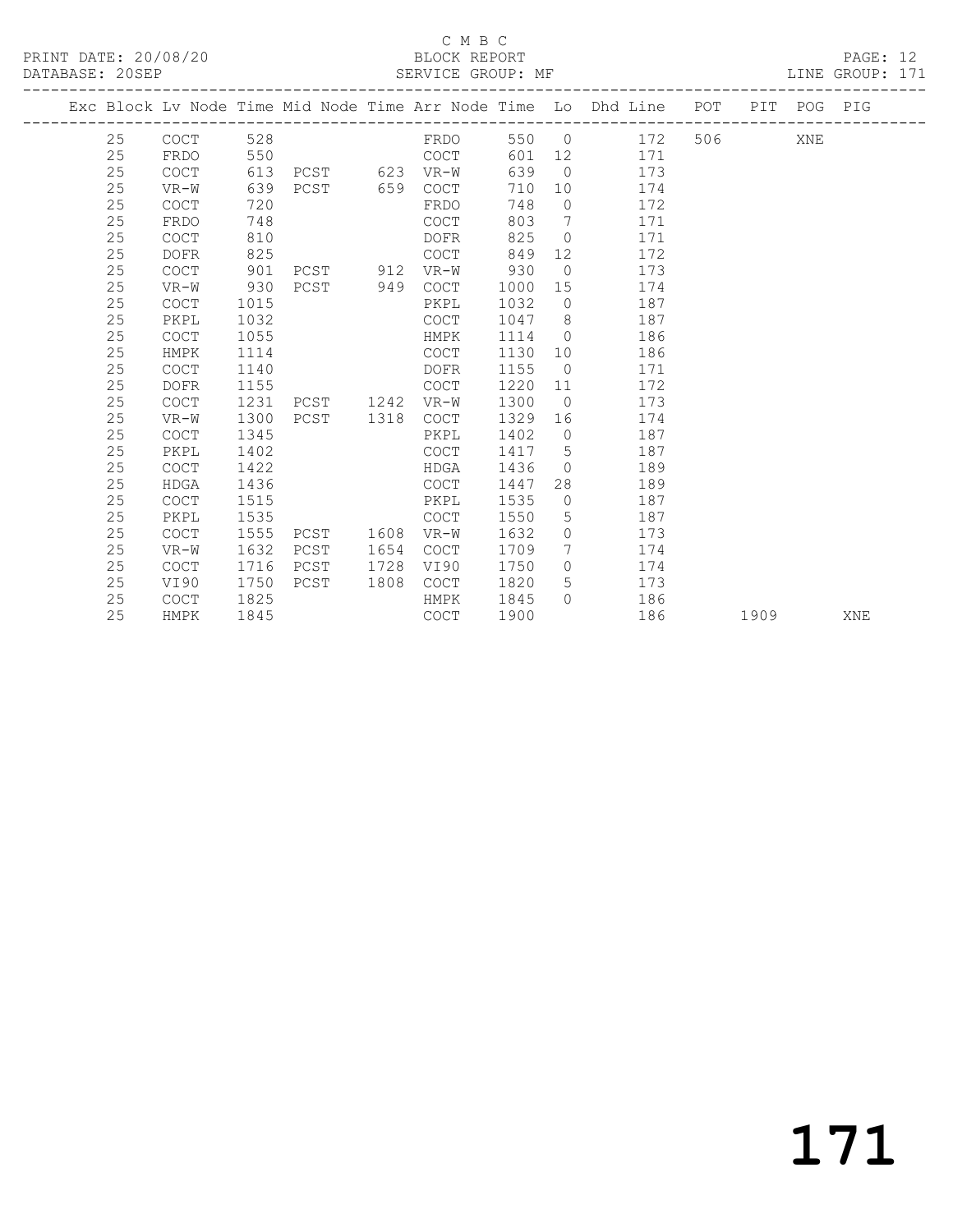C M B C

PRINT DATE: 20/08/20 BLOCK REPORT

DATABASE: 20SEP SERVICE GROUP: MF LINE GROUP: 171

| Exc | Block | Lv Node | Time | Mid Node | Time | Arr Node | Time | Lo | Dhd Line | POT | PIT | POG | PIG |
|---|---|---|---|---|---|---|---|---|---|---|---|---|---|
| | 25 | COCT | 528 | | | FRDO | 550 | 0 | 172 | 506 | | XNE | |
| | 25 | FRDO | 550 | | | COCT | 601 | 12 | 171 | | | | |
| | 25 | COCT | 613 | PCST | 623 | VR-W | 639 | 0 | 173 | | | | |
| | 25 | VR-W | 639 | PCST | 659 | COCT | 710 | 10 | 174 | | | | |
| | 25 | COCT | 720 | | | FRDO | 748 | 0 | 172 | | | | |
| | 25 | FRDO | 748 | | | COCT | 803 | 7 | 171 | | | | |
| | 25 | COCT | 810 | | | DOFR | 825 | 0 | 171 | | | | |
| | 25 | DOFR | 825 | | | COCT | 849 | 12 | 172 | | | | |
| | 25 | COCT | 901 | PCST | 912 | VR-W | 930 | 0 | 173 | | | | |
| | 25 | VR-W | 930 | PCST | 949 | COCT | 1000 | 15 | 174 | | | | |
| | 25 | COCT | 1015 | | | PKPL | 1032 | 0 | 187 | | | | |
| | 25 | PKPL | 1032 | | | COCT | 1047 | 8 | 187 | | | | |
| | 25 | COCT | 1055 | | | HMPK | 1114 | 0 | 186 | | | | |
| | 25 | HMPK | 1114 | | | COCT | 1130 | 10 | 186 | | | | |
| | 25 | COCT | 1140 | | | DOFR | 1155 | 0 | 171 | | | | |
| | 25 | DOFR | 1155 | | | COCT | 1220 | 11 | 172 | | | | |
| | 25 | COCT | 1231 | PCST | 1242 | VR-W | 1300 | 0 | 173 | | | | |
| | 25 | VR-W | 1300 | PCST | 1318 | COCT | 1329 | 16 | 174 | | | | |
| | 25 | COCT | 1345 | | | PKPL | 1402 | 0 | 187 | | | | |
| | 25 | PKPL | 1402 | | | COCT | 1417 | 5 | 187 | | | | |
| | 25 | COCT | 1422 | | | HDGA | 1436 | 0 | 189 | | | | |
| | 25 | HDGA | 1436 | | | COCT | 1447 | 28 | 189 | | | | |
| | 25 | COCT | 1515 | | | PKPL | 1535 | 0 | 187 | | | | |
| | 25 | PKPL | 1535 | | | COCT | 1550 | 5 | 187 | | | | |
| | 25 | COCT | 1555 | PCST | 1608 | VR-W | 1632 | 0 | 173 | | | | |
| | 25 | VR-W | 1632 | PCST | 1654 | COCT | 1709 | 7 | 174 | | | | |
| | 25 | COCT | 1716 | PCST | 1728 | VI90 | 1750 | 0 | 174 | | | | |
| | 25 | VI90 | 1750 | PCST | 1808 | COCT | 1820 | 5 | 173 | | | | |
| | 25 | COCT | 1825 | | | HMPK | 1845 | 0 | 186 | | | | |
| | 25 | HMPK | 1845 | | | COCT | 1900 | | 186 | | 1909 | | XNE |

171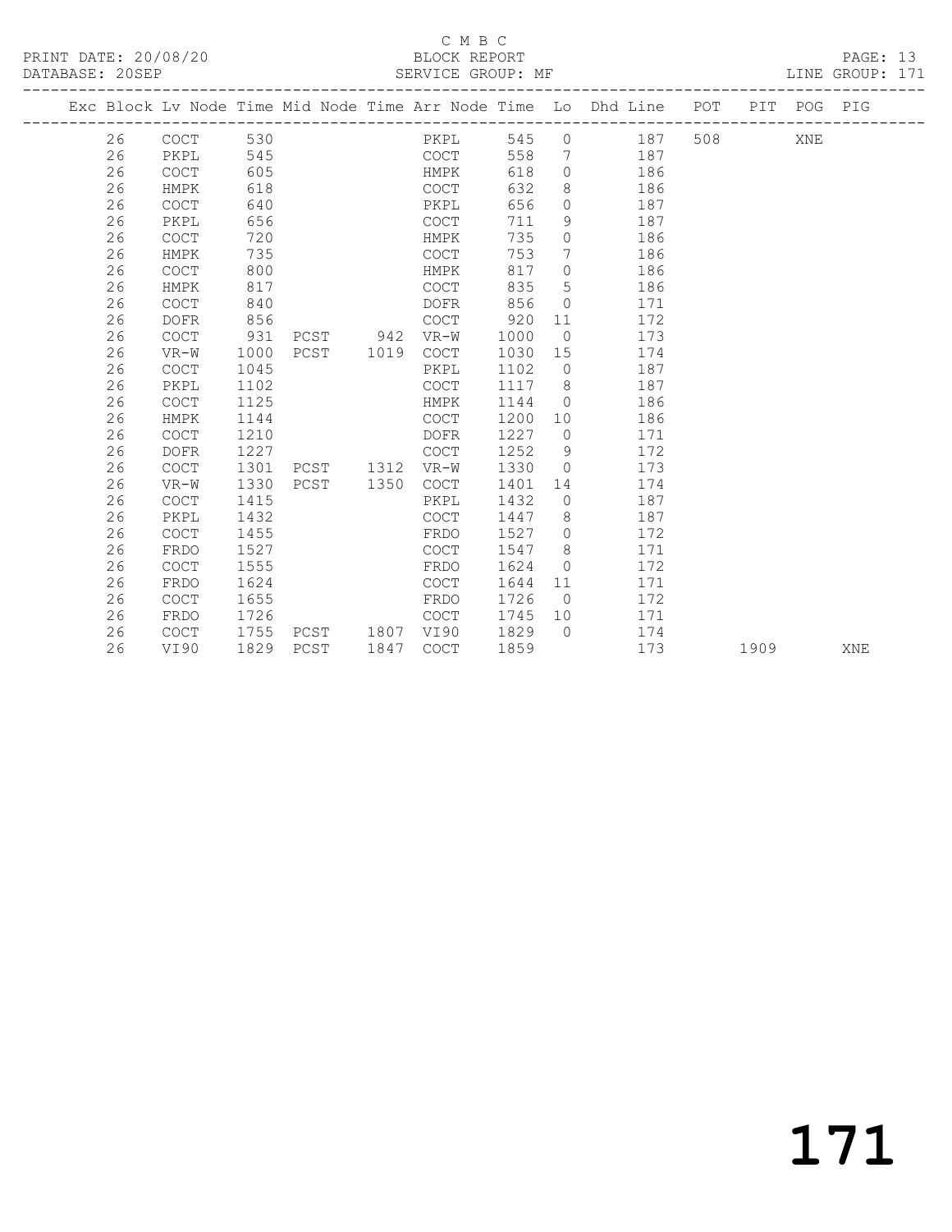C M B C
PRINT DATE: 20/08/20 BLOCK REPORT PAGE: 13
DATABASE: 20SEP SERVICE GROUP: MF LINE GROUP: 171

| Exc | Block | Lv | Node | Time | Mid Node | Time | Arr Node | Time | Lo | Dhd Line | POT | PIT | POG | PIG |
|---|---|---|---|---|---|---|---|---|---|---|---|---|---|---|
| | 26 | | COCT | 530 | | | PKPL | 545 | 0 | 187 | 508 | | XNE | |
| | 26 | | PKPL | 545 | | | COCT | 558 | 7 | 187 | | | | |
| | 26 | | COCT | 605 | | | HMPK | 618 | 0 | 186 | | | | |
| | 26 | | HMPK | 618 | | | COCT | 632 | 8 | 186 | | | | |
| | 26 | | COCT | 640 | | | PKPL | 656 | 0 | 187 | | | | |
| | 26 | | PKPL | 656 | | | COCT | 711 | 9 | 187 | | | | |
| | 26 | | COCT | 720 | | | HMPK | 735 | 0 | 186 | | | | |
| | 26 | | HMPK | 735 | | | COCT | 753 | 7 | 186 | | | | |
| | 26 | | COCT | 800 | | | HMPK | 817 | 0 | 186 | | | | |
| | 26 | | HMPK | 817 | | | COCT | 835 | 5 | 186 | | | | |
| | 26 | | COCT | 840 | | | DOFR | 856 | 0 | 171 | | | | |
| | 26 | | DOFR | 856 | | | COCT | 920 | 11 | 172 | | | | |
| | 26 | | COCT | 931 | PCST | 942 | VR-W | 1000 | 0 | 173 | | | | |
| | 26 | | VR-W | 1000 | PCST | 1019 | COCT | 1030 | 15 | 174 | | | | |
| | 26 | | COCT | 1045 | | | PKPL | 1102 | 0 | 187 | | | | |
| | 26 | | PKPL | 1102 | | | COCT | 1117 | 8 | 187 | | | | |
| | 26 | | COCT | 1125 | | | HMPK | 1144 | 0 | 186 | | | | |
| | 26 | | HMPK | 1144 | | | COCT | 1200 | 10 | 186 | | | | |
| | 26 | | COCT | 1210 | | | DOFR | 1227 | 0 | 171 | | | | |
| | 26 | | DOFR | 1227 | | | COCT | 1252 | 9 | 172 | | | | |
| | 26 | | COCT | 1301 | PCST | 1312 | VR-W | 1330 | 0 | 173 | | | | |
| | 26 | | VR-W | 1330 | PCST | 1350 | COCT | 1401 | 14 | 174 | | | | |
| | 26 | | COCT | 1415 | | | PKPL | 1432 | 0 | 187 | | | | |
| | 26 | | PKPL | 1432 | | | COCT | 1447 | 8 | 187 | | | | |
| | 26 | | COCT | 1455 | | | FRDO | 1527 | 0 | 172 | | | | |
| | 26 | | FRDO | 1527 | | | COCT | 1547 | 8 | 171 | | | | |
| | 26 | | COCT | 1555 | | | FRDO | 1624 | 0 | 172 | | | | |
| | 26 | | FRDO | 1624 | | | COCT | 1644 | 11 | 171 | | | | |
| | 26 | | COCT | 1655 | | | FRDO | 1726 | 0 | 172 | | | | |
| | 26 | | FRDO | 1726 | | | COCT | 1745 | 10 | 171 | | | | |
| | 26 | | COCT | 1755 | PCST | 1807 | VI90 | 1829 | 0 | 174 | | | | |
| | 26 | | VI90 | 1829 | PCST | 1847 | COCT | 1859 | | 173 | | 1909 | | XNE |

171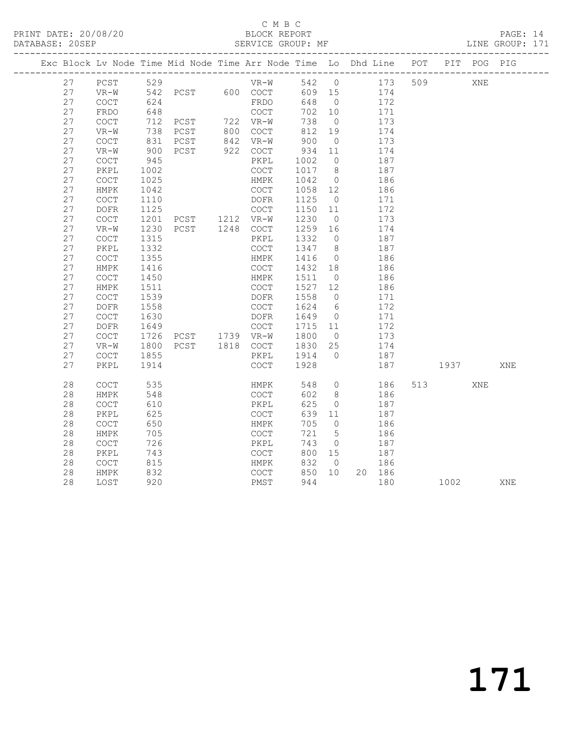C M B C

BLOCK REPORT

SERVICE GROUP: MF

PRINT DATE: 20/08/20
DATABASE: 20SEP
LINE GROUP: 171

| Exc | Block | Lv | Node | Time | Mid Node | Time | Arr Node | Time | Lo | Dhd | Line | POT | PIT | POG | PIG |
|---|---|---|---|---|---|---|---|---|---|---|---|---|---|---|---|
| | 27 | | PCST | 529 | | | VR-W | 542 | 0 | | 173 | 509 | | XNE | |
| | 27 | | VR-W | 542 | PCST | 600 | COCT | 609 | 15 | | 174 | | | | |
| | 27 | | COCT | 624 | | | FRDO | 648 | 0 | | 172 | | | | |
| | 27 | | FRDO | 648 | | | COCT | 702 | 10 | | 171 | | | | |
| | 27 | | COCT | 712 | PCST | 722 | VR-W | 738 | 0 | | 173 | | | | |
| | 27 | | VR-W | 738 | PCST | 800 | COCT | 812 | 19 | | 174 | | | | |
| | 27 | | COCT | 831 | PCST | 842 | VR-W | 900 | 0 | | 173 | | | | |
| | 27 | | VR-W | 900 | PCST | 922 | COCT | 934 | 11 | | 174 | | | | |
| | 27 | | COCT | 945 | | | PKPL | 1002 | 0 | | 187 | | | | |
| | 27 | | PKPL | 1002 | | | COCT | 1017 | 8 | | 187 | | | | |
| | 27 | | COCT | 1025 | | | HMPK | 1042 | 0 | | 186 | | | | |
| | 27 | | HMPK | 1042 | | | COCT | 1058 | 12 | | 186 | | | | |
| | 27 | | COCT | 1110 | | | DOFR | 1125 | 0 | | 171 | | | | |
| | 27 | | DOFR | 1125 | | | COCT | 1150 | 11 | | 172 | | | | |
| | 27 | | COCT | 1201 | PCST | 1212 | VR-W | 1230 | 0 | | 173 | | | | |
| | 27 | | VR-W | 1230 | PCST | 1248 | COCT | 1259 | 16 | | 174 | | | | |
| | 27 | | COCT | 1315 | | | PKPL | 1332 | 0 | | 187 | | | | |
| | 27 | | PKPL | 1332 | | | COCT | 1347 | 8 | | 187 | | | | |
| | 27 | | COCT | 1355 | | | HMPK | 1416 | 0 | | 186 | | | | |
| | 27 | | HMPK | 1416 | | | COCT | 1432 | 18 | | 186 | | | | |
| | 27 | | COCT | 1450 | | | HMPK | 1511 | 0 | | 186 | | | | |
| | 27 | | HMPK | 1511 | | | COCT | 1527 | 12 | | 186 | | | | |
| | 27 | | COCT | 1539 | | | DOFR | 1558 | 0 | | 171 | | | | |
| | 27 | | DOFR | 1558 | | | COCT | 1624 | 6 | | 172 | | | | |
| | 27 | | COCT | 1630 | | | DOFR | 1649 | 0 | | 171 | | | | |
| | 27 | | DOFR | 1649 | | | COCT | 1715 | 11 | | 172 | | | | |
| | 27 | | COCT | 1726 | PCST | 1739 | VR-W | 1800 | 0 | | 173 | | | | |
| | 27 | | VR-W | 1800 | PCST | 1818 | COCT | 1830 | 25 | | 174 | | | | |
| | 27 | | COCT | 1855 | | | PKPL | 1914 | 0 | | 187 | | | | |
| | 27 | | PKPL | 1914 | | | COCT | 1928 | | | 187 | | 1937 | | XNE |
| | 28 | | COCT | 535 | | | HMPK | 548 | 0 | | 186 | 513 | | XNE | |
| | 28 | | HMPK | 548 | | | COCT | 602 | 8 | | 186 | | | | |
| | 28 | | COCT | 610 | | | PKPL | 625 | 0 | | 187 | | | | |
| | 28 | | PKPL | 625 | | | COCT | 639 | 11 | | 187 | | | | |
| | 28 | | COCT | 650 | | | HMPK | 705 | 0 | | 186 | | | | |
| | 28 | | HMPK | 705 | | | COCT | 721 | 5 | | 186 | | | | |
| | 28 | | COCT | 726 | | | PKPL | 743 | 0 | | 187 | | | | |
| | 28 | | PKPL | 743 | | | COCT | 800 | 15 | | 187 | | | | |
| | 28 | | COCT | 815 | | | HMPK | 832 | 0 | | 186 | | | | |
| | 28 | | HMPK | 832 | | | COCT | 850 | 10 | 20 | 186 | | | | |
| | 28 | | LOST | 920 | | | PMST | 944 | | | 180 | | 1002 | | XNE |

171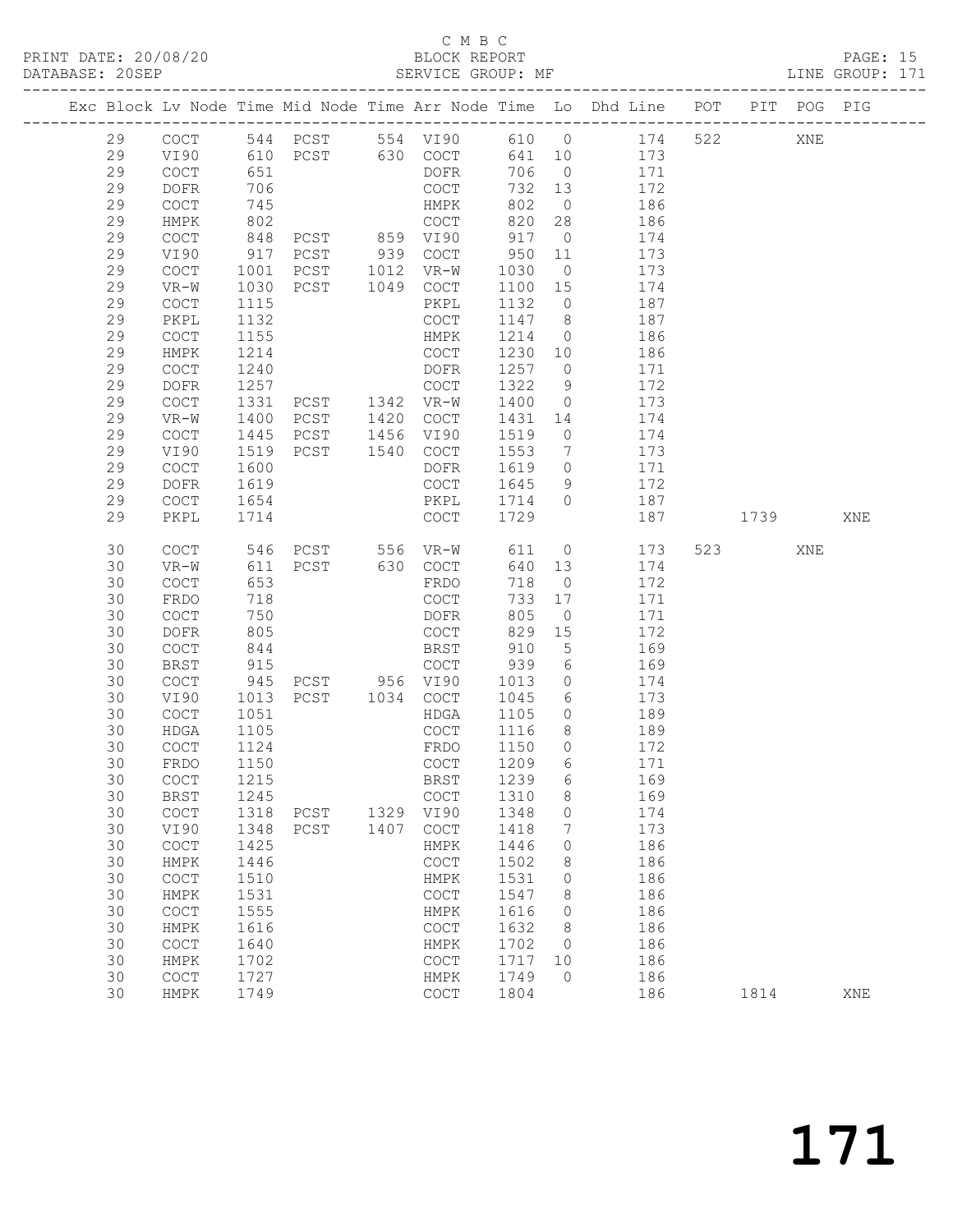C M B C

PRINT DATE: 20/08/20 BLOCK REPORT

DATABASE: 20SEP SERVICE GROUP: MF LINE GROUP: 171

| Exc | Block | Lv | Node | Time | Mid Node | Time | Arr Node | Time | Lo | Dhd Line | POT | PIT | POG | PIG |
|---|---|---|---|---|---|---|---|---|---|---|---|---|---|---|
| | 29 | | COCT | 544 | PCST | 554 | VI90 | 610 | 0 | 174 | 522 | | XNE | |
| | 29 | | VI90 | 610 | PCST | 630 | COCT | 641 | 10 | 173 | | | | |
| | 29 | | COCT | 651 | | | DOFR | 706 | 0 | 171 | | | | |
| | 29 | | DOFR | 706 | | | COCT | 732 | 13 | 172 | | | | |
| | 29 | | COCT | 745 | | | HMPK | 802 | 0 | 186 | | | | |
| | 29 | | HMPK | 802 | | | COCT | 820 | 28 | 186 | | | | |
| | 29 | | COCT | 848 | PCST | 859 | VI90 | 917 | 0 | 174 | | | | |
| | 29 | | VI90 | 917 | PCST | 939 | COCT | 950 | 11 | 173 | | | | |
| | 29 | | COCT | 1001 | PCST | 1012 | VR-W | 1030 | 0 | 173 | | | | |
| | 29 | | VR-W | 1030 | PCST | 1049 | COCT | 1100 | 15 | 174 | | | | |
| | 29 | | COCT | 1115 | | | PKPL | 1132 | 0 | 187 | | | | |
| | 29 | | PKPL | 1132 | | | COCT | 1147 | 8 | 187 | | | | |
| | 29 | | COCT | 1155 | | | HMPK | 1214 | 0 | 186 | | | | |
| | 29 | | HMPK | 1214 | | | COCT | 1230 | 10 | 186 | | | | |
| | 29 | | COCT | 1240 | | | DOFR | 1257 | 0 | 171 | | | | |
| | 29 | | DOFR | 1257 | | | COCT | 1322 | 9 | 172 | | | | |
| | 29 | | COCT | 1331 | PCST | 1342 | VR-W | 1400 | 0 | 173 | | | | |
| | 29 | | VR-W | 1400 | PCST | 1420 | COCT | 1431 | 14 | 174 | | | | |
| | 29 | | COCT | 1445 | PCST | 1456 | VI90 | 1519 | 0 | 174 | | | | |
| | 29 | | VI90 | 1519 | PCST | 1540 | COCT | 1553 | 7 | 173 | | | | |
| | 29 | | COCT | 1600 | | | DOFR | 1619 | 0 | 171 | | | | |
| | 29 | | DOFR | 1619 | | | COCT | 1645 | 9 | 172 | | | | |
| | 29 | | COCT | 1654 | | | PKPL | 1714 | 0 | 187 | | | | |
| | 29 | | PKPL | 1714 | | | COCT | 1729 | | 187 | | 1739 | | XNE |
| | 30 | | COCT | 546 | PCST | 556 | VR-W | 611 | 0 | 173 | 523 | | XNE | |
| | 30 | | VR-W | 611 | PCST | 630 | COCT | 640 | 13 | 174 | | | | |
| | 30 | | COCT | 653 | | | FRDO | 718 | 0 | 172 | | | | |
| | 30 | | FRDO | 718 | | | COCT | 733 | 17 | 171 | | | | |
| | 30 | | COCT | 750 | | | DOFR | 805 | 0 | 171 | | | | |
| | 30 | | DOFR | 805 | | | COCT | 829 | 15 | 172 | | | | |
| | 30 | | COCT | 844 | | | BRST | 910 | 5 | 169 | | | | |
| | 30 | | BRST | 915 | | | COCT | 939 | 6 | 169 | | | | |
| | 30 | | COCT | 945 | PCST | 956 | VI90 | 1013 | 0 | 174 | | | | |
| | 30 | | VI90 | 1013 | PCST | 1034 | COCT | 1045 | 6 | 173 | | | | |
| | 30 | | COCT | 1051 | | | HDGA | 1105 | 0 | 189 | | | | |
| | 30 | | HDGA | 1105 | | | COCT | 1116 | 8 | 189 | | | | |
| | 30 | | COCT | 1124 | | | FRDO | 1150 | 0 | 172 | | | | |
| | 30 | | FRDO | 1150 | | | COCT | 1209 | 6 | 171 | | | | |
| | 30 | | COCT | 1215 | | | BRST | 1239 | 6 | 169 | | | | |
| | 30 | | BRST | 1245 | | | COCT | 1310 | 8 | 169 | | | | |
| | 30 | | COCT | 1318 | PCST | 1329 | VI90 | 1348 | 0 | 174 | | | | |
| | 30 | | VI90 | 1348 | PCST | 1407 | COCT | 1418 | 7 | 173 | | | | |
| | 30 | | COCT | 1425 | | | HMPK | 1446 | 0 | 186 | | | | |
| | 30 | | HMPK | 1446 | | | COCT | 1502 | 8 | 186 | | | | |
| | 30 | | COCT | 1510 | | | HMPK | 1531 | 0 | 186 | | | | |
| | 30 | | HMPK | 1531 | | | COCT | 1547 | 8 | 186 | | | | |
| | 30 | | COCT | 1555 | | | HMPK | 1616 | 0 | 186 | | | | |
| | 30 | | HMPK | 1616 | | | COCT | 1632 | 8 | 186 | | | | |
| | 30 | | COCT | 1640 | | | HMPK | 1702 | 0 | 186 | | | | |
| | 30 | | HMPK | 1702 | | | COCT | 1717 | 10 | 186 | | | | |
| | 30 | | COCT | 1727 | | | HMPK | 1749 | 0 | 186 | | | | |
| | 30 | | HMPK | 1749 | | | COCT | 1804 | | 186 | | 1814 | | XNE |

171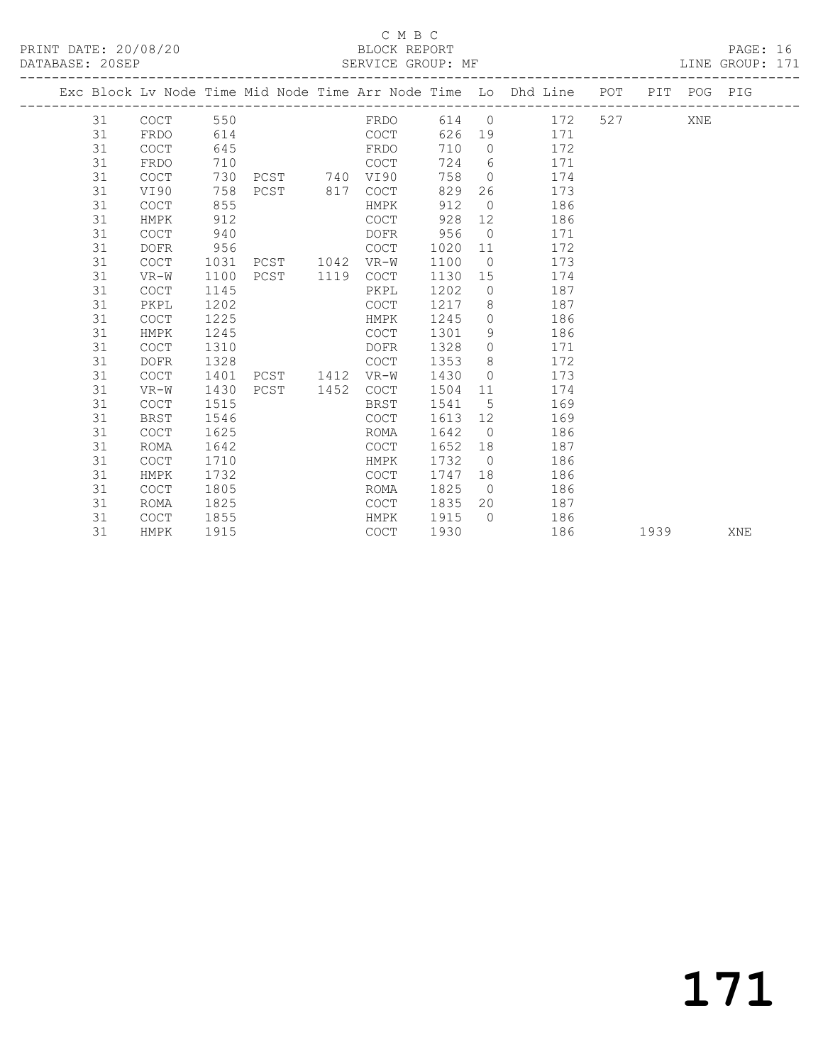C M B C

BLOCK REPORT

SERVICE GROUP: MF

LINE GROUP: 171

| Exc | Block | Lv Node | Time | Mid Node | Time | Arr Node | Time | Lo | Dhd Line | POT | PIT | POG | PIG |
|---|---|---|---|---|---|---|---|---|---|---|---|---|---|
| | 31 | COCT | 550 | | | FRDO | 614 | 0 | 172 | 527 | | XNE | |
| | 31 | FRDO | 614 | | | COCT | 626 | 19 | 171 | | | | |
| | 31 | COCT | 645 | | | FRDO | 710 | 0 | 172 | | | | |
| | 31 | FRDO | 710 | | | COCT | 724 | 6 | 171 | | | | |
| | 31 | COCT | 730 | PCST | 740 | VI90 | 758 | 0 | 174 | | | | |
| | 31 | VI90 | 758 | PCST | 817 | COCT | 829 | 26 | 173 | | | | |
| | 31 | COCT | 855 | | | HMPK | 912 | 0 | 186 | | | | |
| | 31 | HMPK | 912 | | | COCT | 928 | 12 | 186 | | | | |
| | 31 | COCT | 940 | | | DOFR | 956 | 0 | 171 | | | | |
| | 31 | DOFR | 956 | | | COCT | 1020 | 11 | 172 | | | | |
| | 31 | COCT | 1031 | PCST | 1042 | VR-W | 1100 | 0 | 173 | | | | |
| | 31 | VR-W | 1100 | PCST | 1119 | COCT | 1130 | 15 | 174 | | | | |
| | 31 | COCT | 1145 | | | PKPL | 1202 | 0 | 187 | | | | |
| | 31 | PKPL | 1202 | | | COCT | 1217 | 8 | 187 | | | | |
| | 31 | COCT | 1225 | | | HMPK | 1245 | 0 | 186 | | | | |
| | 31 | HMPK | 1245 | | | COCT | 1301 | 9 | 186 | | | | |
| | 31 | COCT | 1310 | | | DOFR | 1328 | 0 | 171 | | | | |
| | 31 | DOFR | 1328 | | | COCT | 1353 | 8 | 172 | | | | |
| | 31 | COCT | 1401 | PCST | 1412 | VR-W | 1430 | 0 | 173 | | | | |
| | 31 | VR-W | 1430 | PCST | 1452 | COCT | 1504 | 11 | 174 | | | | |
| | 31 | COCT | 1515 | | | BRST | 1541 | 5 | 169 | | | | |
| | 31 | BRST | 1546 | | | COCT | 1613 | 12 | 169 | | | | |
| | 31 | COCT | 1625 | | | ROMA | 1642 | 0 | 186 | | | | |
| | 31 | ROMA | 1642 | | | COCT | 1652 | 18 | 187 | | | | |
| | 31 | COCT | 1710 | | | HMPK | 1732 | 0 | 186 | | | | |
| | 31 | HMPK | 1732 | | | COCT | 1747 | 18 | 186 | | | | |
| | 31 | COCT | 1805 | | | ROMA | 1825 | 0 | 186 | | | | |
| | 31 | ROMA | 1825 | | | COCT | 1835 | 20 | 187 | | | | |
| | 31 | COCT | 1855 | | | HMPK | 1915 | 0 | 186 | | | | |
| | 31 | HMPK | 1915 | | | COCT | 1930 | | 186 | | 1939 | | XNE |

171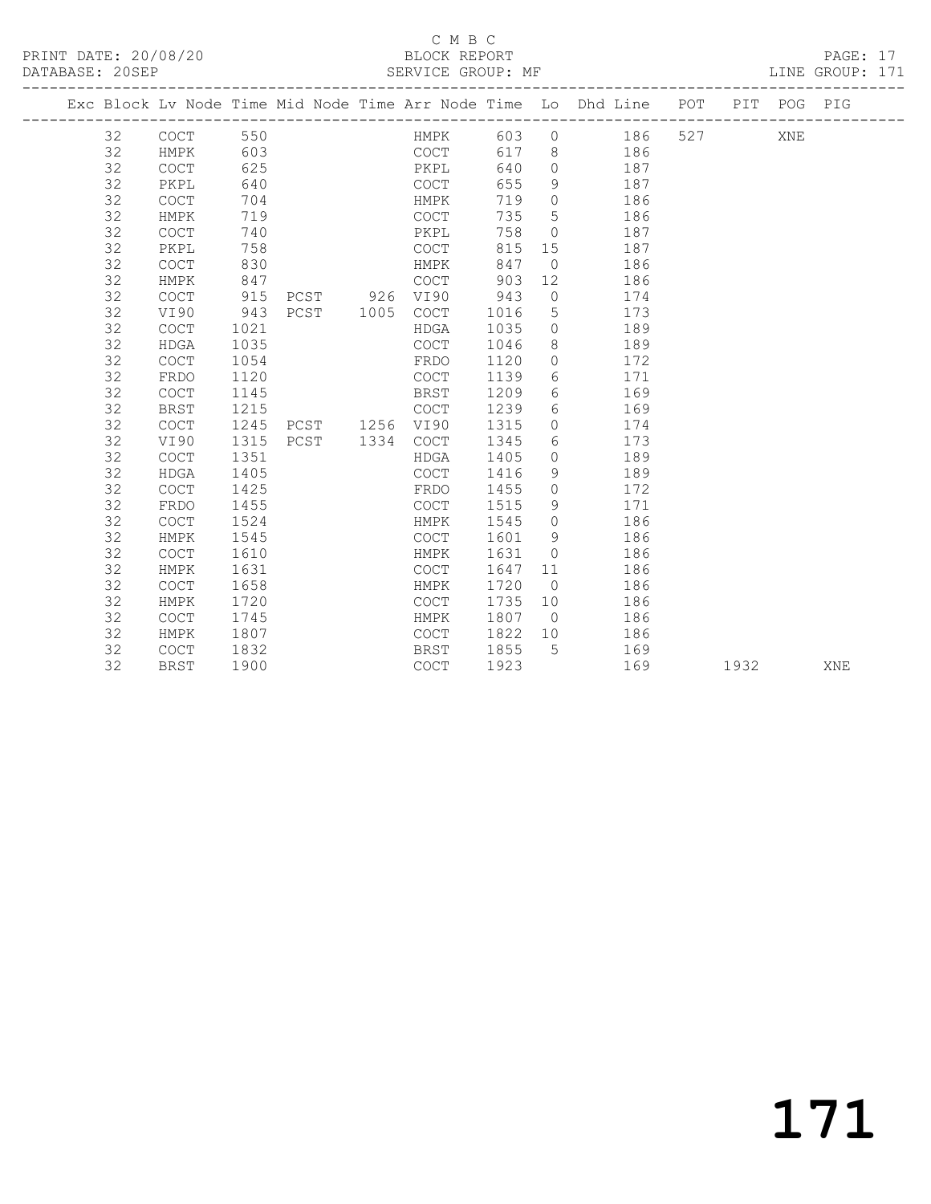C M B C

BLOCK REPORT

SERVICE GROUP: MF

LINE GROUP: 171

| Exc | Block | Lv | Node | Time | Mid Node | Time | Arr Node | Time | Lo | Dhd Line | POT | PIT | POG | PIG |
|---|---|---|---|---|---|---|---|---|---|---|---|---|---|---|
| | 32 | | COCT | 550 | | | HMPK | 603 | 0 | 186 | 527 | | XNE | |
| | 32 | | HMPK | 603 | | | COCT | 617 | 8 | 186 | | | | |
| | 32 | | COCT | 625 | | | PKPL | 640 | 0 | 187 | | | | |
| | 32 | | PKPL | 640 | | | COCT | 655 | 9 | 187 | | | | |
| | 32 | | COCT | 704 | | | HMPK | 719 | 0 | 186 | | | | |
| | 32 | | HMPK | 719 | | | COCT | 735 | 5 | 186 | | | | |
| | 32 | | COCT | 740 | | | PKPL | 758 | 0 | 187 | | | | |
| | 32 | | PKPL | 758 | | | COCT | 815 | 15 | 187 | | | | |
| | 32 | | COCT | 830 | | | HMPK | 847 | 0 | 186 | | | | |
| | 32 | | HMPK | 847 | | | COCT | 903 | 12 | 186 | | | | |
| | 32 | | COCT | 915 | PCST | 926 | VI90 | 943 | 0 | 174 | | | | |
| | 32 | | VI90 | 943 | PCST | 1005 | COCT | 1016 | 5 | 173 | | | | |
| | 32 | | COCT | 1021 | | | HDGA | 1035 | 0 | 189 | | | | |
| | 32 | | HDGA | 1035 | | | COCT | 1046 | 8 | 189 | | | | |
| | 32 | | COCT | 1054 | | | FRDO | 1120 | 0 | 172 | | | | |
| | 32 | | FRDO | 1120 | | | COCT | 1139 | 6 | 171 | | | | |
| | 32 | | COCT | 1145 | | | BRST | 1209 | 6 | 169 | | | | |
| | 32 | | BRST | 1215 | | | COCT | 1239 | 6 | 169 | | | | |
| | 32 | | COCT | 1245 | PCST | 1256 | VI90 | 1315 | 0 | 174 | | | | |
| | 32 | | VI90 | 1315 | PCST | 1334 | COCT | 1345 | 6 | 173 | | | | |
| | 32 | | COCT | 1351 | | | HDGA | 1405 | 0 | 189 | | | | |
| | 32 | | HDGA | 1405 | | | COCT | 1416 | 9 | 189 | | | | |
| | 32 | | COCT | 1425 | | | FRDO | 1455 | 0 | 172 | | | | |
| | 32 | | FRDO | 1455 | | | COCT | 1515 | 9 | 171 | | | | |
| | 32 | | COCT | 1524 | | | HMPK | 1545 | 0 | 186 | | | | |
| | 32 | | HMPK | 1545 | | | COCT | 1601 | 9 | 186 | | | | |
| | 32 | | COCT | 1610 | | | HMPK | 1631 | 0 | 186 | | | | |
| | 32 | | HMPK | 1631 | | | COCT | 1647 | 11 | 186 | | | | |
| | 32 | | COCT | 1658 | | | HMPK | 1720 | 0 | 186 | | | | |
| | 32 | | HMPK | 1720 | | | COCT | 1735 | 10 | 186 | | | | |
| | 32 | | COCT | 1745 | | | HMPK | 1807 | 0 | 186 | | | | |
| | 32 | | HMPK | 1807 | | | COCT | 1822 | 10 | 186 | | | | |
| | 32 | | COCT | 1832 | | | BRST | 1855 | 5 | 169 | | | | |
| | 32 | | BRST | 1900 | | | COCT | 1923 | | 169 | | 1932 | | XNE |

171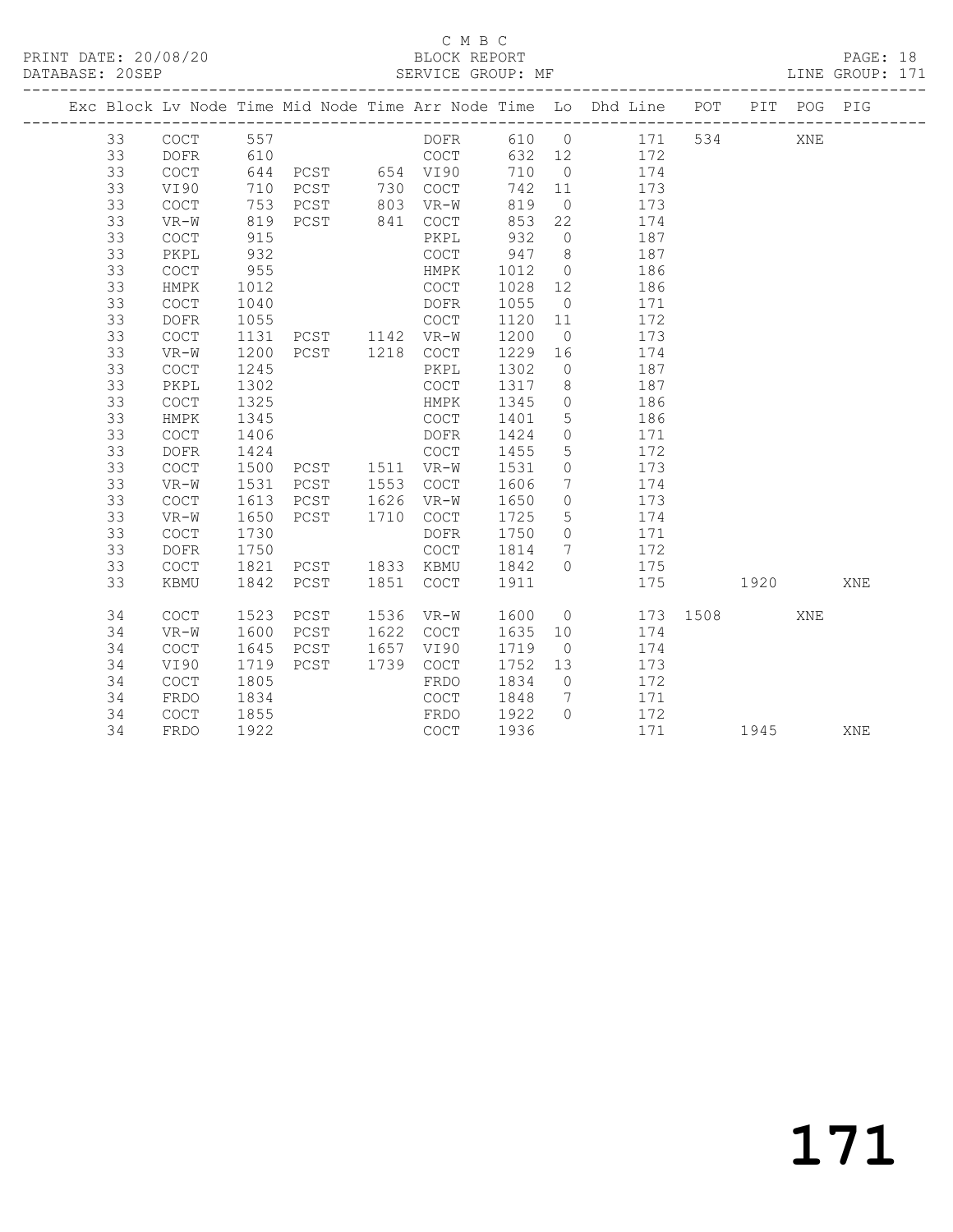C M B C
PRINT DATE: 20/08/20 BLOCK REPORT
DATABASE: 20SEP SERVICE GROUP: MF LINE GROUP: 171

| Exc | Block | Lv | Node | Time | Mid Node | Time | Arr Node | Time | Lo | Dhd Line | POT | PIT | POG | PIG |
|---|---|---|---|---|---|---|---|---|---|---|---|---|---|---|
| | 33 | | COCT | 557 | | | DOFR | 610 | 0 | 171 | 534 | | XNE | |
| | 33 | | DOFR | 610 | | | COCT | 632 | 12 | 172 | | | | |
| | 33 | | COCT | 644 | PCST | 654 | VI90 | 710 | 0 | 174 | | | | |
| | 33 | | VI90 | 710 | PCST | 730 | COCT | 742 | 11 | 173 | | | | |
| | 33 | | COCT | 753 | PCST | 803 | VR-W | 819 | 0 | 173 | | | | |
| | 33 | | VR-W | 819 | PCST | 841 | COCT | 853 | 22 | 174 | | | | |
| | 33 | | COCT | 915 | | | PKPL | 932 | 0 | 187 | | | | |
| | 33 | | PKPL | 932 | | | COCT | 947 | 8 | 187 | | | | |
| | 33 | | COCT | 955 | | | HMPK | 1012 | 0 | 186 | | | | |
| | 33 | | HMPK | 1012 | | | COCT | 1028 | 12 | 186 | | | | |
| | 33 | | COCT | 1040 | | | DOFR | 1055 | 0 | 171 | | | | |
| | 33 | | DOFR | 1055 | | | COCT | 1120 | 11 | 172 | | | | |
| | 33 | | COCT | 1131 | PCST | 1142 | VR-W | 1200 | 0 | 173 | | | | |
| | 33 | | VR-W | 1200 | PCST | 1218 | COCT | 1229 | 16 | 174 | | | | |
| | 33 | | COCT | 1245 | | | PKPL | 1302 | 0 | 187 | | | | |
| | 33 | | PKPL | 1302 | | | COCT | 1317 | 8 | 187 | | | | |
| | 33 | | COCT | 1325 | | | HMPK | 1345 | 0 | 186 | | | | |
| | 33 | | HMPK | 1345 | | | COCT | 1401 | 5 | 186 | | | | |
| | 33 | | COCT | 1406 | | | DOFR | 1424 | 0 | 171 | | | | |
| | 33 | | DOFR | 1424 | | | COCT | 1455 | 5 | 172 | | | | |
| | 33 | | COCT | 1500 | PCST | 1511 | VR-W | 1531 | 0 | 173 | | | | |
| | 33 | | VR-W | 1531 | PCST | 1553 | COCT | 1606 | 7 | 174 | | | | |
| | 33 | | COCT | 1613 | PCST | 1626 | VR-W | 1650 | 0 | 173 | | | | |
| | 33 | | VR-W | 1650 | PCST | 1710 | COCT | 1725 | 5 | 174 | | | | |
| | 33 | | COCT | 1730 | | | DOFR | 1750 | 0 | 171 | | | | |
| | 33 | | DOFR | 1750 | | | COCT | 1814 | 7 | 172 | | | | |
| | 33 | | COCT | 1821 | PCST | 1833 | KBMU | 1842 | 0 | 175 | | | | |
| | 33 | | KBMU | 1842 | PCST | 1851 | COCT | 1911 | | 175 | | 1920 | | XNE |
| | 34 | | COCT | 1523 | PCST | 1536 | VR-W | 1600 | 0 | 173 | 1508 | | XNE | |
| | 34 | | VR-W | 1600 | PCST | 1622 | COCT | 1635 | 10 | 174 | | | | |
| | 34 | | COCT | 1645 | PCST | 1657 | VI90 | 1719 | 0 | 174 | | | | |
| | 34 | | VI90 | 1719 | PCST | 1739 | COCT | 1752 | 13 | 173 | | | | |
| | 34 | | COCT | 1805 | | | FRDO | 1834 | 0 | 172 | | | | |
| | 34 | | FRDO | 1834 | | | COCT | 1848 | 7 | 171 | | | | |
| | 34 | | COCT | 1855 | | | FRDO | 1922 | 0 | 172 | | | | |
| | 34 | | FRDO | 1922 | | | COCT | 1936 | | 171 | | 1945 | | XNE |

171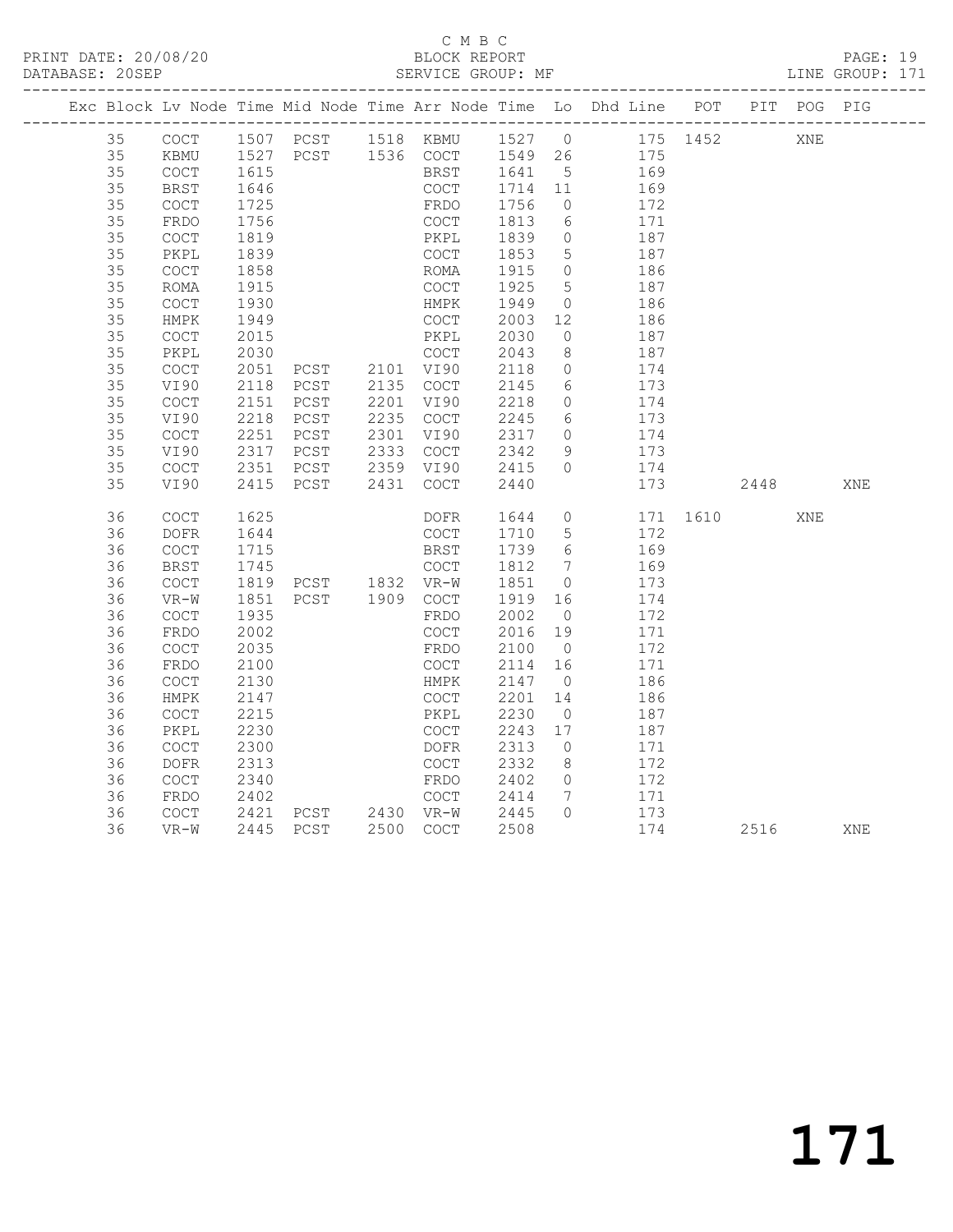C M B C

BLOCK REPORT

SERVICE GROUP: MF

PRINT DATE: 20/08/20

DATABASE: 20SEP

LINE GROUP: 171

| Exc | Block | Lv | Node | Time | Mid Node | Time | Arr Node | Time | Lo | Dhd Line | POT | PIT | POG | PIG |
|---|---|---|---|---|---|---|---|---|---|---|---|---|---|---|
| | 35 | | COCT | 1507 | PCST | 1518 | KBMU | 1527 | 0 | 175 | 1452 | | XNE | |
| | 35 | | KBMU | 1527 | PCST | 1536 | COCT | 1549 | 26 | 175 | | | | |
| | 35 | | COCT | 1615 | | | BRST | 1641 | 5 | 169 | | | | |
| | 35 | | BRST | 1646 | | | COCT | 1714 | 11 | 169 | | | | |
| | 35 | | COCT | 1725 | | | FRDO | 1756 | 0 | 172 | | | | |
| | 35 | | FRDO | 1756 | | | COCT | 1813 | 6 | 171 | | | | |
| | 35 | | COCT | 1819 | | | PKPL | 1839 | 0 | 187 | | | | |
| | 35 | | PKPL | 1839 | | | COCT | 1853 | 5 | 187 | | | | |
| | 35 | | COCT | 1858 | | | ROMA | 1915 | 0 | 186 | | | | |
| | 35 | | ROMA | 1915 | | | COCT | 1925 | 5 | 187 | | | | |
| | 35 | | COCT | 1930 | | | HMPK | 1949 | 0 | 186 | | | | |
| | 35 | | HMPK | 1949 | | | COCT | 2003 | 12 | 186 | | | | |
| | 35 | | COCT | 2015 | | | PKPL | 2030 | 0 | 187 | | | | |
| | 35 | | PKPL | 2030 | | | COCT | 2043 | 8 | 187 | | | | |
| | 35 | | COCT | 2051 | PCST | 2101 | VI90 | 2118 | 0 | 174 | | | | |
| | 35 | | VI90 | 2118 | PCST | 2135 | COCT | 2145 | 6 | 173 | | | | |
| | 35 | | COCT | 2151 | PCST | 2201 | VI90 | 2218 | 0 | 174 | | | | |
| | 35 | | VI90 | 2218 | PCST | 2235 | COCT | 2245 | 6 | 173 | | | | |
| | 35 | | COCT | 2251 | PCST | 2301 | VI90 | 2317 | 0 | 174 | | | | |
| | 35 | | VI90 | 2317 | PCST | 2333 | COCT | 2342 | 9 | 173 | | | | |
| | 35 | | COCT | 2351 | PCST | 2359 | VI90 | 2415 | 0 | 174 | | | | |
| | 35 | | VI90 | 2415 | PCST | 2431 | COCT | 2440 | | 173 | | 2448 | | XNE |
| | 36 | | COCT | 1625 | | | DOFR | 1644 | 0 | 171 | 1610 | | XNE | |
| | 36 | | DOFR | 1644 | | | COCT | 1710 | 5 | 172 | | | | |
| | 36 | | COCT | 1715 | | | BRST | 1739 | 6 | 169 | | | | |
| | 36 | | BRST | 1745 | | | COCT | 1812 | 7 | 169 | | | | |
| | 36 | | COCT | 1819 | PCST | 1832 | VR-W | 1851 | 0 | 173 | | | | |
| | 36 | | VR-W | 1851 | PCST | 1909 | COCT | 1919 | 16 | 174 | | | | |
| | 36 | | COCT | 1935 | | | FRDO | 2002 | 0 | 172 | | | | |
| | 36 | | FRDO | 2002 | | | COCT | 2016 | 19 | 171 | | | | |
| | 36 | | COCT | 2035 | | | FRDO | 2100 | 0 | 172 | | | | |
| | 36 | | FRDO | 2100 | | | COCT | 2114 | 16 | 171 | | | | |
| | 36 | | COCT | 2130 | | | HMPK | 2147 | 0 | 186 | | | | |
| | 36 | | HMPK | 2147 | | | COCT | 2201 | 14 | 186 | | | | |
| | 36 | | COCT | 2215 | | | PKPL | 2230 | 0 | 187 | | | | |
| | 36 | | PKPL | 2230 | | | COCT | 2243 | 17 | 187 | | | | |
| | 36 | | COCT | 2300 | | | DOFR | 2313 | 0 | 171 | | | | |
| | 36 | | DOFR | 2313 | | | COCT | 2332 | 8 | 172 | | | | |
| | 36 | | COCT | 2340 | | | FRDO | 2402 | 0 | 172 | | | | |
| | 36 | | FRDO | 2402 | | | COCT | 2414 | 7 | 171 | | | | |
| | 36 | | COCT | 2421 | PCST | 2430 | VR-W | 2445 | 0 | 173 | | | | |
| | 36 | | VR-W | 2445 | PCST | 2500 | COCT | 2508 | | 174 | | 2516 | | XNE |

171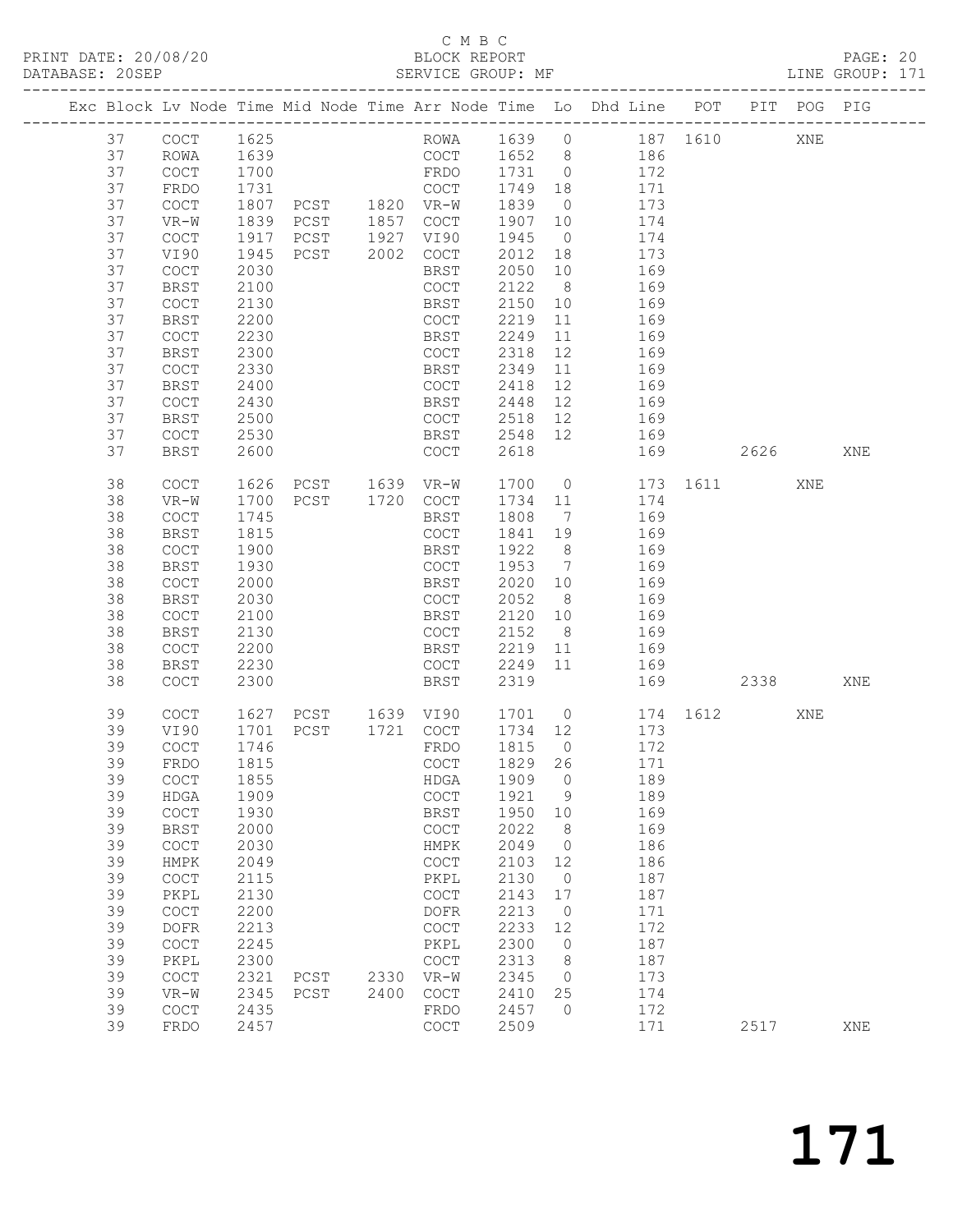C M B C

PRINT DATE: 20/08/20 BLOCK REPORT
DATABASE: 20SEP SERVICE GROUP: MF LINE GROUP: 171

| Exc | Block | Lv | Node | Time | Mid Node | Time | Arr Node | Time | Lo | Dhd Line | POT | PIT | POG | PIG |
|---|---|---|---|---|---|---|---|---|---|---|---|---|---|---|
| | 37 | | COCT | 1625 | | | ROWA | 1639 | 0 | 187 | 1610 | | XNE | |
| | 37 | | ROWA | 1639 | | | COCT | 1652 | 8 | 186 | | | | |
| | 37 | | COCT | 1700 | | | FRDO | 1731 | 0 | 172 | | | | |
| | 37 | | FRDO | 1731 | | | COCT | 1749 | 18 | 171 | | | | |
| | 37 | | COCT | 1807 | PCST | 1820 | VR-W | 1839 | 0 | 173 | | | | |
| | 37 | | VR-W | 1839 | PCST | 1857 | COCT | 1907 | 10 | 174 | | | | |
| | 37 | | COCT | 1917 | PCST | 1927 | VI90 | 1945 | 0 | 174 | | | | |
| | 37 | | VI90 | 1945 | PCST | 2002 | COCT | 2012 | 18 | 173 | | | | |
| | 37 | | COCT | 2030 | | | BRST | 2050 | 10 | 169 | | | | |
| | 37 | | BRST | 2100 | | | COCT | 2122 | 8 | 169 | | | | |
| | 37 | | COCT | 2130 | | | BRST | 2150 | 10 | 169 | | | | |
| | 37 | | BRST | 2200 | | | COCT | 2219 | 11 | 169 | | | | |
| | 37 | | COCT | 2230 | | | BRST | 2249 | 11 | 169 | | | | |
| | 37 | | BRST | 2300 | | | COCT | 2318 | 12 | 169 | | | | |
| | 37 | | COCT | 2330 | | | BRST | 2349 | 11 | 169 | | | | |
| | 37 | | BRST | 2400 | | | COCT | 2418 | 12 | 169 | | | | |
| | 37 | | COCT | 2430 | | | BRST | 2448 | 12 | 169 | | | | |
| | 37 | | BRST | 2500 | | | COCT | 2518 | 12 | 169 | | | | |
| | 37 | | COCT | 2530 | | | BRST | 2548 | 12 | 169 | | | | |
| | 37 | | BRST | 2600 | | | COCT | 2618 | | 169 | | 2626 | | XNE |
| | 38 | | COCT | 1626 | PCST | 1639 | VR-W | 1700 | 0 | 173 | 1611 | | XNE | |
| | 38 | | VR-W | 1700 | PCST | 1720 | COCT | 1734 | 11 | 174 | | | | |
| | 38 | | COCT | 1745 | | | BRST | 1808 | 7 | 169 | | | | |
| | 38 | | BRST | 1815 | | | COCT | 1841 | 19 | 169 | | | | |
| | 38 | | COCT | 1900 | | | BRST | 1922 | 8 | 169 | | | | |
| | 38 | | BRST | 1930 | | | COCT | 1953 | 7 | 169 | | | | |
| | 38 | | COCT | 2000 | | | BRST | 2020 | 10 | 169 | | | | |
| | 38 | | BRST | 2030 | | | COCT | 2052 | 8 | 169 | | | | |
| | 38 | | COCT | 2100 | | | BRST | 2120 | 10 | 169 | | | | |
| | 38 | | BRST | 2130 | | | COCT | 2152 | 8 | 169 | | | | |
| | 38 | | COCT | 2200 | | | BRST | 2219 | 11 | 169 | | | | |
| | 38 | | BRST | 2230 | | | COCT | 2249 | 11 | 169 | | | | |
| | 38 | | COCT | 2300 | | | BRST | 2319 | | 169 | | 2338 | | XNE |
| | 39 | | COCT | 1627 | PCST | 1639 | VI90 | 1701 | 0 | 174 | 1612 | | XNE | |
| | 39 | | VI90 | 1701 | PCST | 1721 | COCT | 1734 | 12 | 173 | | | | |
| | 39 | | COCT | 1746 | | | FRDO | 1815 | 0 | 172 | | | | |
| | 39 | | FRDO | 1815 | | | COCT | 1829 | 26 | 171 | | | | |
| | 39 | | COCT | 1855 | | | HDGA | 1909 | 0 | 189 | | | | |
| | 39 | | HDGA | 1909 | | | COCT | 1921 | 9 | 189 | | | | |
| | 39 | | COCT | 1930 | | | BRST | 1950 | 10 | 169 | | | | |
| | 39 | | BRST | 2000 | | | COCT | 2022 | 8 | 169 | | | | |
| | 39 | | COCT | 2030 | | | HMPK | 2049 | 0 | 186 | | | | |
| | 39 | | HMPK | 2049 | | | COCT | 2103 | 12 | 186 | | | | |
| | 39 | | COCT | 2115 | | | PKPL | 2130 | 0 | 187 | | | | |
| | 39 | | PKPL | 2130 | | | COCT | 2143 | 17 | 187 | | | | |
| | 39 | | COCT | 2200 | | | DOFR | 2213 | 0 | 171 | | | | |
| | 39 | | DOFR | 2213 | | | COCT | 2233 | 12 | 172 | | | | |
| | 39 | | COCT | 2245 | | | PKPL | 2300 | 0 | 187 | | | | |
| | 39 | | PKPL | 2300 | | | COCT | 2313 | 8 | 187 | | | | |
| | 39 | | COCT | 2321 | PCST | 2330 | VR-W | 2345 | 0 | 173 | | | | |
| | 39 | | VR-W | 2345 | PCST | 2400 | COCT | 2410 | 25 | 174 | | | | |
| | 39 | | COCT | 2435 | | | FRDO | 2457 | 0 | 172 | | | | |
| | 39 | | FRDO | 2457 | | | COCT | 2509 | | 171 | | 2517 | | XNE |

171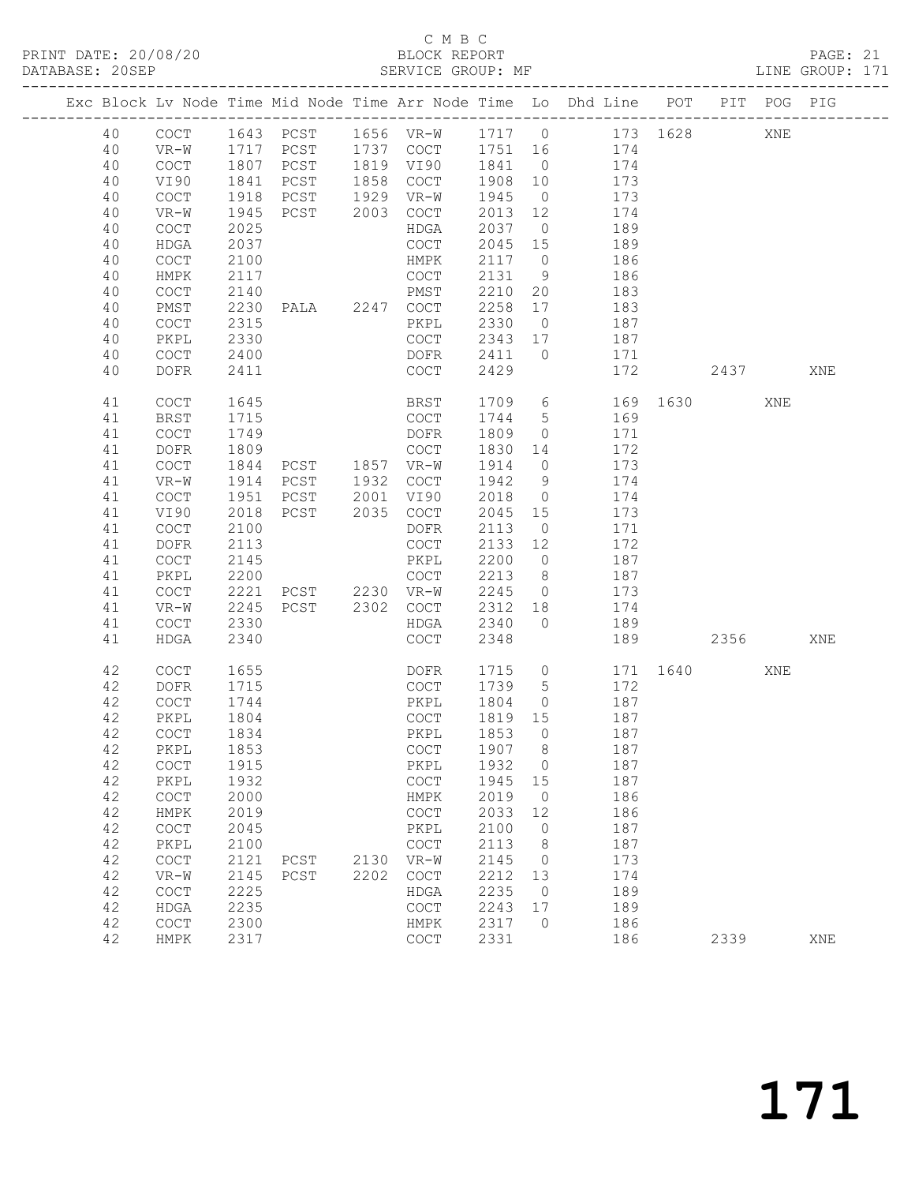C M B C

PRINT DATE: 20/08/20 BLOCK REPORT PAGE: 21
DATABASE: 20SEP SERVICE GROUP: MF LINE GROUP: 171

| Exc | Block | Lv | Node | Time | Mid Node | Time | Arr Node | Time | Lo | Dhd Line | POT | PIT | POG | PIG |
|---|---|---|---|---|---|---|---|---|---|---|---|---|---|---|
| | 40 | | COCT | 1643 | PCST | 1656 | VR-W | 1717 | 0 | 173 | 1628 | | XNE | |
| | 40 | | VR-W | 1717 | PCST | 1737 | COCT | 1751 | 16 | 174 | | | | |
| | 40 | | COCT | 1807 | PCST | 1819 | VI90 | 1841 | 0 | 174 | | | | |
| | 40 | | VI90 | 1841 | PCST | 1858 | COCT | 1908 | 10 | 173 | | | | |
| | 40 | | COCT | 1918 | PCST | 1929 | VR-W | 1945 | 0 | 173 | | | | |
| | 40 | | VR-W | 1945 | PCST | 2003 | COCT | 2013 | 12 | 174 | | | | |
| | 40 | | COCT | 2025 | | | HDGA | 2037 | 0 | 189 | | | | |
| | 40 | | HDGA | 2037 | | | COCT | 2045 | 15 | 189 | | | | |
| | 40 | | COCT | 2100 | | | HMPK | 2117 | 0 | 186 | | | | |
| | 40 | | HMPK | 2117 | | | COCT | 2131 | 9 | 186 | | | | |
| | 40 | | COCT | 2140 | | | PMST | 2210 | 20 | 183 | | | | |
| | 40 | | PMST | 2230 | PALA | 2247 | COCT | 2258 | 17 | 183 | | | | |
| | 40 | | COCT | 2315 | | | PKPL | 2330 | 0 | 187 | | | | |
| | 40 | | PKPL | 2330 | | | COCT | 2343 | 17 | 187 | | | | |
| | 40 | | COCT | 2400 | | | DOFR | 2411 | 0 | 171 | | | | |
| | 40 | | DOFR | 2411 | | | COCT | 2429 | | 172 | | 2437 | | XNE |
| | 41 | | COCT | 1645 | | | BRST | 1709 | 6 | 169 | 1630 | | XNE | |
| | 41 | | BRST | 1715 | | | COCT | 1744 | 5 | 169 | | | | |
| | 41 | | COCT | 1749 | | | DOFR | 1809 | 0 | 171 | | | | |
| | 41 | | DOFR | 1809 | | | COCT | 1830 | 14 | 172 | | | | |
| | 41 | | COCT | 1844 | PCST | 1857 | VR-W | 1914 | 0 | 173 | | | | |
| | 41 | | VR-W | 1914 | PCST | 1932 | COCT | 1942 | 9 | 174 | | | | |
| | 41 | | COCT | 1951 | PCST | 2001 | VI90 | 2018 | 0 | 174 | | | | |
| | 41 | | VI90 | 2018 | PCST | 2035 | COCT | 2045 | 15 | 173 | | | | |
| | 41 | | COCT | 2100 | | | DOFR | 2113 | 0 | 171 | | | | |
| | 41 | | DOFR | 2113 | | | COCT | 2133 | 12 | 172 | | | | |
| | 41 | | COCT | 2145 | | | PKPL | 2200 | 0 | 187 | | | | |
| | 41 | | PKPL | 2200 | | | COCT | 2213 | 8 | 187 | | | | |
| | 41 | | COCT | 2221 | PCST | 2230 | VR-W | 2245 | 0 | 173 | | | | |
| | 41 | | VR-W | 2245 | PCST | 2302 | COCT | 2312 | 18 | 174 | | | | |
| | 41 | | COCT | 2330 | | | HDGA | 2340 | 0 | 189 | | | | |
| | 41 | | HDGA | 2340 | | | COCT | 2348 | | 189 | | 2356 | | XNE |
| | 42 | | COCT | 1655 | | | DOFR | 1715 | 0 | 171 | 1640 | | XNE | |
| | 42 | | DOFR | 1715 | | | COCT | 1739 | 5 | 172 | | | | |
| | 42 | | COCT | 1744 | | | PKPL | 1804 | 0 | 187 | | | | |
| | 42 | | PKPL | 1804 | | | COCT | 1819 | 15 | 187 | | | | |
| | 42 | | COCT | 1834 | | | PKPL | 1853 | 0 | 187 | | | | |
| | 42 | | PKPL | 1853 | | | COCT | 1907 | 8 | 187 | | | | |
| | 42 | | COCT | 1915 | | | PKPL | 1932 | 0 | 187 | | | | |
| | 42 | | PKPL | 1932 | | | COCT | 1945 | 15 | 187 | | | | |
| | 42 | | COCT | 2000 | | | HMPK | 2019 | 0 | 186 | | | | |
| | 42 | | HMPK | 2019 | | | COCT | 2033 | 12 | 186 | | | | |
| | 42 | | COCT | 2045 | | | PKPL | 2100 | 0 | 187 | | | | |
| | 42 | | PKPL | 2100 | | | COCT | 2113 | 8 | 187 | | | | |
| | 42 | | COCT | 2121 | PCST | 2130 | VR-W | 2145 | 0 | 173 | | | | |
| | 42 | | VR-W | 2145 | PCST | 2202 | COCT | 2212 | 13 | 174 | | | | |
| | 42 | | COCT | 2225 | | | HDGA | 2235 | 0 | 189 | | | | |
| | 42 | | HDGA | 2235 | | | COCT | 2243 | 17 | 189 | | | | |
| | 42 | | COCT | 2300 | | | HMPK | 2317 | 0 | 186 | | | | |
| | 42 | | HMPK | 2317 | | | COCT | 2331 | | 186 | | 2339 | | XNE |

171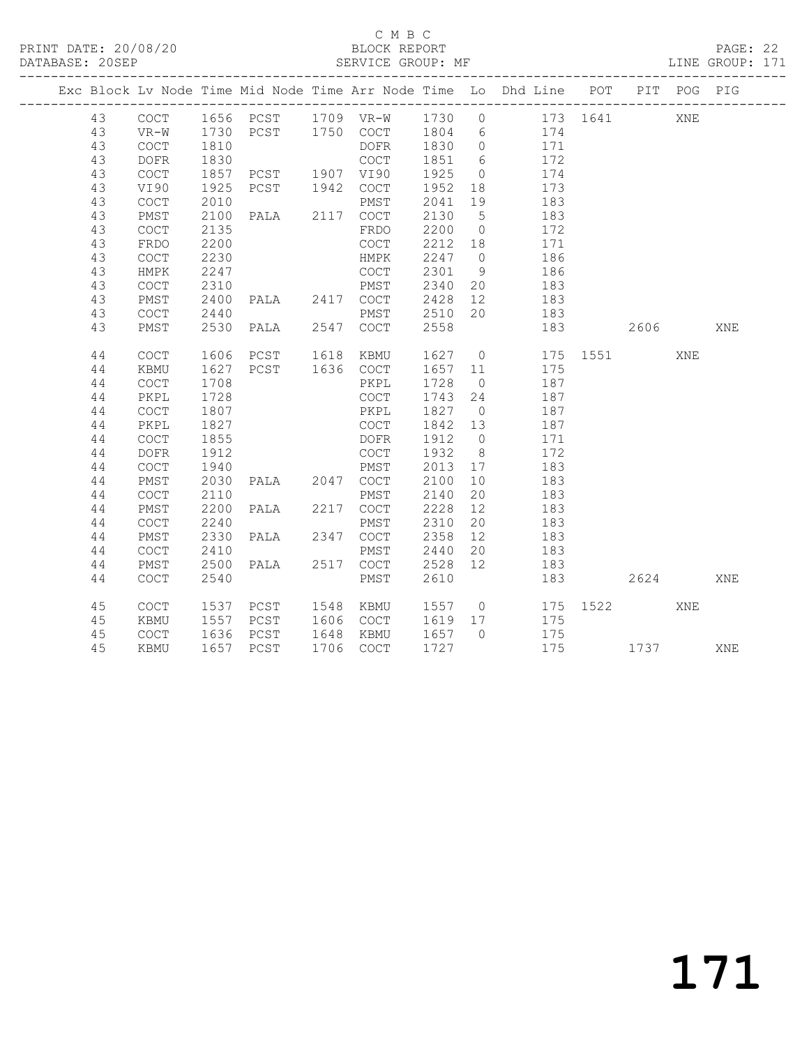C M B C

BLOCK REPORT

PRINT DATE: 20/08/20 DATABASE: 20SEP SERVICE GROUP: MF LINE GROUP: 171

| Exc | Block | Lv | Node | Time | Mid Node | Time | Arr Node | Time | Lo | Dhd Line | POT | PIT | POG | PIG |
|---|---|---|---|---|---|---|---|---|---|---|---|---|---|---|
| | 43 | | COCT | 1656 | PCST | 1709 | VR-W | 1730 | 0 | 173 | 1641 | | XNE | |
| | 43 | | VR-W | 1730 | PCST | 1750 | COCT | 1804 | 6 | 174 | | | | |
| | 43 | | COCT | 1810 | | | DOFR | 1830 | 0 | 171 | | | | |
| | 43 | | DOFR | 1830 | | | COCT | 1851 | 6 | 172 | | | | |
| | 43 | | COCT | 1857 | PCST | 1907 | VI90 | 1925 | 0 | 174 | | | | |
| | 43 | | VI90 | 1925 | PCST | 1942 | COCT | 1952 | 18 | 173 | | | | |
| | 43 | | COCT | 2010 | | | PMST | 2041 | 19 | 183 | | | | |
| | 43 | | PMST | 2100 | PALA | 2117 | COCT | 2130 | 5 | 183 | | | | |
| | 43 | | COCT | 2135 | | | FRDO | 2200 | 0 | 172 | | | | |
| | 43 | | FRDO | 2200 | | | COCT | 2212 | 18 | 171 | | | | |
| | 43 | | COCT | 2230 | | | HMPK | 2247 | 0 | 186 | | | | |
| | 43 | | HMPK | 2247 | | | COCT | 2301 | 9 | 186 | | | | |
| | 43 | | COCT | 2310 | | | PMST | 2340 | 20 | 183 | | | | |
| | 43 | | PMST | 2400 | PALA | 2417 | COCT | 2428 | 12 | 183 | | | | |
| | 43 | | COCT | 2440 | | | PMST | 2510 | 20 | 183 | | | | |
| | 43 | | PMST | 2530 | PALA | 2547 | COCT | 2558 | | 183 | | 2606 | | XNE |
| | 44 | | COCT | 1606 | PCST | 1618 | KBMU | 1627 | 0 | 175 | 1551 | | XNE | |
| | 44 | | KBMU | 1627 | PCST | 1636 | COCT | 1657 | 11 | 175 | | | | |
| | 44 | | COCT | 1708 | | | PKPL | 1728 | 0 | 187 | | | | |
| | 44 | | PKPL | 1728 | | | COCT | 1743 | 24 | 187 | | | | |
| | 44 | | COCT | 1807 | | | PKPL | 1827 | 0 | 187 | | | | |
| | 44 | | PKPL | 1827 | | | COCT | 1842 | 13 | 187 | | | | |
| | 44 | | COCT | 1855 | | | DOFR | 1912 | 0 | 171 | | | | |
| | 44 | | DOFR | 1912 | | | COCT | 1932 | 8 | 172 | | | | |
| | 44 | | COCT | 1940 | | | PMST | 2013 | 17 | 183 | | | | |
| | 44 | | PMST | 2030 | PALA | 2047 | COCT | 2100 | 10 | 183 | | | | |
| | 44 | | COCT | 2110 | | | PMST | 2140 | 20 | 183 | | | | |
| | 44 | | PMST | 2200 | PALA | 2217 | COCT | 2228 | 12 | 183 | | | | |
| | 44 | | COCT | 2240 | | | PMST | 2310 | 20 | 183 | | | | |
| | 44 | | PMST | 2330 | PALA | 2347 | COCT | 2358 | 12 | 183 | | | | |
| | 44 | | COCT | 2410 | | | PMST | 2440 | 20 | 183 | | | | |
| | 44 | | PMST | 2500 | PALA | 2517 | COCT | 2528 | 12 | 183 | | | | |
| | 44 | | COCT | 2540 | | | PMST | 2610 | | 183 | | 2624 | | XNE |
| | 45 | | COCT | 1537 | PCST | 1548 | KBMU | 1557 | 0 | 175 | 1522 | | XNE | |
| | 45 | | KBMU | 1557 | PCST | 1606 | COCT | 1619 | 17 | 175 | | | | |
| | 45 | | COCT | 1636 | PCST | 1648 | KBMU | 1657 | 0 | 175 | | | | |
| | 45 | | KBMU | 1657 | PCST | 1706 | COCT | 1727 | | 175 | | 1737 | | XNE |

171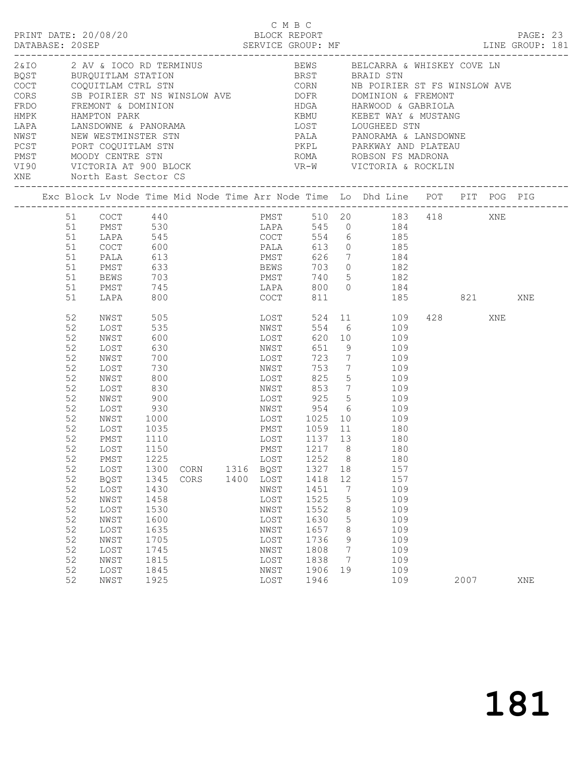C M B C

PRINT DATE: 20/08/20 BLOCK REPORT
DATABASE: 20SEP SERVICE GROUP: MF LINE GROUP: 181

| Code | Description | Code | Description |
|---|---|---|---|
| 2&IO | 2 AV & IOCO RD TERMINUS | BEWS | BELCARRA & WHISKEY COVE LN |
| BQST | BURQUITLAM STATION | BRST | BRAID STN |
| COCT | COQUITLAM CTRL STN | CORN | NB POIRIER ST FS WINSLOW AVE |
| CORS | SB POIRIER ST NS WINSLOW AVE | DOFR | DOMINION & FREMONT |
| FRDO | FREMONT & DOMINION | HDGA | HARWOOD & GABRIOLA |
| HMPK | HAMPTON PARK | KBMU | KEBET WAY & MUSTANG |
| LAPA | LANSDOWNE & PANORAMA | LOST | LOUGHEED STN |
| NWST | NEW WESTMINSTER STN | PALA | PANORAMA & LANSDOWNE |
| PCST | PORT COQUITLAM STN | PKPL | PARKWAY AND PLATEAU |
| PMST | MOODY CENTRE STN | ROMA | ROBSON FS MADRONA |
| VI90 | VICTORIA AT 900 BLOCK | VR-W | VICTORIA & ROCKLIN |
| XNE | North East Sector CS | | |

| Exc | Block | Lv Node | Time | Mid Node | Time | Arr Node | Time | Lo | Dhd Line | POT | PIT | POG | PIG |
|---|---|---|---|---|---|---|---|---|---|---|---|---|---|
| | 51 | COCT | 440 | | | PMST | 510 | 20 | 183 | 418 | | XNE | |
| | 51 | PMST | 530 | | | LAPA | 545 | 0 | 184 | | | | |
| | 51 | LAPA | 545 | | | COCT | 554 | 6 | 185 | | | | |
| | 51 | COCT | 600 | | | PALA | 613 | 0 | 185 | | | | |
| | 51 | PALA | 613 | | | PMST | 626 | 7 | 184 | | | | |
| | 51 | PMST | 633 | | | BEWS | 703 | 0 | 182 | | | | |
| | 51 | BEWS | 703 | | | PMST | 740 | 5 | 182 | | | | |
| | 51 | PMST | 745 | | | LAPA | 800 | 0 | 184 | | | | |
| | 51 | LAPA | 800 | | | COCT | 811 | | 185 | | 821 | | XNE |
| | 52 | NWST | 505 | | | LOST | 524 | 11 | 109 | 428 | | XNE | |
| | 52 | LOST | 535 | | | NWST | 554 | 6 | 109 | | | | |
| | 52 | NWST | 600 | | | LOST | 620 | 10 | 109 | | | | |
| | 52 | LOST | 630 | | | NWST | 651 | 9 | 109 | | | | |
| | 52 | NWST | 700 | | | LOST | 723 | 7 | 109 | | | | |
| | 52 | LOST | 730 | | | NWST | 753 | 7 | 109 | | | | |
| | 52 | NWST | 800 | | | LOST | 825 | 5 | 109 | | | | |
| | 52 | LOST | 830 | | | NWST | 853 | 7 | 109 | | | | |
| | 52 | NWST | 900 | | | LOST | 925 | 5 | 109 | | | | |
| | 52 | LOST | 930 | | | NWST | 954 | 6 | 109 | | | | |
| | 52 | NWST | 1000 | | | LOST | 1025 | 10 | 109 | | | | |
| | 52 | LOST | 1035 | | | PMST | 1059 | 11 | 180 | | | | |
| | 52 | PMST | 1110 | | | LOST | 1137 | 13 | 180 | | | | |
| | 52 | LOST | 1150 | | | PMST | 1217 | 8 | 180 | | | | |
| | 52 | PMST | 1225 | | | LOST | 1252 | 8 | 180 | | | | |
| | 52 | LOST | 1300 | CORN | 1316 | BQST | 1327 | 18 | 157 | | | | |
| | 52 | BQST | 1345 | CORS | 1400 | LOST | 1418 | 12 | 157 | | | | |
| | 52 | LOST | 1430 | | | NWST | 1451 | 7 | 109 | | | | |
| | 52 | NWST | 1458 | | | LOST | 1525 | 5 | 109 | | | | |
| | 52 | LOST | 1530 | | | NWST | 1552 | 8 | 109 | | | | |
| | 52 | NWST | 1600 | | | LOST | 1630 | 5 | 109 | | | | |
| | 52 | LOST | 1635 | | | NWST | 1657 | 8 | 109 | | | | |
| | 52 | NWST | 1705 | | | LOST | 1736 | 9 | 109 | | | | |
| | 52 | LOST | 1745 | | | NWST | 1808 | 7 | 109 | | | | |
| | 52 | NWST | 1815 | | | LOST | 1838 | 7 | 109 | | | | |
| | 52 | LOST | 1845 | | | NWST | 1906 | 19 | 109 | | | | |
| | 52 | NWST | 1925 | | | LOST | 1946 | | 109 | | 2007 | | XNE |

181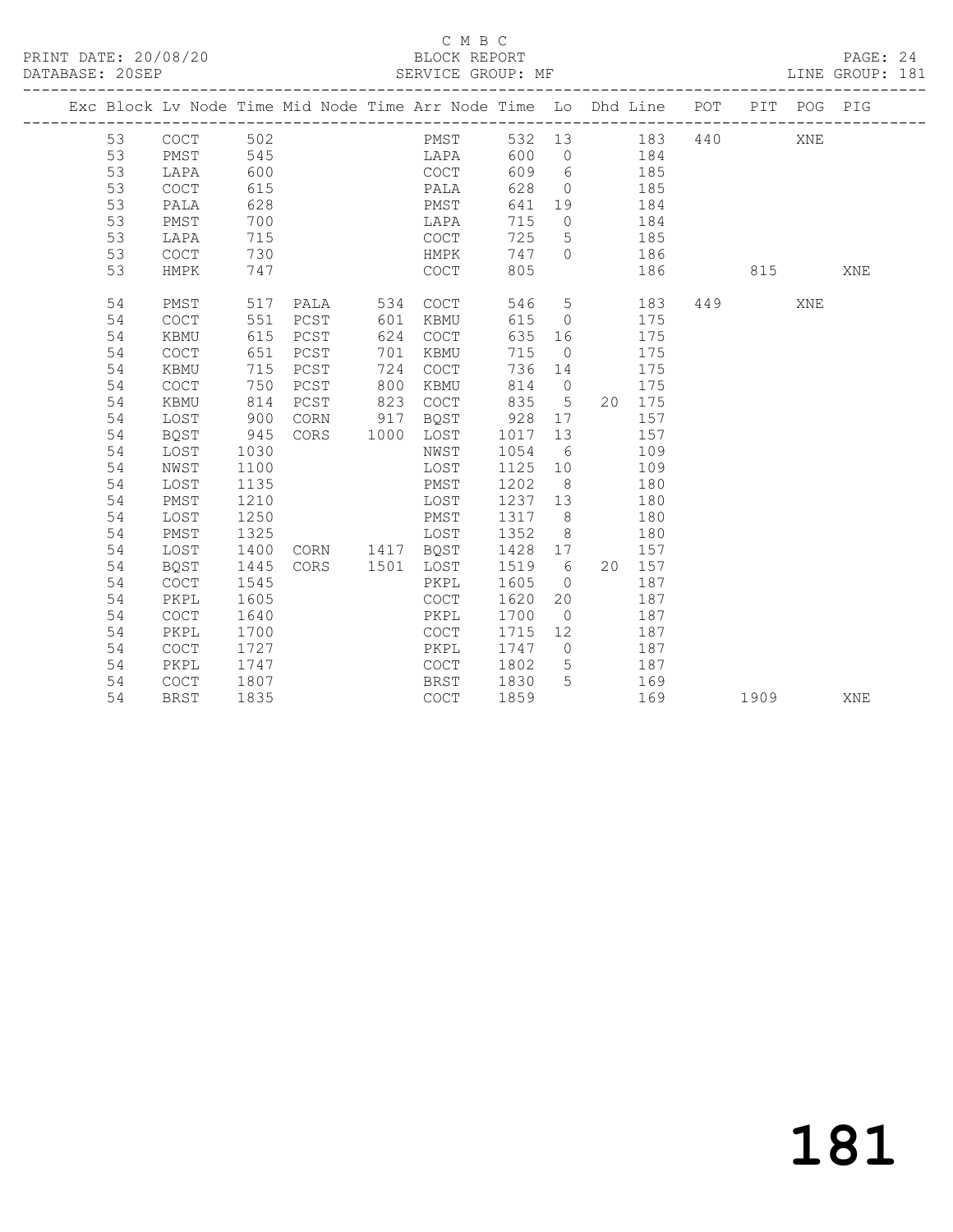C M B C

BLOCK REPORT

SERVICE GROUP: MF

PRINT DATE: 20/08/20
DATABASE: 20SEP
LINE GROUP: 181

| Exc | Block | Lv | Node | Time | Mid Node | Time | Arr Node | Time | Lo | Dhd | Line | POT | PIT | POG | PIG |
|---|---|---|---|---|---|---|---|---|---|---|---|---|---|---|---|
| | 53 | | COCT | 502 | | | PMST | 532 | 13 | | 183 | 440 | | XNE | |
| | 53 | | PMST | 545 | | | LAPA | 600 | 0 | | 184 | | | | |
| | 53 | | LAPA | 600 | | | COCT | 609 | 6 | | 185 | | | | |
| | 53 | | COCT | 615 | | | PALA | 628 | 0 | | 185 | | | | |
| | 53 | | PALA | 628 | | | PMST | 641 | 19 | | 184 | | | | |
| | 53 | | PMST | 700 | | | LAPA | 715 | 0 | | 184 | | | | |
| | 53 | | LAPA | 715 | | | COCT | 725 | 5 | | 185 | | | | |
| | 53 | | COCT | 730 | | | HMPK | 747 | 0 | | 186 | | | | |
| | 53 | | HMPK | 747 | | | COCT | 805 | | | 186 | | 815 | | XNE |
| | 54 | | PMST | 517 | PALA | 534 | COCT | 546 | 5 | | 183 | 449 | | XNE | |
| | 54 | | COCT | 551 | PCST | 601 | KBMU | 615 | 0 | | 175 | | | | |
| | 54 | | KBMU | 615 | PCST | 624 | COCT | 635 | 16 | | 175 | | | | |
| | 54 | | COCT | 651 | PCST | 701 | KBMU | 715 | 0 | | 175 | | | | |
| | 54 | | KBMU | 715 | PCST | 724 | COCT | 736 | 14 | | 175 | | | | |
| | 54 | | COCT | 750 | PCST | 800 | KBMU | 814 | 0 | | 175 | | | | |
| | 54 | | KBMU | 814 | PCST | 823 | COCT | 835 | 5 | 20 | 175 | | | | |
| | 54 | | LOST | 900 | CORN | 917 | BQST | 928 | 17 | | 157 | | | | |
| | 54 | | BQST | 945 | CORS | 1000 | LOST | 1017 | 13 | | 157 | | | | |
| | 54 | | LOST | 1030 | | | NWST | 1054 | 6 | | 109 | | | | |
| | 54 | | NWST | 1100 | | | LOST | 1125 | 10 | | 109 | | | | |
| | 54 | | LOST | 1135 | | | PMST | 1202 | 8 | | 180 | | | | |
| | 54 | | PMST | 1210 | | | LOST | 1237 | 13 | | 180 | | | | |
| | 54 | | LOST | 1250 | | | PMST | 1317 | 8 | | 180 | | | | |
| | 54 | | PMST | 1325 | | | LOST | 1352 | 8 | | 180 | | | | |
| | 54 | | LOST | 1400 | CORN | 1417 | BQST | 1428 | 17 | | 157 | | | | |
| | 54 | | BQST | 1445 | CORS | 1501 | LOST | 1519 | 6 | 20 | 157 | | | | |
| | 54 | | COCT | 1545 | | | PKPL | 1605 | 0 | | 187 | | | | |
| | 54 | | PKPL | 1605 | | | COCT | 1620 | 20 | | 187 | | | | |
| | 54 | | COCT | 1640 | | | PKPL | 1700 | 0 | | 187 | | | | |
| | 54 | | PKPL | 1700 | | | COCT | 1715 | 12 | | 187 | | | | |
| | 54 | | COCT | 1727 | | | PKPL | 1747 | 0 | | 187 | | | | |
| | 54 | | PKPL | 1747 | | | COCT | 1802 | 5 | | 187 | | | | |
| | 54 | | COCT | 1807 | | | BRST | 1830 | 5 | | 169 | | | | |
| | 54 | | BRST | 1835 | | | COCT | 1859 | | | 169 | | 1909 | | XNE |

181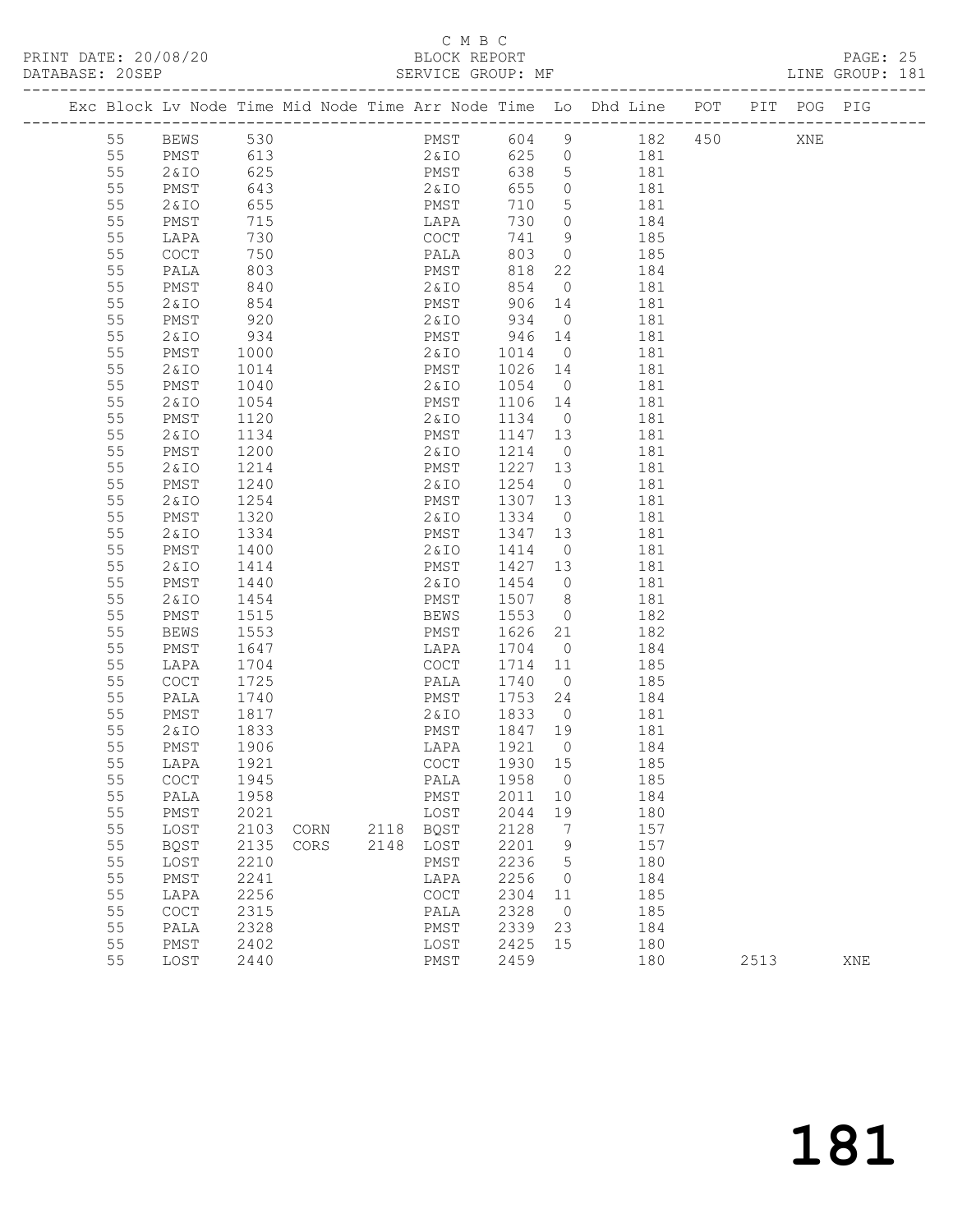C M B C

BLOCK REPORT

SERVICE GROUP: MF

PRINT DATE: 20/08/20
DATABASE: 20SEP

LINE GROUP: 181

| Exc | Block | Lv | Node | Time | Mid Node | Time | Arr Node | Time | Lo | Dhd Line | POT | PIT | POG | PIG |
|---|---|---|---|---|---|---|---|---|---|---|---|---|---|---|
| | 55 | | BEWS | 530 | | | PMST | 604 | 9 | 182 | 450 | | XNE | |
| | 55 | | PMST | 613 | | | 2&IO | 625 | 0 | 181 | | | | |
| | 55 | | 2&IO | 625 | | | PMST | 638 | 5 | 181 | | | | |
| | 55 | | PMST | 643 | | | 2&IO | 655 | 0 | 181 | | | | |
| | 55 | | 2&IO | 655 | | | PMST | 710 | 5 | 181 | | | | |
| | 55 | | PMST | 715 | | | LAPA | 730 | 0 | 184 | | | | |
| | 55 | | LAPA | 730 | | | COCT | 741 | 9 | 185 | | | | |
| | 55 | | COCT | 750 | | | PALA | 803 | 0 | 185 | | | | |
| | 55 | | PALA | 803 | | | PMST | 818 | 22 | 184 | | | | |
| | 55 | | PMST | 840 | | | 2&IO | 854 | 0 | 181 | | | | |
| | 55 | | 2&IO | 854 | | | PMST | 906 | 14 | 181 | | | | |
| | 55 | | PMST | 920 | | | 2&IO | 934 | 0 | 181 | | | | |
| | 55 | | 2&IO | 934 | | | PMST | 946 | 14 | 181 | | | | |
| | 55 | | PMST | 1000 | | | 2&IO | 1014 | 0 | 181 | | | | |
| | 55 | | 2&IO | 1014 | | | PMST | 1026 | 14 | 181 | | | | |
| | 55 | | PMST | 1040 | | | 2&IO | 1054 | 0 | 181 | | | | |
| | 55 | | 2&IO | 1054 | | | PMST | 1106 | 14 | 181 | | | | |
| | 55 | | PMST | 1120 | | | 2&IO | 1134 | 0 | 181 | | | | |
| | 55 | | 2&IO | 1134 | | | PMST | 1147 | 13 | 181 | | | | |
| | 55 | | PMST | 1200 | | | 2&IO | 1214 | 0 | 181 | | | | |
| | 55 | | 2&IO | 1214 | | | PMST | 1227 | 13 | 181 | | | | |
| | 55 | | PMST | 1240 | | | 2&IO | 1254 | 0 | 181 | | | | |
| | 55 | | 2&IO | 1254 | | | PMST | 1307 | 13 | 181 | | | | |
| | 55 | | PMST | 1320 | | | 2&IO | 1334 | 0 | 181 | | | | |
| | 55 | | 2&IO | 1334 | | | PMST | 1347 | 13 | 181 | | | | |
| | 55 | | PMST | 1400 | | | 2&IO | 1414 | 0 | 181 | | | | |
| | 55 | | 2&IO | 1414 | | | PMST | 1427 | 13 | 181 | | | | |
| | 55 | | PMST | 1440 | | | 2&IO | 1454 | 0 | 181 | | | | |
| | 55 | | 2&IO | 1454 | | | PMST | 1507 | 8 | 181 | | | | |
| | 55 | | PMST | 1515 | | | BEWS | 1553 | 0 | 182 | | | | |
| | 55 | | BEWS | 1553 | | | PMST | 1626 | 21 | 182 | | | | |
| | 55 | | PMST | 1647 | | | LAPA | 1704 | 0 | 184 | | | | |
| | 55 | | LAPA | 1704 | | | COCT | 1714 | 11 | 185 | | | | |
| | 55 | | COCT | 1725 | | | PALA | 1740 | 0 | 185 | | | | |
| | 55 | | PALA | 1740 | | | PMST | 1753 | 24 | 184 | | | | |
| | 55 | | PMST | 1817 | | | 2&IO | 1833 | 0 | 181 | | | | |
| | 55 | | 2&IO | 1833 | | | PMST | 1847 | 19 | 181 | | | | |
| | 55 | | PMST | 1906 | | | LAPA | 1921 | 0 | 184 | | | | |
| | 55 | | LAPA | 1921 | | | COCT | 1930 | 15 | 185 | | | | |
| | 55 | | COCT | 1945 | | | PALA | 1958 | 0 | 185 | | | | |
| | 55 | | PALA | 1958 | | | PMST | 2011 | 10 | 184 | | | | |
| | 55 | | PMST | 2021 | | | LOST | 2044 | 19 | 180 | | | | |
| | 55 | | LOST | 2103 | CORN | 2118 | BQST | 2128 | 7 | 157 | | | | |
| | 55 | | BQST | 2135 | CORS | 2148 | LOST | 2201 | 9 | 157 | | | | |
| | 55 | | LOST | 2210 | | | PMST | 2236 | 5 | 180 | | | | |
| | 55 | | PMST | 2241 | | | LAPA | 2256 | 0 | 184 | | | | |
| | 55 | | LAPA | 2256 | | | COCT | 2304 | 11 | 185 | | | | |
| | 55 | | COCT | 2315 | | | PALA | 2328 | 0 | 185 | | | | |
| | 55 | | PALA | 2328 | | | PMST | 2339 | 23 | 184 | | | | |
| | 55 | | PMST | 2402 | | | LOST | 2425 | 15 | 180 | | | | |
| | 55 | | LOST | 2440 | | | PMST | 2459 | | 180 | | 2513 | | XNE |

181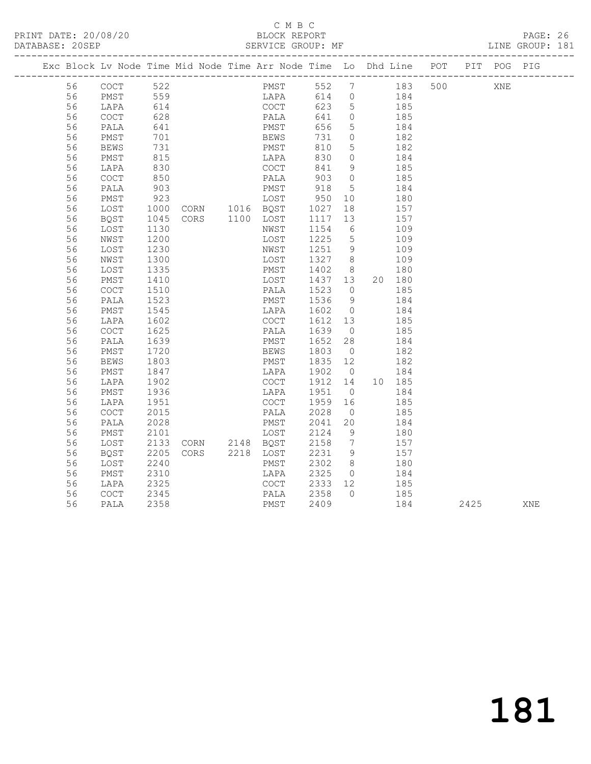C M B C
PRINT DATE: 20/08/20 BLOCK REPORT PAGE: 26
DATABASE: 20SEP SERVICE GROUP: MF LINE GROUP: 181

| Exc | Block | Lv Node | Time | Mid Node | Time | Arr Node | Time | Lo | Dhd | Line | POT | PIT | POG | PIG |
|---|---|---|---|---|---|---|---|---|---|---|---|---|---|---|
| | 56 | COCT | 522 | | | PMST | 552 | 7 | | 183 | 500 | | XNE | |
| | 56 | PMST | 559 | | | LAPA | 614 | 0 | | 184 | | | | |
| | 56 | LAPA | 614 | | | COCT | 623 | 5 | | 185 | | | | |
| | 56 | COCT | 628 | | | PALA | 641 | 0 | | 185 | | | | |
| | 56 | PALA | 641 | | | PMST | 656 | 5 | | 184 | | | | |
| | 56 | PMST | 701 | | | BEWS | 731 | 0 | | 182 | | | | |
| | 56 | BEWS | 731 | | | PMST | 810 | 5 | | 182 | | | | |
| | 56 | PMST | 815 | | | LAPA | 830 | 0 | | 184 | | | | |
| | 56 | LAPA | 830 | | | COCT | 841 | 9 | | 185 | | | | |
| | 56 | COCT | 850 | | | PALA | 903 | 0 | | 185 | | | | |
| | 56 | PALA | 903 | | | PMST | 918 | 5 | | 184 | | | | |
| | 56 | PMST | 923 | | | LOST | 950 | 10 | | 180 | | | | |
| | 56 | LOST | 1000 | CORN | 1016 | BQST | 1027 | 18 | | 157 | | | | |
| | 56 | BQST | 1045 | CORS | 1100 | LOST | 1117 | 13 | | 157 | | | | |
| | 56 | LOST | 1130 | | | NWST | 1154 | 6 | | 109 | | | | |
| | 56 | NWST | 1200 | | | LOST | 1225 | 5 | | 109 | | | | |
| | 56 | LOST | 1230 | | | NWST | 1251 | 9 | | 109 | | | | |
| | 56 | NWST | 1300 | | | LOST | 1327 | 8 | | 109 | | | | |
| | 56 | LOST | 1335 | | | PMST | 1402 | 8 | | 180 | | | | |
| | 56 | PMST | 1410 | | | LOST | 1437 | 13 | 20 | 180 | | | | |
| | 56 | COCT | 1510 | | | PALA | 1523 | 0 | | 185 | | | | |
| | 56 | PALA | 1523 | | | PMST | 1536 | 9 | | 184 | | | | |
| | 56 | PMST | 1545 | | | LAPA | 1602 | 0 | | 184 | | | | |
| | 56 | LAPA | 1602 | | | COCT | 1612 | 13 | | 185 | | | | |
| | 56 | COCT | 1625 | | | PALA | 1639 | 0 | | 185 | | | | |
| | 56 | PALA | 1639 | | | PMST | 1652 | 28 | | 184 | | | | |
| | 56 | PMST | 1720 | | | BEWS | 1803 | 0 | | 182 | | | | |
| | 56 | BEWS | 1803 | | | PMST | 1835 | 12 | | 182 | | | | |
| | 56 | PMST | 1847 | | | LAPA | 1902 | 0 | | 184 | | | | |
| | 56 | LAPA | 1902 | | | COCT | 1912 | 14 | 10 | 185 | | | | |
| | 56 | PMST | 1936 | | | LAPA | 1951 | 0 | | 184 | | | | |
| | 56 | LAPA | 1951 | | | COCT | 1959 | 16 | | 185 | | | | |
| | 56 | COCT | 2015 | | | PALA | 2028 | 0 | | 185 | | | | |
| | 56 | PALA | 2028 | | | PMST | 2041 | 20 | | 184 | | | | |
| | 56 | PMST | 2101 | | | LOST | 2124 | 9 | | 180 | | | | |
| | 56 | LOST | 2133 | CORN | 2148 | BQST | 2158 | 7 | | 157 | | | | |
| | 56 | BQST | 2205 | CORS | 2218 | LOST | 2231 | 9 | | 157 | | | | |
| | 56 | LOST | 2240 | | | PMST | 2302 | 8 | | 180 | | | | |
| | 56 | PMST | 2310 | | | LAPA | 2325 | 0 | | 184 | | | | |
| | 56 | LAPA | 2325 | | | COCT | 2333 | 12 | | 185 | | | | |
| | 56 | COCT | 2345 | | | PALA | 2358 | 0 | | 185 | | | | |
| | 56 | PALA | 2358 | | | PMST | 2409 | | | 184 | | 2425 | | XNE |

181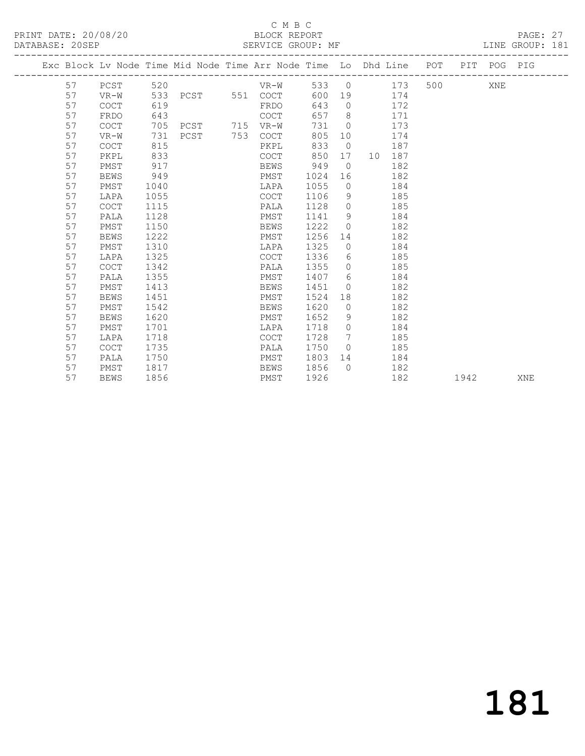C M B C

BLOCK REPORT

SERVICE GROUP: MF

LINE GROUP: 181

| Exc | Block | Lv Node | Time | Mid Node | Time | Arr Node | Time | Lo | Dhd | Line | POT | PIT | POG | PIG |
|---|---|---|---|---|---|---|---|---|---|---|---|---|---|---|
| | 57 | PCST | 520 | | | VR-W | 533 | 0 | | 173 | 500 | | XNE | |
| | 57 | VR-W | 533 | PCST | 551 | COCT | 600 | 19 | | 174 | | | | |
| | 57 | COCT | 619 | | | FRDO | 643 | 0 | | 172 | | | | |
| | 57 | FRDO | 643 | | | COCT | 657 | 8 | | 171 | | | | |
| | 57 | COCT | 705 | PCST | 715 | VR-W | 731 | 0 | | 173 | | | | |
| | 57 | VR-W | 731 | PCST | 753 | COCT | 805 | 10 | | 174 | | | | |
| | 57 | COCT | 815 | | | PKPL | 833 | 0 | | 187 | | | | |
| | 57 | PKPL | 833 | | | COCT | 850 | 17 | 10 | 187 | | | | |
| | 57 | PMST | 917 | | | BEWS | 949 | 0 | | 182 | | | | |
| | 57 | BEWS | 949 | | | PMST | 1024 | 16 | | 182 | | | | |
| | 57 | PMST | 1040 | | | LAPA | 1055 | 0 | | 184 | | | | |
| | 57 | LAPA | 1055 | | | COCT | 1106 | 9 | | 185 | | | | |
| | 57 | COCT | 1115 | | | PALA | 1128 | 0 | | 185 | | | | |
| | 57 | PALA | 1128 | | | PMST | 1141 | 9 | | 184 | | | | |
| | 57 | PMST | 1150 | | | BEWS | 1222 | 0 | | 182 | | | | |
| | 57 | BEWS | 1222 | | | PMST | 1256 | 14 | | 182 | | | | |
| | 57 | PMST | 1310 | | | LAPA | 1325 | 0 | | 184 | | | | |
| | 57 | LAPA | 1325 | | | COCT | 1336 | 6 | | 185 | | | | |
| | 57 | COCT | 1342 | | | PALA | 1355 | 0 | | 185 | | | | |
| | 57 | PALA | 1355 | | | PMST | 1407 | 6 | | 184 | | | | |
| | 57 | PMST | 1413 | | | BEWS | 1451 | 0 | | 182 | | | | |
| | 57 | BEWS | 1451 | | | PMST | 1524 | 18 | | 182 | | | | |
| | 57 | PMST | 1542 | | | BEWS | 1620 | 0 | | 182 | | | | |
| | 57 | BEWS | 1620 | | | PMST | 1652 | 9 | | 182 | | | | |
| | 57 | PMST | 1701 | | | LAPA | 1718 | 0 | | 184 | | | | |
| | 57 | LAPA | 1718 | | | COCT | 1728 | 7 | | 185 | | | | |
| | 57 | COCT | 1735 | | | PALA | 1750 | 0 | | 185 | | | | |
| | 57 | PALA | 1750 | | | PMST | 1803 | 14 | | 184 | | | | |
| | 57 | PMST | 1817 | | | BEWS | 1856 | 0 | | 182 | | | | |
| | 57 | BEWS | 1856 | | | PMST | 1926 | | | 182 | | 1942 | | XNE |

181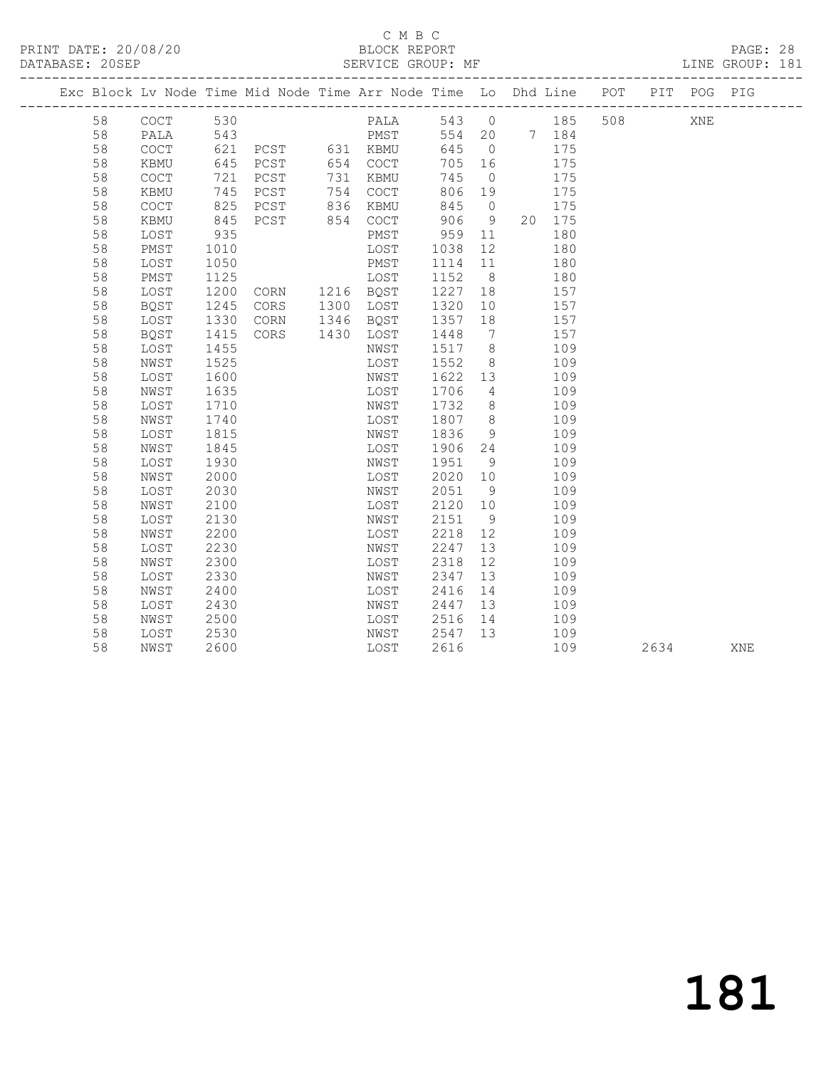C M B C

PRINT DATE: 20/08/20 BLOCK REPORT PAGE: 28

DATABASE: 20SEP SERVICE GROUP: MF LINE GROUP: 181

| Exc | Block | Lv | Node | Time | Mid Node | Time | Arr Node | Time | Lo | Dhd | Line | POT | PIT | POG | PIG |
|---|---|---|---|---|---|---|---|---|---|---|---|---|---|---|---|
| | 58 | | COCT | 530 | | | PALA | 543 | 0 | | 185 | 508 | | XNE | |
| | 58 | | PALA | 543 | | | PMST | 554 | 20 | 7 | 184 | | | | |
| | 58 | | COCT | 621 | PCST | 631 | KBMU | 645 | 0 | | 175 | | | | |
| | 58 | | KBMU | 645 | PCST | 654 | COCT | 705 | 16 | | 175 | | | | |
| | 58 | | COCT | 721 | PCST | 731 | KBMU | 745 | 0 | | 175 | | | | |
| | 58 | | KBMU | 745 | PCST | 754 | COCT | 806 | 19 | | 175 | | | | |
| | 58 | | COCT | 825 | PCST | 836 | KBMU | 845 | 0 | | 175 | | | | |
| | 58 | | KBMU | 845 | PCST | 854 | COCT | 906 | 9 | 20 | 175 | | | | |
| | 58 | | LOST | 935 | | | PMST | 959 | 11 | | 180 | | | | |
| | 58 | | PMST | 1010 | | | LOST | 1038 | 12 | | 180 | | | | |
| | 58 | | LOST | 1050 | | | PMST | 1114 | 11 | | 180 | | | | |
| | 58 | | PMST | 1125 | | | LOST | 1152 | 8 | | 180 | | | | |
| | 58 | | LOST | 1200 | CORN | 1216 | BQST | 1227 | 18 | | 157 | | | | |
| | 58 | | BQST | 1245 | CORS | 1300 | LOST | 1320 | 10 | | 157 | | | | |
| | 58 | | LOST | 1330 | CORN | 1346 | BQST | 1357 | 18 | | 157 | | | | |
| | 58 | | BQST | 1415 | CORS | 1430 | LOST | 1448 | 7 | | 157 | | | | |
| | 58 | | LOST | 1455 | | | NWST | 1517 | 8 | | 109 | | | | |
| | 58 | | NWST | 1525 | | | LOST | 1552 | 8 | | 109 | | | | |
| | 58 | | LOST | 1600 | | | NWST | 1622 | 13 | | 109 | | | | |
| | 58 | | NWST | 1635 | | | LOST | 1706 | 4 | | 109 | | | | |
| | 58 | | LOST | 1710 | | | NWST | 1732 | 8 | | 109 | | | | |
| | 58 | | NWST | 1740 | | | LOST | 1807 | 8 | | 109 | | | | |
| | 58 | | LOST | 1815 | | | NWST | 1836 | 9 | | 109 | | | | |
| | 58 | | NWST | 1845 | | | LOST | 1906 | 24 | | 109 | | | | |
| | 58 | | LOST | 1930 | | | NWST | 1951 | 9 | | 109 | | | | |
| | 58 | | NWST | 2000 | | | LOST | 2020 | 10 | | 109 | | | | |
| | 58 | | LOST | 2030 | | | NWST | 2051 | 9 | | 109 | | | | |
| | 58 | | NWST | 2100 | | | LOST | 2120 | 10 | | 109 | | | | |
| | 58 | | LOST | 2130 | | | NWST | 2151 | 9 | | 109 | | | | |
| | 58 | | NWST | 2200 | | | LOST | 2218 | 12 | | 109 | | | | |
| | 58 | | LOST | 2230 | | | NWST | 2247 | 13 | | 109 | | | | |
| | 58 | | NWST | 2300 | | | LOST | 2318 | 12 | | 109 | | | | |
| | 58 | | LOST | 2330 | | | NWST | 2347 | 13 | | 109 | | | | |
| | 58 | | NWST | 2400 | | | LOST | 2416 | 14 | | 109 | | | | |
| | 58 | | LOST | 2430 | | | NWST | 2447 | 13 | | 109 | | | | |
| | 58 | | NWST | 2500 | | | LOST | 2516 | 14 | | 109 | | | | |
| | 58 | | LOST | 2530 | | | NWST | 2547 | 13 | | 109 | | | | |
| | 58 | | NWST | 2600 | | | LOST | 2616 | | | 109 | | 2634 | | XNE |

181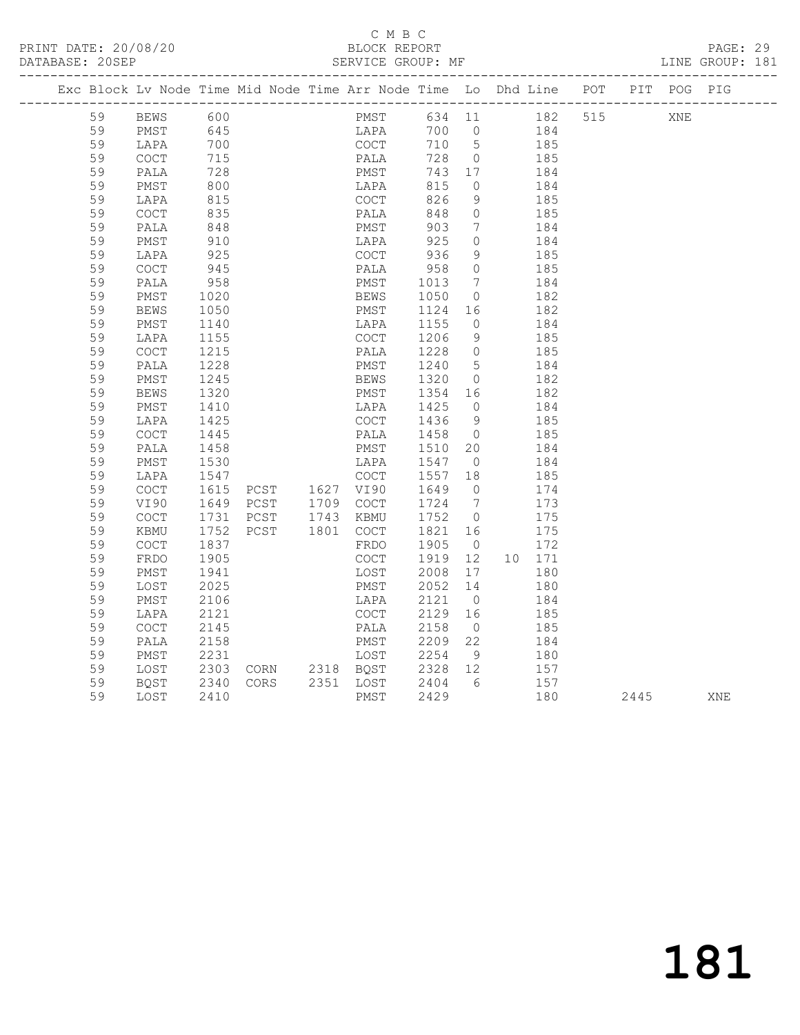C M B C
BLOCK REPORT
SERVICE GROUP: MF

PRINT DATE: 20/08/20
DATABASE: 20SEP

LINE GROUP: 181

| Exc | Block | Lv | Node | Time | Mid Node | Time | Arr Node | Time | Lo | Dhd | Line | POT | PIT | POG | PIG |
|---|---|---|---|---|---|---|---|---|---|---|---|---|---|---|---|
| | 59 | | BEWS | 600 | | | PMST | 634 | 11 | | 182 | 515 | | XNE | |
| | 59 | | PMST | 645 | | | LAPA | 700 | 0 | | 184 | | | | |
| | 59 | | LAPA | 700 | | | COCT | 710 | 5 | | 185 | | | | |
| | 59 | | COCT | 715 | | | PALA | 728 | 0 | | 185 | | | | |
| | 59 | | PALA | 728 | | | PMST | 743 | 17 | | 184 | | | | |
| | 59 | | PMST | 800 | | | LAPA | 815 | 0 | | 184 | | | | |
| | 59 | | LAPA | 815 | | | COCT | 826 | 9 | | 185 | | | | |
| | 59 | | COCT | 835 | | | PALA | 848 | 0 | | 185 | | | | |
| | 59 | | PALA | 848 | | | PMST | 903 | 7 | | 184 | | | | |
| | 59 | | PMST | 910 | | | LAPA | 925 | 0 | | 184 | | | | |
| | 59 | | LAPA | 925 | | | COCT | 936 | 9 | | 185 | | | | |
| | 59 | | COCT | 945 | | | PALA | 958 | 0 | | 185 | | | | |
| | 59 | | PALA | 958 | | | PMST | 1013 | 7 | | 184 | | | | |
| | 59 | | PMST | 1020 | | | BEWS | 1050 | 0 | | 182 | | | | |
| | 59 | | BEWS | 1050 | | | PMST | 1124 | 16 | | 182 | | | | |
| | 59 | | PMST | 1140 | | | LAPA | 1155 | 0 | | 184 | | | | |
| | 59 | | LAPA | 1155 | | | COCT | 1206 | 9 | | 185 | | | | |
| | 59 | | COCT | 1215 | | | PALA | 1228 | 0 | | 185 | | | | |
| | 59 | | PALA | 1228 | | | PMST | 1240 | 5 | | 184 | | | | |
| | 59 | | PMST | 1245 | | | BEWS | 1320 | 0 | | 182 | | | | |
| | 59 | | BEWS | 1320 | | | PMST | 1354 | 16 | | 182 | | | | |
| | 59 | | PMST | 1410 | | | LAPA | 1425 | 0 | | 184 | | | | |
| | 59 | | LAPA | 1425 | | | COCT | 1436 | 9 | | 185 | | | | |
| | 59 | | COCT | 1445 | | | PALA | 1458 | 0 | | 185 | | | | |
| | 59 | | PALA | 1458 | | | PMST | 1510 | 20 | | 184 | | | | |
| | 59 | | PMST | 1530 | | | LAPA | 1547 | 0 | | 184 | | | | |
| | 59 | | LAPA | 1547 | | | COCT | 1557 | 18 | | 185 | | | | |
| | 59 | | COCT | 1615 | PCST | 1627 | VI90 | 1649 | 0 | | 174 | | | | |
| | 59 | | VI90 | 1649 | PCST | 1709 | COCT | 1724 | 7 | | 173 | | | | |
| | 59 | | COCT | 1731 | PCST | 1743 | KBMU | 1752 | 0 | | 175 | | | | |
| | 59 | | KBMU | 1752 | PCST | 1801 | COCT | 1821 | 16 | | 175 | | | | |
| | 59 | | COCT | 1837 | | | FRDO | 1905 | 0 | | 172 | | | | |
| | 59 | | FRDO | 1905 | | | COCT | 1919 | 12 | 10 | 171 | | | | |
| | 59 | | PMST | 1941 | | | LOST | 2008 | 17 | | 180 | | | | |
| | 59 | | LOST | 2025 | | | PMST | 2052 | 14 | | 180 | | | | |
| | 59 | | PMST | 2106 | | | LAPA | 2121 | 0 | | 184 | | | | |
| | 59 | | LAPA | 2121 | | | COCT | 2129 | 16 | | 185 | | | | |
| | 59 | | COCT | 2145 | | | PALA | 2158 | 0 | | 185 | | | | |
| | 59 | | PALA | 2158 | | | PMST | 2209 | 22 | | 184 | | | | |
| | 59 | | PMST | 2231 | | | LOST | 2254 | 9 | | 180 | | | | |
| | 59 | | LOST | 2303 | CORN | 2318 | BQST | 2328 | 12 | | 157 | | | | |
| | 59 | | BQST | 2340 | CORS | 2351 | LOST | 2404 | 6 | | 157 | | | | |
| | 59 | | LOST | 2410 | | | PMST | 2429 | | | 180 | | 2445 | | XNE |

181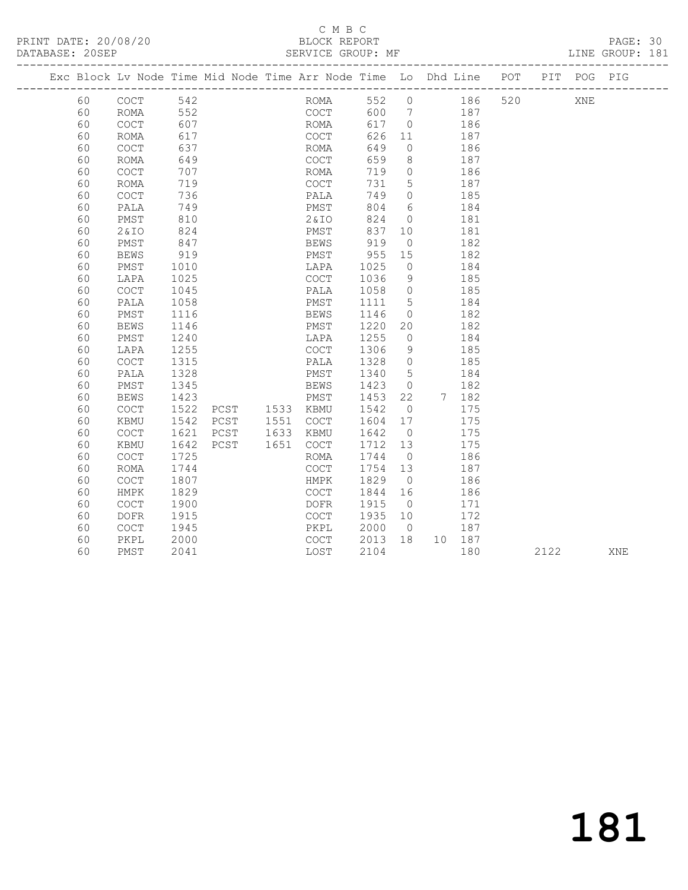C M B C

BLOCK REPORT

SERVICE GROUP: MF

PRINT DATE: 20/08/20
DATABASE: 20SEP

LINE GROUP: 181

| Exc | Block | Lv | Node | Time | Mid Node | Time | Arr Node | Time | Lo | Dhd | Line | POT | PIT | POG | PIG |
|---|---|---|---|---|---|---|---|---|---|---|---|---|---|---|---|
| | 60 | | COCT | 542 | | | ROMA | 552 | 0 | | 186 | 520 | | XNE | |
| | 60 | | ROMA | 552 | | | COCT | 600 | 7 | | 187 | | | | |
| | 60 | | COCT | 607 | | | ROMA | 617 | 0 | | 186 | | | | |
| | 60 | | ROMA | 617 | | | COCT | 626 | 11 | | 187 | | | | |
| | 60 | | COCT | 637 | | | ROMA | 649 | 0 | | 186 | | | | |
| | 60 | | ROMA | 649 | | | COCT | 659 | 8 | | 187 | | | | |
| | 60 | | COCT | 707 | | | ROMA | 719 | 0 | | 186 | | | | |
| | 60 | | ROMA | 719 | | | COCT | 731 | 5 | | 187 | | | | |
| | 60 | | COCT | 736 | | | PALA | 749 | 0 | | 185 | | | | |
| | 60 | | PALA | 749 | | | PMST | 804 | 6 | | 184 | | | | |
| | 60 | | PMST | 810 | | | 2&IO | 824 | 0 | | 181 | | | | |
| | 60 | | 2&IO | 824 | | | PMST | 837 | 10 | | 181 | | | | |
| | 60 | | PMST | 847 | | | BEWS | 919 | 0 | | 182 | | | | |
| | 60 | | BEWS | 919 | | | PMST | 955 | 15 | | 182 | | | | |
| | 60 | | PMST | 1010 | | | LAPA | 1025 | 0 | | 184 | | | | |
| | 60 | | LAPA | 1025 | | | COCT | 1036 | 9 | | 185 | | | | |
| | 60 | | COCT | 1045 | | | PALA | 1058 | 0 | | 185 | | | | |
| | 60 | | PALA | 1058 | | | PMST | 1111 | 5 | | 184 | | | | |
| | 60 | | PMST | 1116 | | | BEWS | 1146 | 0 | | 182 | | | | |
| | 60 | | BEWS | 1146 | | | PMST | 1220 | 20 | | 182 | | | | |
| | 60 | | PMST | 1240 | | | LAPA | 1255 | 0 | | 184 | | | | |
| | 60 | | LAPA | 1255 | | | COCT | 1306 | 9 | | 185 | | | | |
| | 60 | | COCT | 1315 | | | PALA | 1328 | 0 | | 185 | | | | |
| | 60 | | PALA | 1328 | | | PMST | 1340 | 5 | | 184 | | | | |
| | 60 | | PMST | 1345 | | | BEWS | 1423 | 0 | | 182 | | | | |
| | 60 | | BEWS | 1423 | | | PMST | 1453 | 22 | 7 | 182 | | | | |
| | 60 | | COCT | 1522 | PCST | 1533 | KBMU | 1542 | 0 | | 175 | | | | |
| | 60 | | KBMU | 1542 | PCST | 1551 | COCT | 1604 | 17 | | 175 | | | | |
| | 60 | | COCT | 1621 | PCST | 1633 | KBMU | 1642 | 0 | | 175 | | | | |
| | 60 | | KBMU | 1642 | PCST | 1651 | COCT | 1712 | 13 | | 175 | | | | |
| | 60 | | COCT | 1725 | | | ROMA | 1744 | 0 | | 186 | | | | |
| | 60 | | ROMA | 1744 | | | COCT | 1754 | 13 | | 187 | | | | |
| | 60 | | COCT | 1807 | | | HMPK | 1829 | 0 | | 186 | | | | |
| | 60 | | HMPK | 1829 | | | COCT | 1844 | 16 | | 186 | | | | |
| | 60 | | COCT | 1900 | | | DOFR | 1915 | 0 | | 171 | | | | |
| | 60 | | DOFR | 1915 | | | COCT | 1935 | 10 | | 172 | | | | |
| | 60 | | COCT | 1945 | | | PKPL | 2000 | 0 | | 187 | | | | |
| | 60 | | PKPL | 2000 | | | COCT | 2013 | 18 | 10 | 187 | | | | |
| | 60 | | PMST | 2041 | | | LOST | 2104 | | | 180 | | 2122 | | XNE |

181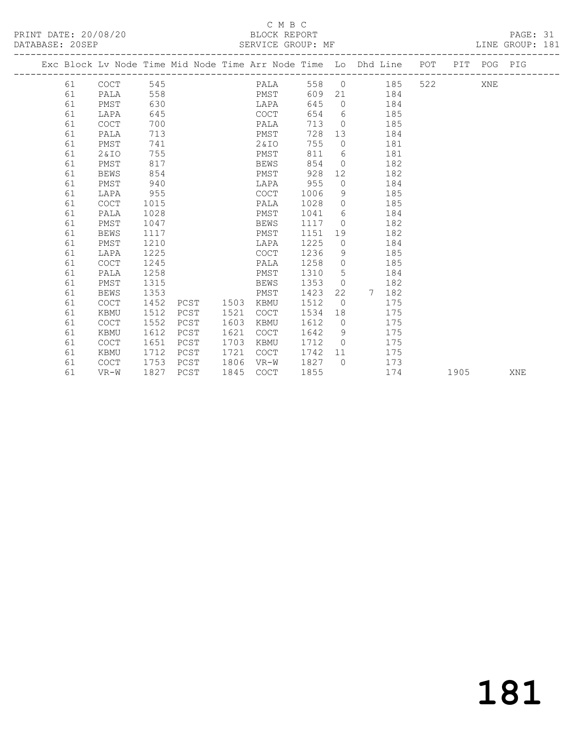C M B C
BLOCK REPORT
SERVICE GROUP: MF

PRINT DATE: 20/08/20
DATABASE: 20SEP

LINE GROUP: 181

| Exc | Block | Lv Node | Time | Mid Node | Time | Arr Node | Time | Lo | Dhd Line | POT | PIT | POG | PIG |
|---|---|---|---|---|---|---|---|---|---|---|---|---|---|
| | 61 | COCT | 545 | | | PALA | 558 | 0 | 185 | 522 | | XNE | |
| | 61 | PALA | 558 | | | PMST | 609 | 21 | 184 | | | | |
| | 61 | PMST | 630 | | | LAPA | 645 | 0 | 184 | | | | |
| | 61 | LAPA | 645 | | | COCT | 654 | 6 | 185 | | | | |
| | 61 | COCT | 700 | | | PALA | 713 | 0 | 185 | | | | |
| | 61 | PALA | 713 | | | PMST | 728 | 13 | 184 | | | | |
| | 61 | PMST | 741 | | | 2&IO | 755 | 0 | 181 | | | | |
| | 61 | 2&IO | 755 | | | PMST | 811 | 6 | 181 | | | | |
| | 61 | PMST | 817 | | | BEWS | 854 | 0 | 182 | | | | |
| | 61 | BEWS | 854 | | | PMST | 928 | 12 | 182 | | | | |
| | 61 | PMST | 940 | | | LAPA | 955 | 0 | 184 | | | | |
| | 61 | LAPA | 955 | | | COCT | 1006 | 9 | 185 | | | | |
| | 61 | COCT | 1015 | | | PALA | 1028 | 0 | 185 | | | | |
| | 61 | PALA | 1028 | | | PMST | 1041 | 6 | 184 | | | | |
| | 61 | PMST | 1047 | | | BEWS | 1117 | 0 | 182 | | | | |
| | 61 | BEWS | 1117 | | | PMST | 1151 | 19 | 182 | | | | |
| | 61 | PMST | 1210 | | | LAPA | 1225 | 0 | 184 | | | | |
| | 61 | LAPA | 1225 | | | COCT | 1236 | 9 | 185 | | | | |
| | 61 | COCT | 1245 | | | PALA | 1258 | 0 | 185 | | | | |
| | 61 | PALA | 1258 | | | PMST | 1310 | 5 | 184 | | | | |
| | 61 | PMST | 1315 | | | BEWS | 1353 | 0 | 182 | | | | |
| | 61 | BEWS | 1353 | | | PMST | 1423 | 22 | 7 182 | | | | |
| | 61 | COCT | 1452 | PCST | 1503 | KBMU | 1512 | 0 | 175 | | | | |
| | 61 | KBMU | 1512 | PCST | 1521 | COCT | 1534 | 18 | 175 | | | | |
| | 61 | COCT | 1552 | PCST | 1603 | KBMU | 1612 | 0 | 175 | | | | |
| | 61 | KBMU | 1612 | PCST | 1621 | COCT | 1642 | 9 | 175 | | | | |
| | 61 | COCT | 1651 | PCST | 1703 | KBMU | 1712 | 0 | 175 | | | | |
| | 61 | KBMU | 1712 | PCST | 1721 | COCT | 1742 | 11 | 175 | | | | |
| | 61 | COCT | 1753 | PCST | 1806 | VR-W | 1827 | 0 | 173 | | | | |
| | 61 | VR-W | 1827 | PCST | 1845 | COCT | 1855 | | 174 | | 1905 | | XNE |

181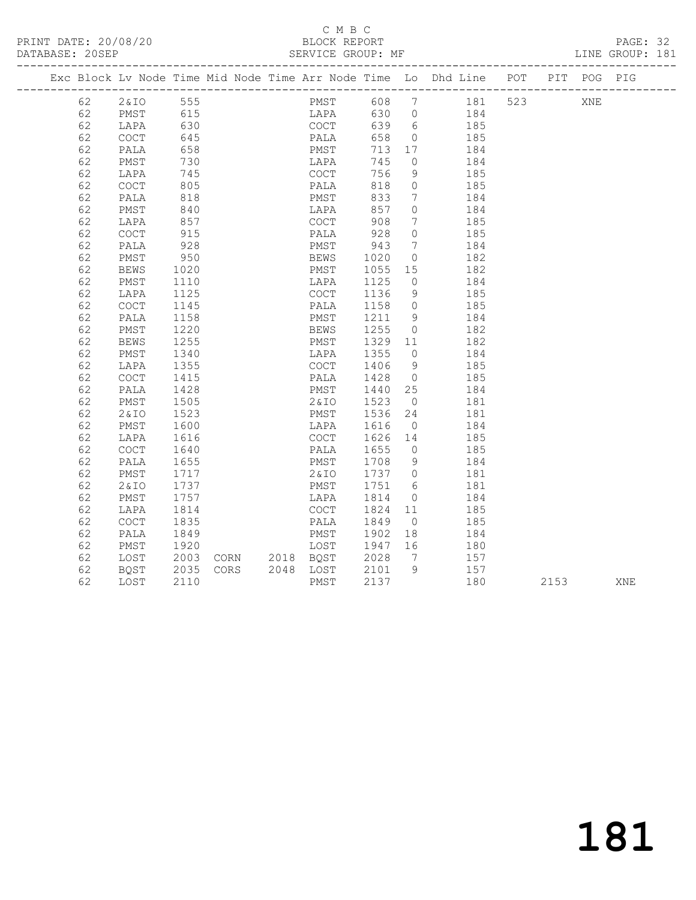C M B C

PRINT DATE: 20/08/20 BLOCK REPORT PAGE: 32
DATABASE: 20SEP SERVICE GROUP: MF LINE GROUP: 181

| Exc | Block | Lv | Node | Time | Mid Node | Time | Arr Node | Time | Lo | Dhd Line | POT | PIT | POG | PIG |
|---|---|---|---|---|---|---|---|---|---|---|---|---|---|---|
| | 62 | | 2&IO | 555 | | | PMST | 608 | 7 | 181 | 523 | | XNE | |
| | 62 | | PMST | 615 | | | LAPA | 630 | 0 | 184 | | | | |
| | 62 | | LAPA | 630 | | | COCT | 639 | 6 | 185 | | | | |
| | 62 | | COCT | 645 | | | PALA | 658 | 0 | 185 | | | | |
| | 62 | | PALA | 658 | | | PMST | 713 | 17 | 184 | | | | |
| | 62 | | PMST | 730 | | | LAPA | 745 | 0 | 184 | | | | |
| | 62 | | LAPA | 745 | | | COCT | 756 | 9 | 185 | | | | |
| | 62 | | COCT | 805 | | | PALA | 818 | 0 | 185 | | | | |
| | 62 | | PALA | 818 | | | PMST | 833 | 7 | 184 | | | | |
| | 62 | | PMST | 840 | | | LAPA | 857 | 0 | 184 | | | | |
| | 62 | | LAPA | 857 | | | COCT | 908 | 7 | 185 | | | | |
| | 62 | | COCT | 915 | | | PALA | 928 | 0 | 185 | | | | |
| | 62 | | PALA | 928 | | | PMST | 943 | 7 | 184 | | | | |
| | 62 | | PMST | 950 | | | BEWS | 1020 | 0 | 182 | | | | |
| | 62 | | BEWS | 1020 | | | PMST | 1055 | 15 | 182 | | | | |
| | 62 | | PMST | 1110 | | | LAPA | 1125 | 0 | 184 | | | | |
| | 62 | | LAPA | 1125 | | | COCT | 1136 | 9 | 185 | | | | |
| | 62 | | COCT | 1145 | | | PALA | 1158 | 0 | 185 | | | | |
| | 62 | | PALA | 1158 | | | PMST | 1211 | 9 | 184 | | | | |
| | 62 | | PMST | 1220 | | | BEWS | 1255 | 0 | 182 | | | | |
| | 62 | | BEWS | 1255 | | | PMST | 1329 | 11 | 182 | | | | |
| | 62 | | PMST | 1340 | | | LAPA | 1355 | 0 | 184 | | | | |
| | 62 | | LAPA | 1355 | | | COCT | 1406 | 9 | 185 | | | | |
| | 62 | | COCT | 1415 | | | PALA | 1428 | 0 | 185 | | | | |
| | 62 | | PALA | 1428 | | | PMST | 1440 | 25 | 184 | | | | |
| | 62 | | PMST | 1505 | | | 2&IO | 1523 | 0 | 181 | | | | |
| | 62 | | 2&IO | 1523 | | | PMST | 1536 | 24 | 181 | | | | |
| | 62 | | PMST | 1600 | | | LAPA | 1616 | 0 | 184 | | | | |
| | 62 | | LAPA | 1616 | | | COCT | 1626 | 14 | 185 | | | | |
| | 62 | | COCT | 1640 | | | PALA | 1655 | 0 | 185 | | | | |
| | 62 | | PALA | 1655 | | | PMST | 1708 | 9 | 184 | | | | |
| | 62 | | PMST | 1717 | | | 2&IO | 1737 | 0 | 181 | | | | |
| | 62 | | 2&IO | 1737 | | | PMST | 1751 | 6 | 181 | | | | |
| | 62 | | PMST | 1757 | | | LAPA | 1814 | 0 | 184 | | | | |
| | 62 | | LAPA | 1814 | | | COCT | 1824 | 11 | 185 | | | | |
| | 62 | | COCT | 1835 | | | PALA | 1849 | 0 | 185 | | | | |
| | 62 | | PALA | 1849 | | | PMST | 1902 | 18 | 184 | | | | |
| | 62 | | PMST | 1920 | | | LOST | 1947 | 16 | 180 | | | | |
| | 62 | | LOST | 2003 | CORN | 2018 | BQST | 2028 | 7 | 157 | | | | |
| | 62 | | BQST | 2035 | CORS | 2048 | LOST | 2101 | 9 | 157 | | | | |
| | 62 | | LOST | 2110 | | | PMST | 2137 | | 180 | | 2153 | | XNE |

181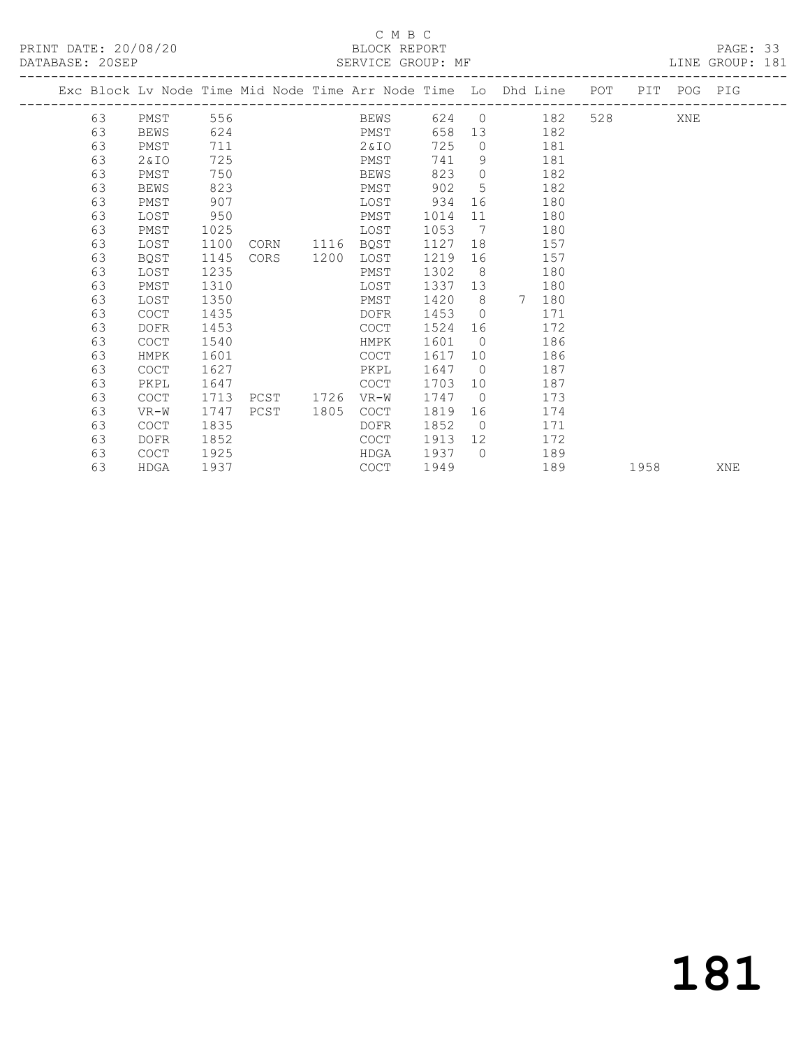C M B C

BLOCK REPORT

SERVICE GROUP: MF

PRINT DATE: 20/08/20
DATABASE: 20SEP

LINE GROUP: 181

| Exc | Block | Lv Node | Time | Mid Node | Time | Arr Node | Time | Lo | Dhd | Line | POT | PIT | POG | PIG |
|---|---|---|---|---|---|---|---|---|---|---|---|---|---|---|
| | 63 | PMST | 556 | | | BEWS | 624 | 0 | | 182 | 528 | | XNE | |
| | 63 | BEWS | 624 | | | PMST | 658 | 13 | | 182 | | | | |
| | 63 | PMST | 711 | | | 2&IO | 725 | 0 | | 181 | | | | |
| | 63 | 2&IO | 725 | | | PMST | 741 | 9 | | 181 | | | | |
| | 63 | PMST | 750 | | | BEWS | 823 | 0 | | 182 | | | | |
| | 63 | BEWS | 823 | | | PMST | 902 | 5 | | 182 | | | | |
| | 63 | PMST | 907 | | | LOST | 934 | 16 | | 180 | | | | |
| | 63 | LOST | 950 | | | PMST | 1014 | 11 | | 180 | | | | |
| | 63 | PMST | 1025 | | | LOST | 1053 | 7 | | 180 | | | | |
| | 63 | LOST | 1100 | CORN | 1116 | BQST | 1127 | 18 | | 157 | | | | |
| | 63 | BQST | 1145 | CORS | 1200 | LOST | 1219 | 16 | | 157 | | | | |
| | 63 | LOST | 1235 | | | PMST | 1302 | 8 | | 180 | | | | |
| | 63 | PMST | 1310 | | | LOST | 1337 | 13 | | 180 | | | | |
| | 63 | LOST | 1350 | | | PMST | 1420 | 8 | 7 | 180 | | | | |
| | 63 | COCT | 1435 | | | DOFR | 1453 | 0 | | 171 | | | | |
| | 63 | DOFR | 1453 | | | COCT | 1524 | 16 | | 172 | | | | |
| | 63 | COCT | 1540 | | | HMPK | 1601 | 0 | | 186 | | | | |
| | 63 | HMPK | 1601 | | | COCT | 1617 | 10 | | 186 | | | | |
| | 63 | COCT | 1627 | | | PKPL | 1647 | 0 | | 187 | | | | |
| | 63 | PKPL | 1647 | | | COCT | 1703 | 10 | | 187 | | | | |
| | 63 | COCT | 1713 | PCST | 1726 | VR-W | 1747 | 0 | | 173 | | | | |
| | 63 | VR-W | 1747 | PCST | 1805 | COCT | 1819 | 16 | | 174 | | | | |
| | 63 | COCT | 1835 | | | DOFR | 1852 | 0 | | 171 | | | | |
| | 63 | DOFR | 1852 | | | COCT | 1913 | 12 | | 172 | | | | |
| | 63 | COCT | 1925 | | | HDGA | 1937 | 0 | | 189 | | | | |
| | 63 | HDGA | 1937 | | | COCT | 1949 | | | 189 | | 1958 | | XNE |

181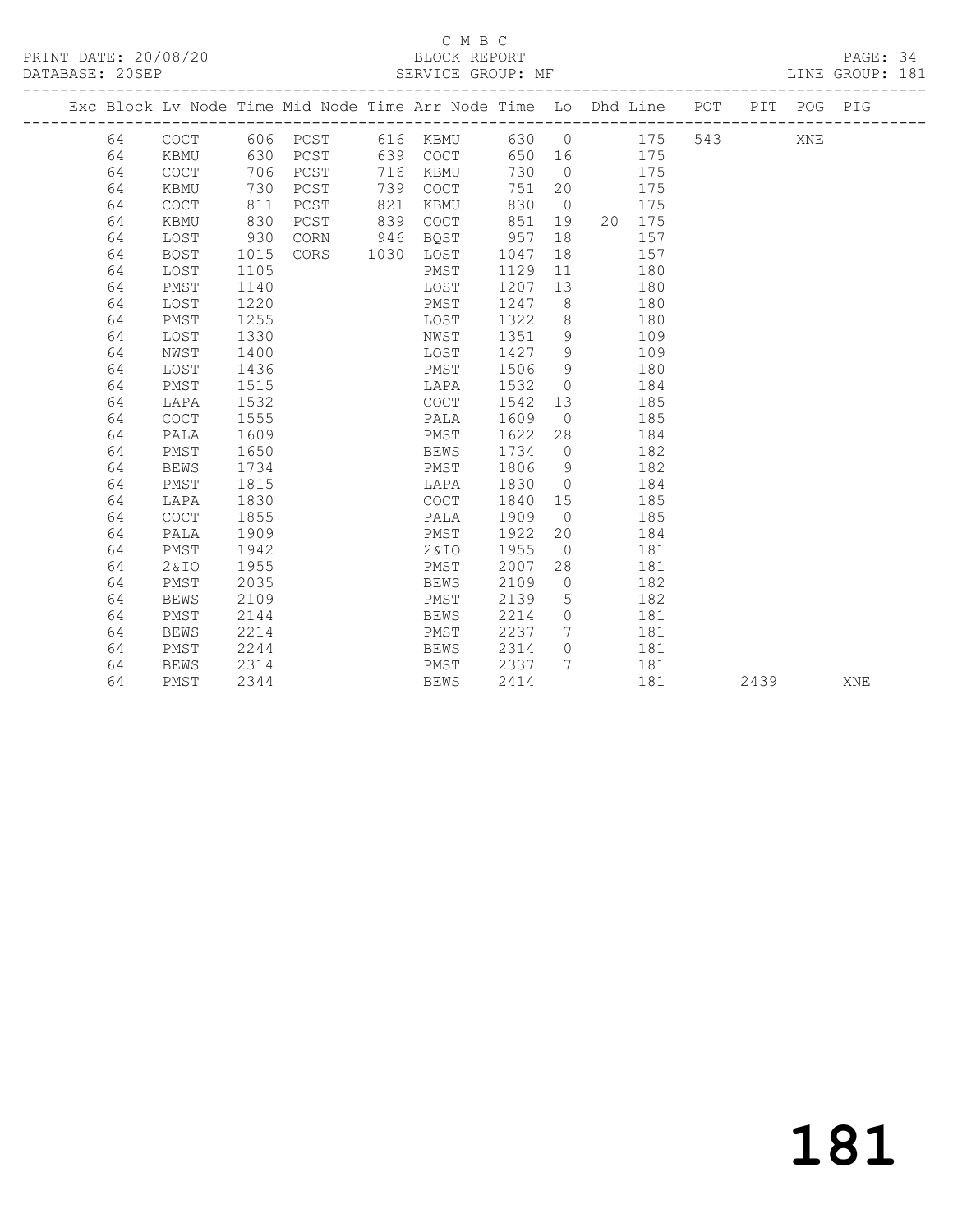C M B C

PRINT DATE: 20/08/20 BLOCK REPORT

DATABASE: 20SEP SERVICE GROUP: MF LINE GROUP: 181

| Exc | Block | Lv | Node | Time | Mid Node | Time | Arr Node | Time | Lo | Dhd | Line | POT | PIT | POG | PIG |
|---|---|---|---|---|---|---|---|---|---|---|---|---|---|---|---|
| | 64 | | COCT | 606 | PCST | 616 | KBMU | 630 | 0 | | 175 | 543 | | XNE | |
| | 64 | | KBMU | 630 | PCST | 639 | COCT | 650 | 16 | | 175 | | | | |
| | 64 | | COCT | 706 | PCST | 716 | KBMU | 730 | 0 | | 175 | | | | |
| | 64 | | KBMU | 730 | PCST | 739 | COCT | 751 | 20 | | 175 | | | | |
| | 64 | | COCT | 811 | PCST | 821 | KBMU | 830 | 0 | | 175 | | | | |
| | 64 | | KBMU | 830 | PCST | 839 | COCT | 851 | 19 | 20 | 175 | | | | |
| | 64 | | LOST | 930 | CORN | 946 | BQST | 957 | 18 | | 157 | | | | |
| | 64 | | BQST | 1015 | CORS | 1030 | LOST | 1047 | 18 | | 157 | | | | |
| | 64 | | LOST | 1105 | | | PMST | 1129 | 11 | | 180 | | | | |
| | 64 | | PMST | 1140 | | | LOST | 1207 | 13 | | 180 | | | | |
| | 64 | | LOST | 1220 | | | PMST | 1247 | 8 | | 180 | | | | |
| | 64 | | PMST | 1255 | | | LOST | 1322 | 8 | | 180 | | | | |
| | 64 | | LOST | 1330 | | | NWST | 1351 | 9 | | 109 | | | | |
| | 64 | | NWST | 1400 | | | LOST | 1427 | 9 | | 109 | | | | |
| | 64 | | LOST | 1436 | | | PMST | 1506 | 9 | | 180 | | | | |
| | 64 | | PMST | 1515 | | | LAPA | 1532 | 0 | | 184 | | | | |
| | 64 | | LAPA | 1532 | | | COCT | 1542 | 13 | | 185 | | | | |
| | 64 | | COCT | 1555 | | | PALA | 1609 | 0 | | 185 | | | | |
| | 64 | | PALA | 1609 | | | PMST | 1622 | 28 | | 184 | | | | |
| | 64 | | PMST | 1650 | | | BEWS | 1734 | 0 | | 182 | | | | |
| | 64 | | BEWS | 1734 | | | PMST | 1806 | 9 | | 182 | | | | |
| | 64 | | PMST | 1815 | | | LAPA | 1830 | 0 | | 184 | | | | |
| | 64 | | LAPA | 1830 | | | COCT | 1840 | 15 | | 185 | | | | |
| | 64 | | COCT | 1855 | | | PALA | 1909 | 0 | | 185 | | | | |
| | 64 | | PALA | 1909 | | | PMST | 1922 | 20 | | 184 | | | | |
| | 64 | | PMST | 1942 | | | 2&IO | 1955 | 0 | | 181 | | | | |
| | 64 | | 2&IO | 1955 | | | PMST | 2007 | 28 | | 181 | | | | |
| | 64 | | PMST | 2035 | | | BEWS | 2109 | 0 | | 182 | | | | |
| | 64 | | BEWS | 2109 | | | PMST | 2139 | 5 | | 182 | | | | |
| | 64 | | PMST | 2144 | | | BEWS | 2214 | 0 | | 181 | | | | |
| | 64 | | BEWS | 2214 | | | PMST | 2237 | 7 | | 181 | | | | |
| | 64 | | PMST | 2244 | | | BEWS | 2314 | 0 | | 181 | | | | |
| | 64 | | BEWS | 2314 | | | PMST | 2337 | 7 | | 181 | | | | |
| | 64 | | PMST | 2344 | | | BEWS | 2414 | | | 181 | | 2439 | | XNE |

181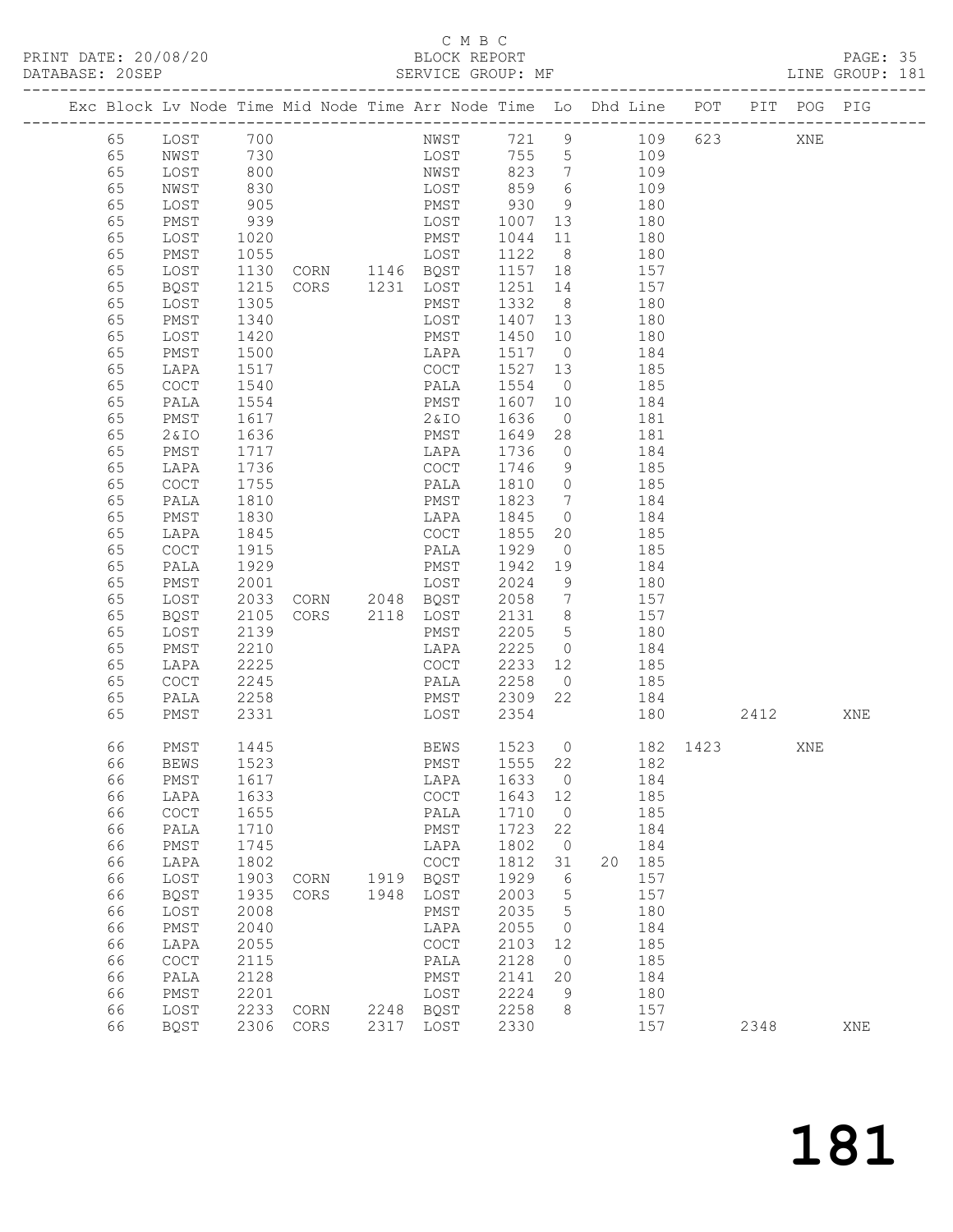C M B C

PRINT DATE: 20/08/20 BLOCK REPORT

DATABASE: 20SEP SERVICE GROUP: MF LINE GROUP: 181

| Exc | Block | Lv | Node | Time | Mid Node | Time | Arr Node | Time | Lo | Dhd | Line | POT | PIT | POG | PIG |
|---|---|---|---|---|---|---|---|---|---|---|---|---|---|---|---|
| | 65 | | LOST | 700 | | | NWST | 721 | 9 | | 109 | 623 | | XNE | |
| | 65 | | NWST | 730 | | | LOST | 755 | 5 | | 109 | | | | |
| | 65 | | LOST | 800 | | | NWST | 823 | 7 | | 109 | | | | |
| | 65 | | NWST | 830 | | | LOST | 859 | 6 | | 109 | | | | |
| | 65 | | LOST | 905 | | | PMST | 930 | 9 | | 180 | | | | |
| | 65 | | PMST | 939 | | | LOST | 1007 | 13 | | 180 | | | | |
| | 65 | | LOST | 1020 | | | PMST | 1044 | 11 | | 180 | | | | |
| | 65 | | PMST | 1055 | | | LOST | 1122 | 8 | | 180 | | | | |
| | 65 | | LOST | 1130 | CORN | 1146 | BQST | 1157 | 18 | | 157 | | | | |
| | 65 | | BQST | 1215 | CORS | 1231 | LOST | 1251 | 14 | | 157 | | | | |
| | 65 | | LOST | 1305 | | | PMST | 1332 | 8 | | 180 | | | | |
| | 65 | | PMST | 1340 | | | LOST | 1407 | 13 | | 180 | | | | |
| | 65 | | LOST | 1420 | | | PMST | 1450 | 10 | | 180 | | | | |
| | 65 | | PMST | 1500 | | | LAPA | 1517 | 0 | | 184 | | | | |
| | 65 | | LAPA | 1517 | | | COCT | 1527 | 13 | | 185 | | | | |
| | 65 | | COCT | 1540 | | | PALA | 1554 | 0 | | 185 | | | | |
| | 65 | | PALA | 1554 | | | PMST | 1607 | 10 | | 184 | | | | |
| | 65 | | PMST | 1617 | | | 2&IO | 1636 | 0 | | 181 | | | | |
| | 65 | | 2&IO | 1636 | | | PMST | 1649 | 28 | | 181 | | | | |
| | 65 | | PMST | 1717 | | | LAPA | 1736 | 0 | | 184 | | | | |
| | 65 | | LAPA | 1736 | | | COCT | 1746 | 9 | | 185 | | | | |
| | 65 | | COCT | 1755 | | | PALA | 1810 | 0 | | 185 | | | | |
| | 65 | | PALA | 1810 | | | PMST | 1823 | 7 | | 184 | | | | |
| | 65 | | PMST | 1830 | | | LAPA | 1845 | 0 | | 184 | | | | |
| | 65 | | LAPA | 1845 | | | COCT | 1855 | 20 | | 185 | | | | |
| | 65 | | COCT | 1915 | | | PALA | 1929 | 0 | | 185 | | | | |
| | 65 | | PALA | 1929 | | | PMST | 1942 | 19 | | 184 | | | | |
| | 65 | | PMST | 2001 | | | LOST | 2024 | 9 | | 180 | | | | |
| | 65 | | LOST | 2033 | CORN | 2048 | BQST | 2058 | 7 | | 157 | | | | |
| | 65 | | BQST | 2105 | CORS | 2118 | LOST | 2131 | 8 | | 157 | | | | |
| | 65 | | LOST | 2139 | | | PMST | 2205 | 5 | | 180 | | | | |
| | 65 | | PMST | 2210 | | | LAPA | 2225 | 0 | | 184 | | | | |
| | 65 | | LAPA | 2225 | | | COCT | 2233 | 12 | | 185 | | | | |
| | 65 | | COCT | 2245 | | | PALA | 2258 | 0 | | 185 | | | | |
| | 65 | | PALA | 2258 | | | PMST | 2309 | 22 | | 184 | | | | |
| | 65 | | PMST | 2331 | | | LOST | 2354 | | | 180 | | 2412 | | XNE |
| | 66 | | PMST | 1445 | | | BEWS | 1523 | 0 | | 182 | 1423 | | XNE | |
| | 66 | | BEWS | 1523 | | | PMST | 1555 | 22 | | 182 | | | | |
| | 66 | | PMST | 1617 | | | LAPA | 1633 | 0 | | 184 | | | | |
| | 66 | | LAPA | 1633 | | | COCT | 1643 | 12 | | 185 | | | | |
| | 66 | | COCT | 1655 | | | PALA | 1710 | 0 | | 185 | | | | |
| | 66 | | PALA | 1710 | | | PMST | 1723 | 22 | | 184 | | | | |
| | 66 | | PMST | 1745 | | | LAPA | 1802 | 0 | | 184 | | | | |
| | 66 | | LAPA | 1802 | | | COCT | 1812 | 31 | 20 | 185 | | | | |
| | 66 | | LOST | 1903 | CORN | 1919 | BQST | 1929 | 6 | | 157 | | | | |
| | 66 | | BQST | 1935 | CORS | 1948 | LOST | 2003 | 5 | | 157 | | | | |
| | 66 | | LOST | 2008 | | | PMST | 2035 | 5 | | 180 | | | | |
| | 66 | | PMST | 2040 | | | LAPA | 2055 | 0 | | 184 | | | | |
| | 66 | | LAPA | 2055 | | | COCT | 2103 | 12 | | 185 | | | | |
| | 66 | | COCT | 2115 | | | PALA | 2128 | 0 | | 185 | | | | |
| | 66 | | PALA | 2128 | | | PMST | 2141 | 20 | | 184 | | | | |
| | 66 | | PMST | 2201 | | | LOST | 2224 | 9 | | 180 | | | | |
| | 66 | | LOST | 2233 | CORN | 2248 | BQST | 2258 | 8 | | 157 | | | | |
| | 66 | | BQST | 2306 | CORS | 2317 | LOST | 2330 | | | 157 | | 2348 | | XNE |

# 181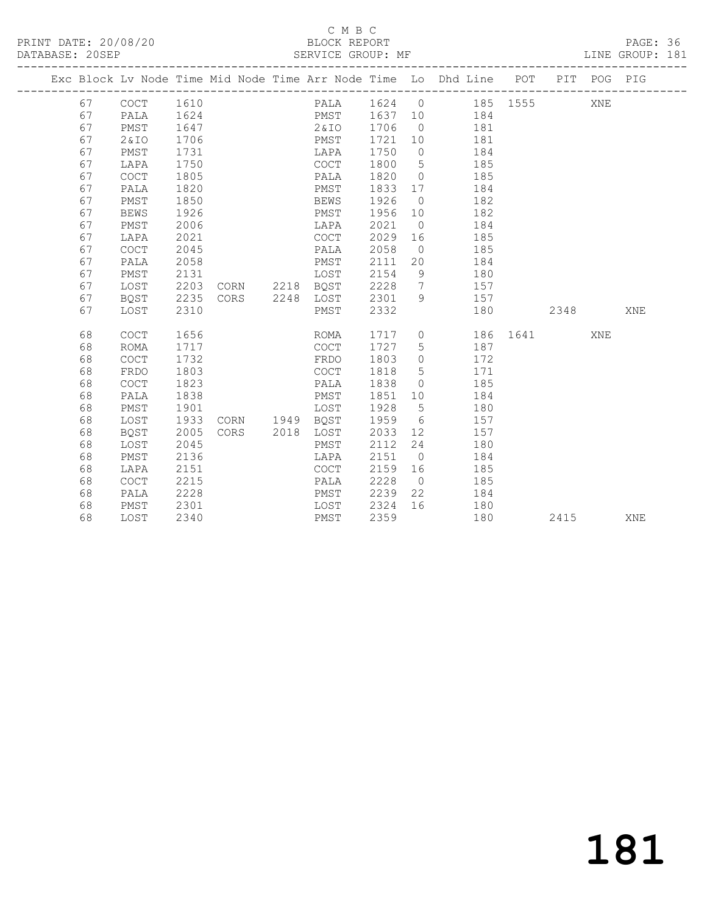C M B C
PRINT DATE: 20/08/20 BLOCK REPORT
DATABASE: 20SEP SERVICE GROUP: MF LINE GROUP: 181

| Exc | Block | Lv | Node | Time | Mid Node | Time | Arr Node | Time | Lo | Dhd Line | POT | PIT | POG | PIG |
|---|---|---|---|---|---|---|---|---|---|---|---|---|---|---|
| | 67 | | COCT | 1610 | | | PALA | 1624 | 0 | 185 | 1555 | | XNE | |
| | 67 | | PALA | 1624 | | | PMST | 1637 | 10 | 184 | | | | |
| | 67 | | PMST | 1647 | | | 2&IO | 1706 | 0 | 181 | | | | |
| | 67 | | 2&IO | 1706 | | | PMST | 1721 | 10 | 181 | | | | |
| | 67 | | PMST | 1731 | | | LAPA | 1750 | 0 | 184 | | | | |
| | 67 | | LAPA | 1750 | | | COCT | 1800 | 5 | 185 | | | | |
| | 67 | | COCT | 1805 | | | PALA | 1820 | 0 | 185 | | | | |
| | 67 | | PALA | 1820 | | | PMST | 1833 | 17 | 184 | | | | |
| | 67 | | PMST | 1850 | | | BEWS | 1926 | 0 | 182 | | | | |
| | 67 | | BEWS | 1926 | | | PMST | 1956 | 10 | 182 | | | | |
| | 67 | | PMST | 2006 | | | LAPA | 2021 | 0 | 184 | | | | |
| | 67 | | LAPA | 2021 | | | COCT | 2029 | 16 | 185 | | | | |
| | 67 | | COCT | 2045 | | | PALA | 2058 | 0 | 185 | | | | |
| | 67 | | PALA | 2058 | | | PMST | 2111 | 20 | 184 | | | | |
| | 67 | | PMST | 2131 | | | LOST | 2154 | 9 | 180 | | | | |
| | 67 | | LOST | 2203 | CORN | 2218 | BQST | 2228 | 7 | 157 | | | | |
| | 67 | | BQST | 2235 | CORS | 2248 | LOST | 2301 | 9 | 157 | | | | |
| | 67 | | LOST | 2310 | | | PMST | 2332 | | 180 | | 2348 | | XNE |
| | 68 | | COCT | 1656 | | | ROMA | 1717 | 0 | 186 | 1641 | | XNE | |
| | 68 | | ROMA | 1717 | | | COCT | 1727 | 5 | 187 | | | | |
| | 68 | | COCT | 1732 | | | FRDO | 1803 | 0 | 172 | | | | |
| | 68 | | FRDO | 1803 | | | COCT | 1818 | 5 | 171 | | | | |
| | 68 | | COCT | 1823 | | | PALA | 1838 | 0 | 185 | | | | |
| | 68 | | PALA | 1838 | | | PMST | 1851 | 10 | 184 | | | | |
| | 68 | | PMST | 1901 | | | LOST | 1928 | 5 | 180 | | | | |
| | 68 | | LOST | 1933 | CORN | 1949 | BQST | 1959 | 6 | 157 | | | | |
| | 68 | | BQST | 2005 | CORS | 2018 | LOST | 2033 | 12 | 157 | | | | |
| | 68 | | LOST | 2045 | | | PMST | 2112 | 24 | 180 | | | | |
| | 68 | | PMST | 2136 | | | LAPA | 2151 | 0 | 184 | | | | |
| | 68 | | LAPA | 2151 | | | COCT | 2159 | 16 | 185 | | | | |
| | 68 | | COCT | 2215 | | | PALA | 2228 | 0 | 185 | | | | |
| | 68 | | PALA | 2228 | | | PMST | 2239 | 22 | 184 | | | | |
| | 68 | | PMST | 2301 | | | LOST | 2324 | 16 | 180 | | | | |
| | 68 | | LOST | 2340 | | | PMST | 2359 | | 180 | | 2415 | | XNE |

181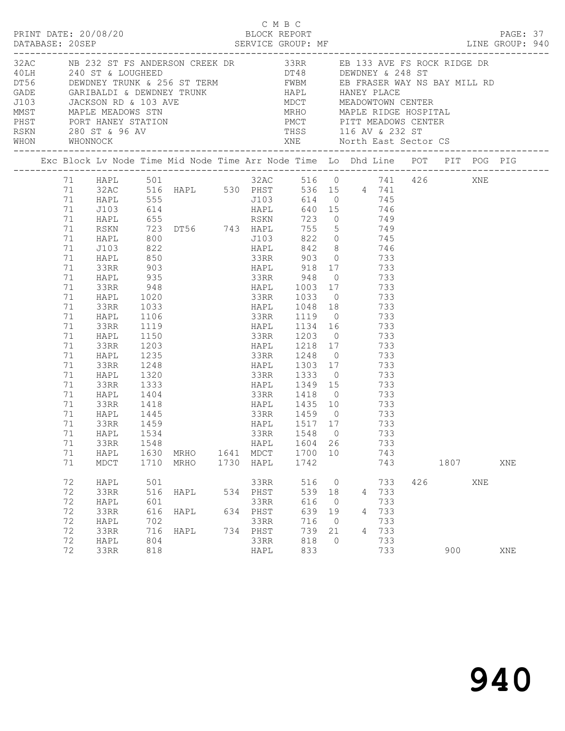C M B C

PRINT DATE: 20/08/20 BLOCK REPORT PAGE: 37
DATABASE: 20SEP SERVICE GROUP: MF LINE GROUP: 940

| Code | Description | Code | Description |
|---|---|---|---|
| 32AC | NB 232 ST FS ANDERSON CREEK DR | 33RR | EB 133 AVE FS ROCK RIDGE DR |
| 40LH | 240 ST & LOUGHEED | DT48 | DEWDNEY & 248 ST |
| DT56 | DEWDNEY TRUNK & 256 ST TERM | FWBM | EB FRASER WAY NS BAY MILL RD |
| GADE | GARIBALDI & DEWDNEY TRUNK | HAPL | HANEY PLACE |
| J103 | JACKSON RD & 103 AVE | MDCT | MEADOWTOWN CENTER |
| MMST | MAPLE MEADOWS STN | MRHO | MAPLE RIDGE HOSPITAL |
| PHST | PORT HANEY STATION | PMCT | PITT MEADOWS CENTER |
| RSKN | 280 ST & 96 AV | THSS | 116 AV & 232 ST |
| WHON | WHONNOCK | XNE | North East Sector CS |

| Exc | Block | Lv Node | Time | Mid Node | Time | Arr Node | Time | Lo | Dhd | Line | POT | PIT | POG | PIG |
|---|---|---|---|---|---|---|---|---|---|---|---|---|---|---|
| | 71 | HAPL | 501 | | | 32AC | 516 | 0 | | 741 | 426 | | XNE | |
| | 71 | 32AC | 516 | HAPL | 530 | PHST | 536 | 15 | 4 | 741 | | | | |
| | 71 | HAPL | 555 | | | J103 | 614 | 0 | | 745 | | | | |
| | 71 | J103 | 614 | | | HAPL | 640 | 15 | | 746 | | | | |
| | 71 | HAPL | 655 | | | RSKN | 723 | 0 | | 749 | | | | |
| | 71 | RSKN | 723 | DT56 | 743 | HAPL | 755 | 5 | | 749 | | | | |
| | 71 | HAPL | 800 | | | J103 | 822 | 0 | | 745 | | | | |
| | 71 | J103 | 822 | | | HAPL | 842 | 8 | | 746 | | | | |
| | 71 | HAPL | 850 | | | 33RR | 903 | 0 | | 733 | | | | |
| | 71 | 33RR | 903 | | | HAPL | 918 | 17 | | 733 | | | | |
| | 71 | HAPL | 935 | | | 33RR | 948 | 0 | | 733 | | | | |
| | 71 | 33RR | 948 | | | HAPL | 1003 | 17 | | 733 | | | | |
| | 71 | HAPL | 1020 | | | 33RR | 1033 | 0 | | 733 | | | | |
| | 71 | 33RR | 1033 | | | HAPL | 1048 | 18 | | 733 | | | | |
| | 71 | HAPL | 1106 | | | 33RR | 1119 | 0 | | 733 | | | | |
| | 71 | 33RR | 1119 | | | HAPL | 1134 | 16 | | 733 | | | | |
| | 71 | HAPL | 1150 | | | 33RR | 1203 | 0 | | 733 | | | | |
| | 71 | 33RR | 1203 | | | HAPL | 1218 | 17 | | 733 | | | | |
| | 71 | HAPL | 1235 | | | 33RR | 1248 | 0 | | 733 | | | | |
| | 71 | 33RR | 1248 | | | HAPL | 1303 | 17 | | 733 | | | | |
| | 71 | HAPL | 1320 | | | 33RR | 1333 | 0 | | 733 | | | | |
| | 71 | 33RR | 1333 | | | HAPL | 1349 | 15 | | 733 | | | | |
| | 71 | HAPL | 1404 | | | 33RR | 1418 | 0 | | 733 | | | | |
| | 71 | 33RR | 1418 | | | HAPL | 1435 | 10 | | 733 | | | | |
| | 71 | HAPL | 1445 | | | 33RR | 1459 | 0 | | 733 | | | | |
| | 71 | 33RR | 1459 | | | HAPL | 1517 | 17 | | 733 | | | | |
| | 71 | HAPL | 1534 | | | 33RR | 1548 | 0 | | 733 | | | | |
| | 71 | 33RR | 1548 | | | HAPL | 1604 | 26 | | 733 | | | | |
| | 71 | HAPL | 1630 | MRHO | 1641 | MDCT | 1700 | 10 | | 743 | | | | |
| | 71 | MDCT | 1710 | MRHO | 1730 | HAPL | 1742 | | | 743 | | 1807 | | XNE |
| | 72 | HAPL | 501 | | | 33RR | 516 | 0 | | 733 | 426 | | XNE | |
| | 72 | 33RR | 516 | HAPL | 534 | PHST | 539 | 18 | 4 | 733 | | | | |
| | 72 | HAPL | 601 | | | 33RR | 616 | 0 | | 733 | | | | |
| | 72 | 33RR | 616 | HAPL | 634 | PHST | 639 | 19 | 4 | 733 | | | | |
| | 72 | HAPL | 702 | | | 33RR | 716 | 0 | | 733 | | | | |
| | 72 | 33RR | 716 | HAPL | 734 | PHST | 739 | 21 | 4 | 733 | | | | |
| | 72 | HAPL | 804 | | | 33RR | 818 | 0 | | 733 | | | | |
| | 72 | 33RR | 818 | | | HAPL | 833 | | | 733 | | 900 | | XNE |

# 940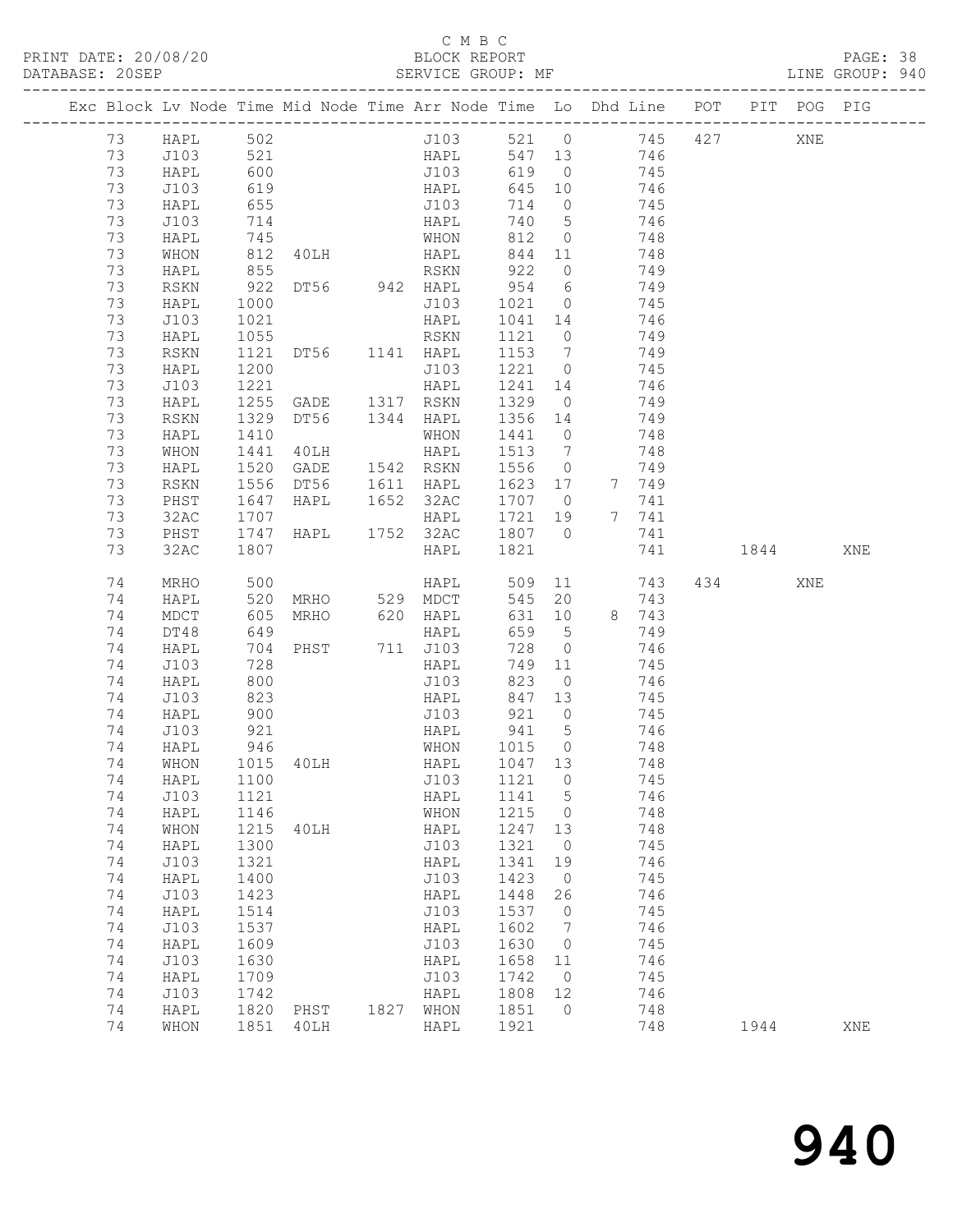C M B C

PRINT DATE: 20/08/20 BLOCK REPORT PAGE: 38
DATABASE: 20SEP SERVICE GROUP: MF LINE GROUP: 940

| Exc | Block | Lv | Node | Time | Mid Node | Time | Arr Node | Time | Lo | Dhd | Line | POT | PIT | POG | PIG |
|---|---|---|---|---|---|---|---|---|---|---|---|---|---|---|---|
| | 73 | | HAPL | 502 | | | J103 | 521 | 0 | | 745 | 427 | | XNE | |
| | 73 | | J103 | 521 | | | HAPL | 547 | 13 | | 746 | | | | |
| | 73 | | HAPL | 600 | | | J103 | 619 | 0 | | 745 | | | | |
| | 73 | | J103 | 619 | | | HAPL | 645 | 10 | | 746 | | | | |
| | 73 | | HAPL | 655 | | | J103 | 714 | 0 | | 745 | | | | |
| | 73 | | J103 | 714 | | | HAPL | 740 | 5 | | 746 | | | | |
| | 73 | | HAPL | 745 | | | WHON | 812 | 0 | | 748 | | | | |
| | 73 | | WHON | 812 | 40LH | | HAPL | 844 | 11 | | 748 | | | | |
| | 73 | | HAPL | 855 | | | RSKN | 922 | 0 | | 749 | | | | |
| | 73 | | RSKN | 922 | DT56 | 942 | HAPL | 954 | 6 | | 749 | | | | |
| | 73 | | HAPL | 1000 | | | J103 | 1021 | 0 | | 745 | | | | |
| | 73 | | J103 | 1021 | | | HAPL | 1041 | 14 | | 746 | | | | |
| | 73 | | HAPL | 1055 | | | RSKN | 1121 | 0 | | 749 | | | | |
| | 73 | | RSKN | 1121 | DT56 | 1141 | HAPL | 1153 | 7 | | 749 | | | | |
| | 73 | | HAPL | 1200 | | | J103 | 1221 | 0 | | 745 | | | | |
| | 73 | | J103 | 1221 | | | HAPL | 1241 | 14 | | 746 | | | | |
| | 73 | | HAPL | 1255 | GADE | 1317 | RSKN | 1329 | 0 | | 749 | | | | |
| | 73 | | RSKN | 1329 | DT56 | 1344 | HAPL | 1356 | 14 | | 749 | | | | |
| | 73 | | HAPL | 1410 | | | WHON | 1441 | 0 | | 748 | | | | |
| | 73 | | WHON | 1441 | 40LH | | HAPL | 1513 | 7 | | 748 | | | | |
| | 73 | | HAPL | 1520 | GADE | 1542 | RSKN | 1556 | 0 | | 749 | | | | |
| | 73 | | RSKN | 1556 | DT56 | 1611 | HAPL | 1623 | 17 | 7 | 749 | | | | |
| | 73 | | PHST | 1647 | HAPL | 1652 | 32AC | 1707 | 0 | | 741 | | | | |
| | 73 | | 32AC | 1707 | | | HAPL | 1721 | 19 | 7 | 741 | | | | |
| | 73 | | PHST | 1747 | HAPL | 1752 | 32AC | 1807 | 0 | | 741 | | | | |
| | 73 | | 32AC | 1807 | | | HAPL | 1821 | | | 741 | | 1844 | | XNE |
| | 74 | | MRHO | 500 | | | HAPL | 509 | 11 | | 743 | 434 | | XNE | |
| | 74 | | HAPL | 520 | MRHO | 529 | MDCT | 545 | 20 | | 743 | | | | |
| | 74 | | MDCT | 605 | MRHO | 620 | HAPL | 631 | 10 | 8 | 743 | | | | |
| | 74 | | DT48 | 649 | | | HAPL | 659 | 5 | | 749 | | | | |
| | 74 | | HAPL | 704 | PHST | 711 | J103 | 728 | 0 | | 746 | | | | |
| | 74 | | J103 | 728 | | | HAPL | 749 | 11 | | 745 | | | | |
| | 74 | | HAPL | 800 | | | J103 | 823 | 0 | | 746 | | | | |
| | 74 | | J103 | 823 | | | HAPL | 847 | 13 | | 745 | | | | |
| | 74 | | HAPL | 900 | | | J103 | 921 | 0 | | 745 | | | | |
| | 74 | | J103 | 921 | | | HAPL | 941 | 5 | | 746 | | | | |
| | 74 | | HAPL | 946 | | | WHON | 1015 | 0 | | 748 | | | | |
| | 74 | | WHON | 1015 | 40LH | | HAPL | 1047 | 13 | | 748 | | | | |
| | 74 | | HAPL | 1100 | | | J103 | 1121 | 0 | | 745 | | | | |
| | 74 | | J103 | 1121 | | | HAPL | 1141 | 5 | | 746 | | | | |
| | 74 | | HAPL | 1146 | | | WHON | 1215 | 0 | | 748 | | | | |
| | 74 | | WHON | 1215 | 40LH | | HAPL | 1247 | 13 | | 748 | | | | |
| | 74 | | HAPL | 1300 | | | J103 | 1321 | 0 | | 745 | | | | |
| | 74 | | J103 | 1321 | | | HAPL | 1341 | 19 | | 746 | | | | |
| | 74 | | HAPL | 1400 | | | J103 | 1423 | 0 | | 745 | | | | |
| | 74 | | J103 | 1423 | | | HAPL | 1448 | 26 | | 746 | | | | |
| | 74 | | HAPL | 1514 | | | J103 | 1537 | 0 | | 745 | | | | |
| | 74 | | J103 | 1537 | | | HAPL | 1602 | 7 | | 746 | | | | |
| | 74 | | HAPL | 1609 | | | J103 | 1630 | 0 | | 745 | | | | |
| | 74 | | J103 | 1630 | | | HAPL | 1658 | 11 | | 746 | | | | |
| | 74 | | HAPL | 1709 | | | J103 | 1742 | 0 | | 745 | | | | |
| | 74 | | J103 | 1742 | | | HAPL | 1808 | 12 | | 746 | | | | |
| | 74 | | HAPL | 1820 | PHST | 1827 | WHON | 1851 | 0 | | 748 | | | | |
| | 74 | | WHON | 1851 | 40LH | | HAPL | 1921 | | | 748 | | 1944 | | XNE |

940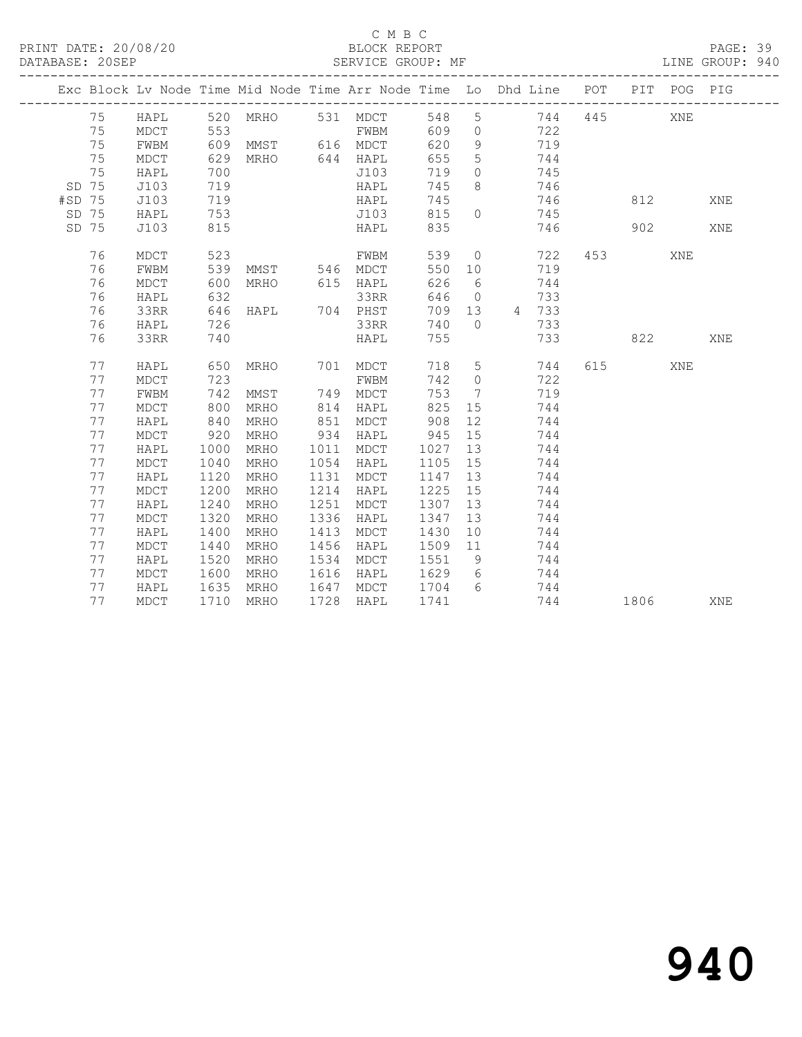C M B C

BLOCK REPORT

SERVICE GROUP: MF

LINE GROUP: 940

| Exc | Block | Lv | Node | Time | Mid Node | Time | Arr Node | Time | Lo | Dhd Line | POT | PIT | POG | PIG |
|---|---|---|---|---|---|---|---|---|---|---|---|---|---|---|
| | 75 | | HAPL | 520 | MRHO | 531 | MDCT | 548 | 5 | 744 | 445 | | XNE | |
| | 75 | | MDCT | 553 | | | FWBM | 609 | 0 | 722 | | | | |
| | 75 | | FWBM | 609 | MMST | 616 | MDCT | 620 | 9 | 719 | | | | |
| | 75 | | MDCT | 629 | MRHO | 644 | HAPL | 655 | 5 | 744 | | | | |
| | 75 | | HAPL | 700 | | | J103 | 719 | 0 | 745 | | | | |
| SD | 75 | | J103 | 719 | | | HAPL | 745 | 8 | 746 | | | | |
| #SD | 75 | | J103 | 719 | | | HAPL | 745 | | 746 | | 812 | | XNE |
| SD | 75 | | HAPL | 753 | | | J103 | 815 | 0 | 745 | | | | |
| SD | 75 | | J103 | 815 | | | HAPL | 835 | | 746 | | 902 | | XNE |
| | 76 | | MDCT | 523 | | | FWBM | 539 | 0 | 722 | 453 | | XNE | |
| | 76 | | FWBM | 539 | MMST | 546 | MDCT | 550 | 10 | 719 | | | | |
| | 76 | | MDCT | 600 | MRHO | 615 | HAPL | 626 | 6 | 744 | | | | |
| | 76 | | HAPL | 632 | | | 33RR | 646 | 0 | 733 | | | | |
| | 76 | | 33RR | 646 | HAPL | 704 | PHST | 709 | 13 | 4 733 | | | | |
| | 76 | | HAPL | 726 | | | 33RR | 740 | 0 | 733 | | | | |
| | 76 | | 33RR | 740 | | | HAPL | 755 | | 733 | | 822 | | XNE |
| | 77 | | HAPL | 650 | MRHO | 701 | MDCT | 718 | 5 | 744 | 615 | | XNE | |
| | 77 | | MDCT | 723 | | | FWBM | 742 | 0 | 722 | | | | |
| | 77 | | FWBM | 742 | MMST | 749 | MDCT | 753 | 7 | 719 | | | | |
| | 77 | | MDCT | 800 | MRHO | 814 | HAPL | 825 | 15 | 744 | | | | |
| | 77 | | HAPL | 840 | MRHO | 851 | MDCT | 908 | 12 | 744 | | | | |
| | 77 | | MDCT | 920 | MRHO | 934 | HAPL | 945 | 15 | 744 | | | | |
| | 77 | | HAPL | 1000 | MRHO | 1011 | MDCT | 1027 | 13 | 744 | | | | |
| | 77 | | MDCT | 1040 | MRHO | 1054 | HAPL | 1105 | 15 | 744 | | | | |
| | 77 | | HAPL | 1120 | MRHO | 1131 | MDCT | 1147 | 13 | 744 | | | | |
| | 77 | | MDCT | 1200 | MRHO | 1214 | HAPL | 1225 | 15 | 744 | | | | |
| | 77 | | HAPL | 1240 | MRHO | 1251 | MDCT | 1307 | 13 | 744 | | | | |
| | 77 | | MDCT | 1320 | MRHO | 1336 | HAPL | 1347 | 13 | 744 | | | | |
| | 77 | | HAPL | 1400 | MRHO | 1413 | MDCT | 1430 | 10 | 744 | | | | |
| | 77 | | MDCT | 1440 | MRHO | 1456 | HAPL | 1509 | 11 | 744 | | | | |
| | 77 | | HAPL | 1520 | MRHO | 1534 | MDCT | 1551 | 9 | 744 | | | | |
| | 77 | | MDCT | 1600 | MRHO | 1616 | HAPL | 1629 | 6 | 744 | | | | |
| | 77 | | HAPL | 1635 | MRHO | 1647 | MDCT | 1704 | 6 | 744 | | | | |
| | 77 | | MDCT | 1710 | MRHO | 1728 | HAPL | 1741 | | 744 | | 1806 | | XNE |

940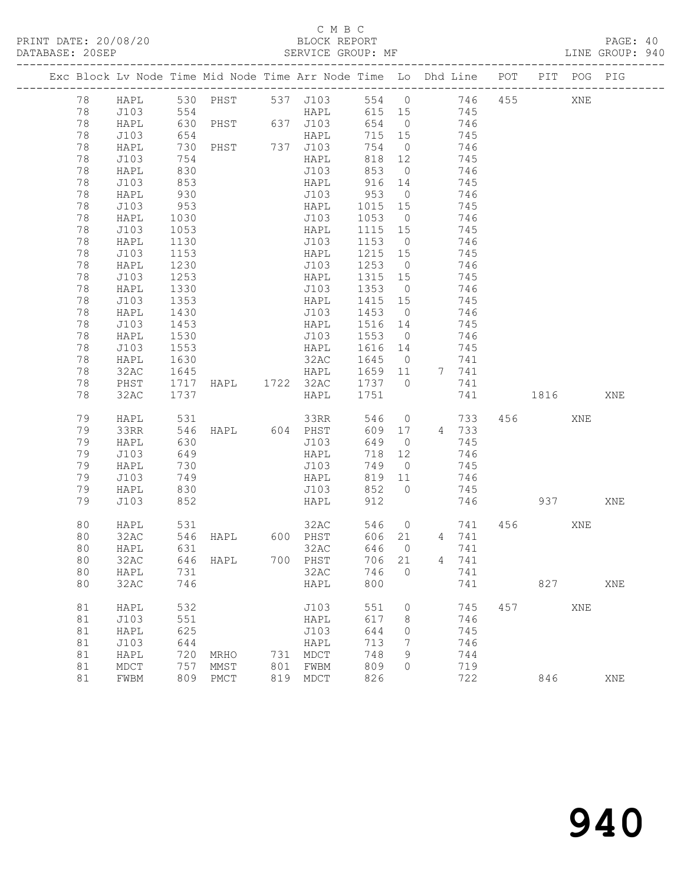C M B C

PRINT DATE: 20/08/20 BLOCK REPORT

DATABASE: 20SEP SERVICE GROUP: MF LINE GROUP: 940

| Exc | Block | Lv | Node | Time | Mid Node | Time | Arr Node | Time | Lo | Dhd | Line | POT | PIT | POG | PIG |
|---|---|---|---|---|---|---|---|---|---|---|---|---|---|---|---|
| | 78 | | HAPL | 530 | PHST | 537 | J103 | 554 | 0 | | 746 | 455 | | XNE | |
| | 78 | | J103 | 554 | | | HAPL | 615 | 15 | | 745 | | | | |
| | 78 | | HAPL | 630 | PHST | 637 | J103 | 654 | 0 | | 746 | | | | |
| | 78 | | J103 | 654 | | | HAPL | 715 | 15 | | 745 | | | | |
| | 78 | | HAPL | 730 | PHST | 737 | J103 | 754 | 0 | | 746 | | | | |
| | 78 | | J103 | 754 | | | HAPL | 818 | 12 | | 745 | | | | |
| | 78 | | HAPL | 830 | | | J103 | 853 | 0 | | 746 | | | | |
| | 78 | | J103 | 853 | | | HAPL | 916 | 14 | | 745 | | | | |
| | 78 | | HAPL | 930 | | | J103 | 953 | 0 | | 746 | | | | |
| | 78 | | J103 | 953 | | | HAPL | 1015 | 15 | | 745 | | | | |
| | 78 | | HAPL | 1030 | | | J103 | 1053 | 0 | | 746 | | | | |
| | 78 | | J103 | 1053 | | | HAPL | 1115 | 15 | | 745 | | | | |
| | 78 | | HAPL | 1130 | | | J103 | 1153 | 0 | | 746 | | | | |
| | 78 | | J103 | 1153 | | | HAPL | 1215 | 15 | | 745 | | | | |
| | 78 | | HAPL | 1230 | | | J103 | 1253 | 0 | | 746 | | | | |
| | 78 | | J103 | 1253 | | | HAPL | 1315 | 15 | | 745 | | | | |
| | 78 | | HAPL | 1330 | | | J103 | 1353 | 0 | | 746 | | | | |
| | 78 | | J103 | 1353 | | | HAPL | 1415 | 15 | | 745 | | | | |
| | 78 | | HAPL | 1430 | | | J103 | 1453 | 0 | | 746 | | | | |
| | 78 | | J103 | 1453 | | | HAPL | 1516 | 14 | | 745 | | | | |
| | 78 | | HAPL | 1530 | | | J103 | 1553 | 0 | | 746 | | | | |
| | 78 | | J103 | 1553 | | | HAPL | 1616 | 14 | | 745 | | | | |
| | 78 | | HAPL | 1630 | | | 32AC | 1645 | 0 | | 741 | | | | |
| | 78 | | 32AC | 1645 | | | HAPL | 1659 | 11 | 7 | 741 | | | | |
| | 78 | | PHST | 1717 | HAPL | 1722 | 32AC | 1737 | 0 | | 741 | | | | |
| | 78 | | 32AC | 1737 | | | HAPL | 1751 | | | 741 | | 1816 | | XNE |
| | 79 | | HAPL | 531 | | | 33RR | 546 | 0 | | 733 | 456 | | XNE | |
| | 79 | | 33RR | 546 | HAPL | 604 | PHST | 609 | 17 | 4 | 733 | | | | |
| | 79 | | HAPL | 630 | | | J103 | 649 | 0 | | 745 | | | | |
| | 79 | | J103 | 649 | | | HAPL | 718 | 12 | | 746 | | | | |
| | 79 | | HAPL | 730 | | | J103 | 749 | 0 | | 745 | | | | |
| | 79 | | J103 | 749 | | | HAPL | 819 | 11 | | 746 | | | | |
| | 79 | | HAPL | 830 | | | J103 | 852 | 0 | | 745 | | | | |
| | 79 | | J103 | 852 | | | HAPL | 912 | | | 746 | | 937 | | XNE |
| | 80 | | HAPL | 531 | | | 32AC | 546 | 0 | | 741 | 456 | | XNE | |
| | 80 | | 32AC | 546 | HAPL | 600 | PHST | 606 | 21 | 4 | 741 | | | | |
| | 80 | | HAPL | 631 | | | 32AC | 646 | 0 | | 741 | | | | |
| | 80 | | 32AC | 646 | HAPL | 700 | PHST | 706 | 21 | 4 | 741 | | | | |
| | 80 | | HAPL | 731 | | | 32AC | 746 | 0 | | 741 | | | | |
| | 80 | | 32AC | 746 | | | HAPL | 800 | | | 741 | | 827 | | XNE |
| | 81 | | HAPL | 532 | | | J103 | 551 | 0 | | 745 | 457 | | XNE | |
| | 81 | | J103 | 551 | | | HAPL | 617 | 8 | | 746 | | | | |
| | 81 | | HAPL | 625 | | | J103 | 644 | 0 | | 745 | | | | |
| | 81 | | J103 | 644 | | | HAPL | 713 | 7 | | 746 | | | | |
| | 81 | | HAPL | 720 | MRHO | 731 | MDCT | 748 | 9 | | 744 | | | | |
| | 81 | | MDCT | 757 | MMST | 801 | FWBM | 809 | 0 | | 719 | | | | |
| | 81 | | FWBM | 809 | PMCT | 819 | MDCT | 826 | | | 722 | | 846 | | XNE |

940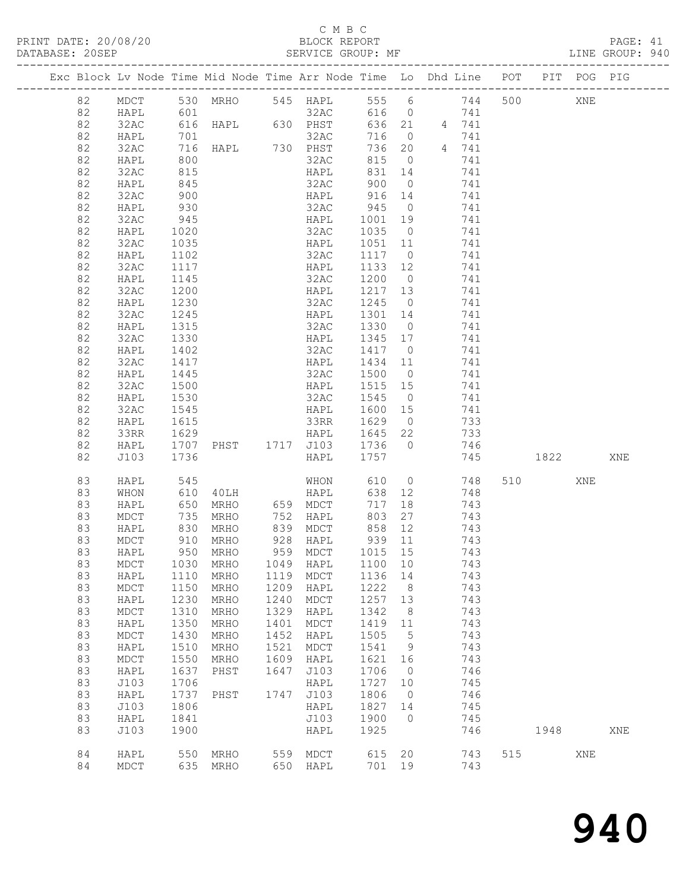C M B C
PRINT DATE: 20/08/20 BLOCK REPORT
DATABASE: 20SEP SERVICE GROUP: MF LINE GROUP: 940

| Exc | Block | Lv | Node | Time | Mid Node | Time | Arr Node | Time | Lo | Dhd Line | POT | PIT | POG | PIG |
|---|---|---|---|---|---|---|---|---|---|---|---|---|---|---|
| | 82 | | MDCT | 530 | MRHO | 545 | HAPL | 555 | 6 | 744 | 500 | | XNE | |
| | 82 | | HAPL | 601 | | | 32AC | 616 | 0 | 741 | | | | |
| | 82 | | 32AC | 616 | HAPL | 630 | PHST | 636 | 21 | 4 741 | | | | |
| | 82 | | HAPL | 701 | | | 32AC | 716 | 0 | 741 | | | | |
| | 82 | | 32AC | 716 | HAPL | 730 | PHST | 736 | 20 | 4 741 | | | | |
| | 82 | | HAPL | 800 | | | 32AC | 815 | 0 | 741 | | | | |
| | 82 | | 32AC | 815 | | | HAPL | 831 | 14 | 741 | | | | |
| | 82 | | HAPL | 845 | | | 32AC | 900 | 0 | 741 | | | | |
| | 82 | | 32AC | 900 | | | HAPL | 916 | 14 | 741 | | | | |
| | 82 | | HAPL | 930 | | | 32AC | 945 | 0 | 741 | | | | |
| | 82 | | 32AC | 945 | | | HAPL | 1001 | 19 | 741 | | | | |
| | 82 | | HAPL | 1020 | | | 32AC | 1035 | 0 | 741 | | | | |
| | 82 | | 32AC | 1035 | | | HAPL | 1051 | 11 | 741 | | | | |
| | 82 | | HAPL | 1102 | | | 32AC | 1117 | 0 | 741 | | | | |
| | 82 | | 32AC | 1117 | | | HAPL | 1133 | 12 | 741 | | | | |
| | 82 | | HAPL | 1145 | | | 32AC | 1200 | 0 | 741 | | | | |
| | 82 | | 32AC | 1200 | | | HAPL | 1217 | 13 | 741 | | | | |
| | 82 | | HAPL | 1230 | | | 32AC | 1245 | 0 | 741 | | | | |
| | 82 | | 32AC | 1245 | | | HAPL | 1301 | 14 | 741 | | | | |
| | 82 | | HAPL | 1315 | | | 32AC | 1330 | 0 | 741 | | | | |
| | 82 | | 32AC | 1330 | | | HAPL | 1345 | 17 | 741 | | | | |
| | 82 | | HAPL | 1402 | | | 32AC | 1417 | 0 | 741 | | | | |
| | 82 | | 32AC | 1417 | | | HAPL | 1434 | 11 | 741 | | | | |
| | 82 | | HAPL | 1445 | | | 32AC | 1500 | 0 | 741 | | | | |
| | 82 | | 32AC | 1500 | | | HAPL | 1515 | 15 | 741 | | | | |
| | 82 | | HAPL | 1530 | | | 32AC | 1545 | 0 | 741 | | | | |
| | 82 | | 32AC | 1545 | | | HAPL | 1600 | 15 | 741 | | | | |
| | 82 | | HAPL | 1615 | | | 33RR | 1629 | 0 | 733 | | | | |
| | 82 | | 33RR | 1629 | | | HAPL | 1645 | 22 | 733 | | | | |
| | 82 | | HAPL | 1707 | PHST | 1717 | J103 | 1736 | 0 | 746 | | | | |
| | 82 | | J103 | 1736 | | | HAPL | 1757 | | 745 | | 1822 | | XNE |
| | 83 | | HAPL | 545 | | | WHON | 610 | 0 | 748 | 510 | | XNE | |
| | 83 | | WHON | 610 | 40LH | | HAPL | 638 | 12 | 748 | | | | |
| | 83 | | HAPL | 650 | MRHO | 659 | MDCT | 717 | 18 | 743 | | | | |
| | 83 | | MDCT | 735 | MRHO | 752 | HAPL | 803 | 27 | 743 | | | | |
| | 83 | | HAPL | 830 | MRHO | 839 | MDCT | 858 | 12 | 743 | | | | |
| | 83 | | MDCT | 910 | MRHO | 928 | HAPL | 939 | 11 | 743 | | | | |
| | 83 | | HAPL | 950 | MRHO | 959 | MDCT | 1015 | 15 | 743 | | | | |
| | 83 | | MDCT | 1030 | MRHO | 1049 | HAPL | 1100 | 10 | 743 | | | | |
| | 83 | | HAPL | 1110 | MRHO | 1119 | MDCT | 1136 | 14 | 743 | | | | |
| | 83 | | MDCT | 1150 | MRHO | 1209 | HAPL | 1222 | 8 | 743 | | | | |
| | 83 | | HAPL | 1230 | MRHO | 1240 | MDCT | 1257 | 13 | 743 | | | | |
| | 83 | | MDCT | 1310 | MRHO | 1329 | HAPL | 1342 | 8 | 743 | | | | |
| | 83 | | HAPL | 1350 | MRHO | 1401 | MDCT | 1419 | 11 | 743 | | | | |
| | 83 | | MDCT | 1430 | MRHO | 1452 | HAPL | 1505 | 5 | 743 | | | | |
| | 83 | | HAPL | 1510 | MRHO | 1521 | MDCT | 1541 | 9 | 743 | | | | |
| | 83 | | MDCT | 1550 | MRHO | 1609 | HAPL | 1621 | 16 | 743 | | | | |
| | 83 | | HAPL | 1637 | PHST | 1647 | J103 | 1706 | 0 | 746 | | | | |
| | 83 | | J103 | 1706 | | | HAPL | 1727 | 10 | 745 | | | | |
| | 83 | | HAPL | 1737 | PHST | 1747 | J103 | 1806 | 0 | 746 | | | | |
| | 83 | | J103 | 1806 | | | HAPL | 1827 | 14 | 745 | | | | |
| | 83 | | HAPL | 1841 | | | J103 | 1900 | 0 | 745 | | | | |
| | 83 | | J103 | 1900 | | | HAPL | 1925 | | 746 | | 1948 | | XNE |
| | 84 | | HAPL | 550 | MRHO | 559 | MDCT | 615 | 20 | 743 | 515 | | XNE | |
| | 84 | | MDCT | 635 | MRHO | 650 | HAPL | 701 | 19 | 743 | | | | |

940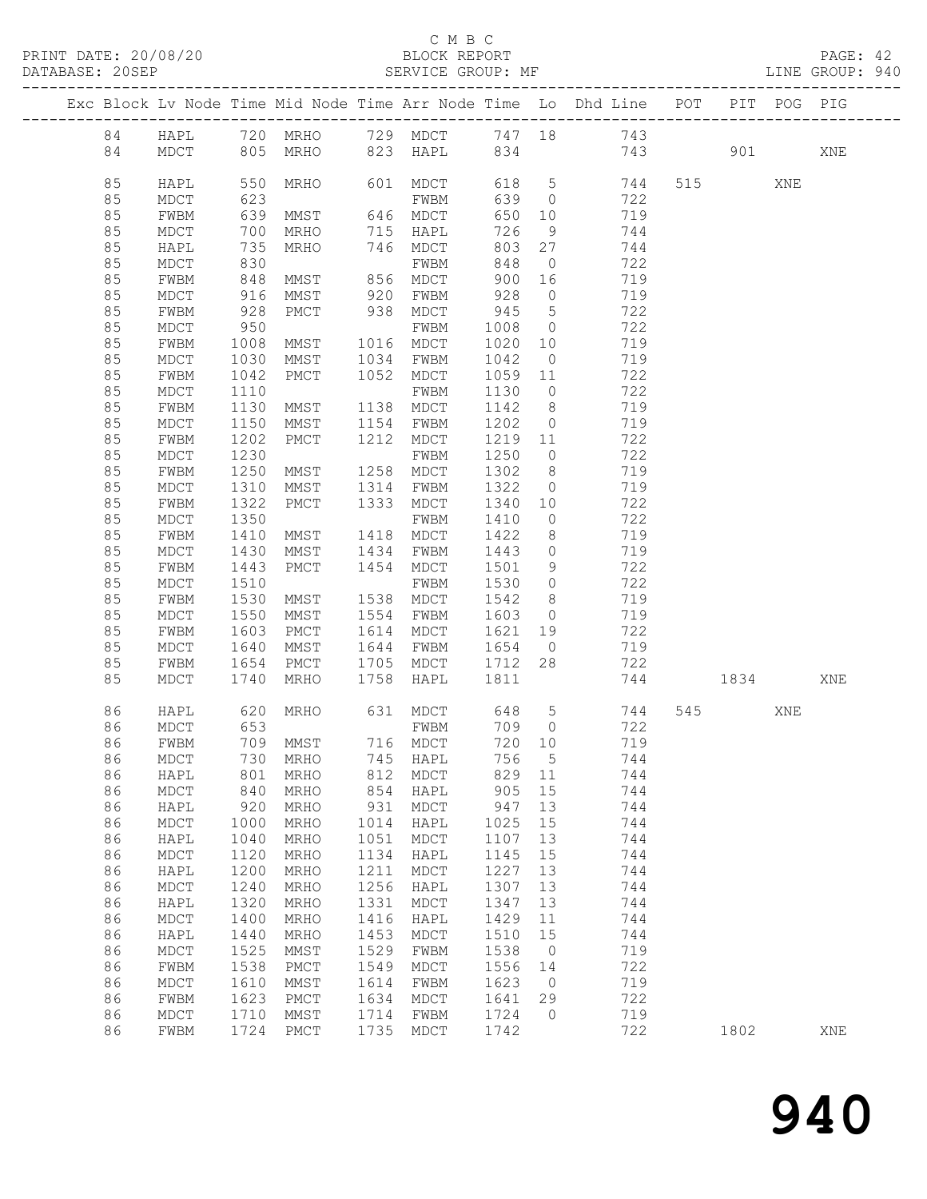C M B C

PRINT DATE: 20/08/20 BLOCK REPORT PAGE: 42
DATABASE: 20SEP SERVICE GROUP: MF LINE GROUP: 940

| Exc | Block | Lv | Node | Time | Mid Node | Time | Arr Node | Time | Lo | Dhd Line | POT | PIT | POG | PIG |
|---|---|---|---|---|---|---|---|---|---|---|---|---|---|---|
| | 84 | | HAPL | 720 | MRHO | 729 | MDCT | 747 | 18 | 743 | | | | |
| | 84 | | MDCT | 805 | MRHO | 823 | HAPL | 834 | | 743 | | 901 | | XNE |
| | 85 | | HAPL | 550 | MRHO | 601 | MDCT | 618 | 5 | 744 | 515 | | XNE | |
| | 85 | | MDCT | 623 | | | FWBM | 639 | 0 | 722 | | | | |
| | 85 | | FWBM | 639 | MMST | 646 | MDCT | 650 | 10 | 719 | | | | |
| | 85 | | MDCT | 700 | MRHO | 715 | HAPL | 726 | 9 | 744 | | | | |
| | 85 | | HAPL | 735 | MRHO | 746 | MDCT | 803 | 27 | 744 | | | | |
| | 85 | | MDCT | 830 | | | FWBM | 848 | 0 | 722 | | | | |
| | 85 | | FWBM | 848 | MMST | 856 | MDCT | 900 | 16 | 719 | | | | |
| | 85 | | MDCT | 916 | MMST | 920 | FWBM | 928 | 0 | 719 | | | | |
| | 85 | | FWBM | 928 | PMCT | 938 | MDCT | 945 | 5 | 722 | | | | |
| | 85 | | MDCT | 950 | | | FWBM | 1008 | 0 | 722 | | | | |
| | 85 | | FWBM | 1008 | MMST | 1016 | MDCT | 1020 | 10 | 719 | | | | |
| | 85 | | MDCT | 1030 | MMST | 1034 | FWBM | 1042 | 0 | 719 | | | | |
| | 85 | | FWBM | 1042 | PMCT | 1052 | MDCT | 1059 | 11 | 722 | | | | |
| | 85 | | MDCT | 1110 | | | FWBM | 1130 | 0 | 722 | | | | |
| | 85 | | FWBM | 1130 | MMST | 1138 | MDCT | 1142 | 8 | 719 | | | | |
| | 85 | | MDCT | 1150 | MMST | 1154 | FWBM | 1202 | 0 | 719 | | | | |
| | 85 | | FWBM | 1202 | PMCT | 1212 | MDCT | 1219 | 11 | 722 | | | | |
| | 85 | | MDCT | 1230 | | | FWBM | 1250 | 0 | 722 | | | | |
| | 85 | | FWBM | 1250 | MMST | 1258 | MDCT | 1302 | 8 | 719 | | | | |
| | 85 | | MDCT | 1310 | MMST | 1314 | FWBM | 1322 | 0 | 719 | | | | |
| | 85 | | FWBM | 1322 | PMCT | 1333 | MDCT | 1340 | 10 | 722 | | | | |
| | 85 | | MDCT | 1350 | | | FWBM | 1410 | 0 | 722 | | | | |
| | 85 | | FWBM | 1410 | MMST | 1418 | MDCT | 1422 | 8 | 719 | | | | |
| | 85 | | MDCT | 1430 | MMST | 1434 | FWBM | 1443 | 0 | 719 | | | | |
| | 85 | | FWBM | 1443 | PMCT | 1454 | MDCT | 1501 | 9 | 722 | | | | |
| | 85 | | MDCT | 1510 | | | FWBM | 1530 | 0 | 722 | | | | |
| | 85 | | FWBM | 1530 | MMST | 1538 | MDCT | 1542 | 8 | 719 | | | | |
| | 85 | | MDCT | 1550 | MMST | 1554 | FWBM | 1603 | 0 | 719 | | | | |
| | 85 | | FWBM | 1603 | PMCT | 1614 | MDCT | 1621 | 19 | 722 | | | | |
| | 85 | | MDCT | 1640 | MMST | 1644 | FWBM | 1654 | 0 | 719 | | | | |
| | 85 | | FWBM | 1654 | PMCT | 1705 | MDCT | 1712 | 28 | 722 | | | | |
| | 85 | | MDCT | 1740 | MRHO | 1758 | HAPL | 1811 | | 744 | | 1834 | | XNE |
| | 86 | | HAPL | 620 | MRHO | 631 | MDCT | 648 | 5 | 744 | 545 | | XNE | |
| | 86 | | MDCT | 653 | | | FWBM | 709 | 0 | 722 | | | | |
| | 86 | | FWBM | 709 | MMST | 716 | MDCT | 720 | 10 | 719 | | | | |
| | 86 | | MDCT | 730 | MRHO | 745 | HAPL | 756 | 5 | 744 | | | | |
| | 86 | | HAPL | 801 | MRHO | 812 | MDCT | 829 | 11 | 744 | | | | |
| | 86 | | MDCT | 840 | MRHO | 854 | HAPL | 905 | 15 | 744 | | | | |
| | 86 | | HAPL | 920 | MRHO | 931 | MDCT | 947 | 13 | 744 | | | | |
| | 86 | | MDCT | 1000 | MRHO | 1014 | HAPL | 1025 | 15 | 744 | | | | |
| | 86 | | HAPL | 1040 | MRHO | 1051 | MDCT | 1107 | 13 | 744 | | | | |
| | 86 | | MDCT | 1120 | MRHO | 1134 | HAPL | 1145 | 15 | 744 | | | | |
| | 86 | | HAPL | 1200 | MRHO | 1211 | MDCT | 1227 | 13 | 744 | | | | |
| | 86 | | MDCT | 1240 | MRHO | 1256 | HAPL | 1307 | 13 | 744 | | | | |
| | 86 | | HAPL | 1320 | MRHO | 1331 | MDCT | 1347 | 13 | 744 | | | | |
| | 86 | | MDCT | 1400 | MRHO | 1416 | HAPL | 1429 | 11 | 744 | | | | |
| | 86 | | HAPL | 1440 | MRHO | 1453 | MDCT | 1510 | 15 | 744 | | | | |
| | 86 | | MDCT | 1525 | MMST | 1529 | FWBM | 1538 | 0 | 719 | | | | |
| | 86 | | FWBM | 1538 | PMCT | 1549 | MDCT | 1556 | 14 | 722 | | | | |
| | 86 | | MDCT | 1610 | MMST | 1614 | FWBM | 1623 | 0 | 719 | | | | |
| | 86 | | FWBM | 1623 | PMCT | 1634 | MDCT | 1641 | 29 | 722 | | | | |
| | 86 | | MDCT | 1710 | MMST | 1714 | FWBM | 1724 | 0 | 719 | | | | |
| | 86 | | FWBM | 1724 | PMCT | 1735 | MDCT | 1742 | | 722 | | 1802 | | XNE |

940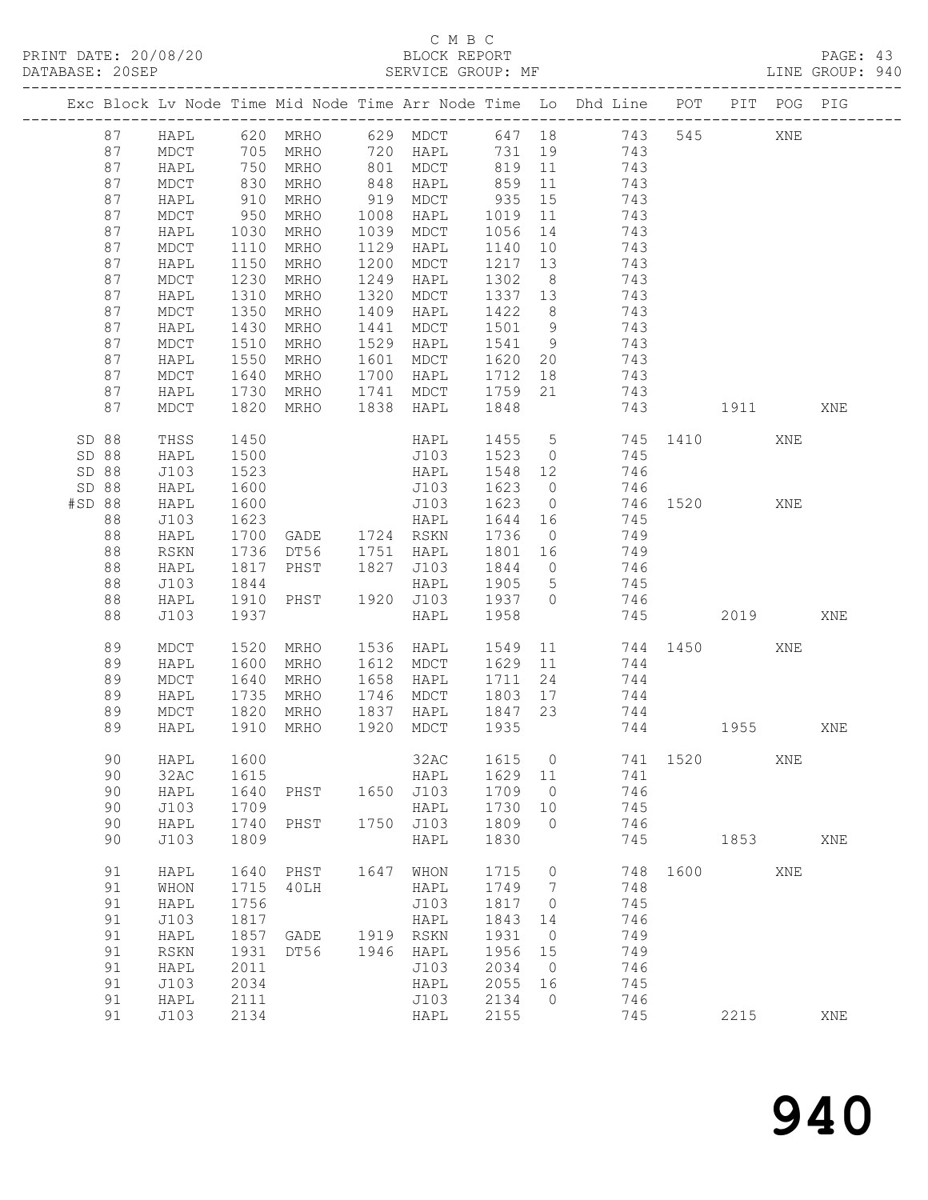C M B C

BLOCK REPORT

SERVICE GROUP: MF

LINE GROUP: 940

| Exc | Block | Lv | Node | Time | Mid Node | Time | Arr Node | Time | Lo | Dhd Line | POT | PIT | POG | PIG |
|---|---|---|---|---|---|---|---|---|---|---|---|---|---|---|
| | 87 | | HAPL | 620 | MRHO | 629 | MDCT | 647 | 18 | 743 | 545 | | XNE | |
| | 87 | | MDCT | 705 | MRHO | 720 | HAPL | 731 | 19 | 743 | | | | |
| | 87 | | HAPL | 750 | MRHO | 801 | MDCT | 819 | 11 | 743 | | | | |
| | 87 | | MDCT | 830 | MRHO | 848 | HAPL | 859 | 11 | 743 | | | | |
| | 87 | | HAPL | 910 | MRHO | 919 | MDCT | 935 | 15 | 743 | | | | |
| | 87 | | MDCT | 950 | MRHO | 1008 | HAPL | 1019 | 11 | 743 | | | | |
| | 87 | | HAPL | 1030 | MRHO | 1039 | MDCT | 1056 | 14 | 743 | | | | |
| | 87 | | MDCT | 1110 | MRHO | 1129 | HAPL | 1140 | 10 | 743 | | | | |
| | 87 | | HAPL | 1150 | MRHO | 1200 | MDCT | 1217 | 13 | 743 | | | | |
| | 87 | | MDCT | 1230 | MRHO | 1249 | HAPL | 1302 | 8 | 743 | | | | |
| | 87 | | HAPL | 1310 | MRHO | 1320 | MDCT | 1337 | 13 | 743 | | | | |
| | 87 | | MDCT | 1350 | MRHO | 1409 | HAPL | 1422 | 8 | 743 | | | | |
| | 87 | | HAPL | 1430 | MRHO | 1441 | MDCT | 1501 | 9 | 743 | | | | |
| | 87 | | MDCT | 1510 | MRHO | 1529 | HAPL | 1541 | 9 | 743 | | | | |
| | 87 | | HAPL | 1550 | MRHO | 1601 | MDCT | 1620 | 20 | 743 | | | | |
| | 87 | | MDCT | 1640 | MRHO | 1700 | HAPL | 1712 | 18 | 743 | | | | |
| | 87 | | HAPL | 1730 | MRHO | 1741 | MDCT | 1759 | 21 | 743 | | | | |
| | 87 | | MDCT | 1820 | MRHO | 1838 | HAPL | 1848 | | 743 | | 1911 | | XNE |
| SD | 88 | | THSS | 1450 | | | HAPL | 1455 | 5 | 745 | 1410 | | XNE | |
| SD | 88 | | HAPL | 1500 | | | J103 | 1523 | 0 | 745 | | | | |
| SD | 88 | | J103 | 1523 | | | HAPL | 1548 | 12 | 746 | | | | |
| SD | 88 | | HAPL | 1600 | | | J103 | 1623 | 0 | 746 | | | | |
| #SD | 88 | | HAPL | 1600 | | | J103 | 1623 | 0 | 746 | 1520 | | XNE | |
| | 88 | | J103 | 1623 | | | HAPL | 1644 | 16 | 745 | | | | |
| | 88 | | HAPL | 1700 | GADE | 1724 | RSKN | 1736 | 0 | 749 | | | | |
| | 88 | | RSKN | 1736 | DT56 | 1751 | HAPL | 1801 | 16 | 749 | | | | |
| | 88 | | HAPL | 1817 | PHST | 1827 | J103 | 1844 | 0 | 746 | | | | |
| | 88 | | J103 | 1844 | | | HAPL | 1905 | 5 | 745 | | | | |
| | 88 | | HAPL | 1910 | PHST | 1920 | J103 | 1937 | 0 | 746 | | | | |
| | 88 | | J103 | 1937 | | | HAPL | 1958 | | 745 | | 2019 | | XNE |
| | 89 | | MDCT | 1520 | MRHO | 1536 | HAPL | 1549 | 11 | 744 | 1450 | | XNE | |
| | 89 | | HAPL | 1600 | MRHO | 1612 | MDCT | 1629 | 11 | 744 | | | | |
| | 89 | | MDCT | 1640 | MRHO | 1658 | HAPL | 1711 | 24 | 744 | | | | |
| | 89 | | HAPL | 1735 | MRHO | 1746 | MDCT | 1803 | 17 | 744 | | | | |
| | 89 | | MDCT | 1820 | MRHO | 1837 | HAPL | 1847 | 23 | 744 | | | | |
| | 89 | | HAPL | 1910 | MRHO | 1920 | MDCT | 1935 | | 744 | | 1955 | | XNE |
| | 90 | | HAPL | 1600 | | | 32AC | 1615 | 0 | 741 | 1520 | | XNE | |
| | 90 | | 32AC | 1615 | | | HAPL | 1629 | 11 | 741 | | | | |
| | 90 | | HAPL | 1640 | PHST | 1650 | J103 | 1709 | 0 | 746 | | | | |
| | 90 | | J103 | 1709 | | | HAPL | 1730 | 10 | 745 | | | | |
| | 90 | | HAPL | 1740 | PHST | 1750 | J103 | 1809 | 0 | 746 | | | | |
| | 90 | | J103 | 1809 | | | HAPL | 1830 | | 745 | | 1853 | | XNE |
| | 91 | | HAPL | 1640 | PHST | 1647 | WHON | 1715 | 0 | 748 | 1600 | | XNE | |
| | 91 | | WHON | 1715 | 40LH | | HAPL | 1749 | 7 | 748 | | | | |
| | 91 | | HAPL | 1756 | | | J103 | 1817 | 0 | 745 | | | | |
| | 91 | | J103 | 1817 | | | HAPL | 1843 | 14 | 746 | | | | |
| | 91 | | HAPL | 1857 | GADE | 1919 | RSKN | 1931 | 0 | 749 | | | | |
| | 91 | | RSKN | 1931 | DT56 | 1946 | HAPL | 1956 | 15 | 749 | | | | |
| | 91 | | HAPL | 2011 | | | J103 | 2034 | 0 | 746 | | | | |
| | 91 | | J103 | 2034 | | | HAPL | 2055 | 16 | 745 | | | | |
| | 91 | | HAPL | 2111 | | | J103 | 2134 | 0 | 746 | | | | |
| | 91 | | J103 | 2134 | | | HAPL | 2155 | | 745 | | 2215 | | XNE |

# 940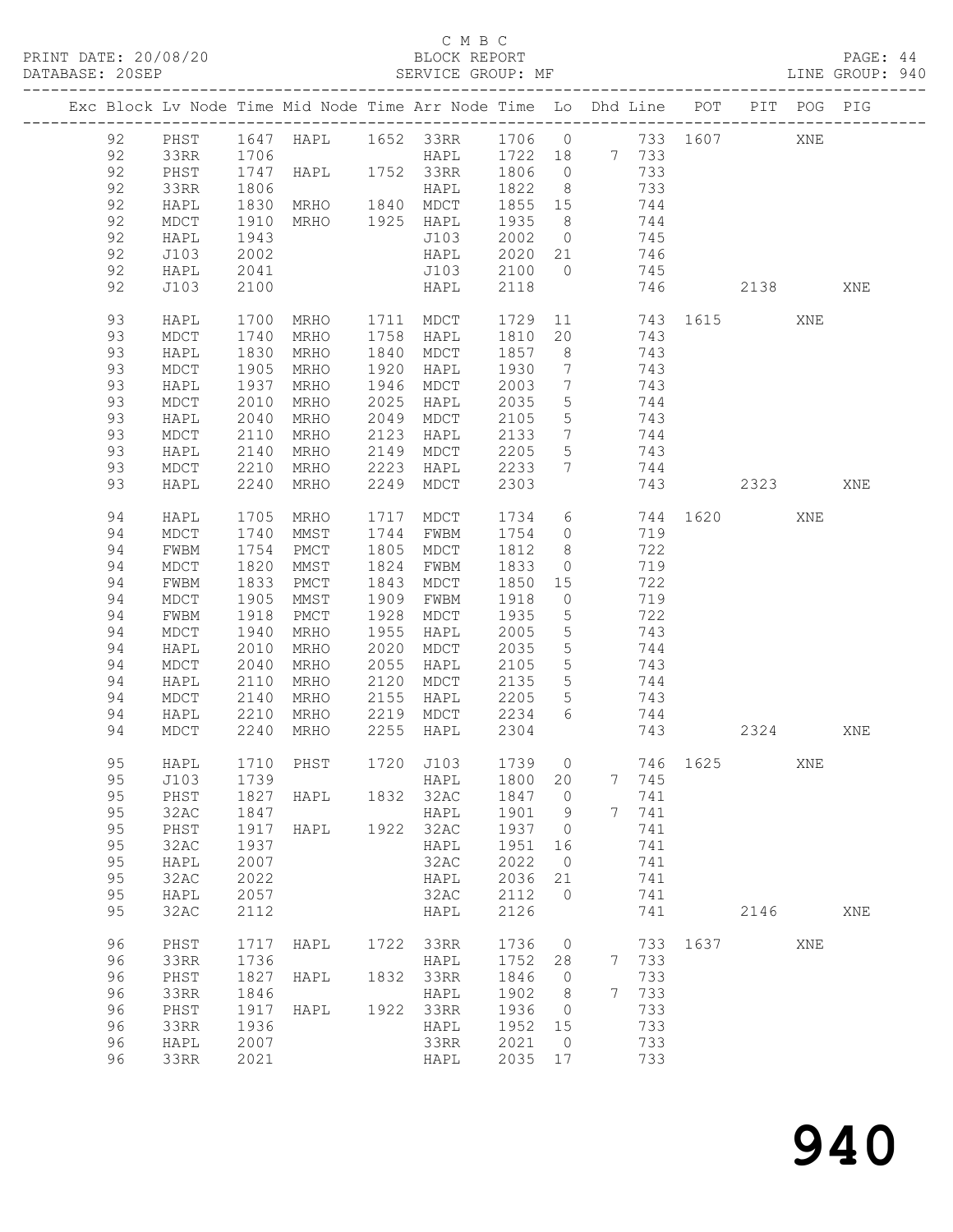C M B C

PRINT DATE: 20/08/20 BLOCK REPORT PAGE: 44
DATABASE: 20SEP SERVICE GROUP: MF LINE GROUP: 940

| Exc | Block | Lv | Node | Time | Mid Node | Time | Arr Node | Time | Lo | Dhd Line | POT | PIT | POG | PIG |
|---|---|---|---|---|---|---|---|---|---|---|---|---|---|---|
| | 92 | | PHST | 1647 | HAPL | 1652 | 33RR | 1706 | 0 | 733 | 1607 | | XNE | |
| | 92 | | 33RR | 1706 | | | HAPL | 1722 | 18 | 7 733 | | | | |
| | 92 | | PHST | 1747 | HAPL | 1752 | 33RR | 1806 | 0 | 733 | | | | |
| | 92 | | 33RR | 1806 | | | HAPL | 1822 | 8 | 733 | | | | |
| | 92 | | HAPL | 1830 | MRHO | 1840 | MDCT | 1855 | 15 | 744 | | | | |
| | 92 | | MDCT | 1910 | MRHO | 1925 | HAPL | 1935 | 8 | 744 | | | | |
| | 92 | | HAPL | 1943 | | | J103 | 2002 | 0 | 745 | | | | |
| | 92 | | J103 | 2002 | | | HAPL | 2020 | 21 | 746 | | | | |
| | 92 | | HAPL | 2041 | | | J103 | 2100 | 0 | 745 | | | | |
| | 92 | | J103 | 2100 | | | HAPL | 2118 | | 746 | | 2138 | | XNE |
| | 93 | | HAPL | 1700 | MRHO | 1711 | MDCT | 1729 | 11 | 743 | 1615 | | XNE | |
| | 93 | | MDCT | 1740 | MRHO | 1758 | HAPL | 1810 | 20 | 743 | | | | |
| | 93 | | HAPL | 1830 | MRHO | 1840 | MDCT | 1857 | 8 | 743 | | | | |
| | 93 | | MDCT | 1905 | MRHO | 1920 | HAPL | 1930 | 7 | 743 | | | | |
| | 93 | | HAPL | 1937 | MRHO | 1946 | MDCT | 2003 | 7 | 743 | | | | |
| | 93 | | MDCT | 2010 | MRHO | 2025 | HAPL | 2035 | 5 | 744 | | | | |
| | 93 | | HAPL | 2040 | MRHO | 2049 | MDCT | 2105 | 5 | 743 | | | | |
| | 93 | | MDCT | 2110 | MRHO | 2123 | HAPL | 2133 | 7 | 744 | | | | |
| | 93 | | HAPL | 2140 | MRHO | 2149 | MDCT | 2205 | 5 | 743 | | | | |
| | 93 | | MDCT | 2210 | MRHO | 2223 | HAPL | 2233 | 7 | 744 | | | | |
| | 93 | | HAPL | 2240 | MRHO | 2249 | MDCT | 2303 | | 743 | | 2323 | | XNE |
| | 94 | | HAPL | 1705 | MRHO | 1717 | MDCT | 1734 | 6 | 744 | 1620 | | XNE | |
| | 94 | | MDCT | 1740 | MMST | 1744 | FWBM | 1754 | 0 | 719 | | | | |
| | 94 | | FWBM | 1754 | PMCT | 1805 | MDCT | 1812 | 8 | 722 | | | | |
| | 94 | | MDCT | 1820 | MMST | 1824 | FWBM | 1833 | 0 | 719 | | | | |
| | 94 | | FWBM | 1833 | PMCT | 1843 | MDCT | 1850 | 15 | 722 | | | | |
| | 94 | | MDCT | 1905 | MMST | 1909 | FWBM | 1918 | 0 | 719 | | | | |
| | 94 | | FWBM | 1918 | PMCT | 1928 | MDCT | 1935 | 5 | 722 | | | | |
| | 94 | | MDCT | 1940 | MRHO | 1955 | HAPL | 2005 | 5 | 743 | | | | |
| | 94 | | HAPL | 2010 | MRHO | 2020 | MDCT | 2035 | 5 | 744 | | | | |
| | 94 | | MDCT | 2040 | MRHO | 2055 | HAPL | 2105 | 5 | 743 | | | | |
| | 94 | | HAPL | 2110 | MRHO | 2120 | MDCT | 2135 | 5 | 744 | | | | |
| | 94 | | MDCT | 2140 | MRHO | 2155 | HAPL | 2205 | 5 | 743 | | | | |
| | 94 | | HAPL | 2210 | MRHO | 2219 | MDCT | 2234 | 6 | 744 | | | | |
| | 94 | | MDCT | 2240 | MRHO | 2255 | HAPL | 2304 | | 743 | | 2324 | | XNE |
| | 95 | | HAPL | 1710 | PHST | 1720 | J103 | 1739 | 0 | 746 | 1625 | | XNE | |
| | 95 | | J103 | 1739 | | | HAPL | 1800 | 20 | 7 745 | | | | |
| | 95 | | PHST | 1827 | HAPL | 1832 | 32AC | 1847 | 0 | 741 | | | | |
| | 95 | | 32AC | 1847 | | | HAPL | 1901 | 9 | 7 741 | | | | |
| | 95 | | PHST | 1917 | HAPL | 1922 | 32AC | 1937 | 0 | 741 | | | | |
| | 95 | | 32AC | 1937 | | | HAPL | 1951 | 16 | 741 | | | | |
| | 95 | | HAPL | 2007 | | | 32AC | 2022 | 0 | 741 | | | | |
| | 95 | | 32AC | 2022 | | | HAPL | 2036 | 21 | 741 | | | | |
| | 95 | | HAPL | 2057 | | | 32AC | 2112 | 0 | 741 | | | | |
| | 95 | | 32AC | 2112 | | | HAPL | 2126 | | 741 | | 2146 | | XNE |
| | 96 | | PHST | 1717 | HAPL | 1722 | 33RR | 1736 | 0 | 733 | 1637 | | XNE | |
| | 96 | | 33RR | 1736 | | | HAPL | 1752 | 28 | 7 733 | | | | |
| | 96 | | PHST | 1827 | HAPL | 1832 | 33RR | 1846 | 0 | 733 | | | | |
| | 96 | | 33RR | 1846 | | | HAPL | 1902 | 8 | 7 733 | | | | |
| | 96 | | PHST | 1917 | HAPL | 1922 | 33RR | 1936 | 0 | 733 | | | | |
| | 96 | | 33RR | 1936 | | | HAPL | 1952 | 15 | 733 | | | | |
| | 96 | | HAPL | 2007 | | | 33RR | 2021 | 0 | 733 | | | | |
| | 96 | | 33RR | 2021 | | | HAPL | 2035 | 17 | 733 | | | | |

940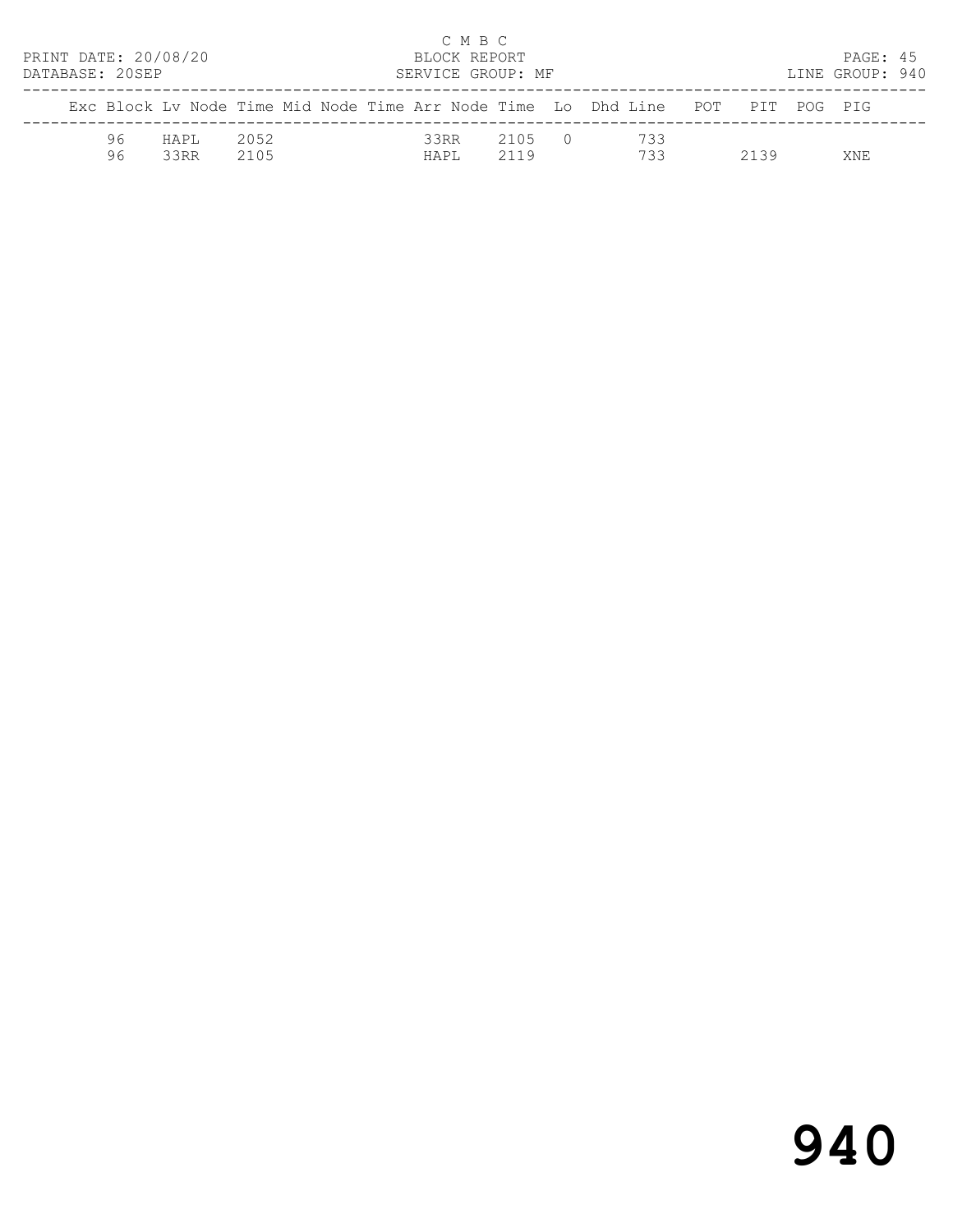C M B C

BLOCK REPORT

SERVICE GROUP: MF

PRINT DATE: 20/08/20

DATABASE: 20SEP

LINE GROUP: 940

| Exc | Block | Lv | Node | Time | Mid | Node | Time | Arr | Node | Time | Lo | Dhd | Line | POT | PIT | POG | PIG |
|---|---|---|---|---|---|---|---|---|---|---|---|---|---|---|---|---|---|
| | 96 | | HAPL | 2052 | | | | | 33RR | 2105 | 0 | | 733 | | | | |
| | 96 | | 33RR | 2105 | | | | | HAPL | 2119 | | | 733 | | 2139 | | XNE |

# 940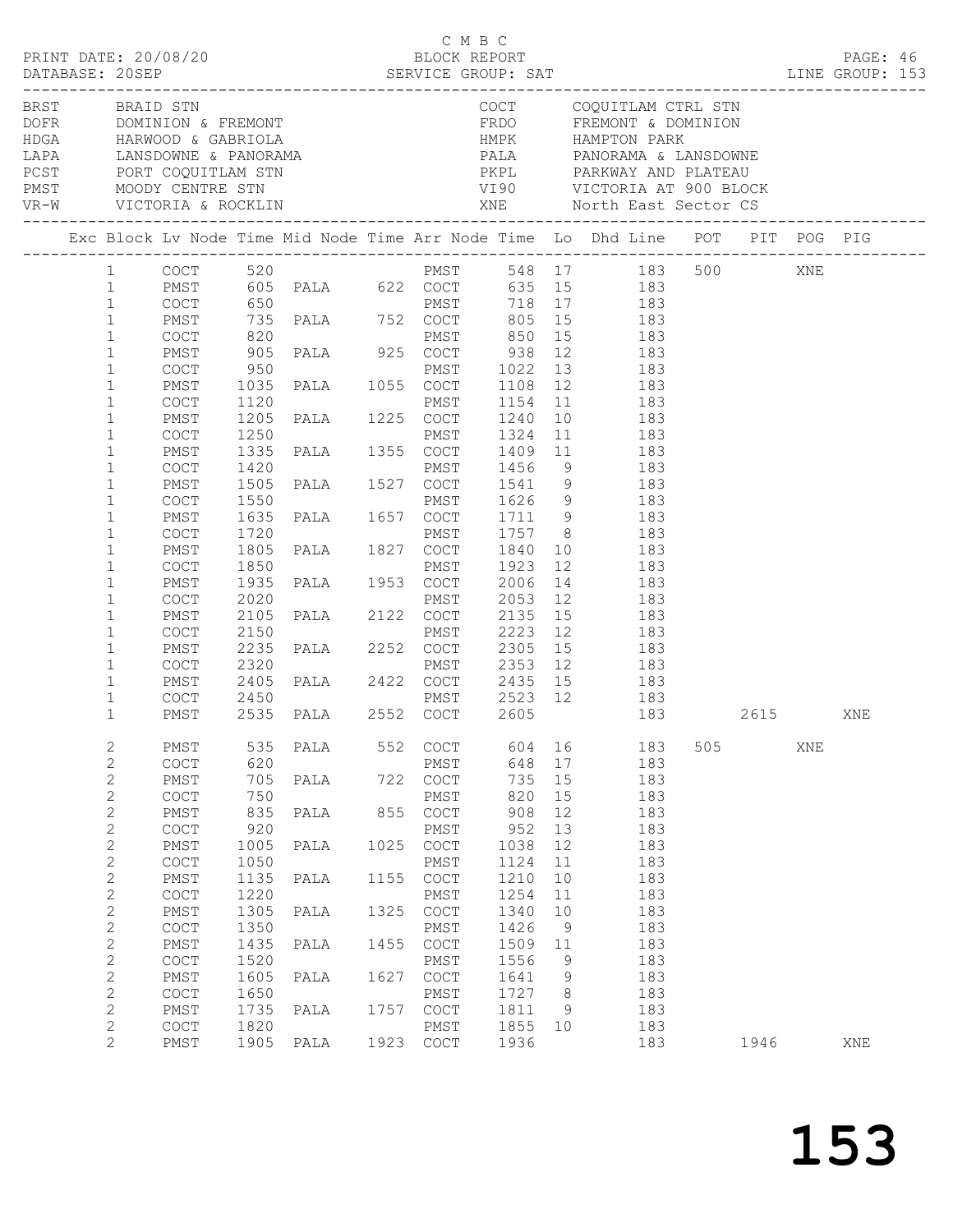C M B C

PRINT DATE: 20/08/20 BLOCK REPORT

DATABASE: 20SEP SERVICE GROUP: SAT LINE GROUP: 153

| Code | Name | Code | Name |
|---|---|---|---|
| BRST | BRAID STN | COCT | COQUITLAM CTRL STN |
| DOFR | DOMINION & FREMONT | FRDO | FREMONT & DOMINION |
| HDGA | HARWOOD & GABRIOLA | HMPK | HAMPTON PARK |
| LAPA | LANSDOWNE & PANORAMA | PALA | PANORAMA & LANSDOWNE |
| PCST | PORT COQUITLAM STN | PKPL | PARKWAY AND PLATEAU |
| PMST | MOODY CENTRE STN | VI90 | VICTORIA AT 900 BLOCK |
| VR-W | VICTORIA & ROCKLIN | XNE | North East Sector CS |

| Exc | Block | Lv Node | Time | Mid Node | Time | Arr Node | Time | Lo | Dhd Line | POT | PIT | POG | PIG |
|---|---|---|---|---|---|---|---|---|---|---|---|---|---|
| | 1 | COCT | 520 | | | PMST | 548 | 17 | 183 | 500 | | XNE | |
| | 1 | PMST | 605 | PALA | 622 | COCT | 635 | 15 | 183 | | | | |
| | 1 | COCT | 650 | | | PMST | 718 | 17 | 183 | | | | |
| | 1 | PMST | 735 | PALA | 752 | COCT | 805 | 15 | 183 | | | | |
| | 1 | COCT | 820 | | | PMST | 850 | 15 | 183 | | | | |
| | 1 | PMST | 905 | PALA | 925 | COCT | 938 | 12 | 183 | | | | |
| | 1 | COCT | 950 | | | PMST | 1022 | 13 | 183 | | | | |
| | 1 | PMST | 1035 | PALA | 1055 | COCT | 1108 | 12 | 183 | | | | |
| | 1 | COCT | 1120 | | | PMST | 1154 | 11 | 183 | | | | |
| | 1 | PMST | 1205 | PALA | 1225 | COCT | 1240 | 10 | 183 | | | | |
| | 1 | COCT | 1250 | | | PMST | 1324 | 11 | 183 | | | | |
| | 1 | PMST | 1335 | PALA | 1355 | COCT | 1409 | 11 | 183 | | | | |
| | 1 | COCT | 1420 | | | PMST | 1456 | 9 | 183 | | | | |
| | 1 | PMST | 1505 | PALA | 1527 | COCT | 1541 | 9 | 183 | | | | |
| | 1 | COCT | 1550 | | | PMST | 1626 | 9 | 183 | | | | |
| | 1 | PMST | 1635 | PALA | 1657 | COCT | 1711 | 9 | 183 | | | | |
| | 1 | COCT | 1720 | | | PMST | 1757 | 8 | 183 | | | | |
| | 1 | PMST | 1805 | PALA | 1827 | COCT | 1840 | 10 | 183 | | | | |
| | 1 | COCT | 1850 | | | PMST | 1923 | 12 | 183 | | | | |
| | 1 | PMST | 1935 | PALA | 1953 | COCT | 2006 | 14 | 183 | | | | |
| | 1 | COCT | 2020 | | | PMST | 2053 | 12 | 183 | | | | |
| | 1 | PMST | 2105 | PALA | 2122 | COCT | 2135 | 15 | 183 | | | | |
| | 1 | COCT | 2150 | | | PMST | 2223 | 12 | 183 | | | | |
| | 1 | PMST | 2235 | PALA | 2252 | COCT | 2305 | 15 | 183 | | | | |
| | 1 | COCT | 2320 | | | PMST | 2353 | 12 | 183 | | | | |
| | 1 | PMST | 2405 | PALA | 2422 | COCT | 2435 | 15 | 183 | | | | |
| | 1 | COCT | 2450 | | | PMST | 2523 | 12 | 183 | | | | |
| | 1 | PMST | 2535 | PALA | 2552 | COCT | 2605 | | 183 | | 2615 | | XNE |
| | 2 | PMST | 535 | PALA | 552 | COCT | 604 | 16 | 183 | 505 | | XNE | |
| | 2 | COCT | 620 | | | PMST | 648 | 17 | 183 | | | | |
| | 2 | PMST | 705 | PALA | 722 | COCT | 735 | 15 | 183 | | | | |
| | 2 | COCT | 750 | | | PMST | 820 | 15 | 183 | | | | |
| | 2 | PMST | 835 | PALA | 855 | COCT | 908 | 12 | 183 | | | | |
| | 2 | COCT | 920 | | | PMST | 952 | 13 | 183 | | | | |
| | 2 | PMST | 1005 | PALA | 1025 | COCT | 1038 | 12 | 183 | | | | |
| | 2 | COCT | 1050 | | | PMST | 1124 | 11 | 183 | | | | |
| | 2 | PMST | 1135 | PALA | 1155 | COCT | 1210 | 10 | 183 | | | | |
| | 2 | COCT | 1220 | | | PMST | 1254 | 11 | 183 | | | | |
| | 2 | PMST | 1305 | PALA | 1325 | COCT | 1340 | 10 | 183 | | | | |
| | 2 | COCT | 1350 | | | PMST | 1426 | 9 | 183 | | | | |
| | 2 | PMST | 1435 | PALA | 1455 | COCT | 1509 | 11 | 183 | | | | |
| | 2 | COCT | 1520 | | | PMST | 1556 | 9 | 183 | | | | |
| | 2 | PMST | 1605 | PALA | 1627 | COCT | 1641 | 9 | 183 | | | | |
| | 2 | COCT | 1650 | | | PMST | 1727 | 8 | 183 | | | | |
| | 2 | PMST | 1735 | PALA | 1757 | COCT | 1811 | 9 | 183 | | | | |
| | 2 | COCT | 1820 | | | PMST | 1855 | 10 | 183 | | | | |
| | 2 | PMST | 1905 | PALA | 1923 | COCT | 1936 | | 183 | | 1946 | | XNE |

# 153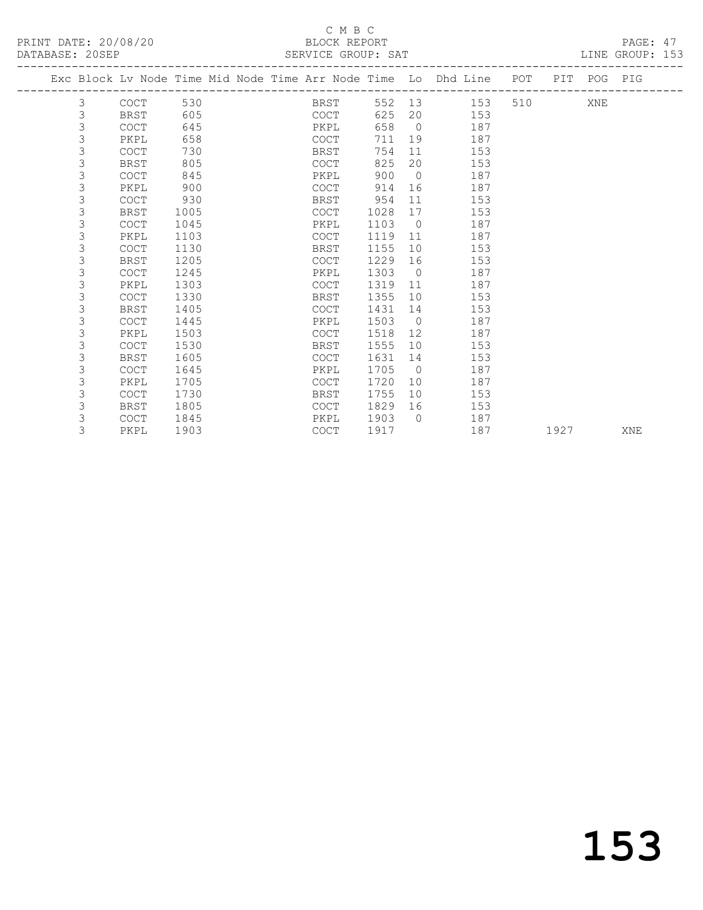C M B C

PRINT DATE: 20/08/20 BLOCK REPORT

DATABASE: 20SEP SERVICE GROUP: SAT LINE GROUP: 153

| Exc | Block | Lv | Node | Time | Mid Node | Time | Arr Node | Time | Lo | Dhd Line | POT | PIT | POG | PIG |
|---|---|---|---|---|---|---|---|---|---|---|---|---|---|---|
| | 3 | | COCT | 530 | | | BRST | 552 | 13 | 153 | 510 | | XNE | |
| | 3 | | BRST | 605 | | | COCT | 625 | 20 | 153 | | | | |
| | 3 | | COCT | 645 | | | PKPL | 658 | 0 | 187 | | | | |
| | 3 | | PKPL | 658 | | | COCT | 711 | 19 | 187 | | | | |
| | 3 | | COCT | 730 | | | BRST | 754 | 11 | 153 | | | | |
| | 3 | | BRST | 805 | | | COCT | 825 | 20 | 153 | | | | |
| | 3 | | COCT | 845 | | | PKPL | 900 | 0 | 187 | | | | |
| | 3 | | PKPL | 900 | | | COCT | 914 | 16 | 187 | | | | |
| | 3 | | COCT | 930 | | | BRST | 954 | 11 | 153 | | | | |
| | 3 | | BRST | 1005 | | | COCT | 1028 | 17 | 153 | | | | |
| | 3 | | COCT | 1045 | | | PKPL | 1103 | 0 | 187 | | | | |
| | 3 | | PKPL | 1103 | | | COCT | 1119 | 11 | 187 | | | | |
| | 3 | | COCT | 1130 | | | BRST | 1155 | 10 | 153 | | | | |
| | 3 | | BRST | 1205 | | | COCT | 1229 | 16 | 153 | | | | |
| | 3 | | COCT | 1245 | | | PKPL | 1303 | 0 | 187 | | | | |
| | 3 | | PKPL | 1303 | | | COCT | 1319 | 11 | 187 | | | | |
| | 3 | | COCT | 1330 | | | BRST | 1355 | 10 | 153 | | | | |
| | 3 | | BRST | 1405 | | | COCT | 1431 | 14 | 153 | | | | |
| | 3 | | COCT | 1445 | | | PKPL | 1503 | 0 | 187 | | | | |
| | 3 | | PKPL | 1503 | | | COCT | 1518 | 12 | 187 | | | | |
| | 3 | | COCT | 1530 | | | BRST | 1555 | 10 | 153 | | | | |
| | 3 | | BRST | 1605 | | | COCT | 1631 | 14 | 153 | | | | |
| | 3 | | COCT | 1645 | | | PKPL | 1705 | 0 | 187 | | | | |
| | 3 | | PKPL | 1705 | | | COCT | 1720 | 10 | 187 | | | | |
| | 3 | | COCT | 1730 | | | BRST | 1755 | 10 | 153 | | | | |
| | 3 | | BRST | 1805 | | | COCT | 1829 | 16 | 153 | | | | |
| | 3 | | COCT | 1845 | | | PKPL | 1903 | 0 | 187 | | | | |
| | 3 | | PKPL | 1903 | | | COCT | 1917 | | 187 | | 1927 | | XNE |

153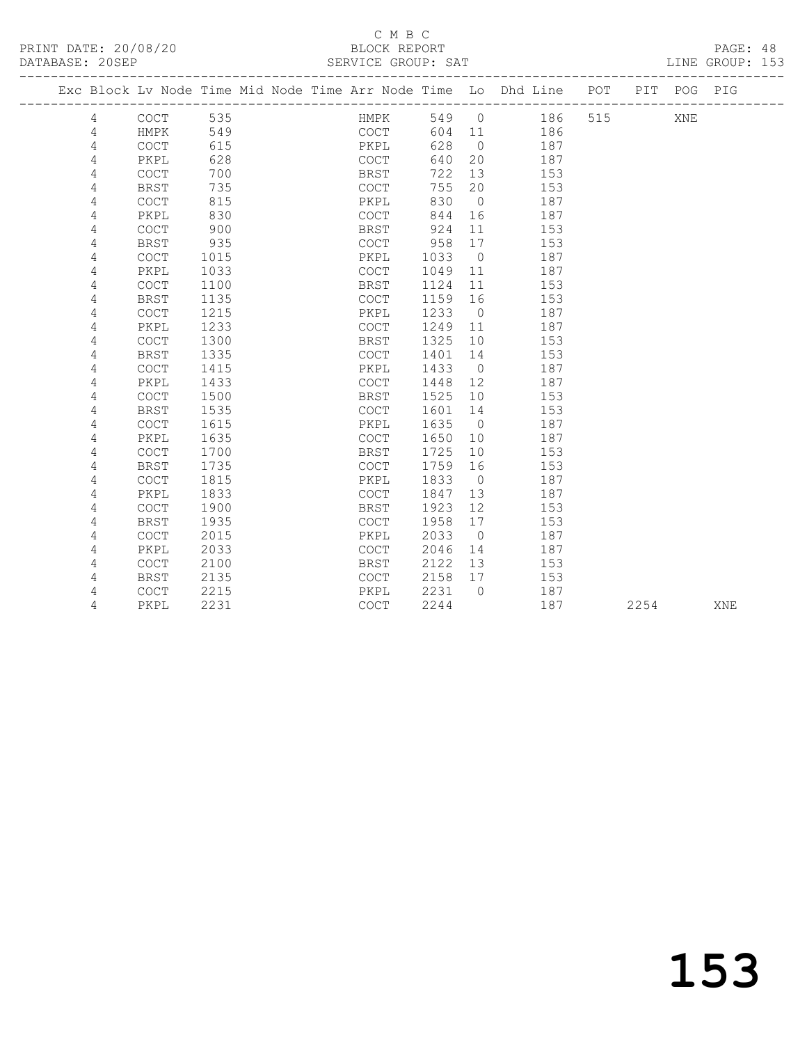C M B C

BLOCK REPORT

SERVICE GROUP: SAT

PRINT DATE: 20/08/20
DATABASE: 20SEP

LINE GROUP: 153

| Exc | Block | Lv | Node | Time | Mid Node | Time | Arr Node | Time | Lo | Dhd Line | POT | PIT | POG | PIG |
|---|---|---|---|---|---|---|---|---|---|---|---|---|---|---|
| | 4 | | COCT | 535 | | | HMPK | 549 | 0 | 186 | 515 | | XNE | |
| | 4 | | HMPK | 549 | | | COCT | 604 | 11 | 186 | | | | |
| | 4 | | COCT | 615 | | | PKPL | 628 | 0 | 187 | | | | |
| | 4 | | PKPL | 628 | | | COCT | 640 | 20 | 187 | | | | |
| | 4 | | COCT | 700 | | | BRST | 722 | 13 | 153 | | | | |
| | 4 | | BRST | 735 | | | COCT | 755 | 20 | 153 | | | | |
| | 4 | | COCT | 815 | | | PKPL | 830 | 0 | 187 | | | | |
| | 4 | | PKPL | 830 | | | COCT | 844 | 16 | 187 | | | | |
| | 4 | | COCT | 900 | | | BRST | 924 | 11 | 153 | | | | |
| | 4 | | BRST | 935 | | | COCT | 958 | 17 | 153 | | | | |
| | 4 | | COCT | 1015 | | | PKPL | 1033 | 0 | 187 | | | | |
| | 4 | | PKPL | 1033 | | | COCT | 1049 | 11 | 187 | | | | |
| | 4 | | COCT | 1100 | | | BRST | 1124 | 11 | 153 | | | | |
| | 4 | | BRST | 1135 | | | COCT | 1159 | 16 | 153 | | | | |
| | 4 | | COCT | 1215 | | | PKPL | 1233 | 0 | 187 | | | | |
| | 4 | | PKPL | 1233 | | | COCT | 1249 | 11 | 187 | | | | |
| | 4 | | COCT | 1300 | | | BRST | 1325 | 10 | 153 | | | | |
| | 4 | | BRST | 1335 | | | COCT | 1401 | 14 | 153 | | | | |
| | 4 | | COCT | 1415 | | | PKPL | 1433 | 0 | 187 | | | | |
| | 4 | | PKPL | 1433 | | | COCT | 1448 | 12 | 187 | | | | |
| | 4 | | COCT | 1500 | | | BRST | 1525 | 10 | 153 | | | | |
| | 4 | | BRST | 1535 | | | COCT | 1601 | 14 | 153 | | | | |
| | 4 | | COCT | 1615 | | | PKPL | 1635 | 0 | 187 | | | | |
| | 4 | | PKPL | 1635 | | | COCT | 1650 | 10 | 187 | | | | |
| | 4 | | COCT | 1700 | | | BRST | 1725 | 10 | 153 | | | | |
| | 4 | | BRST | 1735 | | | COCT | 1759 | 16 | 153 | | | | |
| | 4 | | COCT | 1815 | | | PKPL | 1833 | 0 | 187 | | | | |
| | 4 | | PKPL | 1833 | | | COCT | 1847 | 13 | 187 | | | | |
| | 4 | | COCT | 1900 | | | BRST | 1923 | 12 | 153 | | | | |
| | 4 | | BRST | 1935 | | | COCT | 1958 | 17 | 153 | | | | |
| | 4 | | COCT | 2015 | | | PKPL | 2033 | 0 | 187 | | | | |
| | 4 | | PKPL | 2033 | | | COCT | 2046 | 14 | 187 | | | | |
| | 4 | | COCT | 2100 | | | BRST | 2122 | 13 | 153 | | | | |
| | 4 | | BRST | 2135 | | | COCT | 2158 | 17 | 153 | | | | |
| | 4 | | COCT | 2215 | | | PKPL | 2231 | 0 | 187 | | | | |
| | 4 | | PKPL | 2231 | | | COCT | 2244 | | 187 | | 2254 | | XNE |

153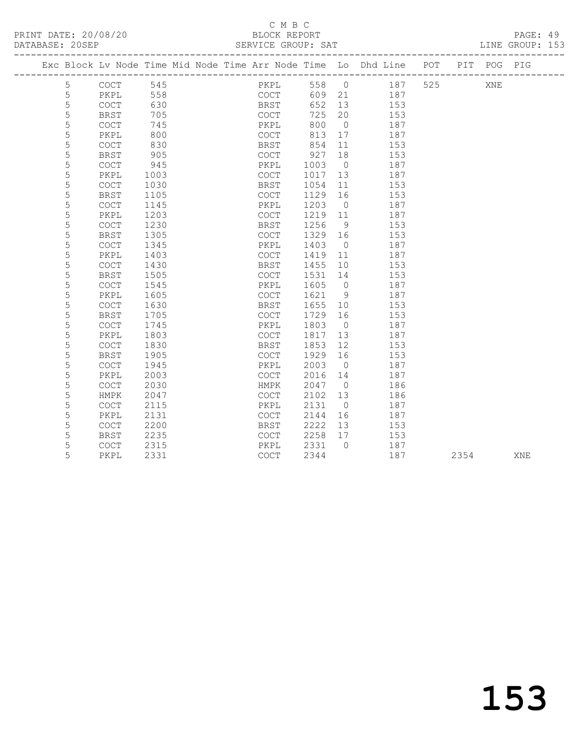C M B C

PRINT DATE: 20/08/20 BLOCK REPORT PAGE: 49
DATABASE: 20SEP SERVICE GROUP: SAT LINE GROUP: 153

| Exc | Block | Lv | Node | Time | Mid Node | Time | Arr Node | Time | Lo | Dhd Line | POT | PIT | POG | PIG |
|---|---|---|---|---|---|---|---|---|---|---|---|---|---|---|
| | 5 | | COCT | 545 | | | PKPL | 558 | 0 | 187 | 525 | | XNE | |
| | 5 | | PKPL | 558 | | | COCT | 609 | 21 | 187 | | | | |
| | 5 | | COCT | 630 | | | BRST | 652 | 13 | 153 | | | | |
| | 5 | | BRST | 705 | | | COCT | 725 | 20 | 153 | | | | |
| | 5 | | COCT | 745 | | | PKPL | 800 | 0 | 187 | | | | |
| | 5 | | PKPL | 800 | | | COCT | 813 | 17 | 187 | | | | |
| | 5 | | COCT | 830 | | | BRST | 854 | 11 | 153 | | | | |
| | 5 | | BRST | 905 | | | COCT | 927 | 18 | 153 | | | | |
| | 5 | | COCT | 945 | | | PKPL | 1003 | 0 | 187 | | | | |
| | 5 | | PKPL | 1003 | | | COCT | 1017 | 13 | 187 | | | | |
| | 5 | | COCT | 1030 | | | BRST | 1054 | 11 | 153 | | | | |
| | 5 | | BRST | 1105 | | | COCT | 1129 | 16 | 153 | | | | |
| | 5 | | COCT | 1145 | | | PKPL | 1203 | 0 | 187 | | | | |
| | 5 | | PKPL | 1203 | | | COCT | 1219 | 11 | 187 | | | | |
| | 5 | | COCT | 1230 | | | BRST | 1256 | 9 | 153 | | | | |
| | 5 | | BRST | 1305 | | | COCT | 1329 | 16 | 153 | | | | |
| | 5 | | COCT | 1345 | | | PKPL | 1403 | 0 | 187 | | | | |
| | 5 | | PKPL | 1403 | | | COCT | 1419 | 11 | 187 | | | | |
| | 5 | | COCT | 1430 | | | BRST | 1455 | 10 | 153 | | | | |
| | 5 | | BRST | 1505 | | | COCT | 1531 | 14 | 153 | | | | |
| | 5 | | COCT | 1545 | | | PKPL | 1605 | 0 | 187 | | | | |
| | 5 | | PKPL | 1605 | | | COCT | 1621 | 9 | 187 | | | | |
| | 5 | | COCT | 1630 | | | BRST | 1655 | 10 | 153 | | | | |
| | 5 | | BRST | 1705 | | | COCT | 1729 | 16 | 153 | | | | |
| | 5 | | COCT | 1745 | | | PKPL | 1803 | 0 | 187 | | | | |
| | 5 | | PKPL | 1803 | | | COCT | 1817 | 13 | 187 | | | | |
| | 5 | | COCT | 1830 | | | BRST | 1853 | 12 | 153 | | | | |
| | 5 | | BRST | 1905 | | | COCT | 1929 | 16 | 153 | | | | |
| | 5 | | COCT | 1945 | | | PKPL | 2003 | 0 | 187 | | | | |
| | 5 | | PKPL | 2003 | | | COCT | 2016 | 14 | 187 | | | | |
| | 5 | | COCT | 2030 | | | HMPK | 2047 | 0 | 186 | | | | |
| | 5 | | HMPK | 2047 | | | COCT | 2102 | 13 | 186 | | | | |
| | 5 | | COCT | 2115 | | | PKPL | 2131 | 0 | 187 | | | | |
| | 5 | | PKPL | 2131 | | | COCT | 2144 | 16 | 187 | | | | |
| | 5 | | COCT | 2200 | | | BRST | 2222 | 13 | 153 | | | | |
| | 5 | | BRST | 2235 | | | COCT | 2258 | 17 | 153 | | | | |
| | 5 | | COCT | 2315 | | | PKPL | 2331 | 0 | 187 | | | | |
| | 5 | | PKPL | 2331 | | | COCT | 2344 | | 187 | | 2354 | | XNE |

153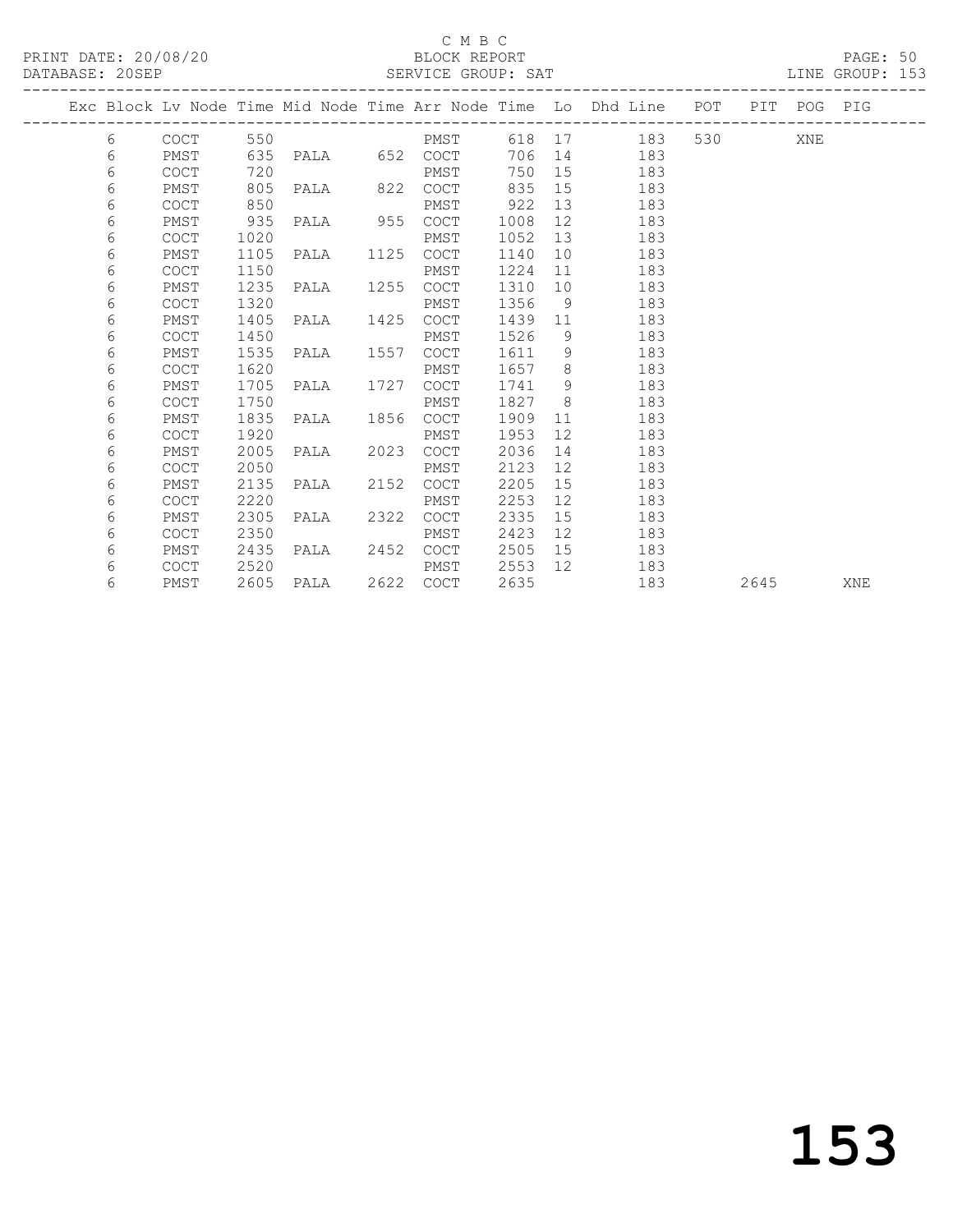C M B C

BLOCK REPORT

PRINT DATE: 20/08/20 DATABASE: 20SEP SERVICE GROUP: SAT LINE GROUP: 153

| Exc | Block | Lv | Node | Time | Mid Node | Time | Arr Node | Time | Lo | Dhd Line | POT | PIT | POG | PIG |
|---|---|---|---|---|---|---|---|---|---|---|---|---|---|---|
| | 6 | | COCT | 550 | | | PMST | 618 | 17 | 183 | 530 | | XNE | |
| | 6 | | PMST | 635 | PALA | 652 | COCT | 706 | 14 | 183 | | | | |
| | 6 | | COCT | 720 | | | PMST | 750 | 15 | 183 | | | | |
| | 6 | | PMST | 805 | PALA | 822 | COCT | 835 | 15 | 183 | | | | |
| | 6 | | COCT | 850 | | | PMST | 922 | 13 | 183 | | | | |
| | 6 | | PMST | 935 | PALA | 955 | COCT | 1008 | 12 | 183 | | | | |
| | 6 | | COCT | 1020 | | | PMST | 1052 | 13 | 183 | | | | |
| | 6 | | PMST | 1105 | PALA | 1125 | COCT | 1140 | 10 | 183 | | | | |
| | 6 | | COCT | 1150 | | | PMST | 1224 | 11 | 183 | | | | |
| | 6 | | PMST | 1235 | PALA | 1255 | COCT | 1310 | 10 | 183 | | | | |
| | 6 | | COCT | 1320 | | | PMST | 1356 | 9 | 183 | | | | |
| | 6 | | PMST | 1405 | PALA | 1425 | COCT | 1439 | 11 | 183 | | | | |
| | 6 | | COCT | 1450 | | | PMST | 1526 | 9 | 183 | | | | |
| | 6 | | PMST | 1535 | PALA | 1557 | COCT | 1611 | 9 | 183 | | | | |
| | 6 | | COCT | 1620 | | | PMST | 1657 | 8 | 183 | | | | |
| | 6 | | PMST | 1705 | PALA | 1727 | COCT | 1741 | 9 | 183 | | | | |
| | 6 | | COCT | 1750 | | | PMST | 1827 | 8 | 183 | | | | |
| | 6 | | PMST | 1835 | PALA | 1856 | COCT | 1909 | 11 | 183 | | | | |
| | 6 | | COCT | 1920 | | | PMST | 1953 | 12 | 183 | | | | |
| | 6 | | PMST | 2005 | PALA | 2023 | COCT | 2036 | 14 | 183 | | | | |
| | 6 | | COCT | 2050 | | | PMST | 2123 | 12 | 183 | | | | |
| | 6 | | PMST | 2135 | PALA | 2152 | COCT | 2205 | 15 | 183 | | | | |
| | 6 | | COCT | 2220 | | | PMST | 2253 | 12 | 183 | | | | |
| | 6 | | PMST | 2305 | PALA | 2322 | COCT | 2335 | 15 | 183 | | | | |
| | 6 | | COCT | 2350 | | | PMST | 2423 | 12 | 183 | | | | |
| | 6 | | PMST | 2435 | PALA | 2452 | COCT | 2505 | 15 | 183 | | | | |
| | 6 | | COCT | 2520 | | | PMST | 2553 | 12 | 183 | | | | |
| | 6 | | PMST | 2605 | PALA | 2622 | COCT | 2635 | | 183 | | 2645 | | XNE |

# 153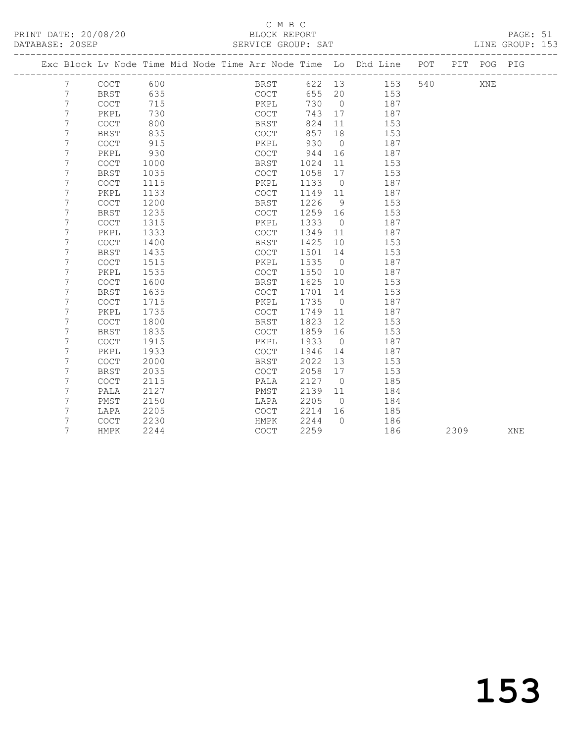C M B C

PRINT DATE: 20/08/20 BLOCK REPORT

DATABASE: 20SEP SERVICE GROUP: SAT LINE GROUP: 153

| Exc | Block | Lv | Node | Time | Mid Node | Time | Arr Node | Time | Lo | Dhd Line | POT | PIT | POG | PIG |
|---|---|---|---|---|---|---|---|---|---|---|---|---|---|---|
| | 7 | | COCT | 600 | | | BRST | 622 | 13 | 153 | 540 | | XNE | |
| | 7 | | BRST | 635 | | | COCT | 655 | 20 | 153 | | | | |
| | 7 | | COCT | 715 | | | PKPL | 730 | 0 | 187 | | | | |
| | 7 | | PKPL | 730 | | | COCT | 743 | 17 | 187 | | | | |
| | 7 | | COCT | 800 | | | BRST | 824 | 11 | 153 | | | | |
| | 7 | | BRST | 835 | | | COCT | 857 | 18 | 153 | | | | |
| | 7 | | COCT | 915 | | | PKPL | 930 | 0 | 187 | | | | |
| | 7 | | PKPL | 930 | | | COCT | 944 | 16 | 187 | | | | |
| | 7 | | COCT | 1000 | | | BRST | 1024 | 11 | 153 | | | | |
| | 7 | | BRST | 1035 | | | COCT | 1058 | 17 | 153 | | | | |
| | 7 | | COCT | 1115 | | | PKPL | 1133 | 0 | 187 | | | | |
| | 7 | | PKPL | 1133 | | | COCT | 1149 | 11 | 187 | | | | |
| | 7 | | COCT | 1200 | | | BRST | 1226 | 9 | 153 | | | | |
| | 7 | | BRST | 1235 | | | COCT | 1259 | 16 | 153 | | | | |
| | 7 | | COCT | 1315 | | | PKPL | 1333 | 0 | 187 | | | | |
| | 7 | | PKPL | 1333 | | | COCT | 1349 | 11 | 187 | | | | |
| | 7 | | COCT | 1400 | | | BRST | 1425 | 10 | 153 | | | | |
| | 7 | | BRST | 1435 | | | COCT | 1501 | 14 | 153 | | | | |
| | 7 | | COCT | 1515 | | | PKPL | 1535 | 0 | 187 | | | | |
| | 7 | | PKPL | 1535 | | | COCT | 1550 | 10 | 187 | | | | |
| | 7 | | COCT | 1600 | | | BRST | 1625 | 10 | 153 | | | | |
| | 7 | | BRST | 1635 | | | COCT | 1701 | 14 | 153 | | | | |
| | 7 | | COCT | 1715 | | | PKPL | 1735 | 0 | 187 | | | | |
| | 7 | | PKPL | 1735 | | | COCT | 1749 | 11 | 187 | | | | |
| | 7 | | COCT | 1800 | | | BRST | 1823 | 12 | 153 | | | | |
| | 7 | | BRST | 1835 | | | COCT | 1859 | 16 | 153 | | | | |
| | 7 | | COCT | 1915 | | | PKPL | 1933 | 0 | 187 | | | | |
| | 7 | | PKPL | 1933 | | | COCT | 1946 | 14 | 187 | | | | |
| | 7 | | COCT | 2000 | | | BRST | 2022 | 13 | 153 | | | | |
| | 7 | | BRST | 2035 | | | COCT | 2058 | 17 | 153 | | | | |
| | 7 | | COCT | 2115 | | | PALA | 2127 | 0 | 185 | | | | |
| | 7 | | PALA | 2127 | | | PMST | 2139 | 11 | 184 | | | | |
| | 7 | | PMST | 2150 | | | LAPA | 2205 | 0 | 184 | | | | |
| | 7 | | LAPA | 2205 | | | COCT | 2214 | 16 | 185 | | | | |
| | 7 | | COCT | 2230 | | | HMPK | 2244 | 0 | 186 | | | | |
| | 7 | | HMPK | 2244 | | | COCT | 2259 | | 186 | | 2309 | | XNE |

# 153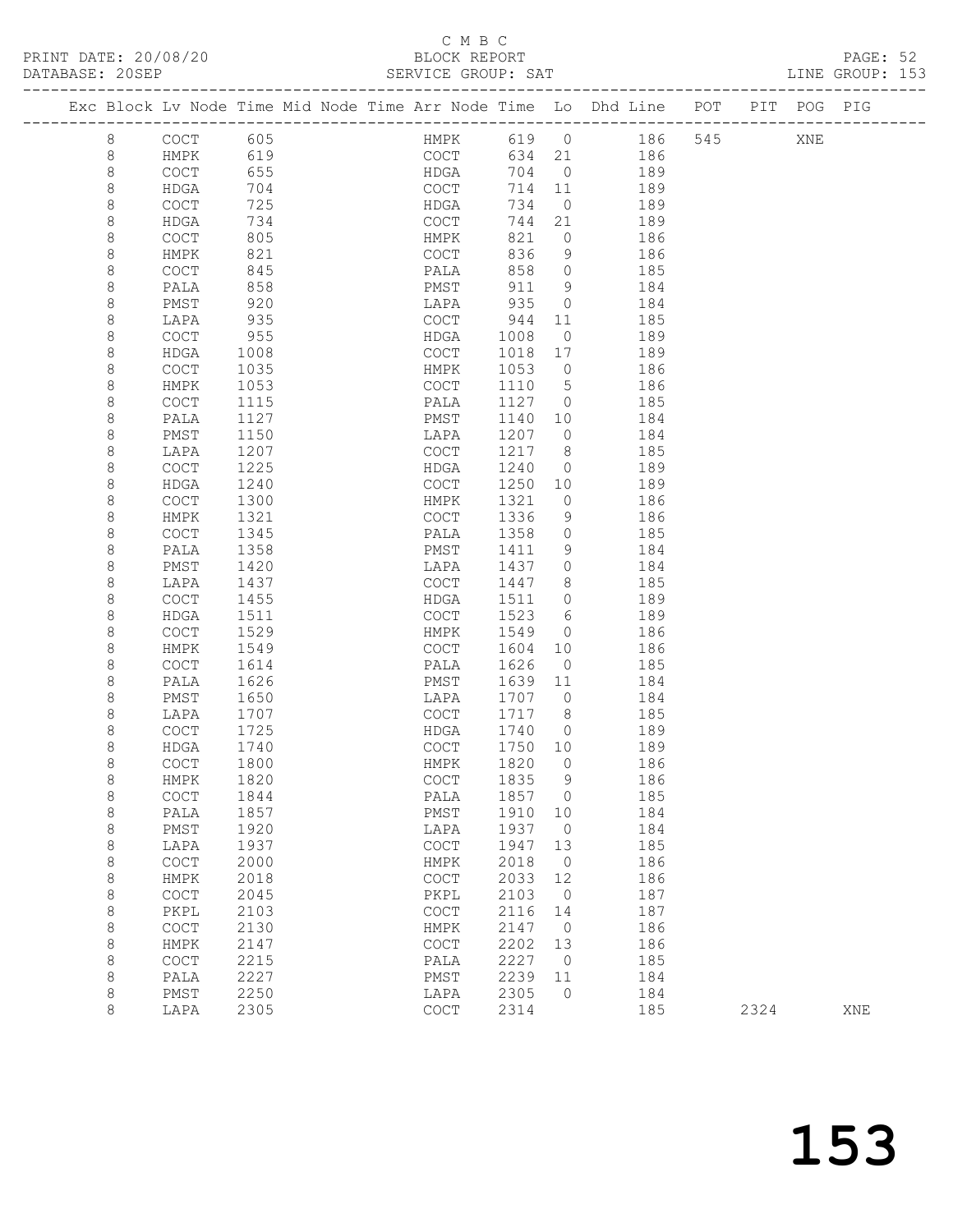C M B C

PRINT DATE: 20/08/20 BLOCK REPORT

DATABASE: 20SEP SERVICE GROUP: SAT LINE GROUP: 153

| Exc | Block | Lv | Node | Time | Mid Node | Time | Arr Node | Time | Lo | Dhd Line | POT | PIT | POG | PIG |
|---|---|---|---|---|---|---|---|---|---|---|---|---|---|---|
| | 8 | | COCT | 605 | | | HMPK | 619 | 0 | 186 | 545 | | XNE | |
| | 8 | | HMPK | 619 | | | COCT | 634 | 21 | 186 | | | | |
| | 8 | | COCT | 655 | | | HDGA | 704 | 0 | 189 | | | | |
| | 8 | | HDGA | 704 | | | COCT | 714 | 11 | 189 | | | | |
| | 8 | | COCT | 725 | | | HDGA | 734 | 0 | 189 | | | | |
| | 8 | | HDGA | 734 | | | COCT | 744 | 21 | 189 | | | | |
| | 8 | | COCT | 805 | | | HMPK | 821 | 0 | 186 | | | | |
| | 8 | | HMPK | 821 | | | COCT | 836 | 9 | 186 | | | | |
| | 8 | | COCT | 845 | | | PALA | 858 | 0 | 185 | | | | |
| | 8 | | PALA | 858 | | | PMST | 911 | 9 | 184 | | | | |
| | 8 | | PMST | 920 | | | LAPA | 935 | 0 | 184 | | | | |
| | 8 | | LAPA | 935 | | | COCT | 944 | 11 | 185 | | | | |
| | 8 | | COCT | 955 | | | HDGA | 1008 | 0 | 189 | | | | |
| | 8 | | HDGA | 1008 | | | COCT | 1018 | 17 | 189 | | | | |
| | 8 | | COCT | 1035 | | | HMPK | 1053 | 0 | 186 | | | | |
| | 8 | | HMPK | 1053 | | | COCT | 1110 | 5 | 186 | | | | |
| | 8 | | COCT | 1115 | | | PALA | 1127 | 0 | 185 | | | | |
| | 8 | | PALA | 1127 | | | PMST | 1140 | 10 | 184 | | | | |
| | 8 | | PMST | 1150 | | | LAPA | 1207 | 0 | 184 | | | | |
| | 8 | | LAPA | 1207 | | | COCT | 1217 | 8 | 185 | | | | |
| | 8 | | COCT | 1225 | | | HDGA | 1240 | 0 | 189 | | | | |
| | 8 | | HDGA | 1240 | | | COCT | 1250 | 10 | 189 | | | | |
| | 8 | | COCT | 1300 | | | HMPK | 1321 | 0 | 186 | | | | |
| | 8 | | HMPK | 1321 | | | COCT | 1336 | 9 | 186 | | | | |
| | 8 | | COCT | 1345 | | | PALA | 1358 | 0 | 185 | | | | |
| | 8 | | PALA | 1358 | | | PMST | 1411 | 9 | 184 | | | | |
| | 8 | | PMST | 1420 | | | LAPA | 1437 | 0 | 184 | | | | |
| | 8 | | LAPA | 1437 | | | COCT | 1447 | 8 | 185 | | | | |
| | 8 | | COCT | 1455 | | | HDGA | 1511 | 0 | 189 | | | | |
| | 8 | | HDGA | 1511 | | | COCT | 1523 | 6 | 189 | | | | |
| | 8 | | COCT | 1529 | | | HMPK | 1549 | 0 | 186 | | | | |
| | 8 | | HMPK | 1549 | | | COCT | 1604 | 10 | 186 | | | | |
| | 8 | | COCT | 1614 | | | PALA | 1626 | 0 | 185 | | | | |
| | 8 | | PALA | 1626 | | | PMST | 1639 | 11 | 184 | | | | |
| | 8 | | PMST | 1650 | | | LAPA | 1707 | 0 | 184 | | | | |
| | 8 | | LAPA | 1707 | | | COCT | 1717 | 8 | 185 | | | | |
| | 8 | | COCT | 1725 | | | HDGA | 1740 | 0 | 189 | | | | |
| | 8 | | HDGA | 1740 | | | COCT | 1750 | 10 | 189 | | | | |
| | 8 | | COCT | 1800 | | | HMPK | 1820 | 0 | 186 | | | | |
| | 8 | | HMPK | 1820 | | | COCT | 1835 | 9 | 186 | | | | |
| | 8 | | COCT | 1844 | | | PALA | 1857 | 0 | 185 | | | | |
| | 8 | | PALA | 1857 | | | PMST | 1910 | 10 | 184 | | | | |
| | 8 | | PMST | 1920 | | | LAPA | 1937 | 0 | 184 | | | | |
| | 8 | | LAPA | 1937 | | | COCT | 1947 | 13 | 185 | | | | |
| | 8 | | COCT | 2000 | | | HMPK | 2018 | 0 | 186 | | | | |
| | 8 | | HMPK | 2018 | | | COCT | 2033 | 12 | 186 | | | | |
| | 8 | | COCT | 2045 | | | PKPL | 2103 | 0 | 187 | | | | |
| | 8 | | PKPL | 2103 | | | COCT | 2116 | 14 | 187 | | | | |
| | 8 | | COCT | 2130 | | | HMPK | 2147 | 0 | 186 | | | | |
| | 8 | | HMPK | 2147 | | | COCT | 2202 | 13 | 186 | | | | |
| | 8 | | COCT | 2215 | | | PALA | 2227 | 0 | 185 | | | | |
| | 8 | | PALA | 2227 | | | PMST | 2239 | 11 | 184 | | | | |
| | 8 | | PMST | 2250 | | | LAPA | 2305 | 0 | 184 | | | | |
| | 8 | | LAPA | 2305 | | | COCT | 2314 | | 185 | | 2324 | | XNE |

# 153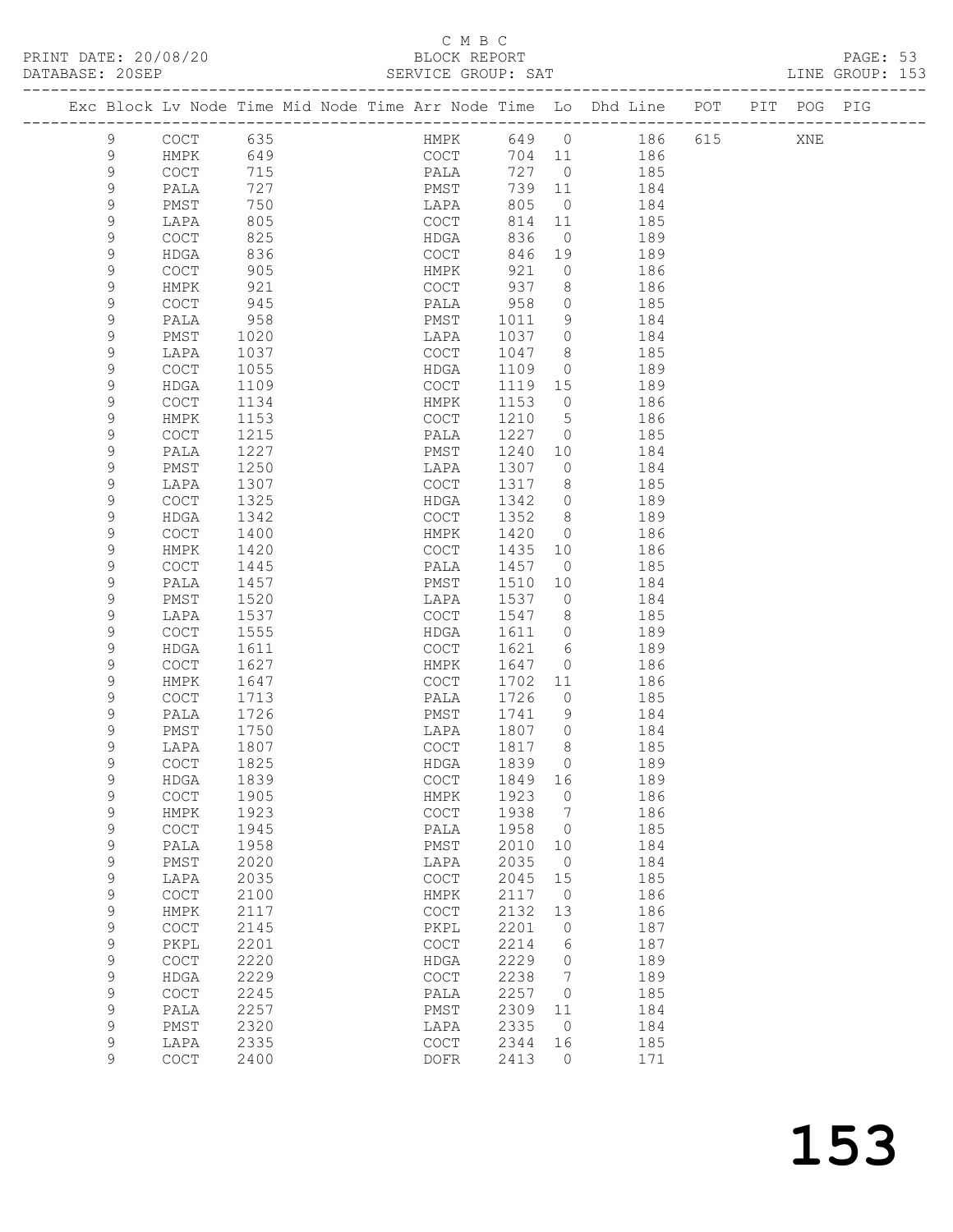C M B C

PRINT DATE: 20/08/20 BLOCK REPORT

DATABASE: 20SEP SERVICE GROUP: SAT LINE GROUP: 153

| Exc | Block | Lv | Node | Time | Mid | Node | Time | Arr | Node | Time | Lo | Dhd | Line | POT | PIT | POG | PIG |
|---|---|---|---|---|---|---|---|---|---|---|---|---|---|---|---|---|---|
| | 9 | | COCT | 635 | | | | | HMPK | 649 | 0 | | 186 | 615 | | XNE | |
| | 9 | | HMPK | 649 | | | | | COCT | 704 | 11 | | 186 | | | | |
| | 9 | | COCT | 715 | | | | | PALA | 727 | 0 | | 185 | | | | |
| | 9 | | PALA | 727 | | | | | PMST | 739 | 11 | | 184 | | | | |
| | 9 | | PMST | 750 | | | | | LAPA | 805 | 0 | | 184 | | | | |
| | 9 | | LAPA | 805 | | | | | COCT | 814 | 11 | | 185 | | | | |
| | 9 | | COCT | 825 | | | | | HDGA | 836 | 0 | | 189 | | | | |
| | 9 | | HDGA | 836 | | | | | COCT | 846 | 19 | | 189 | | | | |
| | 9 | | COCT | 905 | | | | | HMPK | 921 | 0 | | 186 | | | | |
| | 9 | | HMPK | 921 | | | | | COCT | 937 | 8 | | 186 | | | | |
| | 9 | | COCT | 945 | | | | | PALA | 958 | 0 | | 185 | | | | |
| | 9 | | PALA | 958 | | | | | PMST | 1011 | 9 | | 184 | | | | |
| | 9 | | PMST | 1020 | | | | | LAPA | 1037 | 0 | | 184 | | | | |
| | 9 | | LAPA | 1037 | | | | | COCT | 1047 | 8 | | 185 | | | | |
| | 9 | | COCT | 1055 | | | | | HDGA | 1109 | 0 | | 189 | | | | |
| | 9 | | HDGA | 1109 | | | | | COCT | 1119 | 15 | | 189 | | | | |
| | 9 | | COCT | 1134 | | | | | HMPK | 1153 | 0 | | 186 | | | | |
| | 9 | | HMPK | 1153 | | | | | COCT | 1210 | 5 | | 186 | | | | |
| | 9 | | COCT | 1215 | | | | | PALA | 1227 | 0 | | 185 | | | | |
| | 9 | | PALA | 1227 | | | | | PMST | 1240 | 10 | | 184 | | | | |
| | 9 | | PMST | 1250 | | | | | LAPA | 1307 | 0 | | 184 | | | | |
| | 9 | | LAPA | 1307 | | | | | COCT | 1317 | 8 | | 185 | | | | |
| | 9 | | COCT | 1325 | | | | | HDGA | 1342 | 0 | | 189 | | | | |
| | 9 | | HDGA | 1342 | | | | | COCT | 1352 | 8 | | 189 | | | | |
| | 9 | | COCT | 1400 | | | | | HMPK | 1420 | 0 | | 186 | | | | |
| | 9 | | HMPK | 1420 | | | | | COCT | 1435 | 10 | | 186 | | | | |
| | 9 | | COCT | 1445 | | | | | PALA | 1457 | 0 | | 185 | | | | |
| | 9 | | PALA | 1457 | | | | | PMST | 1510 | 10 | | 184 | | | | |
| | 9 | | PMST | 1520 | | | | | LAPA | 1537 | 0 | | 184 | | | | |
| | 9 | | LAPA | 1537 | | | | | COCT | 1547 | 8 | | 185 | | | | |
| | 9 | | COCT | 1555 | | | | | HDGA | 1611 | 0 | | 189 | | | | |
| | 9 | | HDGA | 1611 | | | | | COCT | 1621 | 6 | | 189 | | | | |
| | 9 | | COCT | 1627 | | | | | HMPK | 1647 | 0 | | 186 | | | | |
| | 9 | | HMPK | 1647 | | | | | COCT | 1702 | 11 | | 186 | | | | |
| | 9 | | COCT | 1713 | | | | | PALA | 1726 | 0 | | 185 | | | | |
| | 9 | | PALA | 1726 | | | | | PMST | 1741 | 9 | | 184 | | | | |
| | 9 | | PMST | 1750 | | | | | LAPA | 1807 | 0 | | 184 | | | | |
| | 9 | | LAPA | 1807 | | | | | COCT | 1817 | 8 | | 185 | | | | |
| | 9 | | COCT | 1825 | | | | | HDGA | 1839 | 0 | | 189 | | | | |
| | 9 | | HDGA | 1839 | | | | | COCT | 1849 | 16 | | 189 | | | | |
| | 9 | | COCT | 1905 | | | | | HMPK | 1923 | 0 | | 186 | | | | |
| | 9 | | HMPK | 1923 | | | | | COCT | 1938 | 7 | | 186 | | | | |
| | 9 | | COCT | 1945 | | | | | PALA | 1958 | 0 | | 185 | | | | |
| | 9 | | PALA | 1958 | | | | | PMST | 2010 | 10 | | 184 | | | | |
| | 9 | | PMST | 2020 | | | | | LAPA | 2035 | 0 | | 184 | | | | |
| | 9 | | LAPA | 2035 | | | | | COCT | 2045 | 15 | | 185 | | | | |
| | 9 | | COCT | 2100 | | | | | HMPK | 2117 | 0 | | 186 | | | | |
| | 9 | | HMPK | 2117 | | | | | COCT | 2132 | 13 | | 186 | | | | |
| | 9 | | COCT | 2145 | | | | | PKPL | 2201 | 0 | | 187 | | | | |
| | 9 | | PKPL | 2201 | | | | | COCT | 2214 | 6 | | 187 | | | | |
| | 9 | | COCT | 2220 | | | | | HDGA | 2229 | 0 | | 189 | | | | |
| | 9 | | HDGA | 2229 | | | | | COCT | 2238 | 7 | | 189 | | | | |
| | 9 | | COCT | 2245 | | | | | PALA | 2257 | 0 | | 185 | | | | |
| | 9 | | PALA | 2257 | | | | | PMST | 2309 | 11 | | 184 | | | | |
| | 9 | | PMST | 2320 | | | | | LAPA | 2335 | 0 | | 184 | | | | |
| | 9 | | LAPA | 2335 | | | | | COCT | 2344 | 16 | | 185 | | | | |
| | 9 | | COCT | 2400 | | | | | DOFR | 2413 | 0 | | 171 | | | | |

153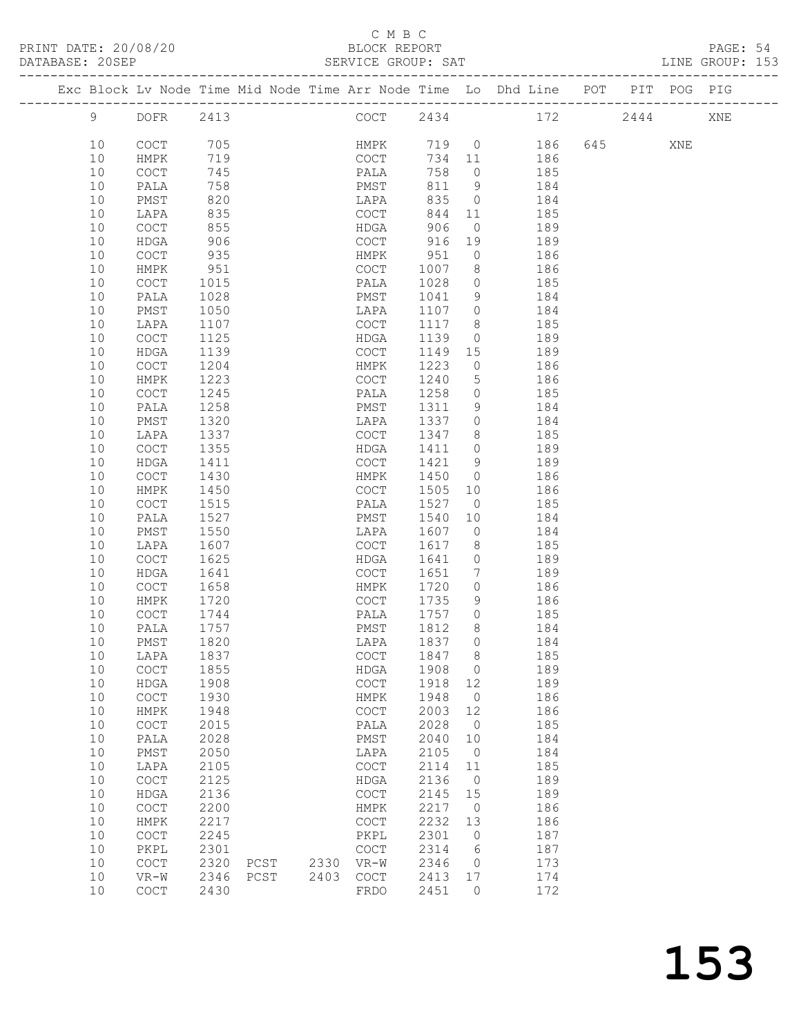C M B C

PRINT DATE: 20/08/20 BLOCK REPORT PAGE: 54
DATABASE: 20SEP SERVICE GROUP: SAT LINE GROUP: 153

| Exc | Block | Lv Node | Time | Mid Node | Time | Arr Node | Time | Lo | Dhd Line | POT | PIT | POG | PIG |
|---|---|---|---|---|---|---|---|---|---|---|---|---|---|
| | 9 | DOFR | 2413 | | | COCT | 2434 | | 172 | | 2444 | | XNE |
| | 10 | COCT | 705 | | | HMPK | 719 | 0 | 186 | 645 | | XNE | |
| | 10 | HMPK | 719 | | | COCT | 734 | 11 | 186 | | | | |
| | 10 | COCT | 745 | | | PALA | 758 | 0 | 185 | | | | |
| | 10 | PALA | 758 | | | PMST | 811 | 9 | 184 | | | | |
| | 10 | PMST | 820 | | | LAPA | 835 | 0 | 184 | | | | |
| | 10 | LAPA | 835 | | | COCT | 844 | 11 | 185 | | | | |
| | 10 | COCT | 855 | | | HDGA | 906 | 0 | 189 | | | | |
| | 10 | HDGA | 906 | | | COCT | 916 | 19 | 189 | | | | |
| | 10 | COCT | 935 | | | HMPK | 951 | 0 | 186 | | | | |
| | 10 | HMPK | 951 | | | COCT | 1007 | 8 | 186 | | | | |
| | 10 | COCT | 1015 | | | PALA | 1028 | 0 | 185 | | | | |
| | 10 | PALA | 1028 | | | PMST | 1041 | 9 | 184 | | | | |
| | 10 | PMST | 1050 | | | LAPA | 1107 | 0 | 184 | | | | |
| | 10 | LAPA | 1107 | | | COCT | 1117 | 8 | 185 | | | | |
| | 10 | COCT | 1125 | | | HDGA | 1139 | 0 | 189 | | | | |
| | 10 | HDGA | 1139 | | | COCT | 1149 | 15 | 189 | | | | |
| | 10 | COCT | 1204 | | | HMPK | 1223 | 0 | 186 | | | | |
| | 10 | HMPK | 1223 | | | COCT | 1240 | 5 | 186 | | | | |
| | 10 | COCT | 1245 | | | PALA | 1258 | 0 | 185 | | | | |
| | 10 | PALA | 1258 | | | PMST | 1311 | 9 | 184 | | | | |
| | 10 | PMST | 1320 | | | LAPA | 1337 | 0 | 184 | | | | |
| | 10 | LAPA | 1337 | | | COCT | 1347 | 8 | 185 | | | | |
| | 10 | COCT | 1355 | | | HDGA | 1411 | 0 | 189 | | | | |
| | 10 | HDGA | 1411 | | | COCT | 1421 | 9 | 189 | | | | |
| | 10 | COCT | 1430 | | | HMPK | 1450 | 0 | 186 | | | | |
| | 10 | HMPK | 1450 | | | COCT | 1505 | 10 | 186 | | | | |
| | 10 | COCT | 1515 | | | PALA | 1527 | 0 | 185 | | | | |
| | 10 | PALA | 1527 | | | PMST | 1540 | 10 | 184 | | | | |
| | 10 | PMST | 1550 | | | LAPA | 1607 | 0 | 184 | | | | |
| | 10 | LAPA | 1607 | | | COCT | 1617 | 8 | 185 | | | | |
| | 10 | COCT | 1625 | | | HDGA | 1641 | 0 | 189 | | | | |
| | 10 | HDGA | 1641 | | | COCT | 1651 | 7 | 189 | | | | |
| | 10 | COCT | 1658 | | | HMPK | 1720 | 0 | 186 | | | | |
| | 10 | HMPK | 1720 | | | COCT | 1735 | 9 | 186 | | | | |
| | 10 | COCT | 1744 | | | PALA | 1757 | 0 | 185 | | | | |
| | 10 | PALA | 1757 | | | PMST | 1812 | 8 | 184 | | | | |
| | 10 | PMST | 1820 | | | LAPA | 1837 | 0 | 184 | | | | |
| | 10 | LAPA | 1837 | | | COCT | 1847 | 8 | 185 | | | | |
| | 10 | COCT | 1855 | | | HDGA | 1908 | 0 | 189 | | | | |
| | 10 | HDGA | 1908 | | | COCT | 1918 | 12 | 189 | | | | |
| | 10 | COCT | 1930 | | | HMPK | 1948 | 0 | 186 | | | | |
| | 10 | HMPK | 1948 | | | COCT | 2003 | 12 | 186 | | | | |
| | 10 | COCT | 2015 | | | PALA | 2028 | 0 | 185 | | | | |
| | 10 | PALA | 2028 | | | PMST | 2040 | 10 | 184 | | | | |
| | 10 | PMST | 2050 | | | LAPA | 2105 | 0 | 184 | | | | |
| | 10 | LAPA | 2105 | | | COCT | 2114 | 11 | 185 | | | | |
| | 10 | COCT | 2125 | | | HDGA | 2136 | 0 | 189 | | | | |
| | 10 | HDGA | 2136 | | | COCT | 2145 | 15 | 189 | | | | |
| | 10 | COCT | 2200 | | | HMPK | 2217 | 0 | 186 | | | | |
| | 10 | HMPK | 2217 | | | COCT | 2232 | 13 | 186 | | | | |
| | 10 | COCT | 2245 | | | PKPL | 2301 | 0 | 187 | | | | |
| | 10 | PKPL | 2301 | | | COCT | 2314 | 6 | 187 | | | | |
| | 10 | COCT | 2320 | PCST | 2330 | VR-W | 2346 | 0 | 173 | | | | |
| | 10 | VR-W | 2346 | PCST | 2403 | COCT | 2413 | 17 | 174 | | | | |
| | 10 | COCT | 2430 | | | FRDO | 2451 | 0 | 172 | | | | |

153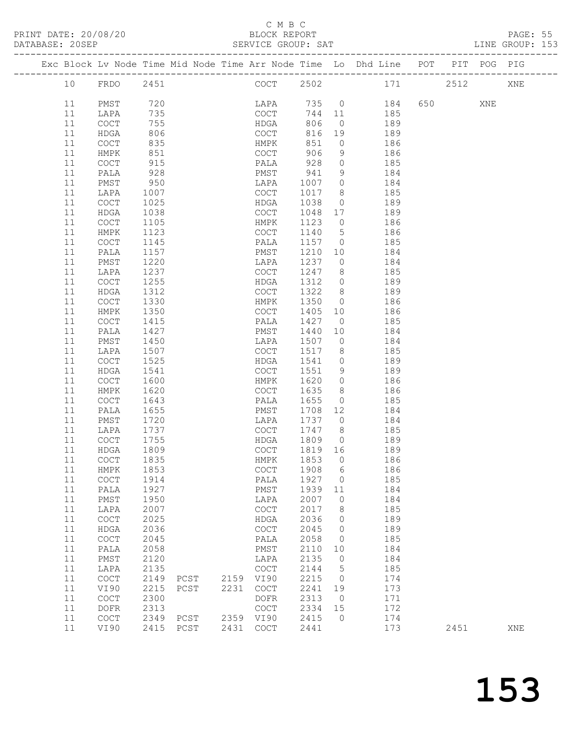C M B C

PRINT DATE: 20/08/20 BLOCK REPORT

DATABASE: 20SEP SERVICE GROUP: SAT LINE GROUP: 153

| Exc | Block | Lv | Node | Time | Mid Node | Time | Arr Node | Time | Lo | Dhd Line | POT | PIT | POG | PIG |
|---|---|---|---|---|---|---|---|---|---|---|---|---|---|---|
| | 10 | | FRDO | 2451 | | | COCT | 2502 | | 171 | | 2512 | | XNE |
| | 11 | | PMST | 720 | | | LAPA | 735 | 0 | 184 | 650 | | XNE | |
| | 11 | | LAPA | 735 | | | COCT | 744 | 11 | 185 | | | | |
| | 11 | | COCT | 755 | | | HDGA | 806 | 0 | 189 | | | | |
| | 11 | | HDGA | 806 | | | COCT | 816 | 19 | 189 | | | | |
| | 11 | | COCT | 835 | | | HMPK | 851 | 0 | 186 | | | | |
| | 11 | | HMPK | 851 | | | COCT | 906 | 9 | 186 | | | | |
| | 11 | | COCT | 915 | | | PALA | 928 | 0 | 185 | | | | |
| | 11 | | PALA | 928 | | | PMST | 941 | 9 | 184 | | | | |
| | 11 | | PMST | 950 | | | LAPA | 1007 | 0 | 184 | | | | |
| | 11 | | LAPA | 1007 | | | COCT | 1017 | 8 | 185 | | | | |
| | 11 | | COCT | 1025 | | | HDGA | 1038 | 0 | 189 | | | | |
| | 11 | | HDGA | 1038 | | | COCT | 1048 | 17 | 189 | | | | |
| | 11 | | COCT | 1105 | | | HMPK | 1123 | 0 | 186 | | | | |
| | 11 | | HMPK | 1123 | | | COCT | 1140 | 5 | 186 | | | | |
| | 11 | | COCT | 1145 | | | PALA | 1157 | 0 | 185 | | | | |
| | 11 | | PALA | 1157 | | | PMST | 1210 | 10 | 184 | | | | |
| | 11 | | PMST | 1220 | | | LAPA | 1237 | 0 | 184 | | | | |
| | 11 | | LAPA | 1237 | | | COCT | 1247 | 8 | 185 | | | | |
| | 11 | | COCT | 1255 | | | HDGA | 1312 | 0 | 189 | | | | |
| | 11 | | HDGA | 1312 | | | COCT | 1322 | 8 | 189 | | | | |
| | 11 | | COCT | 1330 | | | HMPK | 1350 | 0 | 186 | | | | |
| | 11 | | HMPK | 1350 | | | COCT | 1405 | 10 | 186 | | | | |
| | 11 | | COCT | 1415 | | | PALA | 1427 | 0 | 185 | | | | |
| | 11 | | PALA | 1427 | | | PMST | 1440 | 10 | 184 | | | | |
| | 11 | | PMST | 1450 | | | LAPA | 1507 | 0 | 184 | | | | |
| | 11 | | LAPA | 1507 | | | COCT | 1517 | 8 | 185 | | | | |
| | 11 | | COCT | 1525 | | | HDGA | 1541 | 0 | 189 | | | | |
| | 11 | | HDGA | 1541 | | | COCT | 1551 | 9 | 189 | | | | |
| | 11 | | COCT | 1600 | | | HMPK | 1620 | 0 | 186 | | | | |
| | 11 | | HMPK | 1620 | | | COCT | 1635 | 8 | 186 | | | | |
| | 11 | | COCT | 1643 | | | PALA | 1655 | 0 | 185 | | | | |
| | 11 | | PALA | 1655 | | | PMST | 1708 | 12 | 184 | | | | |
| | 11 | | PMST | 1720 | | | LAPA | 1737 | 0 | 184 | | | | |
| | 11 | | LAPA | 1737 | | | COCT | 1747 | 8 | 185 | | | | |
| | 11 | | COCT | 1755 | | | HDGA | 1809 | 0 | 189 | | | | |
| | 11 | | HDGA | 1809 | | | COCT | 1819 | 16 | 189 | | | | |
| | 11 | | COCT | 1835 | | | HMPK | 1853 | 0 | 186 | | | | |
| | 11 | | HMPK | 1853 | | | COCT | 1908 | 6 | 186 | | | | |
| | 11 | | COCT | 1914 | | | PALA | 1927 | 0 | 185 | | | | |
| | 11 | | PALA | 1927 | | | PMST | 1939 | 11 | 184 | | | | |
| | 11 | | PMST | 1950 | | | LAPA | 2007 | 0 | 184 | | | | |
| | 11 | | LAPA | 2007 | | | COCT | 2017 | 8 | 185 | | | | |
| | 11 | | COCT | 2025 | | | HDGA | 2036 | 0 | 189 | | | | |
| | 11 | | HDGA | 2036 | | | COCT | 2045 | 0 | 189 | | | | |
| | 11 | | COCT | 2045 | | | PALA | 2058 | 0 | 185 | | | | |
| | 11 | | PALA | 2058 | | | PMST | 2110 | 10 | 184 | | | | |
| | 11 | | PMST | 2120 | | | LAPA | 2135 | 0 | 184 | | | | |
| | 11 | | LAPA | 2135 | | | COCT | 2144 | 5 | 185 | | | | |
| | 11 | | COCT | 2149 | PCST | 2159 | VI90 | 2215 | 0 | 174 | | | | |
| | 11 | | VI90 | 2215 | PCST | 2231 | COCT | 2241 | 19 | 173 | | | | |
| | 11 | | COCT | 2300 | | | DOFR | 2313 | 0 | 171 | | | | |
| | 11 | | DOFR | 2313 | | | COCT | 2334 | 15 | 172 | | | | |
| | 11 | | COCT | 2349 | PCST | 2359 | VI90 | 2415 | 0 | 174 | | | | |
| | 11 | | VI90 | 2415 | PCST | 2431 | COCT | 2441 | | 173 | | 2451 | | XNE |

153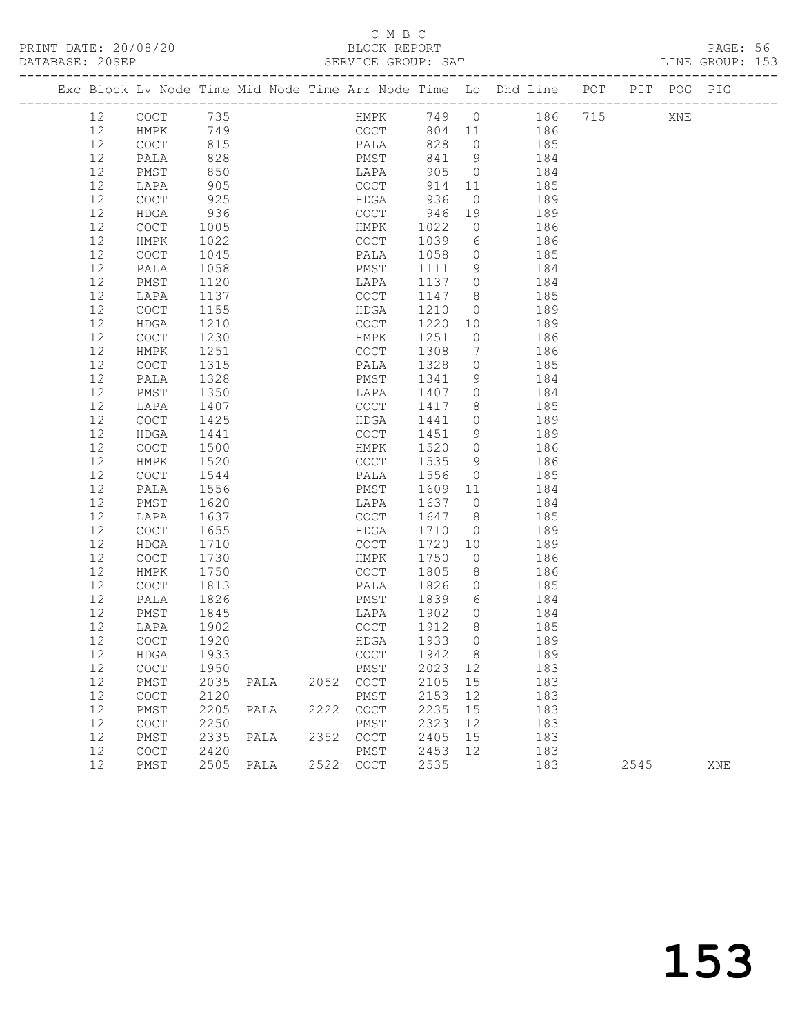C M B C

PRINT DATE: 20/08/20 BLOCK REPORT
DATABASE: 20SEP SERVICE GROUP: SAT LINE GROUP: 153

| Exc | Block | Lv | Node | Time | Mid Node | Time | Arr Node | Time | Lo | Dhd Line | POT | PIT | POG | PIG |
|---|---|---|---|---|---|---|---|---|---|---|---|---|---|---|
| | 12 | | COCT | 735 | | | HMPK | 749 | 0 | 186 | 715 | | XNE | |
| | 12 | | HMPK | 749 | | | COCT | 804 | 11 | 186 | | | | |
| | 12 | | COCT | 815 | | | PALA | 828 | 0 | 185 | | | | |
| | 12 | | PALA | 828 | | | PMST | 841 | 9 | 184 | | | | |
| | 12 | | PMST | 850 | | | LAPA | 905 | 0 | 184 | | | | |
| | 12 | | LAPA | 905 | | | COCT | 914 | 11 | 185 | | | | |
| | 12 | | COCT | 925 | | | HDGA | 936 | 0 | 189 | | | | |
| | 12 | | HDGA | 936 | | | COCT | 946 | 19 | 189 | | | | |
| | 12 | | COCT | 1005 | | | HMPK | 1022 | 0 | 186 | | | | |
| | 12 | | HMPK | 1022 | | | COCT | 1039 | 6 | 186 | | | | |
| | 12 | | COCT | 1045 | | | PALA | 1058 | 0 | 185 | | | | |
| | 12 | | PALA | 1058 | | | PMST | 1111 | 9 | 184 | | | | |
| | 12 | | PMST | 1120 | | | LAPA | 1137 | 0 | 184 | | | | |
| | 12 | | LAPA | 1137 | | | COCT | 1147 | 8 | 185 | | | | |
| | 12 | | COCT | 1155 | | | HDGA | 1210 | 0 | 189 | | | | |
| | 12 | | HDGA | 1210 | | | COCT | 1220 | 10 | 189 | | | | |
| | 12 | | COCT | 1230 | | | HMPK | 1251 | 0 | 186 | | | | |
| | 12 | | HMPK | 1251 | | | COCT | 1308 | 7 | 186 | | | | |
| | 12 | | COCT | 1315 | | | PALA | 1328 | 0 | 185 | | | | |
| | 12 | | PALA | 1328 | | | PMST | 1341 | 9 | 184 | | | | |
| | 12 | | PMST | 1350 | | | LAPA | 1407 | 0 | 184 | | | | |
| | 12 | | LAPA | 1407 | | | COCT | 1417 | 8 | 185 | | | | |
| | 12 | | COCT | 1425 | | | HDGA | 1441 | 0 | 189 | | | | |
| | 12 | | HDGA | 1441 | | | COCT | 1451 | 9 | 189 | | | | |
| | 12 | | COCT | 1500 | | | HMPK | 1520 | 0 | 186 | | | | |
| | 12 | | HMPK | 1520 | | | COCT | 1535 | 9 | 186 | | | | |
| | 12 | | COCT | 1544 | | | PALA | 1556 | 0 | 185 | | | | |
| | 12 | | PALA | 1556 | | | PMST | 1609 | 11 | 184 | | | | |
| | 12 | | PMST | 1620 | | | LAPA | 1637 | 0 | 184 | | | | |
| | 12 | | LAPA | 1637 | | | COCT | 1647 | 8 | 185 | | | | |
| | 12 | | COCT | 1655 | | | HDGA | 1710 | 0 | 189 | | | | |
| | 12 | | HDGA | 1710 | | | COCT | 1720 | 10 | 189 | | | | |
| | 12 | | COCT | 1730 | | | HMPK | 1750 | 0 | 186 | | | | |
| | 12 | | HMPK | 1750 | | | COCT | 1805 | 8 | 186 | | | | |
| | 12 | | COCT | 1813 | | | PALA | 1826 | 0 | 185 | | | | |
| | 12 | | PALA | 1826 | | | PMST | 1839 | 6 | 184 | | | | |
| | 12 | | PMST | 1845 | | | LAPA | 1902 | 0 | 184 | | | | |
| | 12 | | LAPA | 1902 | | | COCT | 1912 | 8 | 185 | | | | |
| | 12 | | COCT | 1920 | | | HDGA | 1933 | 0 | 189 | | | | |
| | 12 | | HDGA | 1933 | | | COCT | 1942 | 8 | 189 | | | | |
| | 12 | | COCT | 1950 | | | PMST | 2023 | 12 | 183 | | | | |
| | 12 | | PMST | 2035 | PALA | 2052 | COCT | 2105 | 15 | 183 | | | | |
| | 12 | | COCT | 2120 | | | PMST | 2153 | 12 | 183 | | | | |
| | 12 | | PMST | 2205 | PALA | 2222 | COCT | 2235 | 15 | 183 | | | | |
| | 12 | | COCT | 2250 | | | PMST | 2323 | 12 | 183 | | | | |
| | 12 | | PMST | 2335 | PALA | 2352 | COCT | 2405 | 15 | 183 | | | | |
| | 12 | | COCT | 2420 | | | PMST | 2453 | 12 | 183 | | | | |
| | 12 | | PMST | 2505 | PALA | 2522 | COCT | 2535 | | 183 | | 2545 | | XNE |

153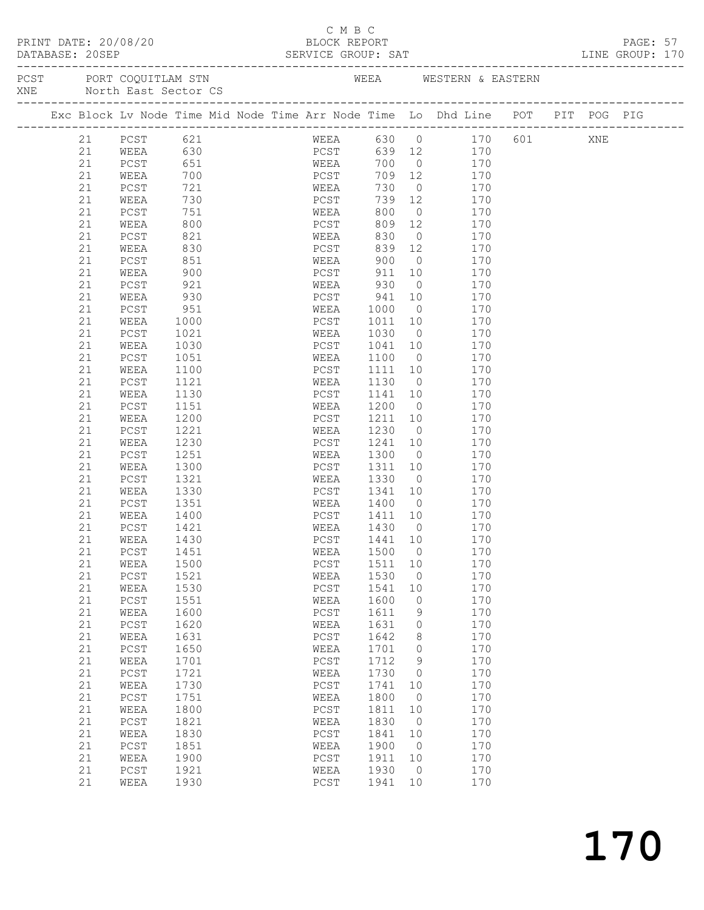C M B C

PRINT DATE: 20/08/20 BLOCK REPORT

DATABASE: 20SEP SERVICE GROUP: SAT LINE GROUP: 170

PCST PORT COQUITLAM STN WEEA WESTERN & EASTERN
XNE North East Sector CS

| Exc | Block | Lv | Node | Time | Mid | Node | Time | Arr | Node | Time | Lo | Dhd | Line | POT | PIT | POG | PIG |
|---|---|---|---|---|---|---|---|---|---|---|---|---|---|---|---|---|---|
| | 21 | | PCST | 621 | | | | | WEEA | 630 | 0 | | 170 | 601 | | XNE | |
| | 21 | | WEEA | 630 | | | | | PCST | 639 | 12 | | 170 | | | | |
| | 21 | | PCST | 651 | | | | | WEEA | 700 | 0 | | 170 | | | | |
| | 21 | | WEEA | 700 | | | | | PCST | 709 | 12 | | 170 | | | | |
| | 21 | | PCST | 721 | | | | | WEEA | 730 | 0 | | 170 | | | | |
| | 21 | | WEEA | 730 | | | | | PCST | 739 | 12 | | 170 | | | | |
| | 21 | | PCST | 751 | | | | | WEEA | 800 | 0 | | 170 | | | | |
| | 21 | | WEEA | 800 | | | | | PCST | 809 | 12 | | 170 | | | | |
| | 21 | | PCST | 821 | | | | | WEEA | 830 | 0 | | 170 | | | | |
| | 21 | | WEEA | 830 | | | | | PCST | 839 | 12 | | 170 | | | | |
| | 21 | | PCST | 851 | | | | | WEEA | 900 | 0 | | 170 | | | | |
| | 21 | | WEEA | 900 | | | | | PCST | 911 | 10 | | 170 | | | | |
| | 21 | | PCST | 921 | | | | | WEEA | 930 | 0 | | 170 | | | | |
| | 21 | | WEEA | 930 | | | | | PCST | 941 | 10 | | 170 | | | | |
| | 21 | | PCST | 951 | | | | | WEEA | 1000 | 0 | | 170 | | | | |
| | 21 | | WEEA | 1000 | | | | | PCST | 1011 | 10 | | 170 | | | | |
| | 21 | | PCST | 1021 | | | | | WEEA | 1030 | 0 | | 170 | | | | |
| | 21 | | WEEA | 1030 | | | | | PCST | 1041 | 10 | | 170 | | | | |
| | 21 | | PCST | 1051 | | | | | WEEA | 1100 | 0 | | 170 | | | | |
| | 21 | | WEEA | 1100 | | | | | PCST | 1111 | 10 | | 170 | | | | |
| | 21 | | PCST | 1121 | | | | | WEEA | 1130 | 0 | | 170 | | | | |
| | 21 | | WEEA | 1130 | | | | | PCST | 1141 | 10 | | 170 | | | | |
| | 21 | | PCST | 1151 | | | | | WEEA | 1200 | 0 | | 170 | | | | |
| | 21 | | WEEA | 1200 | | | | | PCST | 1211 | 10 | | 170 | | | | |
| | 21 | | PCST | 1221 | | | | | WEEA | 1230 | 0 | | 170 | | | | |
| | 21 | | WEEA | 1230 | | | | | PCST | 1241 | 10 | | 170 | | | | |
| | 21 | | PCST | 1251 | | | | | WEEA | 1300 | 0 | | 170 | | | | |
| | 21 | | WEEA | 1300 | | | | | PCST | 1311 | 10 | | 170 | | | | |
| | 21 | | PCST | 1321 | | | | | WEEA | 1330 | 0 | | 170 | | | | |
| | 21 | | WEEA | 1330 | | | | | PCST | 1341 | 10 | | 170 | | | | |
| | 21 | | PCST | 1351 | | | | | WEEA | 1400 | 0 | | 170 | | | | |
| | 21 | | WEEA | 1400 | | | | | PCST | 1411 | 10 | | 170 | | | | |
| | 21 | | PCST | 1421 | | | | | WEEA | 1430 | 0 | | 170 | | | | |
| | 21 | | WEEA | 1430 | | | | | PCST | 1441 | 10 | | 170 | | | | |
| | 21 | | PCST | 1451 | | | | | WEEA | 1500 | 0 | | 170 | | | | |
| | 21 | | WEEA | 1500 | | | | | PCST | 1511 | 10 | | 170 | | | | |
| | 21 | | PCST | 1521 | | | | | WEEA | 1530 | 0 | | 170 | | | | |
| | 21 | | WEEA | 1530 | | | | | PCST | 1541 | 10 | | 170 | | | | |
| | 21 | | PCST | 1551 | | | | | WEEA | 1600 | 0 | | 170 | | | | |
| | 21 | | WEEA | 1600 | | | | | PCST | 1611 | 9 | | 170 | | | | |
| | 21 | | PCST | 1620 | | | | | WEEA | 1631 | 0 | | 170 | | | | |
| | 21 | | WEEA | 1631 | | | | | PCST | 1642 | 8 | | 170 | | | | |
| | 21 | | PCST | 1650 | | | | | WEEA | 1701 | 0 | | 170 | | | | |
| | 21 | | WEEA | 1701 | | | | | PCST | 1712 | 9 | | 170 | | | | |
| | 21 | | PCST | 1721 | | | | | WEEA | 1730 | 0 | | 170 | | | | |
| | 21 | | WEEA | 1730 | | | | | PCST | 1741 | 10 | | 170 | | | | |
| | 21 | | PCST | 1751 | | | | | WEEA | 1800 | 0 | | 170 | | | | |
| | 21 | | WEEA | 1800 | | | | | PCST | 1811 | 10 | | 170 | | | | |
| | 21 | | PCST | 1821 | | | | | WEEA | 1830 | 0 | | 170 | | | | |
| | 21 | | WEEA | 1830 | | | | | PCST | 1841 | 10 | | 170 | | | | |
| | 21 | | PCST | 1851 | | | | | WEEA | 1900 | 0 | | 170 | | | | |
| | 21 | | WEEA | 1900 | | | | | PCST | 1911 | 10 | | 170 | | | | |
| | 21 | | PCST | 1921 | | | | | WEEA | 1930 | 0 | | 170 | | | | |
| | 21 | | WEEA | 1930 | | | | | PCST | 1941 | 10 | | 170 | | | | |

170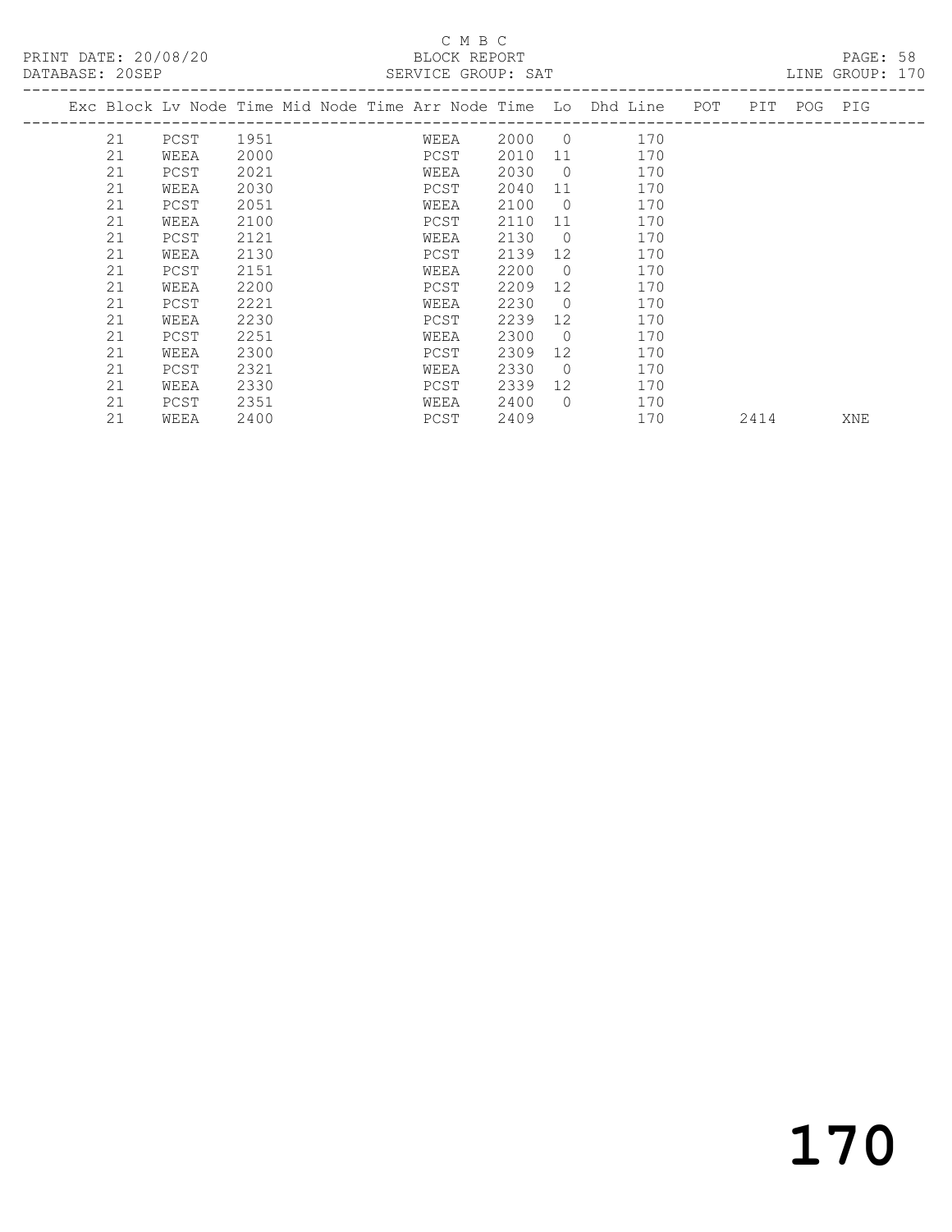C M B C

PRINT DATE: 20/08/20 BLOCK REPORT

DATABASE: 20SEP SERVICE GROUP: SAT LINE GROUP: 170

| Exc | Block | Lv | Node | Time | Mid Node | Time | Arr Node | Time | Lo | Dhd Line | POT | PIT | POG | PIG |
|---|---|---|---|---|---|---|---|---|---|---|---|---|---|---|
| | 21 | | PCST | 1951 | | | WEEA | 2000 | 0 | 170 | | | | |
| | 21 | | WEEA | 2000 | | | PCST | 2010 | 11 | 170 | | | | |
| | 21 | | PCST | 2021 | | | WEEA | 2030 | 0 | 170 | | | | |
| | 21 | | WEEA | 2030 | | | PCST | 2040 | 11 | 170 | | | | |
| | 21 | | PCST | 2051 | | | WEEA | 2100 | 0 | 170 | | | | |
| | 21 | | WEEA | 2100 | | | PCST | 2110 | 11 | 170 | | | | |
| | 21 | | PCST | 2121 | | | WEEA | 2130 | 0 | 170 | | | | |
| | 21 | | WEEA | 2130 | | | PCST | 2139 | 12 | 170 | | | | |
| | 21 | | PCST | 2151 | | | WEEA | 2200 | 0 | 170 | | | | |
| | 21 | | WEEA | 2200 | | | PCST | 2209 | 12 | 170 | | | | |
| | 21 | | PCST | 2221 | | | WEEA | 2230 | 0 | 170 | | | | |
| | 21 | | WEEA | 2230 | | | PCST | 2239 | 12 | 170 | | | | |
| | 21 | | PCST | 2251 | | | WEEA | 2300 | 0 | 170 | | | | |
| | 21 | | WEEA | 2300 | | | PCST | 2309 | 12 | 170 | | | | |
| | 21 | | PCST | 2321 | | | WEEA | 2330 | 0 | 170 | | | | |
| | 21 | | WEEA | 2330 | | | PCST | 2339 | 12 | 170 | | | | |
| | 21 | | PCST | 2351 | | | WEEA | 2400 | 0 | 170 | | | | |
| | 21 | | WEEA | 2400 | | | PCST | 2409 | | 170 | | 2414 | | XNE |

170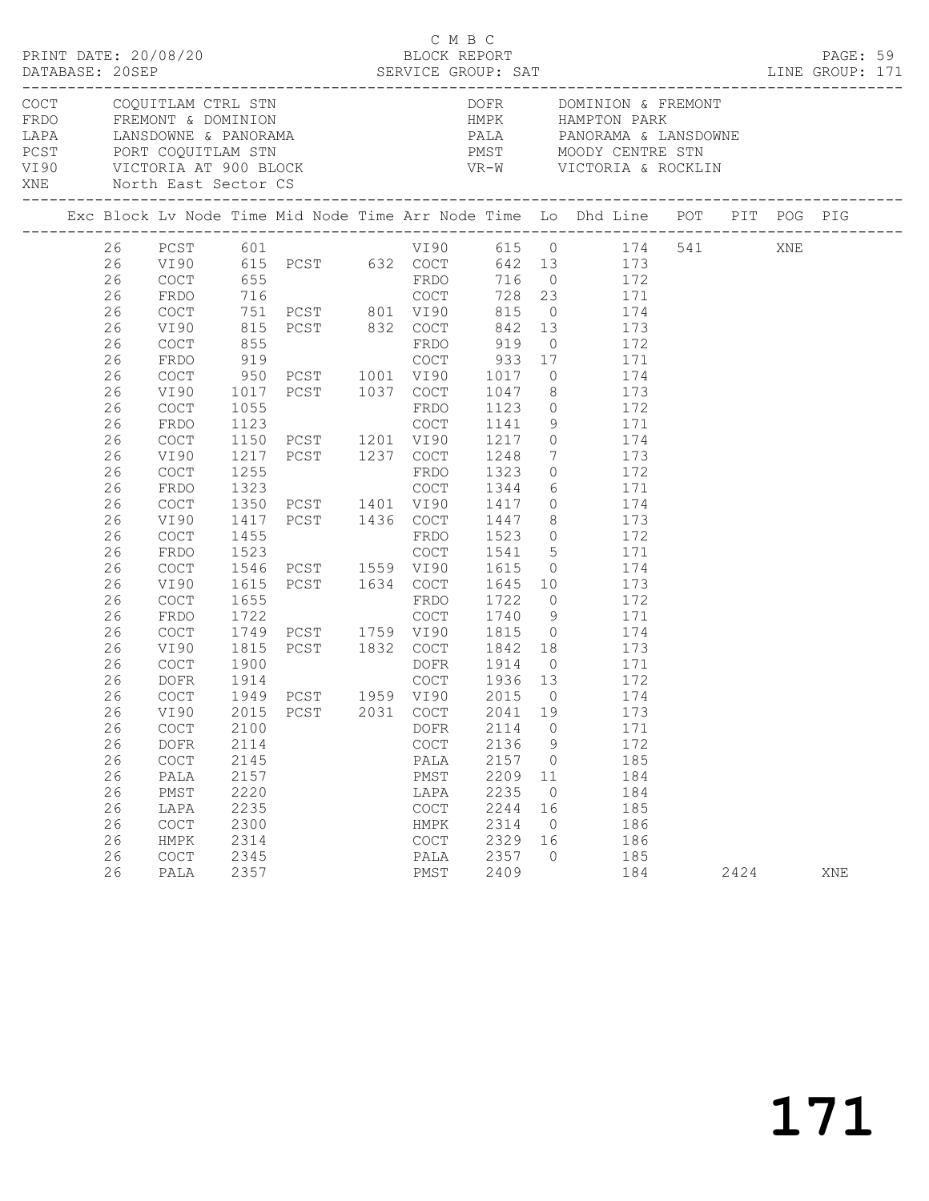C M B C

PRINT DATE: 20/08/20 BLOCK REPORT

DATABASE: 20SEP SERVICE GROUP: SAT LINE GROUP: 171

| Code | Name | Code | Name |
|---|---|---|---|
| COCT | COQUITLAM CTRL STN | DOFR | DOMINION & FREMONT |
| FRDO | FREMONT & DOMINION | HMPK | HAMPTON PARK |
| LAPA | LANSDOWNE & PANORAMA | PALA | PANORAMA & LANSDOWNE |
| PCST | PORT COQUITLAM STN | PMST | MOODY CENTRE STN |
| VI90 | VICTORIA AT 900 BLOCK | VR-W | VICTORIA & ROCKLIN |
| XNE | North East Sector CS | | |

| Exc | Block | Lv Node | Time | Mid Node | Time | Arr Node | Time | Lo | Dhd Line | POT | PIT | POG | PIG |
|---|---|---|---|---|---|---|---|---|---|---|---|---|---|
| | 26 | PCST | 601 | | | VI90 | 615 | 0 | 174 | 541 | | XNE | |
| | 26 | VI90 | 615 | PCST | 632 | COCT | 642 | 13 | 173 | | | | |
| | 26 | COCT | 655 | | | FRDO | 716 | 0 | 172 | | | | |
| | 26 | FRDO | 716 | | | COCT | 728 | 23 | 171 | | | | |
| | 26 | COCT | 751 | PCST | 801 | VI90 | 815 | 0 | 174 | | | | |
| | 26 | VI90 | 815 | PCST | 832 | COCT | 842 | 13 | 173 | | | | |
| | 26 | COCT | 855 | | | FRDO | 919 | 0 | 172 | | | | |
| | 26 | FRDO | 919 | | | COCT | 933 | 17 | 171 | | | | |
| | 26 | COCT | 950 | PCST | 1001 | VI90 | 1017 | 0 | 174 | | | | |
| | 26 | VI90 | 1017 | PCST | 1037 | COCT | 1047 | 8 | 173 | | | | |
| | 26 | COCT | 1055 | | | FRDO | 1123 | 0 | 172 | | | | |
| | 26 | FRDO | 1123 | | | COCT | 1141 | 9 | 171 | | | | |
| | 26 | COCT | 1150 | PCST | 1201 | VI90 | 1217 | 0 | 174 | | | | |
| | 26 | VI90 | 1217 | PCST | 1237 | COCT | 1248 | 7 | 173 | | | | |
| | 26 | COCT | 1255 | | | FRDO | 1323 | 0 | 172 | | | | |
| | 26 | FRDO | 1323 | | | COCT | 1344 | 6 | 171 | | | | |
| | 26 | COCT | 1350 | PCST | 1401 | VI90 | 1417 | 0 | 174 | | | | |
| | 26 | VI90 | 1417 | PCST | 1436 | COCT | 1447 | 8 | 173 | | | | |
| | 26 | COCT | 1455 | | | FRDO | 1523 | 0 | 172 | | | | |
| | 26 | FRDO | 1523 | | | COCT | 1541 | 5 | 171 | | | | |
| | 26 | COCT | 1546 | PCST | 1559 | VI90 | 1615 | 0 | 174 | | | | |
| | 26 | VI90 | 1615 | PCST | 1634 | COCT | 1645 | 10 | 173 | | | | |
| | 26 | COCT | 1655 | | | FRDO | 1722 | 0 | 172 | | | | |
| | 26 | FRDO | 1722 | | | COCT | 1740 | 9 | 171 | | | | |
| | 26 | COCT | 1749 | PCST | 1759 | VI90 | 1815 | 0 | 174 | | | | |
| | 26 | VI90 | 1815 | PCST | 1832 | COCT | 1842 | 18 | 173 | | | | |
| | 26 | COCT | 1900 | | | DOFR | 1914 | 0 | 171 | | | | |
| | 26 | DOFR | 1914 | | | COCT | 1936 | 13 | 172 | | | | |
| | 26 | COCT | 1949 | PCST | 1959 | VI90 | 2015 | 0 | 174 | | | | |
| | 26 | VI90 | 2015 | PCST | 2031 | COCT | 2041 | 19 | 173 | | | | |
| | 26 | COCT | 2100 | | | DOFR | 2114 | 0 | 171 | | | | |
| | 26 | DOFR | 2114 | | | COCT | 2136 | 9 | 172 | | | | |
| | 26 | COCT | 2145 | | | PALA | 2157 | 0 | 185 | | | | |
| | 26 | PALA | 2157 | | | PMST | 2209 | 11 | 184 | | | | |
| | 26 | PMST | 2220 | | | LAPA | 2235 | 0 | 184 | | | | |
| | 26 | LAPA | 2235 | | | COCT | 2244 | 16 | 185 | | | | |
| | 26 | COCT | 2300 | | | HMPK | 2314 | 0 | 186 | | | | |
| | 26 | HMPK | 2314 | | | COCT | 2329 | 16 | 186 | | | | |
| | 26 | COCT | 2345 | | | PALA | 2357 | 0 | 185 | | | | |
| | 26 | PALA | 2357 | | | PMST | 2409 | | 184 | | 2424 | | XNE |

171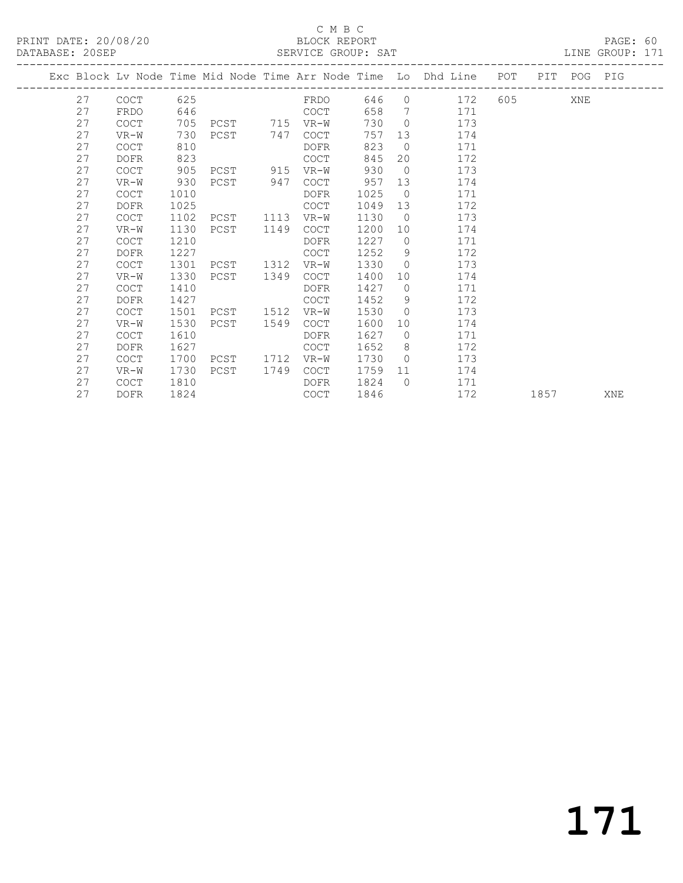C M B C

PRINT DATE: 20/08/20 BLOCK REPORT

DATABASE: 20SEP SERVICE GROUP: SAT LINE GROUP: 171

| Exc | Block | Lv | Node | Time | Mid Node | Time | Arr Node | Time | Lo | Dhd Line | POT | PIT | POG | PIG |
|---|---|---|---|---|---|---|---|---|---|---|---|---|---|---|
| | 27 | | COCT | 625 | | | FRDO | 646 | 0 | 172 | 605 | | XNE | |
| | 27 | | FRDO | 646 | | | COCT | 658 | 7 | 171 | | | | |
| | 27 | | COCT | 705 | PCST | 715 | VR-W | 730 | 0 | 173 | | | | |
| | 27 | | VR-W | 730 | PCST | 747 | COCT | 757 | 13 | 174 | | | | |
| | 27 | | COCT | 810 | | | DOFR | 823 | 0 | 171 | | | | |
| | 27 | | DOFR | 823 | | | COCT | 845 | 20 | 172 | | | | |
| | 27 | | COCT | 905 | PCST | 915 | VR-W | 930 | 0 | 173 | | | | |
| | 27 | | VR-W | 930 | PCST | 947 | COCT | 957 | 13 | 174 | | | | |
| | 27 | | COCT | 1010 | | | DOFR | 1025 | 0 | 171 | | | | |
| | 27 | | DOFR | 1025 | | | COCT | 1049 | 13 | 172 | | | | |
| | 27 | | COCT | 1102 | PCST | 1113 | VR-W | 1130 | 0 | 173 | | | | |
| | 27 | | VR-W | 1130 | PCST | 1149 | COCT | 1200 | 10 | 174 | | | | |
| | 27 | | COCT | 1210 | | | DOFR | 1227 | 0 | 171 | | | | |
| | 27 | | DOFR | 1227 | | | COCT | 1252 | 9 | 172 | | | | |
| | 27 | | COCT | 1301 | PCST | 1312 | VR-W | 1330 | 0 | 173 | | | | |
| | 27 | | VR-W | 1330 | PCST | 1349 | COCT | 1400 | 10 | 174 | | | | |
| | 27 | | COCT | 1410 | | | DOFR | 1427 | 0 | 171 | | | | |
| | 27 | | DOFR | 1427 | | | COCT | 1452 | 9 | 172 | | | | |
| | 27 | | COCT | 1501 | PCST | 1512 | VR-W | 1530 | 0 | 173 | | | | |
| | 27 | | VR-W | 1530 | PCST | 1549 | COCT | 1600 | 10 | 174 | | | | |
| | 27 | | COCT | 1610 | | | DOFR | 1627 | 0 | 171 | | | | |
| | 27 | | DOFR | 1627 | | | COCT | 1652 | 8 | 172 | | | | |
| | 27 | | COCT | 1700 | PCST | 1712 | VR-W | 1730 | 0 | 173 | | | | |
| | 27 | | VR-W | 1730 | PCST | 1749 | COCT | 1759 | 11 | 174 | | | | |
| | 27 | | COCT | 1810 | | | DOFR | 1824 | 0 | 171 | | | | |
| | 27 | | DOFR | 1824 | | | COCT | 1846 | | 172 | | 1857 | | XNE |

171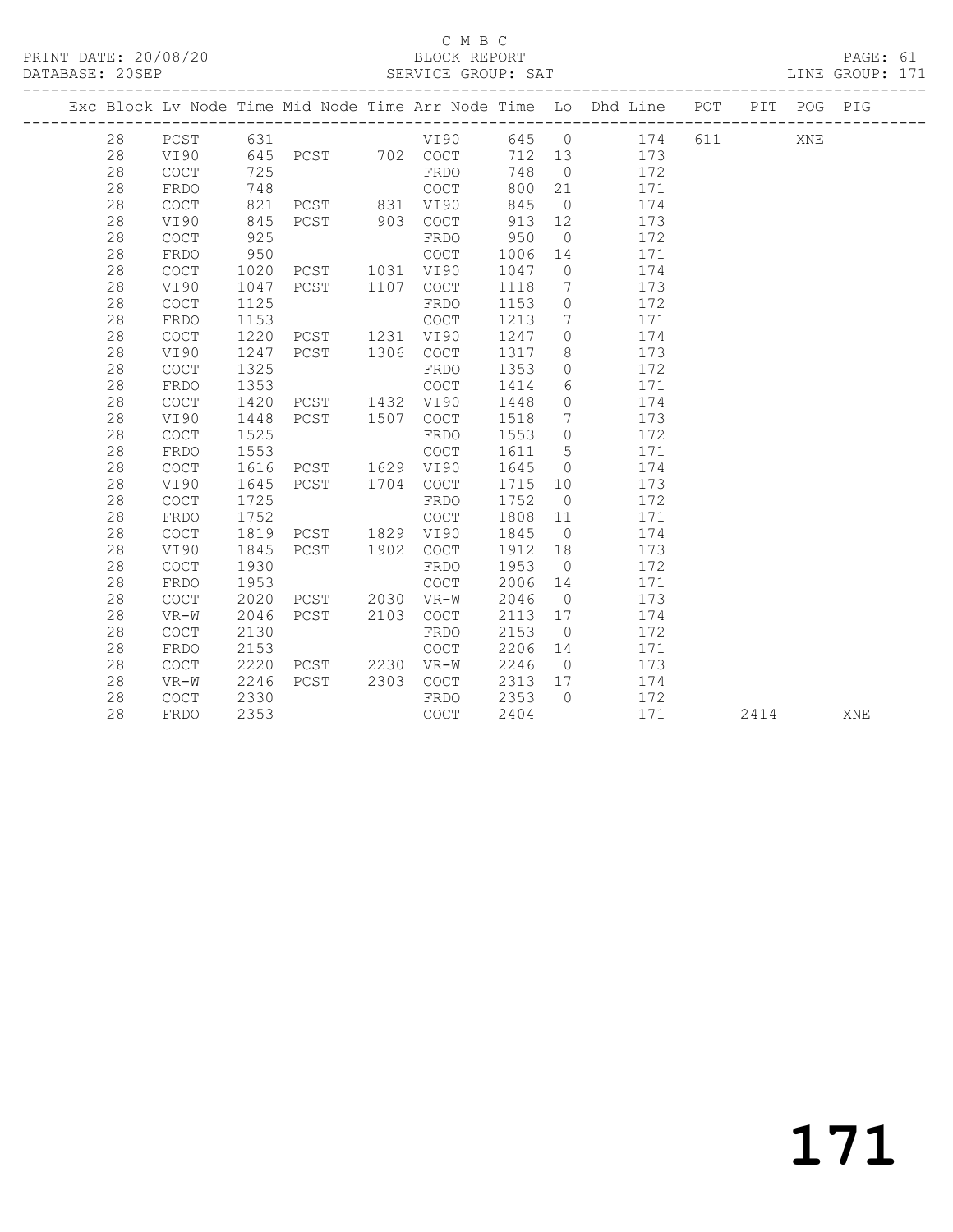C M B C

PRINT DATE: 20/08/20 BLOCK REPORT PAGE: 61

DATABASE: 20SEP SERVICE GROUP: SAT LINE GROUP: 171

| Exc | Block | Lv | Node | Time | Mid Node | Time | Arr Node | Time | Lo | Dhd Line | POT | PIT | POG | PIG |
|---|---|---|---|---|---|---|---|---|---|---|---|---|---|---|
| | 28 | | PCST | 631 | | | VI90 | 645 | 0 | 174 | 611 | | XNE | |
| | 28 | | VI90 | 645 | PCST | 702 | COCT | 712 | 13 | 173 | | | | |
| | 28 | | COCT | 725 | | | FRDO | 748 | 0 | 172 | | | | |
| | 28 | | FRDO | 748 | | | COCT | 800 | 21 | 171 | | | | |
| | 28 | | COCT | 821 | PCST | 831 | VI90 | 845 | 0 | 174 | | | | |
| | 28 | | VI90 | 845 | PCST | 903 | COCT | 913 | 12 | 173 | | | | |
| | 28 | | COCT | 925 | | | FRDO | 950 | 0 | 172 | | | | |
| | 28 | | FRDO | 950 | | | COCT | 1006 | 14 | 171 | | | | |
| | 28 | | COCT | 1020 | PCST | 1031 | VI90 | 1047 | 0 | 174 | | | | |
| | 28 | | VI90 | 1047 | PCST | 1107 | COCT | 1118 | 7 | 173 | | | | |
| | 28 | | COCT | 1125 | | | FRDO | 1153 | 0 | 172 | | | | |
| | 28 | | FRDO | 1153 | | | COCT | 1213 | 7 | 171 | | | | |
| | 28 | | COCT | 1220 | PCST | 1231 | VI90 | 1247 | 0 | 174 | | | | |
| | 28 | | VI90 | 1247 | PCST | 1306 | COCT | 1317 | 8 | 173 | | | | |
| | 28 | | COCT | 1325 | | | FRDO | 1353 | 0 | 172 | | | | |
| | 28 | | FRDO | 1353 | | | COCT | 1414 | 6 | 171 | | | | |
| | 28 | | COCT | 1420 | PCST | 1432 | VI90 | 1448 | 0 | 174 | | | | |
| | 28 | | VI90 | 1448 | PCST | 1507 | COCT | 1518 | 7 | 173 | | | | |
| | 28 | | COCT | 1525 | | | FRDO | 1553 | 0 | 172 | | | | |
| | 28 | | FRDO | 1553 | | | COCT | 1611 | 5 | 171 | | | | |
| | 28 | | COCT | 1616 | PCST | 1629 | VI90 | 1645 | 0 | 174 | | | | |
| | 28 | | VI90 | 1645 | PCST | 1704 | COCT | 1715 | 10 | 173 | | | | |
| | 28 | | COCT | 1725 | | | FRDO | 1752 | 0 | 172 | | | | |
| | 28 | | FRDO | 1752 | | | COCT | 1808 | 11 | 171 | | | | |
| | 28 | | COCT | 1819 | PCST | 1829 | VI90 | 1845 | 0 | 174 | | | | |
| | 28 | | VI90 | 1845 | PCST | 1902 | COCT | 1912 | 18 | 173 | | | | |
| | 28 | | COCT | 1930 | | | FRDO | 1953 | 0 | 172 | | | | |
| | 28 | | FRDO | 1953 | | | COCT | 2006 | 14 | 171 | | | | |
| | 28 | | COCT | 2020 | PCST | 2030 | VR-W | 2046 | 0 | 173 | | | | |
| | 28 | | VR-W | 2046 | PCST | 2103 | COCT | 2113 | 17 | 174 | | | | |
| | 28 | | COCT | 2130 | | | FRDO | 2153 | 0 | 172 | | | | |
| | 28 | | FRDO | 2153 | | | COCT | 2206 | 14 | 171 | | | | |
| | 28 | | COCT | 2220 | PCST | 2230 | VR-W | 2246 | 0 | 173 | | | | |
| | 28 | | VR-W | 2246 | PCST | 2303 | COCT | 2313 | 17 | 174 | | | | |
| | 28 | | COCT | 2330 | | | FRDO | 2353 | 0 | 172 | | | | |
| | 28 | | FRDO | 2353 | | | COCT | 2404 | | 171 | | 2414 | | XNE |

171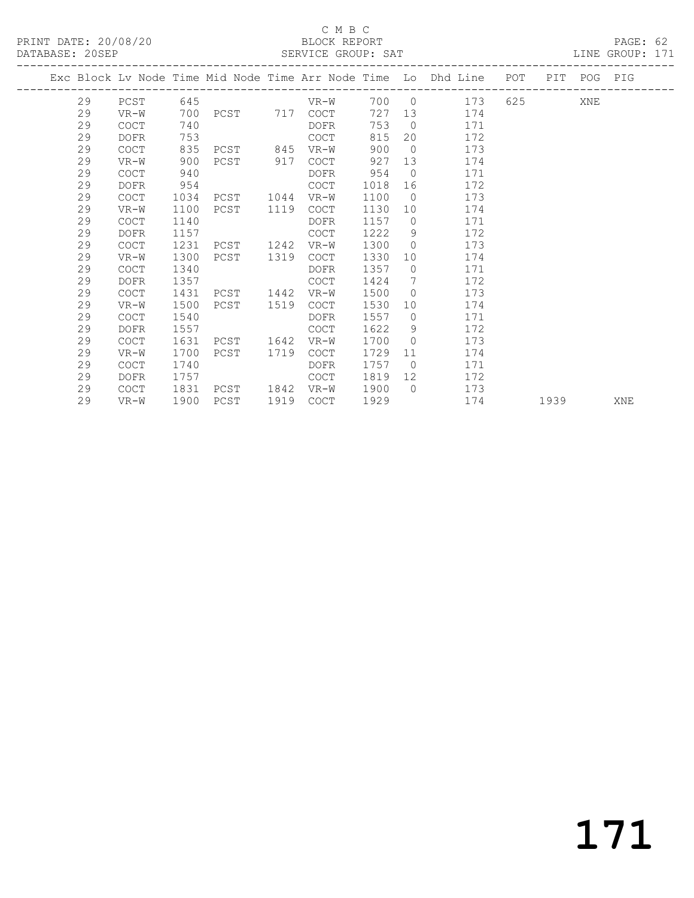C M B C

PRINT DATE: 20/08/20 BLOCK REPORT

DATABASE: 20SEP SERVICE GROUP: SAT LINE GROUP: 171

| Exc | Block | Lv | Node | Time | Mid Node | Time | Arr Node | Time | Lo | Dhd Line | POT | PIT | POG | PIG |
|---|---|---|---|---|---|---|---|---|---|---|---|---|---|---|
| | 29 | | PCST | 645 | | | VR-W | 700 | 0 | 173 | 625 | | XNE | |
| | 29 | | VR-W | 700 | PCST | 717 | COCT | 727 | 13 | 174 | | | | |
| | 29 | | COCT | 740 | | | DOFR | 753 | 0 | 171 | | | | |
| | 29 | | DOFR | 753 | | | COCT | 815 | 20 | 172 | | | | |
| | 29 | | COCT | 835 | PCST | 845 | VR-W | 900 | 0 | 173 | | | | |
| | 29 | | VR-W | 900 | PCST | 917 | COCT | 927 | 13 | 174 | | | | |
| | 29 | | COCT | 940 | | | DOFR | 954 | 0 | 171 | | | | |
| | 29 | | DOFR | 954 | | | COCT | 1018 | 16 | 172 | | | | |
| | 29 | | COCT | 1034 | PCST | 1044 | VR-W | 1100 | 0 | 173 | | | | |
| | 29 | | VR-W | 1100 | PCST | 1119 | COCT | 1130 | 10 | 174 | | | | |
| | 29 | | COCT | 1140 | | | DOFR | 1157 | 0 | 171 | | | | |
| | 29 | | DOFR | 1157 | | | COCT | 1222 | 9 | 172 | | | | |
| | 29 | | COCT | 1231 | PCST | 1242 | VR-W | 1300 | 0 | 173 | | | | |
| | 29 | | VR-W | 1300 | PCST | 1319 | COCT | 1330 | 10 | 174 | | | | |
| | 29 | | COCT | 1340 | | | DOFR | 1357 | 0 | 171 | | | | |
| | 29 | | DOFR | 1357 | | | COCT | 1424 | 7 | 172 | | | | |
| | 29 | | COCT | 1431 | PCST | 1442 | VR-W | 1500 | 0 | 173 | | | | |
| | 29 | | VR-W | 1500 | PCST | 1519 | COCT | 1530 | 10 | 174 | | | | |
| | 29 | | COCT | 1540 | | | DOFR | 1557 | 0 | 171 | | | | |
| | 29 | | DOFR | 1557 | | | COCT | 1622 | 9 | 172 | | | | |
| | 29 | | COCT | 1631 | PCST | 1642 | VR-W | 1700 | 0 | 173 | | | | |
| | 29 | | VR-W | 1700 | PCST | 1719 | COCT | 1729 | 11 | 174 | | | | |
| | 29 | | COCT | 1740 | | | DOFR | 1757 | 0 | 171 | | | | |
| | 29 | | DOFR | 1757 | | | COCT | 1819 | 12 | 172 | | | | |
| | 29 | | COCT | 1831 | PCST | 1842 | VR-W | 1900 | 0 | 173 | | | | |
| | 29 | | VR-W | 1900 | PCST | 1919 | COCT | 1929 | | 174 | | 1939 | | XNE |

171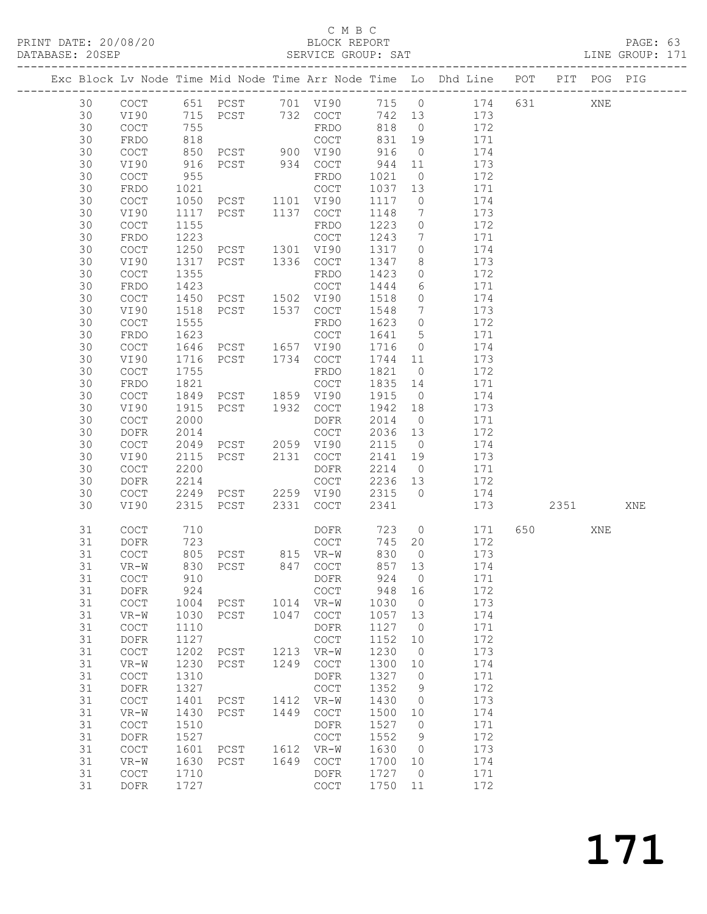C M B C

PRINT DATE: 20/08/20 BLOCK REPORT PAGE: 63
DATABASE: 20SEP SERVICE GROUP: SAT LINE GROUP: 171

| Exc | Block | Lv | Node | Time | Mid Node | Time | Arr Node | Time | Lo | Dhd Line | POT | PIT | POG | PIG |
|---|---|---|---|---|---|---|---|---|---|---|---|---|---|---|
| | 30 | | COCT | 651 | PCST | 701 | VI90 | 715 | 0 | 174 | 631 | | XNE | |
| | 30 | | VI90 | 715 | PCST | 732 | COCT | 742 | 13 | 173 | | | | |
| | 30 | | COCT | 755 | | | FRDO | 818 | 0 | 172 | | | | |
| | 30 | | FRDO | 818 | | | COCT | 831 | 19 | 171 | | | | |
| | 30 | | COCT | 850 | PCST | 900 | VI90 | 916 | 0 | 174 | | | | |
| | 30 | | VI90 | 916 | PCST | 934 | COCT | 944 | 11 | 173 | | | | |
| | 30 | | COCT | 955 | | | FRDO | 1021 | 0 | 172 | | | | |
| | 30 | | FRDO | 1021 | | | COCT | 1037 | 13 | 171 | | | | |
| | 30 | | COCT | 1050 | PCST | 1101 | VI90 | 1117 | 0 | 174 | | | | |
| | 30 | | VI90 | 1117 | PCST | 1137 | COCT | 1148 | 7 | 173 | | | | |
| | 30 | | COCT | 1155 | | | FRDO | 1223 | 0 | 172 | | | | |
| | 30 | | FRDO | 1223 | | | COCT | 1243 | 7 | 171 | | | | |
| | 30 | | COCT | 1250 | PCST | 1301 | VI90 | 1317 | 0 | 174 | | | | |
| | 30 | | VI90 | 1317 | PCST | 1336 | COCT | 1347 | 8 | 173 | | | | |
| | 30 | | COCT | 1355 | | | FRDO | 1423 | 0 | 172 | | | | |
| | 30 | | FRDO | 1423 | | | COCT | 1444 | 6 | 171 | | | | |
| | 30 | | COCT | 1450 | PCST | 1502 | VI90 | 1518 | 0 | 174 | | | | |
| | 30 | | VI90 | 1518 | PCST | 1537 | COCT | 1548 | 7 | 173 | | | | |
| | 30 | | COCT | 1555 | | | FRDO | 1623 | 0 | 172 | | | | |
| | 30 | | FRDO | 1623 | | | COCT | 1641 | 5 | 171 | | | | |
| | 30 | | COCT | 1646 | PCST | 1657 | VI90 | 1716 | 0 | 174 | | | | |
| | 30 | | VI90 | 1716 | PCST | 1734 | COCT | 1744 | 11 | 173 | | | | |
| | 30 | | COCT | 1755 | | | FRDO | 1821 | 0 | 172 | | | | |
| | 30 | | FRDO | 1821 | | | COCT | 1835 | 14 | 171 | | | | |
| | 30 | | COCT | 1849 | PCST | 1859 | VI90 | 1915 | 0 | 174 | | | | |
| | 30 | | VI90 | 1915 | PCST | 1932 | COCT | 1942 | 18 | 173 | | | | |
| | 30 | | COCT | 2000 | | | DOFR | 2014 | 0 | 171 | | | | |
| | 30 | | DOFR | 2014 | | | COCT | 2036 | 13 | 172 | | | | |
| | 30 | | COCT | 2049 | PCST | 2059 | VI90 | 2115 | 0 | 174 | | | | |
| | 30 | | VI90 | 2115 | PCST | 2131 | COCT | 2141 | 19 | 173 | | | | |
| | 30 | | COCT | 2200 | | | DOFR | 2214 | 0 | 171 | | | | |
| | 30 | | DOFR | 2214 | | | COCT | 2236 | 13 | 172 | | | | |
| | 30 | | COCT | 2249 | PCST | 2259 | VI90 | 2315 | 0 | 174 | | | | |
| | 30 | | VI90 | 2315 | PCST | 2331 | COCT | 2341 | | 173 | | 2351 | | XNE |
| | 31 | | COCT | 710 | | | DOFR | 723 | 0 | 171 | 650 | | XNE | |
| | 31 | | DOFR | 723 | | | COCT | 745 | 20 | 172 | | | | |
| | 31 | | COCT | 805 | PCST | 815 | VR-W | 830 | 0 | 173 | | | | |
| | 31 | | VR-W | 830 | PCST | 847 | COCT | 857 | 13 | 174 | | | | |
| | 31 | | COCT | 910 | | | DOFR | 924 | 0 | 171 | | | | |
| | 31 | | DOFR | 924 | | | COCT | 948 | 16 | 172 | | | | |
| | 31 | | COCT | 1004 | PCST | 1014 | VR-W | 1030 | 0 | 173 | | | | |
| | 31 | | VR-W | 1030 | PCST | 1047 | COCT | 1057 | 13 | 174 | | | | |
| | 31 | | COCT | 1110 | | | DOFR | 1127 | 0 | 171 | | | | |
| | 31 | | DOFR | 1127 | | | COCT | 1152 | 10 | 172 | | | | |
| | 31 | | COCT | 1202 | PCST | 1213 | VR-W | 1230 | 0 | 173 | | | | |
| | 31 | | VR-W | 1230 | PCST | 1249 | COCT | 1300 | 10 | 174 | | | | |
| | 31 | | COCT | 1310 | | | DOFR | 1327 | 0 | 171 | | | | |
| | 31 | | DOFR | 1327 | | | COCT | 1352 | 9 | 172 | | | | |
| | 31 | | COCT | 1401 | PCST | 1412 | VR-W | 1430 | 0 | 173 | | | | |
| | 31 | | VR-W | 1430 | PCST | 1449 | COCT | 1500 | 10 | 174 | | | | |
| | 31 | | COCT | 1510 | | | DOFR | 1527 | 0 | 171 | | | | |
| | 31 | | DOFR | 1527 | | | COCT | 1552 | 9 | 172 | | | | |
| | 31 | | COCT | 1601 | PCST | 1612 | VR-W | 1630 | 0 | 173 | | | | |
| | 31 | | VR-W | 1630 | PCST | 1649 | COCT | 1700 | 10 | 174 | | | | |
| | 31 | | COCT | 1710 | | | DOFR | 1727 | 0 | 171 | | | | |
| | 31 | | DOFR | 1727 | | | COCT | 1750 | 11 | 172 | | | | |

# 171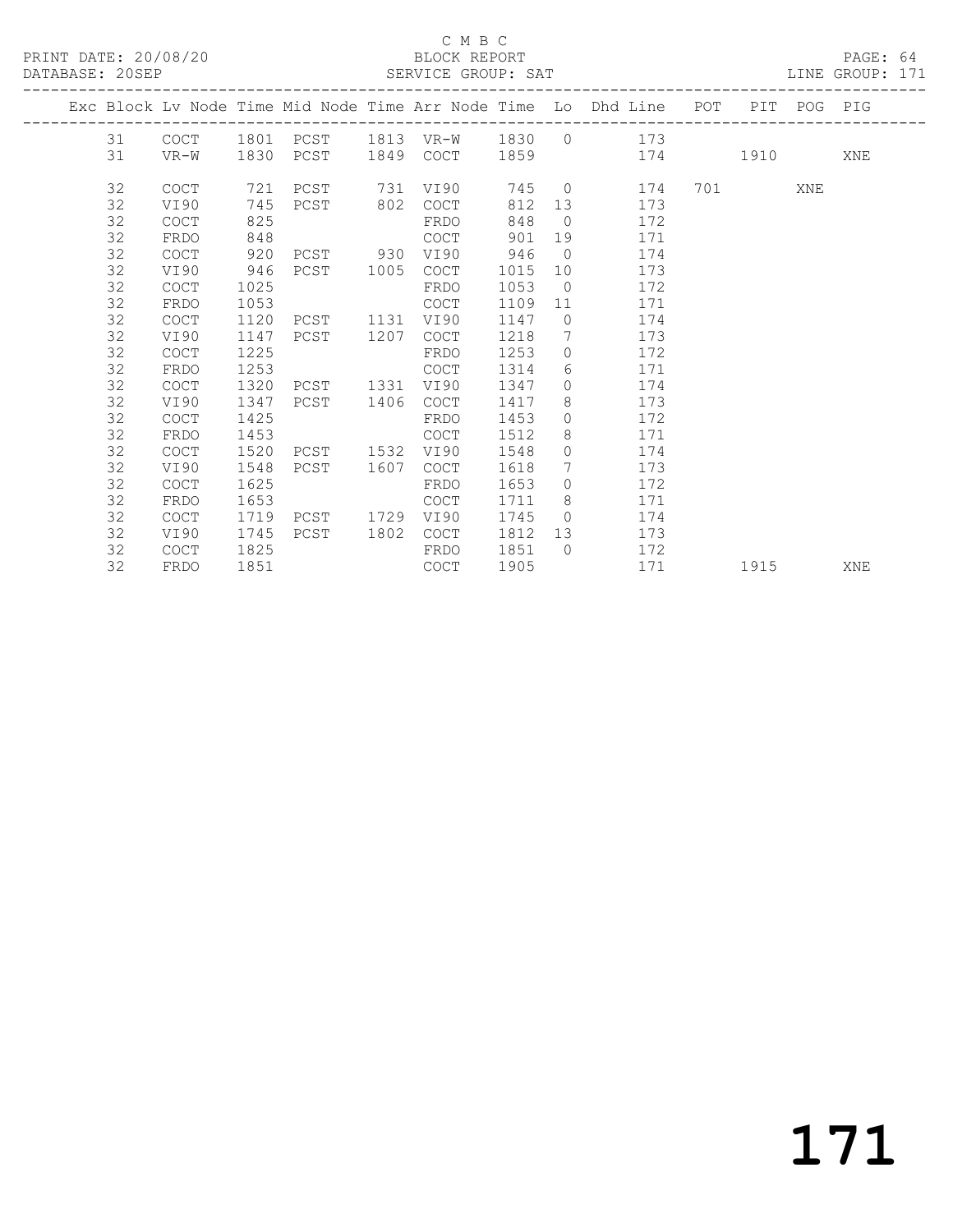C M B C

BLOCK REPORT

SERVICE GROUP: SAT

PRINT DATE: 20/08/20

DATABASE: 20SEP

LINE GROUP: 171

| Exc | Block | Lv Node | Time | Mid Node | Time | Arr Node | Time | Lo | Dhd Line | POT | PIT | POG | PIG |
|---|---|---|---|---|---|---|---|---|---|---|---|---|---|
| | 31 | COCT | 1801 | PCST | 1813 | VR-W | 1830 | 0 | 173 | | | | |
| | 31 | VR-W | 1830 | PCST | 1849 | COCT | 1859 | | 174 | | 1910 | | XNE |
| | 32 | COCT | 721 | PCST | 731 | VI90 | 745 | 0 | 174 | 701 | | XNE | |
| | 32 | VI90 | 745 | PCST | 802 | COCT | 812 | 13 | 173 | | | | |
| | 32 | COCT | 825 | | | FRDO | 848 | 0 | 172 | | | | |
| | 32 | FRDO | 848 | | | COCT | 901 | 19 | 171 | | | | |
| | 32 | COCT | 920 | PCST | 930 | VI90 | 946 | 0 | 174 | | | | |
| | 32 | VI90 | 946 | PCST | 1005 | COCT | 1015 | 10 | 173 | | | | |
| | 32 | COCT | 1025 | | | FRDO | 1053 | 0 | 172 | | | | |
| | 32 | FRDO | 1053 | | | COCT | 1109 | 11 | 171 | | | | |
| | 32 | COCT | 1120 | PCST | 1131 | VI90 | 1147 | 0 | 174 | | | | |
| | 32 | VI90 | 1147 | PCST | 1207 | COCT | 1218 | 7 | 173 | | | | |
| | 32 | COCT | 1225 | | | FRDO | 1253 | 0 | 172 | | | | |
| | 32 | FRDO | 1253 | | | COCT | 1314 | 6 | 171 | | | | |
| | 32 | COCT | 1320 | PCST | 1331 | VI90 | 1347 | 0 | 174 | | | | |
| | 32 | VI90 | 1347 | PCST | 1406 | COCT | 1417 | 8 | 173 | | | | |
| | 32 | COCT | 1425 | | | FRDO | 1453 | 0 | 172 | | | | |
| | 32 | FRDO | 1453 | | | COCT | 1512 | 8 | 171 | | | | |
| | 32 | COCT | 1520 | PCST | 1532 | VI90 | 1548 | 0 | 174 | | | | |
| | 32 | VI90 | 1548 | PCST | 1607 | COCT | 1618 | 7 | 173 | | | | |
| | 32 | COCT | 1625 | | | FRDO | 1653 | 0 | 172 | | | | |
| | 32 | FRDO | 1653 | | | COCT | 1711 | 8 | 171 | | | | |
| | 32 | COCT | 1719 | PCST | 1729 | VI90 | 1745 | 0 | 174 | | | | |
| | 32 | VI90 | 1745 | PCST | 1802 | COCT | 1812 | 13 | 173 | | | | |
| | 32 | COCT | 1825 | | | FRDO | 1851 | 0 | 172 | | | | |
| | 32 | FRDO | 1851 | | | COCT | 1905 | | 171 | | 1915 | | XNE |

171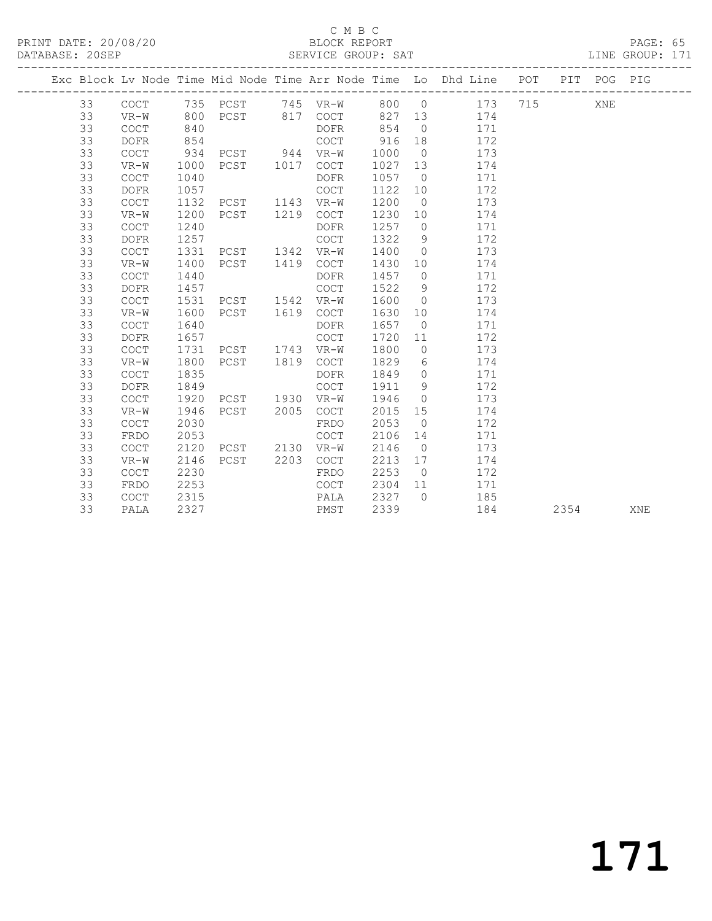C M B C

PRINT DATE: 20/08/20 BLOCK REPORT

DATABASE: 20SEP SERVICE GROUP: SAT LINE GROUP: 171

| Exc | Block | Lv | Node | Time | Mid Node | Time | Arr Node | Time | Lo | Dhd Line | POT | PIT | POG | PIG |
|---|---|---|---|---|---|---|---|---|---|---|---|---|---|---|
| | 33 | | COCT | 735 | PCST | 745 | VR-W | 800 | 0 | 173 | 715 | | XNE | |
| | 33 | | VR-W | 800 | PCST | 817 | COCT | 827 | 13 | 174 | | | | |
| | 33 | | COCT | 840 | | | DOFR | 854 | 0 | 171 | | | | |
| | 33 | | DOFR | 854 | | | COCT | 916 | 18 | 172 | | | | |
| | 33 | | COCT | 934 | PCST | 944 | VR-W | 1000 | 0 | 173 | | | | |
| | 33 | | VR-W | 1000 | PCST | 1017 | COCT | 1027 | 13 | 174 | | | | |
| | 33 | | COCT | 1040 | | | DOFR | 1057 | 0 | 171 | | | | |
| | 33 | | DOFR | 1057 | | | COCT | 1122 | 10 | 172 | | | | |
| | 33 | | COCT | 1132 | PCST | 1143 | VR-W | 1200 | 0 | 173 | | | | |
| | 33 | | VR-W | 1200 | PCST | 1219 | COCT | 1230 | 10 | 174 | | | | |
| | 33 | | COCT | 1240 | | | DOFR | 1257 | 0 | 171 | | | | |
| | 33 | | DOFR | 1257 | | | COCT | 1322 | 9 | 172 | | | | |
| | 33 | | COCT | 1331 | PCST | 1342 | VR-W | 1400 | 0 | 173 | | | | |
| | 33 | | VR-W | 1400 | PCST | 1419 | COCT | 1430 | 10 | 174 | | | | |
| | 33 | | COCT | 1440 | | | DOFR | 1457 | 0 | 171 | | | | |
| | 33 | | DOFR | 1457 | | | COCT | 1522 | 9 | 172 | | | | |
| | 33 | | COCT | 1531 | PCST | 1542 | VR-W | 1600 | 0 | 173 | | | | |
| | 33 | | VR-W | 1600 | PCST | 1619 | COCT | 1630 | 10 | 174 | | | | |
| | 33 | | COCT | 1640 | | | DOFR | 1657 | 0 | 171 | | | | |
| | 33 | | DOFR | 1657 | | | COCT | 1720 | 11 | 172 | | | | |
| | 33 | | COCT | 1731 | PCST | 1743 | VR-W | 1800 | 0 | 173 | | | | |
| | 33 | | VR-W | 1800 | PCST | 1819 | COCT | 1829 | 6 | 174 | | | | |
| | 33 | | COCT | 1835 | | | DOFR | 1849 | 0 | 171 | | | | |
| | 33 | | DOFR | 1849 | | | COCT | 1911 | 9 | 172 | | | | |
| | 33 | | COCT | 1920 | PCST | 1930 | VR-W | 1946 | 0 | 173 | | | | |
| | 33 | | VR-W | 1946 | PCST | 2005 | COCT | 2015 | 15 | 174 | | | | |
| | 33 | | COCT | 2030 | | | FRDO | 2053 | 0 | 172 | | | | |
| | 33 | | FRDO | 2053 | | | COCT | 2106 | 14 | 171 | | | | |
| | 33 | | COCT | 2120 | PCST | 2130 | VR-W | 2146 | 0 | 173 | | | | |
| | 33 | | VR-W | 2146 | PCST | 2203 | COCT | 2213 | 17 | 174 | | | | |
| | 33 | | COCT | 2230 | | | FRDO | 2253 | 0 | 172 | | | | |
| | 33 | | FRDO | 2253 | | | COCT | 2304 | 11 | 171 | | | | |
| | 33 | | COCT | 2315 | | | PALA | 2327 | 0 | 185 | | | | |
| | 33 | | PALA | 2327 | | | PMST | 2339 | | 184 | | 2354 | | XNE |

171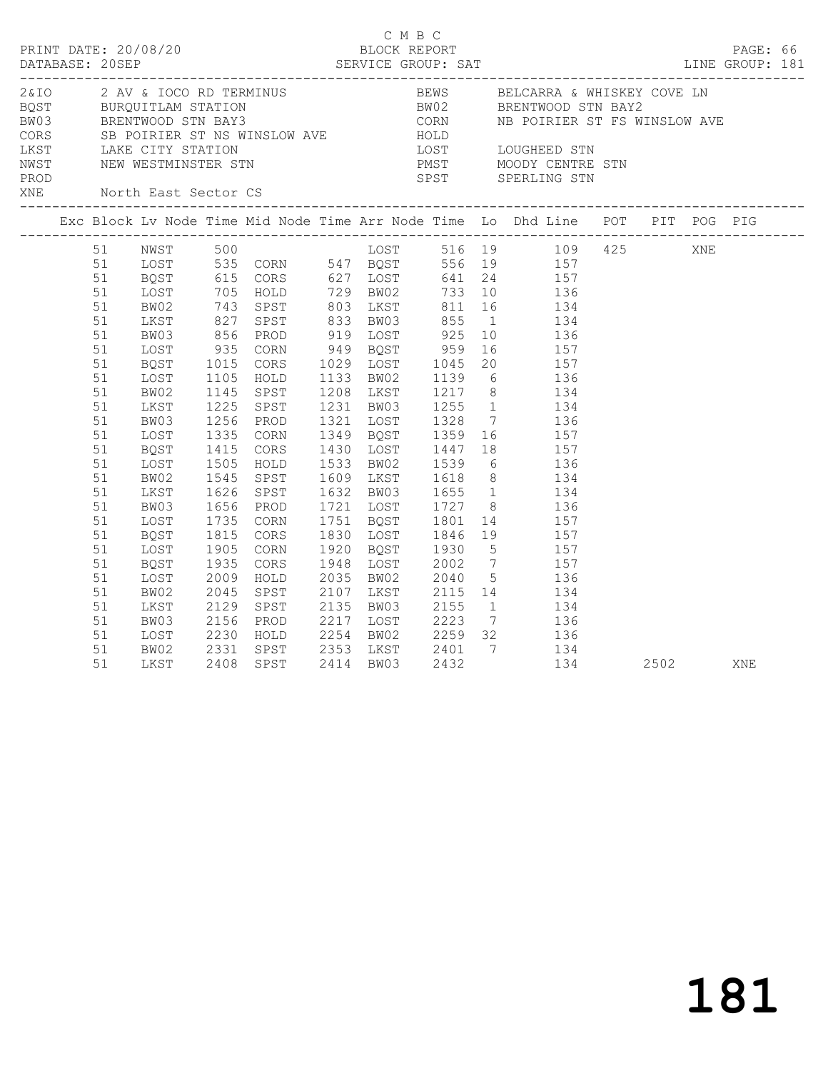C M B C

PRINT DATE: 20/08/20 BLOCK REPORT

DATABASE: 20SEP SERVICE GROUP: SAT LINE GROUP: 181

| Code | Description | Code | Description |
|---|---|---|---|
| 2&IO | 2 AV & IOCO RD TERMINUS | BEWS | BELCARRA & WHISKEY COVE LN |
| BQST | BURQUITLAM STATION | BW02 | BRENTWOOD STN BAY2 |
| BW03 | BRENTWOOD STN BAY3 | CORN | NB POIRIER ST FS WINSLOW AVE |
| CORS | SB POIRIER ST NS WINSLOW AVE | HOLD | |
| LKST | LAKE CITY STATION | LOST | LOUGHEED STN |
| NWST | NEW WESTMINSTER STN | PMST | MOODY CENTRE STN |
| PROD | | SPST | SPERLING STN |
| XNE | North East Sector CS | | |

| Exc | Block | Lv Node | Time | Mid Node | Time | Arr Node | Time | Lo | Dhd Line | POT | PIT | POG | PIG |
|---|---|---|---|---|---|---|---|---|---|---|---|---|---|
| | 51 | NWST | 500 | | | LOST | 516 | 19 | 109 | 425 | | XNE | |
| | 51 | LOST | 535 | CORN | 547 | BQST | 556 | 19 | 157 | | | | |
| | 51 | BQST | 615 | CORS | 627 | LOST | 641 | 24 | 157 | | | | |
| | 51 | LOST | 705 | HOLD | 729 | BW02 | 733 | 10 | 136 | | | | |
| | 51 | BW02 | 743 | SPST | 803 | LKST | 811 | 16 | 134 | | | | |
| | 51 | LKST | 827 | SPST | 833 | BW03 | 855 | 1 | 134 | | | | |
| | 51 | BW03 | 856 | PROD | 919 | LOST | 925 | 10 | 136 | | | | |
| | 51 | LOST | 935 | CORN | 949 | BQST | 959 | 16 | 157 | | | | |
| | 51 | BQST | 1015 | CORS | 1029 | LOST | 1045 | 20 | 157 | | | | |
| | 51 | LOST | 1105 | HOLD | 1133 | BW02 | 1139 | 6 | 136 | | | | |
| | 51 | BW02 | 1145 | SPST | 1208 | LKST | 1217 | 8 | 134 | | | | |
| | 51 | LKST | 1225 | SPST | 1231 | BW03 | 1255 | 1 | 134 | | | | |
| | 51 | BW03 | 1256 | PROD | 1321 | LOST | 1328 | 7 | 136 | | | | |
| | 51 | LOST | 1335 | CORN | 1349 | BQST | 1359 | 16 | 157 | | | | |
| | 51 | BQST | 1415 | CORS | 1430 | LOST | 1447 | 18 | 157 | | | | |
| | 51 | LOST | 1505 | HOLD | 1533 | BW02 | 1539 | 6 | 136 | | | | |
| | 51 | BW02 | 1545 | SPST | 1609 | LKST | 1618 | 8 | 134 | | | | |
| | 51 | LKST | 1626 | SPST | 1632 | BW03 | 1655 | 1 | 134 | | | | |
| | 51 | BW03 | 1656 | PROD | 1721 | LOST | 1727 | 8 | 136 | | | | |
| | 51 | LOST | 1735 | CORN | 1751 | BQST | 1801 | 14 | 157 | | | | |
| | 51 | BQST | 1815 | CORS | 1830 | LOST | 1846 | 19 | 157 | | | | |
| | 51 | LOST | 1905 | CORN | 1920 | BQST | 1930 | 5 | 157 | | | | |
| | 51 | BQST | 1935 | CORS | 1948 | LOST | 2002 | 7 | 157 | | | | |
| | 51 | LOST | 2009 | HOLD | 2035 | BW02 | 2040 | 5 | 136 | | | | |
| | 51 | BW02 | 2045 | SPST | 2107 | LKST | 2115 | 14 | 134 | | | | |
| | 51 | LKST | 2129 | SPST | 2135 | BW03 | 2155 | 1 | 134 | | | | |
| | 51 | BW03 | 2156 | PROD | 2217 | LOST | 2223 | 7 | 136 | | | | |
| | 51 | LOST | 2230 | HOLD | 2254 | BW02 | 2259 | 32 | 136 | | | | |
| | 51 | BW02 | 2331 | SPST | 2353 | LKST | 2401 | 7 | 134 | | | | |
| | 51 | LKST | 2408 | SPST | 2414 | BW03 | 2432 | | 134 | | 2502 | | XNE |

181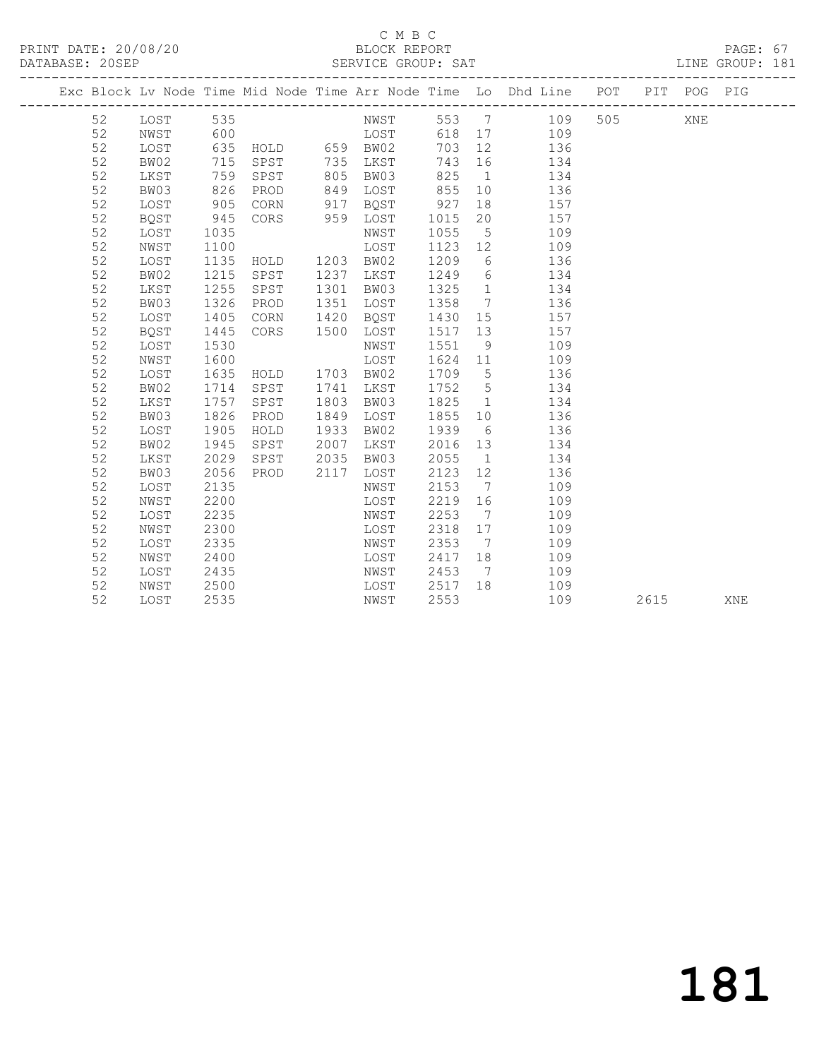C M B C

BLOCK REPORT

PRINT DATE: 20/08/20 DATABASE: 20SEP SERVICE GROUP: SAT LINE GROUP: 181

| Exc | Block | Lv | Node | Time | Mid Node | Time | Arr Node | Time | Lo | Dhd Line | POT | PIT | POG | PIG |
|---|---|---|---|---|---|---|---|---|---|---|---|---|---|---|
| | 52 | | LOST | 535 | | | NWST | 553 | 7 | 109 | 505 | | XNE | |
| | 52 | | NWST | 600 | | | LOST | 618 | 17 | 109 | | | | |
| | 52 | | LOST | 635 | HOLD | 659 | BW02 | 703 | 12 | 136 | | | | |
| | 52 | | BW02 | 715 | SPST | 735 | LKST | 743 | 16 | 134 | | | | |
| | 52 | | LKST | 759 | SPST | 805 | BW03 | 825 | 1 | 134 | | | | |
| | 52 | | BW03 | 826 | PROD | 849 | LOST | 855 | 10 | 136 | | | | |
| | 52 | | LOST | 905 | CORN | 917 | BQST | 927 | 18 | 157 | | | | |
| | 52 | | BQST | 945 | CORS | 959 | LOST | 1015 | 20 | 157 | | | | |
| | 52 | | LOST | 1035 | | | NWST | 1055 | 5 | 109 | | | | |
| | 52 | | NWST | 1100 | | | LOST | 1123 | 12 | 109 | | | | |
| | 52 | | LOST | 1135 | HOLD | 1203 | BW02 | 1209 | 6 | 136 | | | | |
| | 52 | | BW02 | 1215 | SPST | 1237 | LKST | 1249 | 6 | 134 | | | | |
| | 52 | | LKST | 1255 | SPST | 1301 | BW03 | 1325 | 1 | 134 | | | | |
| | 52 | | BW03 | 1326 | PROD | 1351 | LOST | 1358 | 7 | 136 | | | | |
| | 52 | | LOST | 1405 | CORN | 1420 | BQST | 1430 | 15 | 157 | | | | |
| | 52 | | BQST | 1445 | CORS | 1500 | LOST | 1517 | 13 | 157 | | | | |
| | 52 | | LOST | 1530 | | | NWST | 1551 | 9 | 109 | | | | |
| | 52 | | NWST | 1600 | | | LOST | 1624 | 11 | 109 | | | | |
| | 52 | | LOST | 1635 | HOLD | 1703 | BW02 | 1709 | 5 | 136 | | | | |
| | 52 | | BW02 | 1714 | SPST | 1741 | LKST | 1752 | 5 | 134 | | | | |
| | 52 | | LKST | 1757 | SPST | 1803 | BW03 | 1825 | 1 | 134 | | | | |
| | 52 | | BW03 | 1826 | PROD | 1849 | LOST | 1855 | 10 | 136 | | | | |
| | 52 | | LOST | 1905 | HOLD | 1933 | BW02 | 1939 | 6 | 136 | | | | |
| | 52 | | BW02 | 1945 | SPST | 2007 | LKST | 2016 | 13 | 134 | | | | |
| | 52 | | LKST | 2029 | SPST | 2035 | BW03 | 2055 | 1 | 134 | | | | |
| | 52 | | BW03 | 2056 | PROD | 2117 | LOST | 2123 | 12 | 136 | | | | |
| | 52 | | LOST | 2135 | | | NWST | 2153 | 7 | 109 | | | | |
| | 52 | | NWST | 2200 | | | LOST | 2219 | 16 | 109 | | | | |
| | 52 | | LOST | 2235 | | | NWST | 2253 | 7 | 109 | | | | |
| | 52 | | NWST | 2300 | | | LOST | 2318 | 17 | 109 | | | | |
| | 52 | | LOST | 2335 | | | NWST | 2353 | 7 | 109 | | | | |
| | 52 | | NWST | 2400 | | | LOST | 2417 | 18 | 109 | | | | |
| | 52 | | LOST | 2435 | | | NWST | 2453 | 7 | 109 | | | | |
| | 52 | | NWST | 2500 | | | LOST | 2517 | 18 | 109 | | | | |
| | 52 | | LOST | 2535 | | | NWST | 2553 | | 109 | | 2615 | | XNE |

181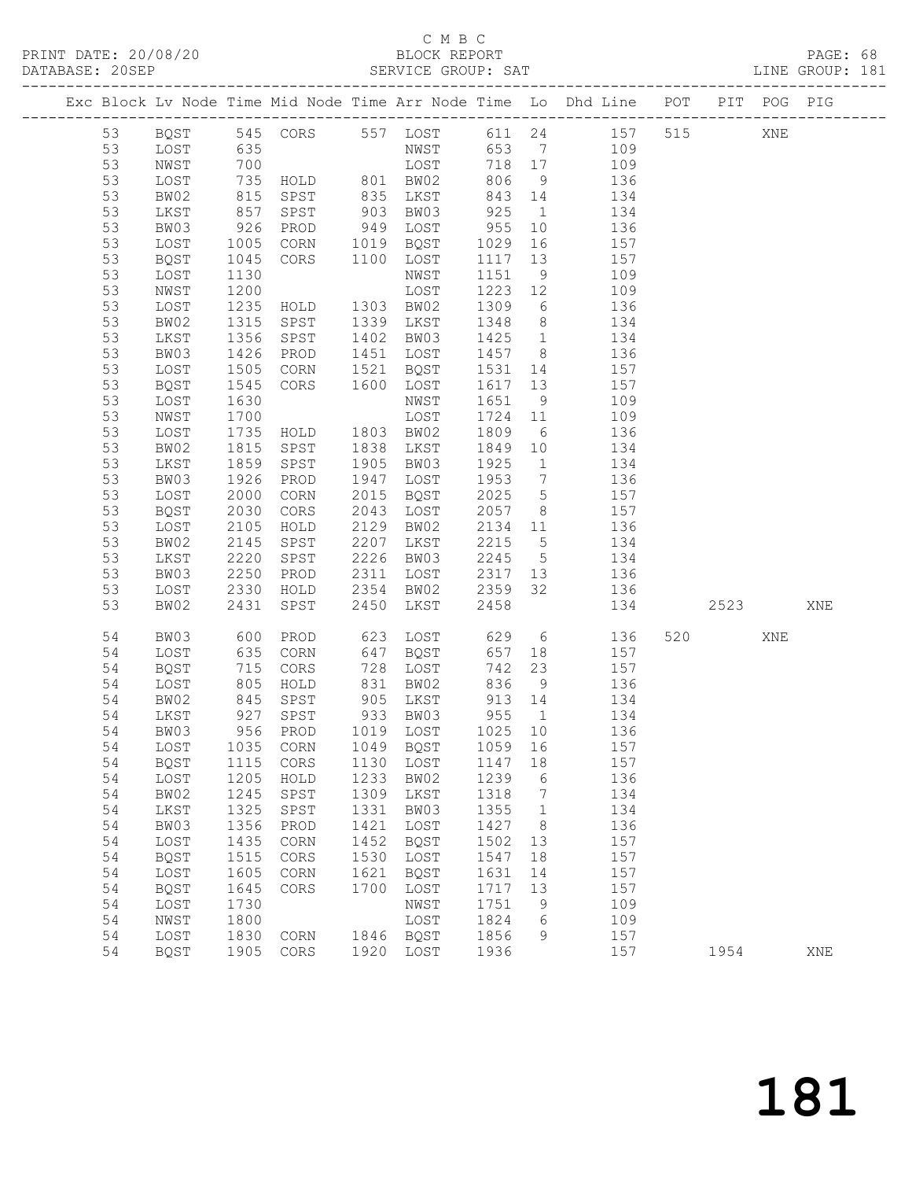C M B C
PRINT DATE: 20/08/20 BLOCK REPORT
DATABASE: 20SEP SERVICE GROUP: SAT LINE GROUP: 181

| Exc | Block | Lv | Node | Time | Mid Node | Time | Arr Node | Time | Lo | Dhd Line | POT | PIT | POG | PIG |
|---|---|---|---|---|---|---|---|---|---|---|---|---|---|---|
| | 53 | | BQST | 545 | CORS | 557 | LOST | 611 | 24 | 157 | 515 | | XNE | |
| | 53 | | LOST | 635 | | | NWST | 653 | 7 | 109 | | | | |
| | 53 | | NWST | 700 | | | LOST | 718 | 17 | 109 | | | | |
| | 53 | | LOST | 735 | HOLD | 801 | BW02 | 806 | 9 | 136 | | | | |
| | 53 | | BW02 | 815 | SPST | 835 | LKST | 843 | 14 | 134 | | | | |
| | 53 | | LKST | 857 | SPST | 903 | BW03 | 925 | 1 | 134 | | | | |
| | 53 | | BW03 | 926 | PROD | 949 | LOST | 955 | 10 | 136 | | | | |
| | 53 | | LOST | 1005 | CORN | 1019 | BQST | 1029 | 16 | 157 | | | | |
| | 53 | | BQST | 1045 | CORS | 1100 | LOST | 1117 | 13 | 157 | | | | |
| | 53 | | LOST | 1130 | | | NWST | 1151 | 9 | 109 | | | | |
| | 53 | | NWST | 1200 | | | LOST | 1223 | 12 | 109 | | | | |
| | 53 | | LOST | 1235 | HOLD | 1303 | BW02 | 1309 | 6 | 136 | | | | |
| | 53 | | BW02 | 1315 | SPST | 1339 | LKST | 1348 | 8 | 134 | | | | |
| | 53 | | LKST | 1356 | SPST | 1402 | BW03 | 1425 | 1 | 134 | | | | |
| | 53 | | BW03 | 1426 | PROD | 1451 | LOST | 1457 | 8 | 136 | | | | |
| | 53 | | LOST | 1505 | CORN | 1521 | BQST | 1531 | 14 | 157 | | | | |
| | 53 | | BQST | 1545 | CORS | 1600 | LOST | 1617 | 13 | 157 | | | | |
| | 53 | | LOST | 1630 | | | NWST | 1651 | 9 | 109 | | | | |
| | 53 | | NWST | 1700 | | | LOST | 1724 | 11 | 109 | | | | |
| | 53 | | LOST | 1735 | HOLD | 1803 | BW02 | 1809 | 6 | 136 | | | | |
| | 53 | | BW02 | 1815 | SPST | 1838 | LKST | 1849 | 10 | 134 | | | | |
| | 53 | | LKST | 1859 | SPST | 1905 | BW03 | 1925 | 1 | 134 | | | | |
| | 53 | | BW03 | 1926 | PROD | 1947 | LOST | 1953 | 7 | 136 | | | | |
| | 53 | | LOST | 2000 | CORN | 2015 | BQST | 2025 | 5 | 157 | | | | |
| | 53 | | BQST | 2030 | CORS | 2043 | LOST | 2057 | 8 | 157 | | | | |
| | 53 | | LOST | 2105 | HOLD | 2129 | BW02 | 2134 | 11 | 136 | | | | |
| | 53 | | BW02 | 2145 | SPST | 2207 | LKST | 2215 | 5 | 134 | | | | |
| | 53 | | LKST | 2220 | SPST | 2226 | BW03 | 2245 | 5 | 134 | | | | |
| | 53 | | BW03 | 2250 | PROD | 2311 | LOST | 2317 | 13 | 136 | | | | |
| | 53 | | LOST | 2330 | HOLD | 2354 | BW02 | 2359 | 32 | 136 | | | | |
| | 53 | | BW02 | 2431 | SPST | 2450 | LKST | 2458 | | 134 | | 2523 | | XNE |
| | 54 | | BW03 | 600 | PROD | 623 | LOST | 629 | 6 | 136 | 520 | | XNE | |
| | 54 | | LOST | 635 | CORN | 647 | BQST | 657 | 18 | 157 | | | | |
| | 54 | | BQST | 715 | CORS | 728 | LOST | 742 | 23 | 157 | | | | |
| | 54 | | LOST | 805 | HOLD | 831 | BW02 | 836 | 9 | 136 | | | | |
| | 54 | | BW02 | 845 | SPST | 905 | LKST | 913 | 14 | 134 | | | | |
| | 54 | | LKST | 927 | SPST | 933 | BW03 | 955 | 1 | 134 | | | | |
| | 54 | | BW03 | 956 | PROD | 1019 | LOST | 1025 | 10 | 136 | | | | |
| | 54 | | LOST | 1035 | CORN | 1049 | BQST | 1059 | 16 | 157 | | | | |
| | 54 | | BQST | 1115 | CORS | 1130 | LOST | 1147 | 18 | 157 | | | | |
| | 54 | | LOST | 1205 | HOLD | 1233 | BW02 | 1239 | 6 | 136 | | | | |
| | 54 | | BW02 | 1245 | SPST | 1309 | LKST | 1318 | 7 | 134 | | | | |
| | 54 | | LKST | 1325 | SPST | 1331 | BW03 | 1355 | 1 | 134 | | | | |
| | 54 | | BW03 | 1356 | PROD | 1421 | LOST | 1427 | 8 | 136 | | | | |
| | 54 | | LOST | 1435 | CORN | 1452 | BQST | 1502 | 13 | 157 | | | | |
| | 54 | | BQST | 1515 | CORS | 1530 | LOST | 1547 | 18 | 157 | | | | |
| | 54 | | LOST | 1605 | CORN | 1621 | BQST | 1631 | 14 | 157 | | | | |
| | 54 | | BQST | 1645 | CORS | 1700 | LOST | 1717 | 13 | 157 | | | | |
| | 54 | | LOST | 1730 | | | NWST | 1751 | 9 | 109 | | | | |
| | 54 | | NWST | 1800 | | | LOST | 1824 | 6 | 109 | | | | |
| | 54 | | LOST | 1830 | CORN | 1846 | BQST | 1856 | 9 | 157 | | | | |
| | 54 | | BQST | 1905 | CORS | 1920 | LOST | 1936 | | 157 | | 1954 | | XNE |

# 181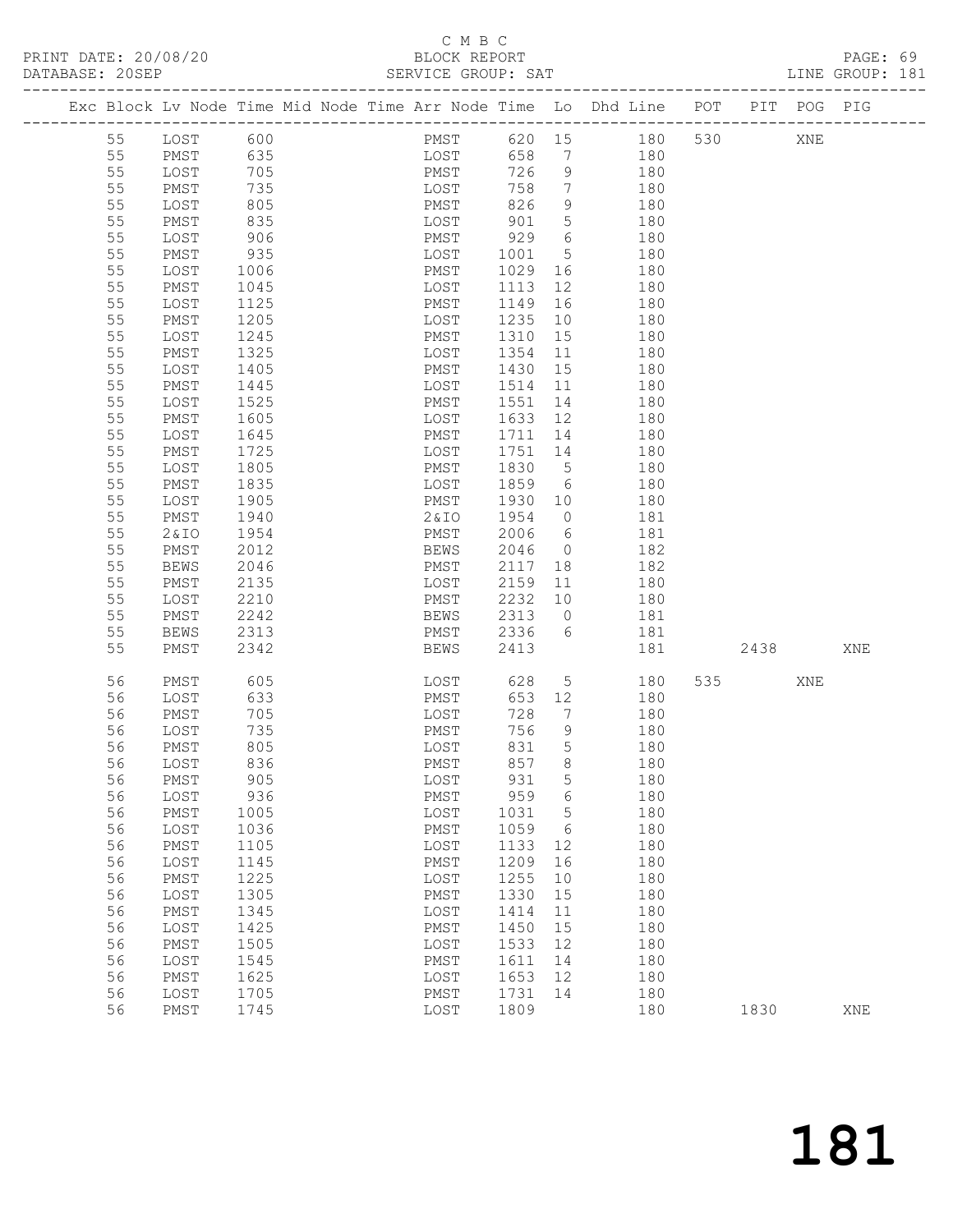C M B C

PRINT DATE: 20/08/20 BLOCK REPORT PAGE: 69

DATABASE: 20SEP SERVICE GROUP: SAT LINE GROUP: 181

| Exc | Block | Lv | Node | Time | Mid Node | Time | Arr Node | Time | Lo | Dhd Line | POT | PIT | POG | PIG |
|---|---|---|---|---|---|---|---|---|---|---|---|---|---|---|
| | 55 | | LOST | 600 | | | PMST | 620 | 15 | 180 | 530 | | XNE | |
| | 55 | | PMST | 635 | | | LOST | 658 | 7 | 180 | | | | |
| | 55 | | LOST | 705 | | | PMST | 726 | 9 | 180 | | | | |
| | 55 | | PMST | 735 | | | LOST | 758 | 7 | 180 | | | | |
| | 55 | | LOST | 805 | | | PMST | 826 | 9 | 180 | | | | |
| | 55 | | PMST | 835 | | | LOST | 901 | 5 | 180 | | | | |
| | 55 | | LOST | 906 | | | PMST | 929 | 6 | 180 | | | | |
| | 55 | | PMST | 935 | | | LOST | 1001 | 5 | 180 | | | | |
| | 55 | | LOST | 1006 | | | PMST | 1029 | 16 | 180 | | | | |
| | 55 | | PMST | 1045 | | | LOST | 1113 | 12 | 180 | | | | |
| | 55 | | LOST | 1125 | | | PMST | 1149 | 16 | 180 | | | | |
| | 55 | | PMST | 1205 | | | LOST | 1235 | 10 | 180 | | | | |
| | 55 | | LOST | 1245 | | | PMST | 1310 | 15 | 180 | | | | |
| | 55 | | PMST | 1325 | | | LOST | 1354 | 11 | 180 | | | | |
| | 55 | | LOST | 1405 | | | PMST | 1430 | 15 | 180 | | | | |
| | 55 | | PMST | 1445 | | | LOST | 1514 | 11 | 180 | | | | |
| | 55 | | LOST | 1525 | | | PMST | 1551 | 14 | 180 | | | | |
| | 55 | | PMST | 1605 | | | LOST | 1633 | 12 | 180 | | | | |
| | 55 | | LOST | 1645 | | | PMST | 1711 | 14 | 180 | | | | |
| | 55 | | PMST | 1725 | | | LOST | 1751 | 14 | 180 | | | | |
| | 55 | | LOST | 1805 | | | PMST | 1830 | 5 | 180 | | | | |
| | 55 | | PMST | 1835 | | | LOST | 1859 | 6 | 180 | | | | |
| | 55 | | LOST | 1905 | | | PMST | 1930 | 10 | 180 | | | | |
| | 55 | | PMST | 1940 | | | 2&IO | 1954 | 0 | 181 | | | | |
| | 55 | | 2&IO | 1954 | | | PMST | 2006 | 6 | 181 | | | | |
| | 55 | | PMST | 2012 | | | BEWS | 2046 | 0 | 182 | | | | |
| | 55 | | BEWS | 2046 | | | PMST | 2117 | 18 | 182 | | | | |
| | 55 | | PMST | 2135 | | | LOST | 2159 | 11 | 180 | | | | |
| | 55 | | LOST | 2210 | | | PMST | 2232 | 10 | 180 | | | | |
| | 55 | | PMST | 2242 | | | BEWS | 2313 | 0 | 181 | | | | |
| | 55 | | BEWS | 2313 | | | PMST | 2336 | 6 | 181 | | | | |
| | 55 | | PMST | 2342 | | | BEWS | 2413 | | 181 | | 2438 | | XNE |
| | 56 | | PMST | 605 | | | LOST | 628 | 5 | 180 | 535 | | XNE | |
| | 56 | | LOST | 633 | | | PMST | 653 | 12 | 180 | | | | |
| | 56 | | PMST | 705 | | | LOST | 728 | 7 | 180 | | | | |
| | 56 | | LOST | 735 | | | PMST | 756 | 9 | 180 | | | | |
| | 56 | | PMST | 805 | | | LOST | 831 | 5 | 180 | | | | |
| | 56 | | LOST | 836 | | | PMST | 857 | 8 | 180 | | | | |
| | 56 | | PMST | 905 | | | LOST | 931 | 5 | 180 | | | | |
| | 56 | | LOST | 936 | | | PMST | 959 | 6 | 180 | | | | |
| | 56 | | PMST | 1005 | | | LOST | 1031 | 5 | 180 | | | | |
| | 56 | | LOST | 1036 | | | PMST | 1059 | 6 | 180 | | | | |
| | 56 | | PMST | 1105 | | | LOST | 1133 | 12 | 180 | | | | |
| | 56 | | LOST | 1145 | | | PMST | 1209 | 16 | 180 | | | | |
| | 56 | | PMST | 1225 | | | LOST | 1255 | 10 | 180 | | | | |
| | 56 | | LOST | 1305 | | | PMST | 1330 | 15 | 180 | | | | |
| | 56 | | PMST | 1345 | | | LOST | 1414 | 11 | 180 | | | | |
| | 56 | | LOST | 1425 | | | PMST | 1450 | 15 | 180 | | | | |
| | 56 | | PMST | 1505 | | | LOST | 1533 | 12 | 180 | | | | |
| | 56 | | LOST | 1545 | | | PMST | 1611 | 14 | 180 | | | | |
| | 56 | | PMST | 1625 | | | LOST | 1653 | 12 | 180 | | | | |
| | 56 | | LOST | 1705 | | | PMST | 1731 | 14 | 180 | | | | |
| | 56 | | PMST | 1745 | | | LOST | 1809 | | 180 | | 1830 | | XNE |

181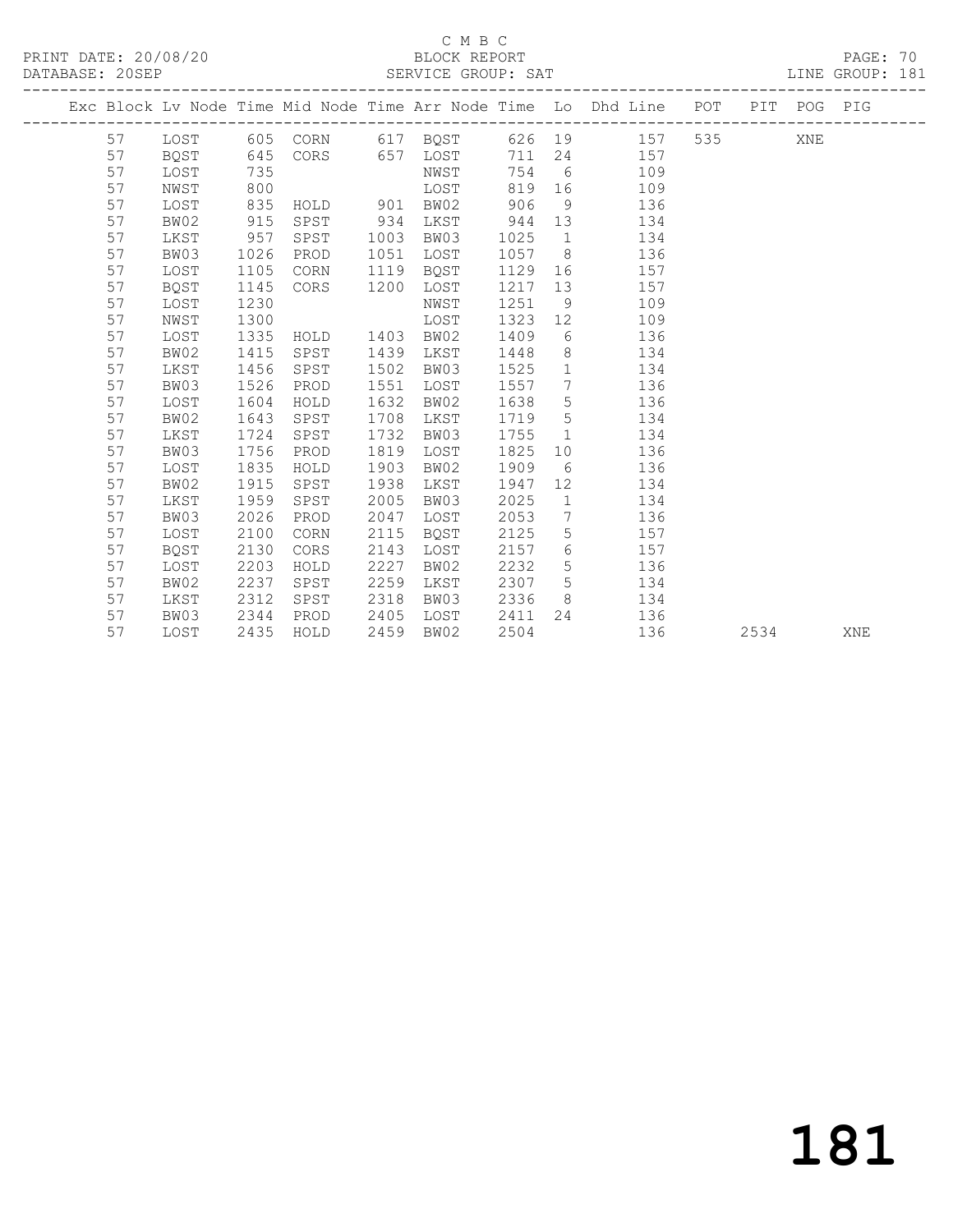C M B C

PRINT DATE: 20/08/20 BLOCK REPORT PAGE: 70
DATABASE: 20SEP SERVICE GROUP: SAT LINE GROUP: 181

| Exc | Block | Lv | Node | Time | Mid Node | Time | Arr Node | Time | Lo | Dhd Line | POT | PIT | POG | PIG |
|---|---|---|---|---|---|---|---|---|---|---|---|---|---|---|
| | 57 | | LOST | 605 | CORN | 617 | BQST | 626 | 19 | 157 | 535 | | XNE | |
| | 57 | | BQST | 645 | CORS | 657 | LOST | 711 | 24 | 157 | | | | |
| | 57 | | LOST | 735 | | | NWST | 754 | 6 | 109 | | | | |
| | 57 | | NWST | 800 | | | LOST | 819 | 16 | 109 | | | | |
| | 57 | | LOST | 835 | HOLD | 901 | BW02 | 906 | 9 | 136 | | | | |
| | 57 | | BW02 | 915 | SPST | 934 | LKST | 944 | 13 | 134 | | | | |
| | 57 | | LKST | 957 | SPST | 1003 | BW03 | 1025 | 1 | 134 | | | | |
| | 57 | | BW03 | 1026 | PROD | 1051 | LOST | 1057 | 8 | 136 | | | | |
| | 57 | | LOST | 1105 | CORN | 1119 | BQST | 1129 | 16 | 157 | | | | |
| | 57 | | BQST | 1145 | CORS | 1200 | LOST | 1217 | 13 | 157 | | | | |
| | 57 | | LOST | 1230 | | | NWST | 1251 | 9 | 109 | | | | |
| | 57 | | NWST | 1300 | | | LOST | 1323 | 12 | 109 | | | | |
| | 57 | | LOST | 1335 | HOLD | 1403 | BW02 | 1409 | 6 | 136 | | | | |
| | 57 | | BW02 | 1415 | SPST | 1439 | LKST | 1448 | 8 | 134 | | | | |
| | 57 | | LKST | 1456 | SPST | 1502 | BW03 | 1525 | 1 | 134 | | | | |
| | 57 | | BW03 | 1526 | PROD | 1551 | LOST | 1557 | 7 | 136 | | | | |
| | 57 | | LOST | 1604 | HOLD | 1632 | BW02 | 1638 | 5 | 136 | | | | |
| | 57 | | BW02 | 1643 | SPST | 1708 | LKST | 1719 | 5 | 134 | | | | |
| | 57 | | LKST | 1724 | SPST | 1732 | BW03 | 1755 | 1 | 134 | | | | |
| | 57 | | BW03 | 1756 | PROD | 1819 | LOST | 1825 | 10 | 136 | | | | |
| | 57 | | LOST | 1835 | HOLD | 1903 | BW02 | 1909 | 6 | 136 | | | | |
| | 57 | | BW02 | 1915 | SPST | 1938 | LKST | 1947 | 12 | 134 | | | | |
| | 57 | | LKST | 1959 | SPST | 2005 | BW03 | 2025 | 1 | 134 | | | | |
| | 57 | | BW03 | 2026 | PROD | 2047 | LOST | 2053 | 7 | 136 | | | | |
| | 57 | | LOST | 2100 | CORN | 2115 | BQST | 2125 | 5 | 157 | | | | |
| | 57 | | BQST | 2130 | CORS | 2143 | LOST | 2157 | 6 | 157 | | | | |
| | 57 | | LOST | 2203 | HOLD | 2227 | BW02 | 2232 | 5 | 136 | | | | |
| | 57 | | BW02 | 2237 | SPST | 2259 | LKST | 2307 | 5 | 134 | | | | |
| | 57 | | LKST | 2312 | SPST | 2318 | BW03 | 2336 | 8 | 134 | | | | |
| | 57 | | BW03 | 2344 | PROD | 2405 | LOST | 2411 | 24 | 136 | | | | |
| | 57 | | LOST | 2435 | HOLD | 2459 | BW02 | 2504 | | 136 | | 2534 | | XNE |

181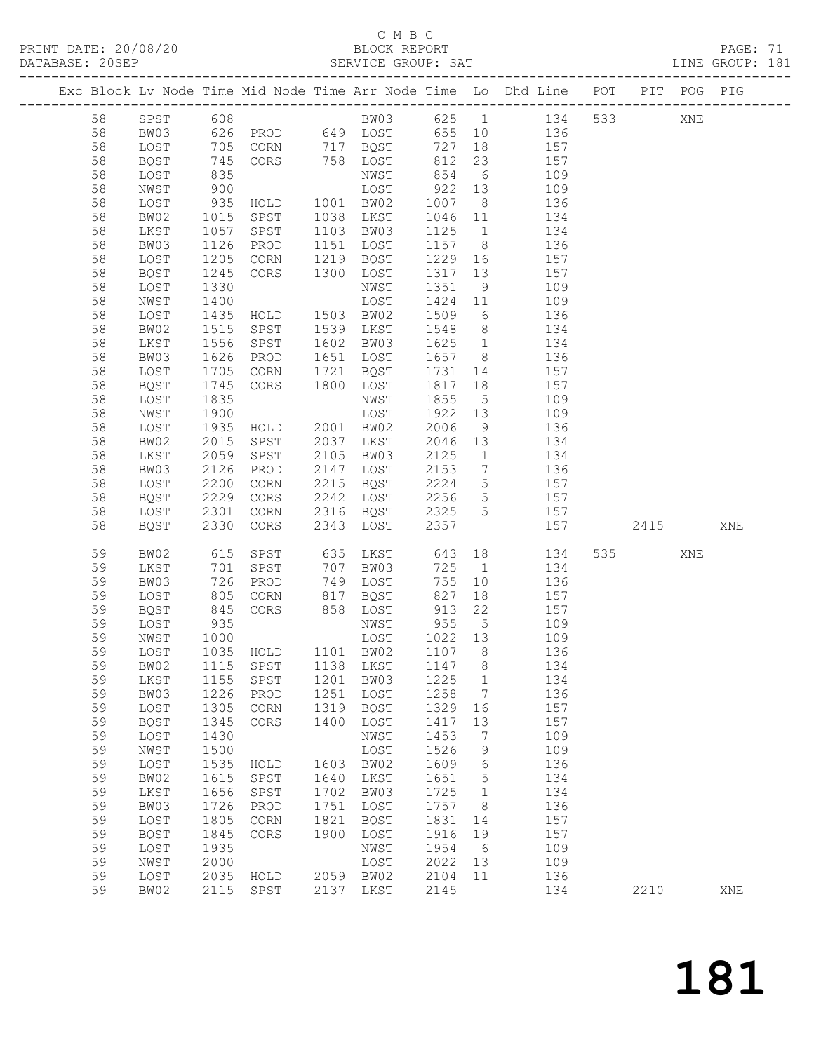C M B C

PRINT DATE: 20/08/20 BLOCK REPORT PAGE: 71

DATABASE: 20SEP SERVICE GROUP: SAT LINE GROUP: 181

| Exc | Block | Lv | Node | Time | Mid Node | Time | Arr Node | Time | Lo | Dhd Line | POT | PIT | POG | PIG |
|---|---|---|---|---|---|---|---|---|---|---|---|---|---|---|
| | 58 | | SPST | 608 | | | BW03 | 625 | 1 | 134 | 533 | | XNE | |
| | 58 | | BW03 | 626 | PROD | 649 | LOST | 655 | 10 | 136 | | | | |
| | 58 | | LOST | 705 | CORN | 717 | BQST | 727 | 18 | 157 | | | | |
| | 58 | | BQST | 745 | CORS | 758 | LOST | 812 | 23 | 157 | | | | |
| | 58 | | LOST | 835 | | | NWST | 854 | 6 | 109 | | | | |
| | 58 | | NWST | 900 | | | LOST | 922 | 13 | 109 | | | | |
| | 58 | | LOST | 935 | HOLD | 1001 | BW02 | 1007 | 8 | 136 | | | | |
| | 58 | | BW02 | 1015 | SPST | 1038 | LKST | 1046 | 11 | 134 | | | | |
| | 58 | | LKST | 1057 | SPST | 1103 | BW03 | 1125 | 1 | 134 | | | | |
| | 58 | | BW03 | 1126 | PROD | 1151 | LOST | 1157 | 8 | 136 | | | | |
| | 58 | | LOST | 1205 | CORN | 1219 | BQST | 1229 | 16 | 157 | | | | |
| | 58 | | BQST | 1245 | CORS | 1300 | LOST | 1317 | 13 | 157 | | | | |
| | 58 | | LOST | 1330 | | | NWST | 1351 | 9 | 109 | | | | |
| | 58 | | NWST | 1400 | | | LOST | 1424 | 11 | 109 | | | | |
| | 58 | | LOST | 1435 | HOLD | 1503 | BW02 | 1509 | 6 | 136 | | | | |
| | 58 | | BW02 | 1515 | SPST | 1539 | LKST | 1548 | 8 | 134 | | | | |
| | 58 | | LKST | 1556 | SPST | 1602 | BW03 | 1625 | 1 | 134 | | | | |
| | 58 | | BW03 | 1626 | PROD | 1651 | LOST | 1657 | 8 | 136 | | | | |
| | 58 | | LOST | 1705 | CORN | 1721 | BQST | 1731 | 14 | 157 | | | | |
| | 58 | | BQST | 1745 | CORS | 1800 | LOST | 1817 | 18 | 157 | | | | |
| | 58 | | LOST | 1835 | | | NWST | 1855 | 5 | 109 | | | | |
| | 58 | | NWST | 1900 | | | LOST | 1922 | 13 | 109 | | | | |
| | 58 | | LOST | 1935 | HOLD | 2001 | BW02 | 2006 | 9 | 136 | | | | |
| | 58 | | BW02 | 2015 | SPST | 2037 | LKST | 2046 | 13 | 134 | | | | |
| | 58 | | LKST | 2059 | SPST | 2105 | BW03 | 2125 | 1 | 134 | | | | |
| | 58 | | BW03 | 2126 | PROD | 2147 | LOST | 2153 | 7 | 136 | | | | |
| | 58 | | LOST | 2200 | CORN | 2215 | BQST | 2224 | 5 | 157 | | | | |
| | 58 | | BQST | 2229 | CORS | 2242 | LOST | 2256 | 5 | 157 | | | | |
| | 58 | | LOST | 2301 | CORN | 2316 | BQST | 2325 | 5 | 157 | | | | |
| | 58 | | BQST | 2330 | CORS | 2343 | LOST | 2357 | | 157 | | 2415 | | XNE |
| | 59 | | BW02 | 615 | SPST | 635 | LKST | 643 | 18 | 134 | 535 | | XNE | |
| | 59 | | LKST | 701 | SPST | 707 | BW03 | 725 | 1 | 134 | | | | |
| | 59 | | BW03 | 726 | PROD | 749 | LOST | 755 | 10 | 136 | | | | |
| | 59 | | LOST | 805 | CORN | 817 | BQST | 827 | 18 | 157 | | | | |
| | 59 | | BQST | 845 | CORS | 858 | LOST | 913 | 22 | 157 | | | | |
| | 59 | | LOST | 935 | | | NWST | 955 | 5 | 109 | | | | |
| | 59 | | NWST | 1000 | | | LOST | 1022 | 13 | 109 | | | | |
| | 59 | | LOST | 1035 | HOLD | 1101 | BW02 | 1107 | 8 | 136 | | | | |
| | 59 | | BW02 | 1115 | SPST | 1138 | LKST | 1147 | 8 | 134 | | | | |
| | 59 | | LKST | 1155 | SPST | 1201 | BW03 | 1225 | 1 | 134 | | | | |
| | 59 | | BW03 | 1226 | PROD | 1251 | LOST | 1258 | 7 | 136 | | | | |
| | 59 | | LOST | 1305 | CORN | 1319 | BQST | 1329 | 16 | 157 | | | | |
| | 59 | | BQST | 1345 | CORS | 1400 | LOST | 1417 | 13 | 157 | | | | |
| | 59 | | LOST | 1430 | | | NWST | 1453 | 7 | 109 | | | | |
| | 59 | | NWST | 1500 | | | LOST | 1526 | 9 | 109 | | | | |
| | 59 | | LOST | 1535 | HOLD | 1603 | BW02 | 1609 | 6 | 136 | | | | |
| | 59 | | BW02 | 1615 | SPST | 1640 | LKST | 1651 | 5 | 134 | | | | |
| | 59 | | LKST | 1656 | SPST | 1702 | BW03 | 1725 | 1 | 134 | | | | |
| | 59 | | BW03 | 1726 | PROD | 1751 | LOST | 1757 | 8 | 136 | | | | |
| | 59 | | LOST | 1805 | CORN | 1821 | BQST | 1831 | 14 | 157 | | | | |
| | 59 | | BQST | 1845 | CORS | 1900 | LOST | 1916 | 19 | 157 | | | | |
| | 59 | | LOST | 1935 | | | NWST | 1954 | 6 | 109 | | | | |
| | 59 | | NWST | 2000 | | | LOST | 2022 | 13 | 109 | | | | |
| | 59 | | LOST | 2035 | HOLD | 2059 | BW02 | 2104 | 11 | 136 | | | | |
| | 59 | | BW02 | 2115 | SPST | 2137 | LKST | 2145 | | 134 | | 2210 | | XNE |

181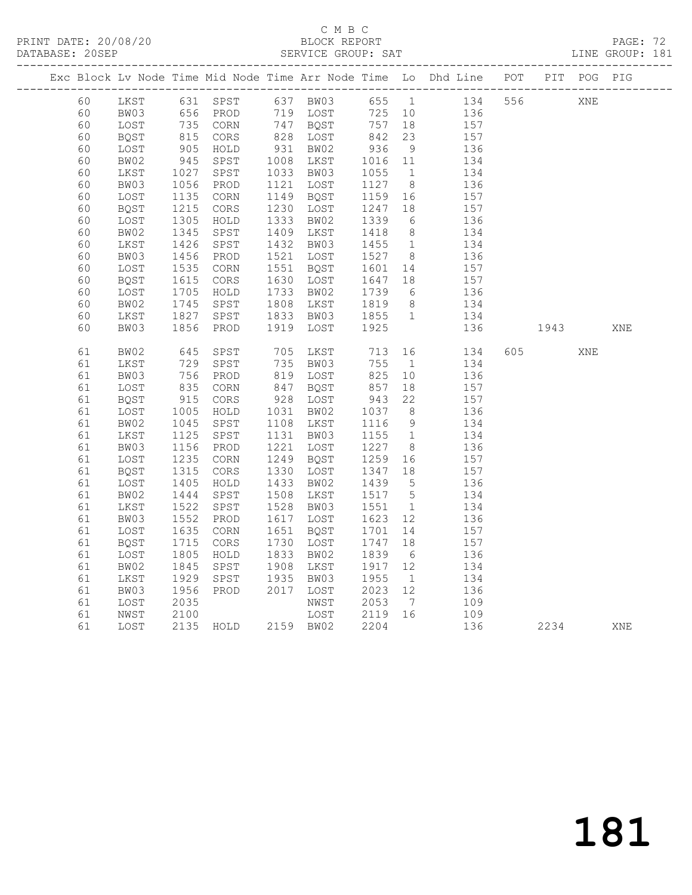C M B C

PRINT DATE: 20/08/20 BLOCK REPORT PAGE: 72

DATABASE: 20SEP SERVICE GROUP: SAT LINE GROUP: 181

| Exc | Block | Lv | Node | Time | Mid Node | Time | Arr Node | Time | Lo | Dhd Line | POT | PIT | POG | PIG |
|---|---|---|---|---|---|---|---|---|---|---|---|---|---|---|
| | 60 | | LKST | 631 | SPST | 637 | BW03 | 655 | 1 | 134 | 556 | | XNE | |
| | 60 | | BW03 | 656 | PROD | 719 | LOST | 725 | 10 | 136 | | | | |
| | 60 | | LOST | 735 | CORN | 747 | BQST | 757 | 18 | 157 | | | | |
| | 60 | | BQST | 815 | CORS | 828 | LOST | 842 | 23 | 157 | | | | |
| | 60 | | LOST | 905 | HOLD | 931 | BW02 | 936 | 9 | 136 | | | | |
| | 60 | | BW02 | 945 | SPST | 1008 | LKST | 1016 | 11 | 134 | | | | |
| | 60 | | LKST | 1027 | SPST | 1033 | BW03 | 1055 | 1 | 134 | | | | |
| | 60 | | BW03 | 1056 | PROD | 1121 | LOST | 1127 | 8 | 136 | | | | |
| | 60 | | LOST | 1135 | CORN | 1149 | BQST | 1159 | 16 | 157 | | | | |
| | 60 | | BQST | 1215 | CORS | 1230 | LOST | 1247 | 18 | 157 | | | | |
| | 60 | | LOST | 1305 | HOLD | 1333 | BW02 | 1339 | 6 | 136 | | | | |
| | 60 | | BW02 | 1345 | SPST | 1409 | LKST | 1418 | 8 | 134 | | | | |
| | 60 | | LKST | 1426 | SPST | 1432 | BW03 | 1455 | 1 | 134 | | | | |
| | 60 | | BW03 | 1456 | PROD | 1521 | LOST | 1527 | 8 | 136 | | | | |
| | 60 | | LOST | 1535 | CORN | 1551 | BQST | 1601 | 14 | 157 | | | | |
| | 60 | | BQST | 1615 | CORS | 1630 | LOST | 1647 | 18 | 157 | | | | |
| | 60 | | LOST | 1705 | HOLD | 1733 | BW02 | 1739 | 6 | 136 | | | | |
| | 60 | | BW02 | 1745 | SPST | 1808 | LKST | 1819 | 8 | 134 | | | | |
| | 60 | | LKST | 1827 | SPST | 1833 | BW03 | 1855 | 1 | 134 | | | | |
| | 60 | | BW03 | 1856 | PROD | 1919 | LOST | 1925 | | 136 | | 1943 | | XNE |
| | 61 | | BW02 | 645 | SPST | 705 | LKST | 713 | 16 | 134 | 605 | | XNE | |
| | 61 | | LKST | 729 | SPST | 735 | BW03 | 755 | 1 | 134 | | | | |
| | 61 | | BW03 | 756 | PROD | 819 | LOST | 825 | 10 | 136 | | | | |
| | 61 | | LOST | 835 | CORN | 847 | BQST | 857 | 18 | 157 | | | | |
| | 61 | | BQST | 915 | CORS | 928 | LOST | 943 | 22 | 157 | | | | |
| | 61 | | LOST | 1005 | HOLD | 1031 | BW02 | 1037 | 8 | 136 | | | | |
| | 61 | | BW02 | 1045 | SPST | 1108 | LKST | 1116 | 9 | 134 | | | | |
| | 61 | | LKST | 1125 | SPST | 1131 | BW03 | 1155 | 1 | 134 | | | | |
| | 61 | | BW03 | 1156 | PROD | 1221 | LOST | 1227 | 8 | 136 | | | | |
| | 61 | | LOST | 1235 | CORN | 1249 | BQST | 1259 | 16 | 157 | | | | |
| | 61 | | BQST | 1315 | CORS | 1330 | LOST | 1347 | 18 | 157 | | | | |
| | 61 | | LOST | 1405 | HOLD | 1433 | BW02 | 1439 | 5 | 136 | | | | |
| | 61 | | BW02 | 1444 | SPST | 1508 | LKST | 1517 | 5 | 134 | | | | |
| | 61 | | LKST | 1522 | SPST | 1528 | BW03 | 1551 | 1 | 134 | | | | |
| | 61 | | BW03 | 1552 | PROD | 1617 | LOST | 1623 | 12 | 136 | | | | |
| | 61 | | LOST | 1635 | CORN | 1651 | BQST | 1701 | 14 | 157 | | | | |
| | 61 | | BQST | 1715 | CORS | 1730 | LOST | 1747 | 18 | 157 | | | | |
| | 61 | | LOST | 1805 | HOLD | 1833 | BW02 | 1839 | 6 | 136 | | | | |
| | 61 | | BW02 | 1845 | SPST | 1908 | LKST | 1917 | 12 | 134 | | | | |
| | 61 | | LKST | 1929 | SPST | 1935 | BW03 | 1955 | 1 | 134 | | | | |
| | 61 | | BW03 | 1956 | PROD | 2017 | LOST | 2023 | 12 | 136 | | | | |
| | 61 | | LOST | 2035 | | | NWST | 2053 | 7 | 109 | | | | |
| | 61 | | NWST | 2100 | | | LOST | 2119 | 16 | 109 | | | | |
| | 61 | | LOST | 2135 | HOLD | 2159 | BW02 | 2204 | | 136 | | 2234 | | XNE |

181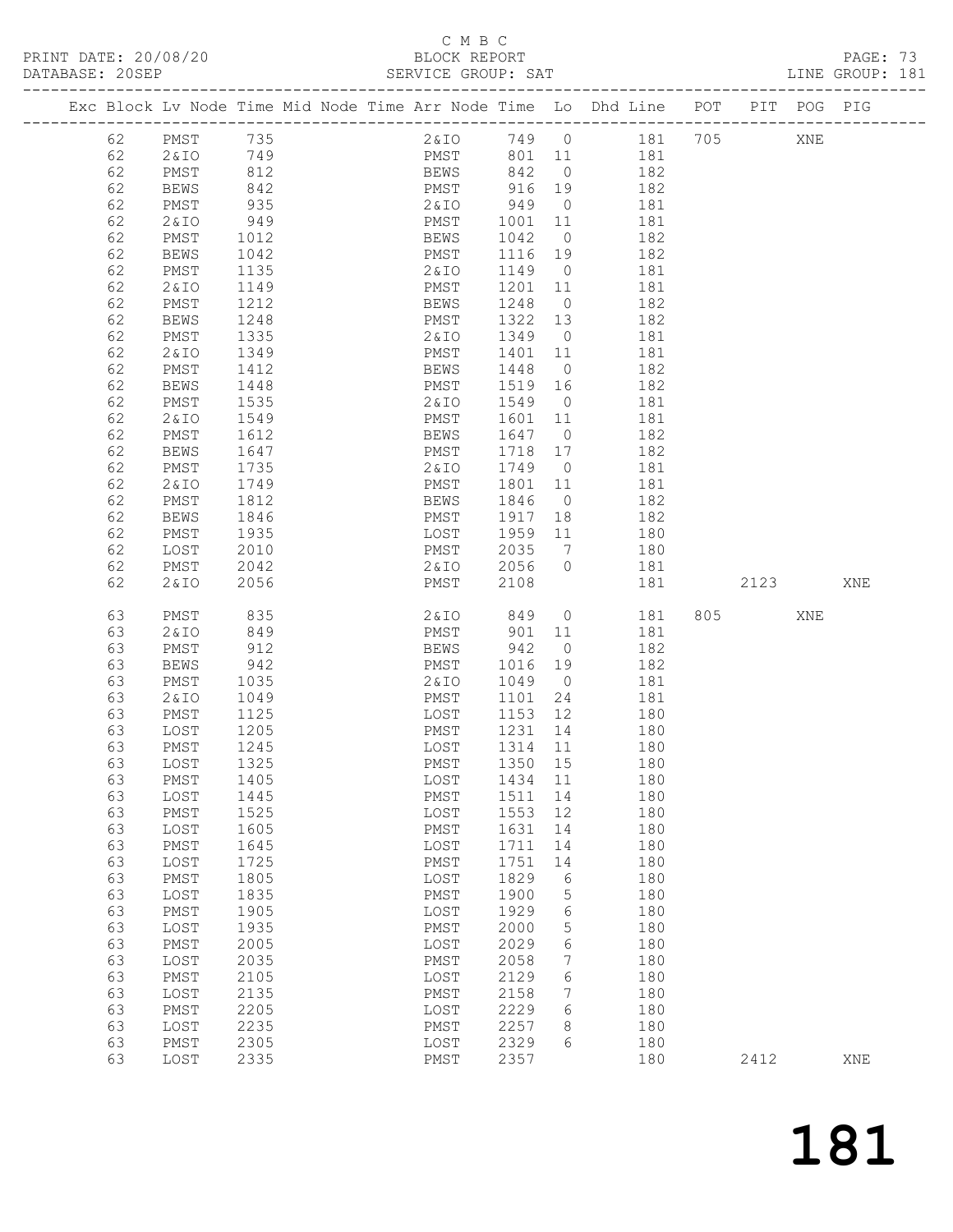C M B C

PRINT DATE: 20/08/20 BLOCK REPORT PAGE: 73
DATABASE: 20SEP SERVICE GROUP: SAT LINE GROUP: 181

| Exc | Block | Lv | Node | Time | Mid Node | Time | Arr Node | Time | Lo | Dhd Line | POT | PIT | POG | PIG |
|---|---|---|---|---|---|---|---|---|---|---|---|---|---|---|
| | 62 | | PMST | 735 | | | 2&IO | 749 | 0 | 181 | 705 | | XNE | |
| | 62 | | 2&IO | 749 | | | PMST | 801 | 11 | 181 | | | | |
| | 62 | | PMST | 812 | | | BEWS | 842 | 0 | 182 | | | | |
| | 62 | | BEWS | 842 | | | PMST | 916 | 19 | 182 | | | | |
| | 62 | | PMST | 935 | | | 2&IO | 949 | 0 | 181 | | | | |
| | 62 | | 2&IO | 949 | | | PMST | 1001 | 11 | 181 | | | | |
| | 62 | | PMST | 1012 | | | BEWS | 1042 | 0 | 182 | | | | |
| | 62 | | BEWS | 1042 | | | PMST | 1116 | 19 | 182 | | | | |
| | 62 | | PMST | 1135 | | | 2&IO | 1149 | 0 | 181 | | | | |
| | 62 | | 2&IO | 1149 | | | PMST | 1201 | 11 | 181 | | | | |
| | 62 | | PMST | 1212 | | | BEWS | 1248 | 0 | 182 | | | | |
| | 62 | | BEWS | 1248 | | | PMST | 1322 | 13 | 182 | | | | |
| | 62 | | PMST | 1335 | | | 2&IO | 1349 | 0 | 181 | | | | |
| | 62 | | 2&IO | 1349 | | | PMST | 1401 | 11 | 181 | | | | |
| | 62 | | PMST | 1412 | | | BEWS | 1448 | 0 | 182 | | | | |
| | 62 | | BEWS | 1448 | | | PMST | 1519 | 16 | 182 | | | | |
| | 62 | | PMST | 1535 | | | 2&IO | 1549 | 0 | 181 | | | | |
| | 62 | | 2&IO | 1549 | | | PMST | 1601 | 11 | 181 | | | | |
| | 62 | | PMST | 1612 | | | BEWS | 1647 | 0 | 182 | | | | |
| | 62 | | BEWS | 1647 | | | PMST | 1718 | 17 | 182 | | | | |
| | 62 | | PMST | 1735 | | | 2&IO | 1749 | 0 | 181 | | | | |
| | 62 | | 2&IO | 1749 | | | PMST | 1801 | 11 | 181 | | | | |
| | 62 | | PMST | 1812 | | | BEWS | 1846 | 0 | 182 | | | | |
| | 62 | | BEWS | 1846 | | | PMST | 1917 | 18 | 182 | | | | |
| | 62 | | PMST | 1935 | | | LOST | 1959 | 11 | 180 | | | | |
| | 62 | | LOST | 2010 | | | PMST | 2035 | 7 | 180 | | | | |
| | 62 | | PMST | 2042 | | | 2&IO | 2056 | 0 | 181 | | | | |
| | 62 | | 2&IO | 2056 | | | PMST | 2108 | | 181 | | 2123 | | XNE |
| | 63 | | PMST | 835 | | | 2&IO | 849 | 0 | 181 | 805 | | XNE | |
| | 63 | | 2&IO | 849 | | | PMST | 901 | 11 | 181 | | | | |
| | 63 | | PMST | 912 | | | BEWS | 942 | 0 | 182 | | | | |
| | 63 | | BEWS | 942 | | | PMST | 1016 | 19 | 182 | | | | |
| | 63 | | PMST | 1035 | | | 2&IO | 1049 | 0 | 181 | | | | |
| | 63 | | 2&IO | 1049 | | | PMST | 1101 | 24 | 181 | | | | |
| | 63 | | PMST | 1125 | | | LOST | 1153 | 12 | 180 | | | | |
| | 63 | | LOST | 1205 | | | PMST | 1231 | 14 | 180 | | | | |
| | 63 | | PMST | 1245 | | | LOST | 1314 | 11 | 180 | | | | |
| | 63 | | LOST | 1325 | | | PMST | 1350 | 15 | 180 | | | | |
| | 63 | | PMST | 1405 | | | LOST | 1434 | 11 | 180 | | | | |
| | 63 | | LOST | 1445 | | | PMST | 1511 | 14 | 180 | | | | |
| | 63 | | PMST | 1525 | | | LOST | 1553 | 12 | 180 | | | | |
| | 63 | | LOST | 1605 | | | PMST | 1631 | 14 | 180 | | | | |
| | 63 | | PMST | 1645 | | | LOST | 1711 | 14 | 180 | | | | |
| | 63 | | LOST | 1725 | | | PMST | 1751 | 14 | 180 | | | | |
| | 63 | | PMST | 1805 | | | LOST | 1829 | 6 | 180 | | | | |
| | 63 | | LOST | 1835 | | | PMST | 1900 | 5 | 180 | | | | |
| | 63 | | PMST | 1905 | | | LOST | 1929 | 6 | 180 | | | | |
| | 63 | | LOST | 1935 | | | PMST | 2000 | 5 | 180 | | | | |
| | 63 | | PMST | 2005 | | | LOST | 2029 | 6 | 180 | | | | |
| | 63 | | LOST | 2035 | | | PMST | 2058 | 7 | 180 | | | | |
| | 63 | | PMST | 2105 | | | LOST | 2129 | 6 | 180 | | | | |
| | 63 | | LOST | 2135 | | | PMST | 2158 | 7 | 180 | | | | |
| | 63 | | PMST | 2205 | | | LOST | 2229 | 6 | 180 | | | | |
| | 63 | | LOST | 2235 | | | PMST | 2257 | 8 | 180 | | | | |
| | 63 | | PMST | 2305 | | | LOST | 2329 | 6 | 180 | | | | |
| | 63 | | LOST | 2335 | | | PMST | 2357 | | 180 | | 2412 | | XNE |

# 181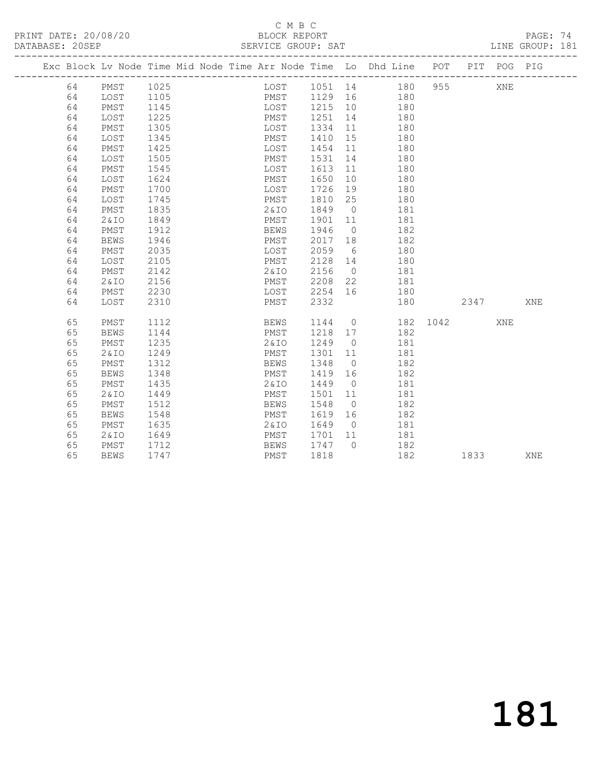C M B C

PRINT DATE: 20/08/20 BLOCK REPORT
DATABASE: 20SEP SERVICE GROUP: SAT LINE GROUP: 181

| Exc | Block | Lv | Node | Time | Mid Node | Time | Arr Node | Time | Lo | Dhd Line | POT | PIT | POG | PIG |
|---|---|---|---|---|---|---|---|---|---|---|---|---|---|---|
| | 64 | | PMST | 1025 | | | LOST | 1051 | 14 | 180 | 955 | | XNE | |
| | 64 | | LOST | 1105 | | | PMST | 1129 | 16 | 180 | | | | |
| | 64 | | PMST | 1145 | | | LOST | 1215 | 10 | 180 | | | | |
| | 64 | | LOST | 1225 | | | PMST | 1251 | 14 | 180 | | | | |
| | 64 | | PMST | 1305 | | | LOST | 1334 | 11 | 180 | | | | |
| | 64 | | LOST | 1345 | | | PMST | 1410 | 15 | 180 | | | | |
| | 64 | | PMST | 1425 | | | LOST | 1454 | 11 | 180 | | | | |
| | 64 | | LOST | 1505 | | | PMST | 1531 | 14 | 180 | | | | |
| | 64 | | PMST | 1545 | | | LOST | 1613 | 11 | 180 | | | | |
| | 64 | | LOST | 1624 | | | PMST | 1650 | 10 | 180 | | | | |
| | 64 | | PMST | 1700 | | | LOST | 1726 | 19 | 180 | | | | |
| | 64 | | LOST | 1745 | | | PMST | 1810 | 25 | 180 | | | | |
| | 64 | | PMST | 1835 | | | 2&IO | 1849 | 0 | 181 | | | | |
| | 64 | | 2&IO | 1849 | | | PMST | 1901 | 11 | 181 | | | | |
| | 64 | | PMST | 1912 | | | BEWS | 1946 | 0 | 182 | | | | |
| | 64 | | BEWS | 1946 | | | PMST | 2017 | 18 | 182 | | | | |
| | 64 | | PMST | 2035 | | | LOST | 2059 | 6 | 180 | | | | |
| | 64 | | LOST | 2105 | | | PMST | 2128 | 14 | 180 | | | | |
| | 64 | | PMST | 2142 | | | 2&IO | 2156 | 0 | 181 | | | | |
| | 64 | | 2&IO | 2156 | | | PMST | 2208 | 22 | 181 | | | | |
| | 64 | | PMST | 2230 | | | LOST | 2254 | 16 | 180 | | | | |
| | 64 | | LOST | 2310 | | | PMST | 2332 | | 180 | | 2347 | | XNE |
| | 65 | | PMST | 1112 | | | BEWS | 1144 | 0 | 182 | 1042 | | XNE | |
| | 65 | | BEWS | 1144 | | | PMST | 1218 | 17 | 182 | | | | |
| | 65 | | PMST | 1235 | | | 2&IO | 1249 | 0 | 181 | | | | |
| | 65 | | 2&IO | 1249 | | | PMST | 1301 | 11 | 181 | | | | |
| | 65 | | PMST | 1312 | | | BEWS | 1348 | 0 | 182 | | | | |
| | 65 | | BEWS | 1348 | | | PMST | 1419 | 16 | 182 | | | | |
| | 65 | | PMST | 1435 | | | 2&IO | 1449 | 0 | 181 | | | | |
| | 65 | | 2&IO | 1449 | | | PMST | 1501 | 11 | 181 | | | | |
| | 65 | | PMST | 1512 | | | BEWS | 1548 | 0 | 182 | | | | |
| | 65 | | BEWS | 1548 | | | PMST | 1619 | 16 | 182 | | | | |
| | 65 | | PMST | 1635 | | | 2&IO | 1649 | 0 | 181 | | | | |
| | 65 | | 2&IO | 1649 | | | PMST | 1701 | 11 | 181 | | | | |
| | 65 | | PMST | 1712 | | | BEWS | 1747 | 0 | 182 | | | | |
| | 65 | | BEWS | 1747 | | | PMST | 1818 | | 182 | | 1833 | | XNE |

181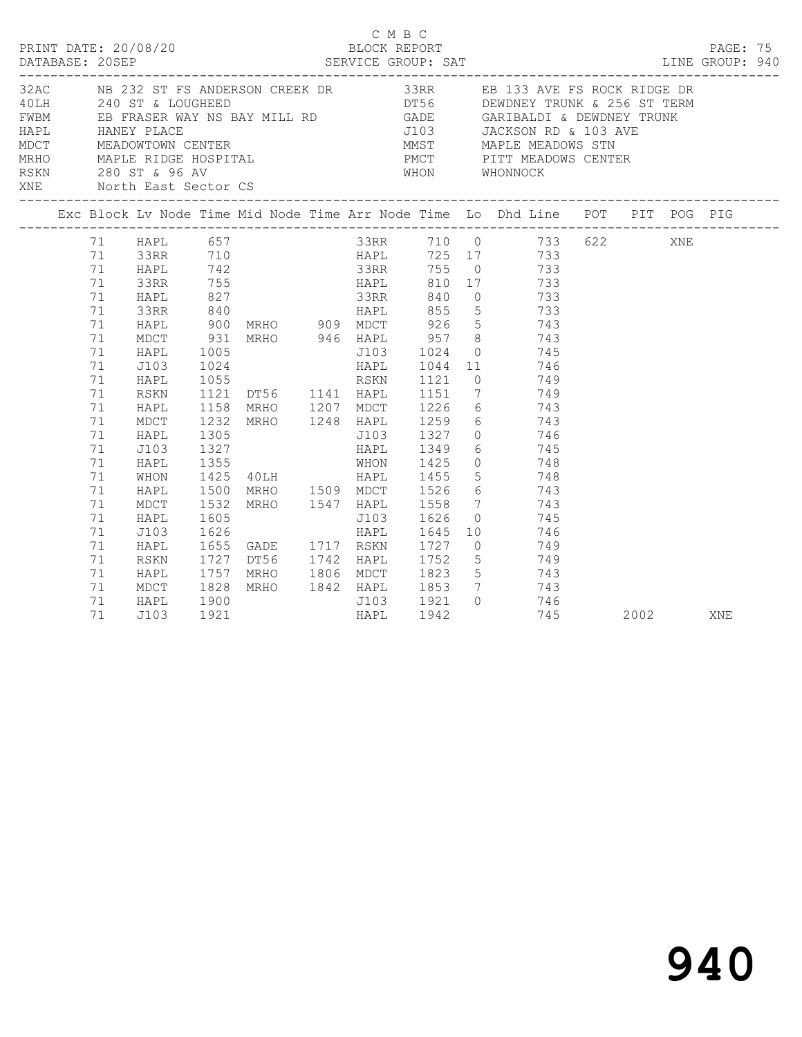C M B C

PRINT DATE: 20/08/20 BLOCK REPORT

DATABASE: 20SEP SERVICE GROUP: SAT LINE GROUP: 940

| Code | Location | Code | Location |
|---|---|---|---|
| 32AC | NB 232 ST FS ANDERSON CREEK DR | 33RR | EB 133 AVE FS ROCK RIDGE DR |
| 40LH | 240 ST & LOUGHEED | DT56 | DEWDNEY TRUNK & 256 ST TERM |
| FWBM | EB FRASER WAY NS BAY MILL RD | GADE | GARIBALDI & DEWDNEY TRUNK |
| HAPL | HANEY PLACE | J103 | JACKSON RD & 103 AVE |
| MDCT | MEADOWTOWN CENTER | MMST | MAPLE MEADOWS STN |
| MRHO | MAPLE RIDGE HOSPITAL | PMCT | PITT MEADOWS CENTER |
| RSKN | 280 ST & 96 AV | WHON | WHONNOCK |
| XNE | North East Sector CS | | |

| Exc | Block | Lv Node | Time | Mid Node | Time | Arr Node | Time | Lo | Dhd Line | POT | PIT | POG | PIG |
|---|---|---|---|---|---|---|---|---|---|---|---|---|---|
| | 71 | HAPL | 657 | | | 33RR | 710 | 0 | 733 | 622 | | XNE | |
| | 71 | 33RR | 710 | | | HAPL | 725 | 17 | 733 | | | | |
| | 71 | HAPL | 742 | | | 33RR | 755 | 0 | 733 | | | | |
| | 71 | 33RR | 755 | | | HAPL | 810 | 17 | 733 | | | | |
| | 71 | HAPL | 827 | | | 33RR | 840 | 0 | 733 | | | | |
| | 71 | 33RR | 840 | | | HAPL | 855 | 5 | 733 | | | | |
| | 71 | HAPL | 900 | MRHO | 909 | MDCT | 926 | 5 | 743 | | | | |
| | 71 | MDCT | 931 | MRHO | 946 | HAPL | 957 | 8 | 743 | | | | |
| | 71 | HAPL | 1005 | | | J103 | 1024 | 0 | 745 | | | | |
| | 71 | J103 | 1024 | | | HAPL | 1044 | 11 | 746 | | | | |
| | 71 | HAPL | 1055 | | | RSKN | 1121 | 0 | 749 | | | | |
| | 71 | RSKN | 1121 | DT56 | 1141 | HAPL | 1151 | 7 | 749 | | | | |
| | 71 | HAPL | 1158 | MRHO | 1207 | MDCT | 1226 | 6 | 743 | | | | |
| | 71 | MDCT | 1232 | MRHO | 1248 | HAPL | 1259 | 6 | 743 | | | | |
| | 71 | HAPL | 1305 | | | J103 | 1327 | 0 | 746 | | | | |
| | 71 | J103 | 1327 | | | HAPL | 1349 | 6 | 745 | | | | |
| | 71 | HAPL | 1355 | | | WHON | 1425 | 0 | 748 | | | | |
| | 71 | WHON | 1425 | 40LH | | HAPL | 1455 | 5 | 748 | | | | |
| | 71 | HAPL | 1500 | MRHO | 1509 | MDCT | 1526 | 6 | 743 | | | | |
| | 71 | MDCT | 1532 | MRHO | 1547 | HAPL | 1558 | 7 | 743 | | | | |
| | 71 | HAPL | 1605 | | | J103 | 1626 | 0 | 745 | | | | |
| | 71 | J103 | 1626 | | | HAPL | 1645 | 10 | 746 | | | | |
| | 71 | HAPL | 1655 | GADE | 1717 | RSKN | 1727 | 0 | 749 | | | | |
| | 71 | RSKN | 1727 | DT56 | 1742 | HAPL | 1752 | 5 | 749 | | | | |
| | 71 | HAPL | 1757 | MRHO | 1806 | MDCT | 1823 | 5 | 743 | | | | |
| | 71 | MDCT | 1828 | MRHO | 1842 | HAPL | 1853 | 7 | 743 | | | | |
| | 71 | HAPL | 1900 | | | J103 | 1921 | 0 | 746 | | | | |
| | 71 | J103 | 1921 | | | HAPL | 1942 | | 745 | | 2002 | | XNE |

940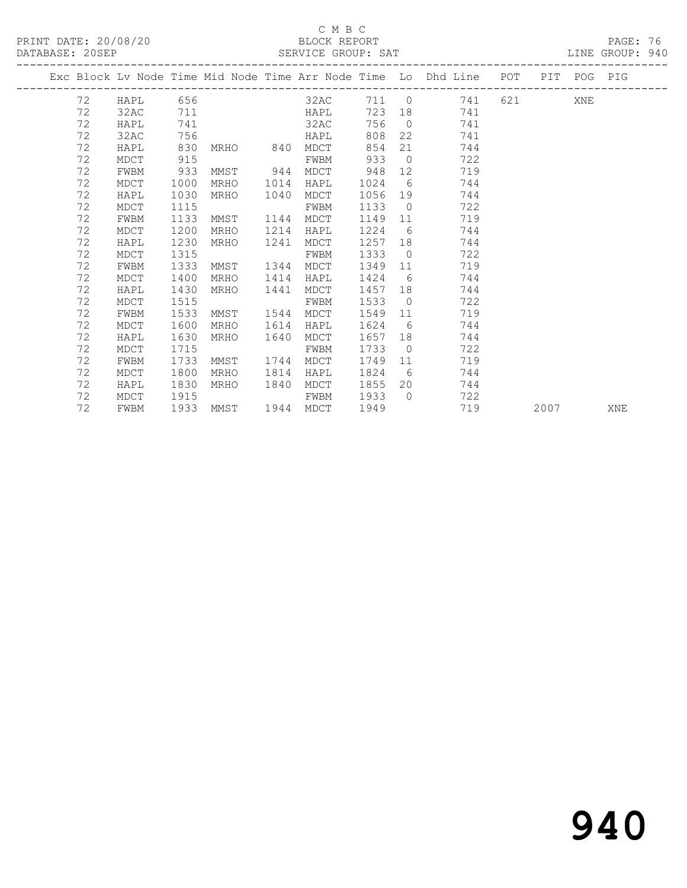C M B C

BLOCK REPORT

PRINT DATE: 20/08/20 DATABASE: 20SEP SERVICE GROUP: SAT LINE GROUP: 940

| Exc | Block | Lv | Node | Time | Mid Node | Time | Arr Node | Time | Lo | Dhd Line | POT | PIT | POG | PIG |
|---|---|---|---|---|---|---|---|---|---|---|---|---|---|---|
| | 72 | | HAPL | 656 | | | 32AC | 711 | 0 | 741 | 621 | | XNE | |
| | 72 | | 32AC | 711 | | | HAPL | 723 | 18 | 741 | | | | |
| | 72 | | HAPL | 741 | | | 32AC | 756 | 0 | 741 | | | | |
| | 72 | | 32AC | 756 | | | HAPL | 808 | 22 | 741 | | | | |
| | 72 | | HAPL | 830 | MRHO | 840 | MDCT | 854 | 21 | 744 | | | | |
| | 72 | | MDCT | 915 | | | FWBM | 933 | 0 | 722 | | | | |
| | 72 | | FWBM | 933 | MMST | 944 | MDCT | 948 | 12 | 719 | | | | |
| | 72 | | MDCT | 1000 | MRHO | 1014 | HAPL | 1024 | 6 | 744 | | | | |
| | 72 | | HAPL | 1030 | MRHO | 1040 | MDCT | 1056 | 19 | 744 | | | | |
| | 72 | | MDCT | 1115 | | | FWBM | 1133 | 0 | 722 | | | | |
| | 72 | | FWBM | 1133 | MMST | 1144 | MDCT | 1149 | 11 | 719 | | | | |
| | 72 | | MDCT | 1200 | MRHO | 1214 | HAPL | 1224 | 6 | 744 | | | | |
| | 72 | | HAPL | 1230 | MRHO | 1241 | MDCT | 1257 | 18 | 744 | | | | |
| | 72 | | MDCT | 1315 | | | FWBM | 1333 | 0 | 722 | | | | |
| | 72 | | FWBM | 1333 | MMST | 1344 | MDCT | 1349 | 11 | 719 | | | | |
| | 72 | | MDCT | 1400 | MRHO | 1414 | HAPL | 1424 | 6 | 744 | | | | |
| | 72 | | HAPL | 1430 | MRHO | 1441 | MDCT | 1457 | 18 | 744 | | | | |
| | 72 | | MDCT | 1515 | | | FWBM | 1533 | 0 | 722 | | | | |
| | 72 | | FWBM | 1533 | MMST | 1544 | MDCT | 1549 | 11 | 719 | | | | |
| | 72 | | MDCT | 1600 | MRHO | 1614 | HAPL | 1624 | 6 | 744 | | | | |
| | 72 | | HAPL | 1630 | MRHO | 1640 | MDCT | 1657 | 18 | 744 | | | | |
| | 72 | | MDCT | 1715 | | | FWBM | 1733 | 0 | 722 | | | | |
| | 72 | | FWBM | 1733 | MMST | 1744 | MDCT | 1749 | 11 | 719 | | | | |
| | 72 | | MDCT | 1800 | MRHO | 1814 | HAPL | 1824 | 6 | 744 | | | | |
| | 72 | | HAPL | 1830 | MRHO | 1840 | MDCT | 1855 | 20 | 744 | | | | |
| | 72 | | MDCT | 1915 | | | FWBM | 1933 | 0 | 722 | | | | |
| | 72 | | FWBM | 1933 | MMST | 1944 | MDCT | 1949 | | 719 | | 2007 | | XNE |

940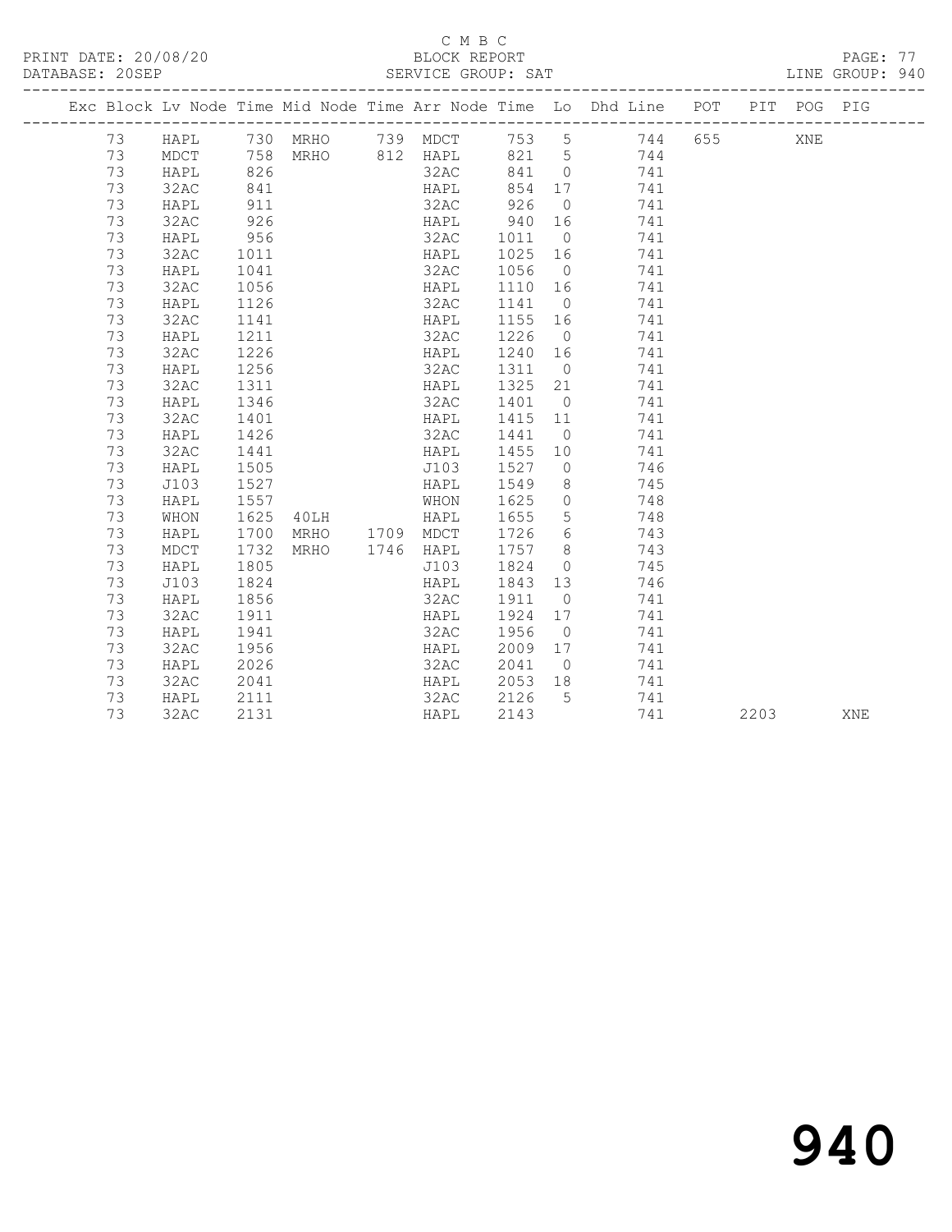C M B C

PRINT DATE: 20/08/20 BLOCK REPORT PAGE: 77
DATABASE: 20SEP SERVICE GROUP: SAT LINE GROUP: 940

| Exc | Block | Lv | Node | Time | Mid Node | Time | Arr Node | Time | Lo | Dhd Line | POT | PIT | POG | PIG |
|---|---|---|---|---|---|---|---|---|---|---|---|---|---|---|
| | 73 | | HAPL | 730 | MRHO | 739 | MDCT | 753 | 5 | 744 | 655 | | XNE | |
| | 73 | | MDCT | 758 | MRHO | 812 | HAPL | 821 | 5 | 744 | | | | |
| | 73 | | HAPL | 826 | | | 32AC | 841 | 0 | 741 | | | | |
| | 73 | | 32AC | 841 | | | HAPL | 854 | 17 | 741 | | | | |
| | 73 | | HAPL | 911 | | | 32AC | 926 | 0 | 741 | | | | |
| | 73 | | 32AC | 926 | | | HAPL | 940 | 16 | 741 | | | | |
| | 73 | | HAPL | 956 | | | 32AC | 1011 | 0 | 741 | | | | |
| | 73 | | 32AC | 1011 | | | HAPL | 1025 | 16 | 741 | | | | |
| | 73 | | HAPL | 1041 | | | 32AC | 1056 | 0 | 741 | | | | |
| | 73 | | 32AC | 1056 | | | HAPL | 1110 | 16 | 741 | | | | |
| | 73 | | HAPL | 1126 | | | 32AC | 1141 | 0 | 741 | | | | |
| | 73 | | 32AC | 1141 | | | HAPL | 1155 | 16 | 741 | | | | |
| | 73 | | HAPL | 1211 | | | 32AC | 1226 | 0 | 741 | | | | |
| | 73 | | 32AC | 1226 | | | HAPL | 1240 | 16 | 741 | | | | |
| | 73 | | HAPL | 1256 | | | 32AC | 1311 | 0 | 741 | | | | |
| | 73 | | 32AC | 1311 | | | HAPL | 1325 | 21 | 741 | | | | |
| | 73 | | HAPL | 1346 | | | 32AC | 1401 | 0 | 741 | | | | |
| | 73 | | 32AC | 1401 | | | HAPL | 1415 | 11 | 741 | | | | |
| | 73 | | HAPL | 1426 | | | 32AC | 1441 | 0 | 741 | | | | |
| | 73 | | 32AC | 1441 | | | HAPL | 1455 | 10 | 741 | | | | |
| | 73 | | HAPL | 1505 | | | J103 | 1527 | 0 | 746 | | | | |
| | 73 | | J103 | 1527 | | | HAPL | 1549 | 8 | 745 | | | | |
| | 73 | | HAPL | 1557 | | | WHON | 1625 | 0 | 748 | | | | |
| | 73 | | WHON | 1625 | 40LH | | HAPL | 1655 | 5 | 748 | | | | |
| | 73 | | HAPL | 1700 | MRHO | 1709 | MDCT | 1726 | 6 | 743 | | | | |
| | 73 | | MDCT | 1732 | MRHO | 1746 | HAPL | 1757 | 8 | 743 | | | | |
| | 73 | | HAPL | 1805 | | | J103 | 1824 | 0 | 745 | | | | |
| | 73 | | J103 | 1824 | | | HAPL | 1843 | 13 | 746 | | | | |
| | 73 | | HAPL | 1856 | | | 32AC | 1911 | 0 | 741 | | | | |
| | 73 | | 32AC | 1911 | | | HAPL | 1924 | 17 | 741 | | | | |
| | 73 | | HAPL | 1941 | | | 32AC | 1956 | 0 | 741 | | | | |
| | 73 | | 32AC | 1956 | | | HAPL | 2009 | 17 | 741 | | | | |
| | 73 | | HAPL | 2026 | | | 32AC | 2041 | 0 | 741 | | | | |
| | 73 | | 32AC | 2041 | | | HAPL | 2053 | 18 | 741 | | | | |
| | 73 | | HAPL | 2111 | | | 32AC | 2126 | 5 | 741 | | | | |
| | 73 | | 32AC | 2131 | | | HAPL | 2143 | | 741 | | 2203 | | XNE |

940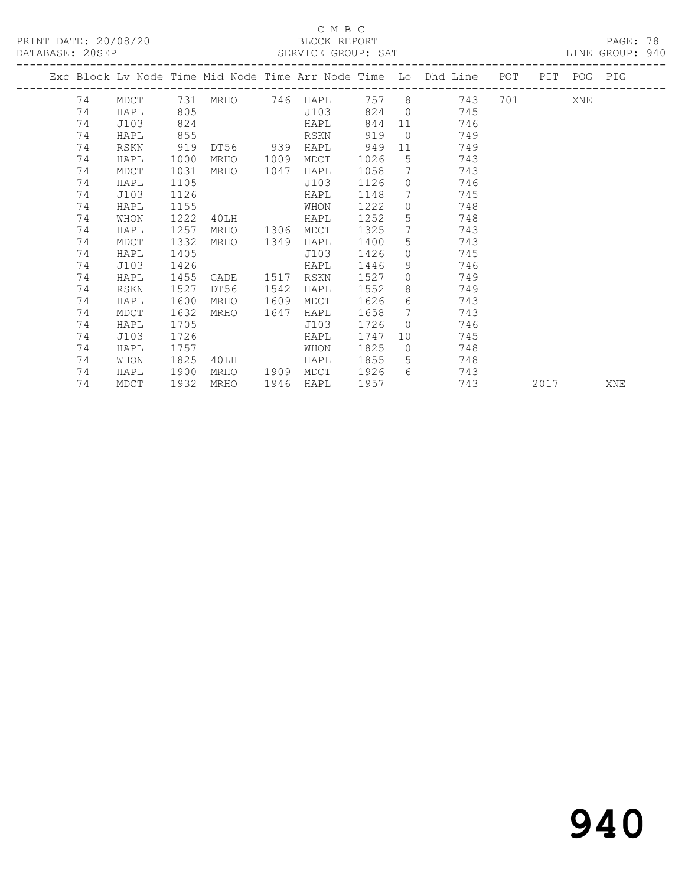C M B C

BLOCK REPORT

SERVICE GROUP: SAT

| Exc | Block | Lv Node | Time | Mid Node | Time | Arr Node | Time | Lo | Dhd Line | POT | PIT | POG | PIG |
|---|---|---|---|---|---|---|---|---|---|---|---|---|---|
| | 74 | MDCT | 731 | MRHO | 746 | HAPL | 757 | 8 | 743 | 701 | | XNE | |
| | 74 | HAPL | 805 | | | J103 | 824 | 0 | 745 | | | | |
| | 74 | J103 | 824 | | | HAPL | 844 | 11 | 746 | | | | |
| | 74 | HAPL | 855 | | | RSKN | 919 | 0 | 749 | | | | |
| | 74 | RSKN | 919 | DT56 | 939 | HAPL | 949 | 11 | 749 | | | | |
| | 74 | HAPL | 1000 | MRHO | 1009 | MDCT | 1026 | 5 | 743 | | | | |
| | 74 | MDCT | 1031 | MRHO | 1047 | HAPL | 1058 | 7 | 743 | | | | |
| | 74 | HAPL | 1105 | | | J103 | 1126 | 0 | 746 | | | | |
| | 74 | J103 | 1126 | | | HAPL | 1148 | 7 | 745 | | | | |
| | 74 | HAPL | 1155 | | | WHON | 1222 | 0 | 748 | | | | |
| | 74 | WHON | 1222 | 40LH | | HAPL | 1252 | 5 | 748 | | | | |
| | 74 | HAPL | 1257 | MRHO | 1306 | MDCT | 1325 | 7 | 743 | | | | |
| | 74 | MDCT | 1332 | MRHO | 1349 | HAPL | 1400 | 5 | 743 | | | | |
| | 74 | HAPL | 1405 | | | J103 | 1426 | 0 | 745 | | | | |
| | 74 | J103 | 1426 | | | HAPL | 1446 | 9 | 746 | | | | |
| | 74 | HAPL | 1455 | GADE | 1517 | RSKN | 1527 | 0 | 749 | | | | |
| | 74 | RSKN | 1527 | DT56 | 1542 | HAPL | 1552 | 8 | 749 | | | | |
| | 74 | HAPL | 1600 | MRHO | 1609 | MDCT | 1626 | 6 | 743 | | | | |
| | 74 | MDCT | 1632 | MRHO | 1647 | HAPL | 1658 | 7 | 743 | | | | |
| | 74 | HAPL | 1705 | | | J103 | 1726 | 0 | 746 | | | | |
| | 74 | J103 | 1726 | | | HAPL | 1747 | 10 | 745 | | | | |
| | 74 | HAPL | 1757 | | | WHON | 1825 | 0 | 748 | | | | |
| | 74 | WHON | 1825 | 40LH | | HAPL | 1855 | 5 | 748 | | | | |
| | 74 | HAPL | 1900 | MRHO | 1909 | MDCT | 1926 | 6 | 743 | | | | |
| | 74 | MDCT | 1932 | MRHO | 1946 | HAPL | 1957 | | 743 | | 2017 | | XNE |

# 940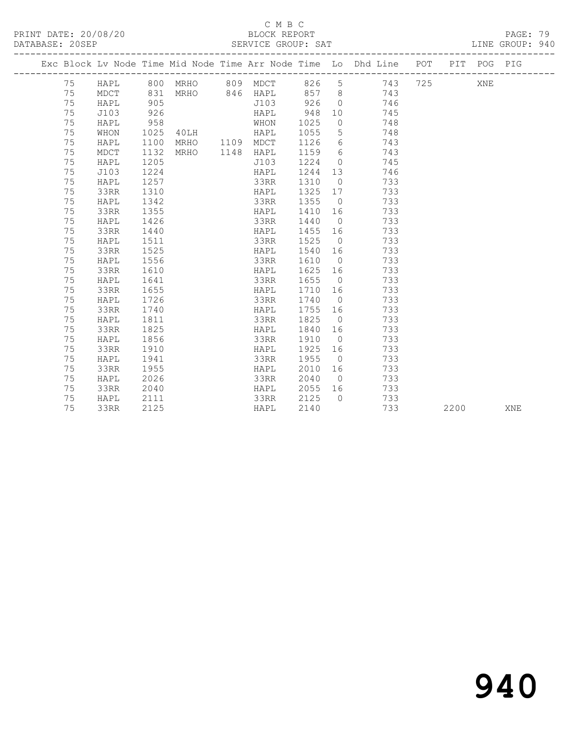C M B C

PRINT DATE: 20/08/20 BLOCK REPORT

DATABASE: 20SEP SERVICE GROUP: SAT LINE GROUP: 940

| Exc | Block | Lv | Node | Time | Mid Node | Time | Arr Node | Time | Lo | Dhd Line | POT | PIT | POG | PIG |
|---|---|---|---|---|---|---|---|---|---|---|---|---|---|---|
| | 75 | | HAPL | 800 | MRHO | 809 | MDCT | 826 | 5 | 743 | 725 | | XNE | |
| | 75 | | MDCT | 831 | MRHO | 846 | HAPL | 857 | 8 | 743 | | | | |
| | 75 | | HAPL | 905 | | | J103 | 926 | 0 | 746 | | | | |
| | 75 | | J103 | 926 | | | HAPL | 948 | 10 | 745 | | | | |
| | 75 | | HAPL | 958 | | | WHON | 1025 | 0 | 748 | | | | |
| | 75 | | WHON | 1025 | 40LH | | HAPL | 1055 | 5 | 748 | | | | |
| | 75 | | HAPL | 1100 | MRHO | 1109 | MDCT | 1126 | 6 | 743 | | | | |
| | 75 | | MDCT | 1132 | MRHO | 1148 | HAPL | 1159 | 6 | 743 | | | | |
| | 75 | | HAPL | 1205 | | | J103 | 1224 | 0 | 745 | | | | |
| | 75 | | J103 | 1224 | | | HAPL | 1244 | 13 | 746 | | | | |
| | 75 | | HAPL | 1257 | | | 33RR | 1310 | 0 | 733 | | | | |
| | 75 | | 33RR | 1310 | | | HAPL | 1325 | 17 | 733 | | | | |
| | 75 | | HAPL | 1342 | | | 33RR | 1355 | 0 | 733 | | | | |
| | 75 | | 33RR | 1355 | | | HAPL | 1410 | 16 | 733 | | | | |
| | 75 | | HAPL | 1426 | | | 33RR | 1440 | 0 | 733 | | | | |
| | 75 | | 33RR | 1440 | | | HAPL | 1455 | 16 | 733 | | | | |
| | 75 | | HAPL | 1511 | | | 33RR | 1525 | 0 | 733 | | | | |
| | 75 | | 33RR | 1525 | | | HAPL | 1540 | 16 | 733 | | | | |
| | 75 | | HAPL | 1556 | | | 33RR | 1610 | 0 | 733 | | | | |
| | 75 | | 33RR | 1610 | | | HAPL | 1625 | 16 | 733 | | | | |
| | 75 | | HAPL | 1641 | | | 33RR | 1655 | 0 | 733 | | | | |
| | 75 | | 33RR | 1655 | | | HAPL | 1710 | 16 | 733 | | | | |
| | 75 | | HAPL | 1726 | | | 33RR | 1740 | 0 | 733 | | | | |
| | 75 | | 33RR | 1740 | | | HAPL | 1755 | 16 | 733 | | | | |
| | 75 | | HAPL | 1811 | | | 33RR | 1825 | 0 | 733 | | | | |
| | 75 | | 33RR | 1825 | | | HAPL | 1840 | 16 | 733 | | | | |
| | 75 | | HAPL | 1856 | | | 33RR | 1910 | 0 | 733 | | | | |
| | 75 | | 33RR | 1910 | | | HAPL | 1925 | 16 | 733 | | | | |
| | 75 | | HAPL | 1941 | | | 33RR | 1955 | 0 | 733 | | | | |
| | 75 | | 33RR | 1955 | | | HAPL | 2010 | 16 | 733 | | | | |
| | 75 | | HAPL | 2026 | | | 33RR | 2040 | 0 | 733 | | | | |
| | 75 | | 33RR | 2040 | | | HAPL | 2055 | 16 | 733 | | | | |
| | 75 | | HAPL | 2111 | | | 33RR | 2125 | 0 | 733 | | | | |
| | 75 | | 33RR | 2125 | | | HAPL | 2140 | | 733 | | 2200 | | XNE |

# 940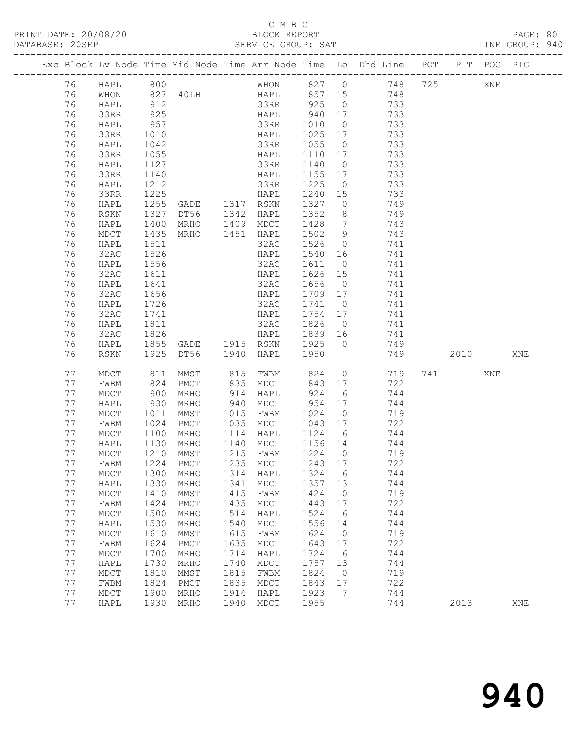C M B C

PRINT DATE: 20/08/20 BLOCK REPORT PAGE: 80
DATABASE: 20SEP SERVICE GROUP: SAT LINE GROUP: 940

| Exc | Block | Lv | Node | Time | Mid Node | Time | Arr Node | Time | Lo | Dhd Line | POT | PIT | POG | PIG |
|---|---|---|---|---|---|---|---|---|---|---|---|---|---|---|
| | 76 | | HAPL | 800 | | | WHON | 827 | 0 | 748 | 725 | | XNE | |
| | 76 | | WHON | 827 | 40LH | | HAPL | 857 | 15 | 748 | | | | |
| | 76 | | HAPL | 912 | | | 33RR | 925 | 0 | 733 | | | | |
| | 76 | | 33RR | 925 | | | HAPL | 940 | 17 | 733 | | | | |
| | 76 | | HAPL | 957 | | | 33RR | 1010 | 0 | 733 | | | | |
| | 76 | | 33RR | 1010 | | | HAPL | 1025 | 17 | 733 | | | | |
| | 76 | | HAPL | 1042 | | | 33RR | 1055 | 0 | 733 | | | | |
| | 76 | | 33RR | 1055 | | | HAPL | 1110 | 17 | 733 | | | | |
| | 76 | | HAPL | 1127 | | | 33RR | 1140 | 0 | 733 | | | | |
| | 76 | | 33RR | 1140 | | | HAPL | 1155 | 17 | 733 | | | | |
| | 76 | | HAPL | 1212 | | | 33RR | 1225 | 0 | 733 | | | | |
| | 76 | | 33RR | 1225 | | | HAPL | 1240 | 15 | 733 | | | | |
| | 76 | | HAPL | 1255 | GADE | 1317 | RSKN | 1327 | 0 | 749 | | | | |
| | 76 | | RSKN | 1327 | DT56 | 1342 | HAPL | 1352 | 8 | 749 | | | | |
| | 76 | | HAPL | 1400 | MRHO | 1409 | MDCT | 1428 | 7 | 743 | | | | |
| | 76 | | MDCT | 1435 | MRHO | 1451 | HAPL | 1502 | 9 | 743 | | | | |
| | 76 | | HAPL | 1511 | | | 32AC | 1526 | 0 | 741 | | | | |
| | 76 | | 32AC | 1526 | | | HAPL | 1540 | 16 | 741 | | | | |
| | 76 | | HAPL | 1556 | | | 32AC | 1611 | 0 | 741 | | | | |
| | 76 | | 32AC | 1611 | | | HAPL | 1626 | 15 | 741 | | | | |
| | 76 | | HAPL | 1641 | | | 32AC | 1656 | 0 | 741 | | | | |
| | 76 | | 32AC | 1656 | | | HAPL | 1709 | 17 | 741 | | | | |
| | 76 | | HAPL | 1726 | | | 32AC | 1741 | 0 | 741 | | | | |
| | 76 | | 32AC | 1741 | | | HAPL | 1754 | 17 | 741 | | | | |
| | 76 | | HAPL | 1811 | | | 32AC | 1826 | 0 | 741 | | | | |
| | 76 | | 32AC | 1826 | | | HAPL | 1839 | 16 | 741 | | | | |
| | 76 | | HAPL | 1855 | GADE | 1915 | RSKN | 1925 | 0 | 749 | | | | |
| | 76 | | RSKN | 1925 | DT56 | 1940 | HAPL | 1950 | | 749 | | 2010 | | XNE |
| | 77 | | MDCT | 811 | MMST | 815 | FWBM | 824 | 0 | 719 | 741 | | XNE | |
| | 77 | | FWBM | 824 | PMCT | 835 | MDCT | 843 | 17 | 722 | | | | |
| | 77 | | MDCT | 900 | MRHO | 914 | HAPL | 924 | 6 | 744 | | | | |
| | 77 | | HAPL | 930 | MRHO | 940 | MDCT | 954 | 17 | 744 | | | | |
| | 77 | | MDCT | 1011 | MMST | 1015 | FWBM | 1024 | 0 | 719 | | | | |
| | 77 | | FWBM | 1024 | PMCT | 1035 | MDCT | 1043 | 17 | 722 | | | | |
| | 77 | | MDCT | 1100 | MRHO | 1114 | HAPL | 1124 | 6 | 744 | | | | |
| | 77 | | HAPL | 1130 | MRHO | 1140 | MDCT | 1156 | 14 | 744 | | | | |
| | 77 | | MDCT | 1210 | MMST | 1215 | FWBM | 1224 | 0 | 719 | | | | |
| | 77 | | FWBM | 1224 | PMCT | 1235 | MDCT | 1243 | 17 | 722 | | | | |
| | 77 | | MDCT | 1300 | MRHO | 1314 | HAPL | 1324 | 6 | 744 | | | | |
| | 77 | | HAPL | 1330 | MRHO | 1341 | MDCT | 1357 | 13 | 744 | | | | |
| | 77 | | MDCT | 1410 | MMST | 1415 | FWBM | 1424 | 0 | 719 | | | | |
| | 77 | | FWBM | 1424 | PMCT | 1435 | MDCT | 1443 | 17 | 722 | | | | |
| | 77 | | MDCT | 1500 | MRHO | 1514 | HAPL | 1524 | 6 | 744 | | | | |
| | 77 | | HAPL | 1530 | MRHO | 1540 | MDCT | 1556 | 14 | 744 | | | | |
| | 77 | | MDCT | 1610 | MMST | 1615 | FWBM | 1624 | 0 | 719 | | | | |
| | 77 | | FWBM | 1624 | PMCT | 1635 | MDCT | 1643 | 17 | 722 | | | | |
| | 77 | | MDCT | 1700 | MRHO | 1714 | HAPL | 1724 | 6 | 744 | | | | |
| | 77 | | HAPL | 1730 | MRHO | 1740 | MDCT | 1757 | 13 | 744 | | | | |
| | 77 | | MDCT | 1810 | MMST | 1815 | FWBM | 1824 | 0 | 719 | | | | |
| | 77 | | FWBM | 1824 | PMCT | 1835 | MDCT | 1843 | 17 | 722 | | | | |
| | 77 | | MDCT | 1900 | MRHO | 1914 | HAPL | 1923 | 7 | 744 | | | | |
| | 77 | | HAPL | 1930 | MRHO | 1940 | MDCT | 1955 | | 744 | | 2013 | | XNE |

940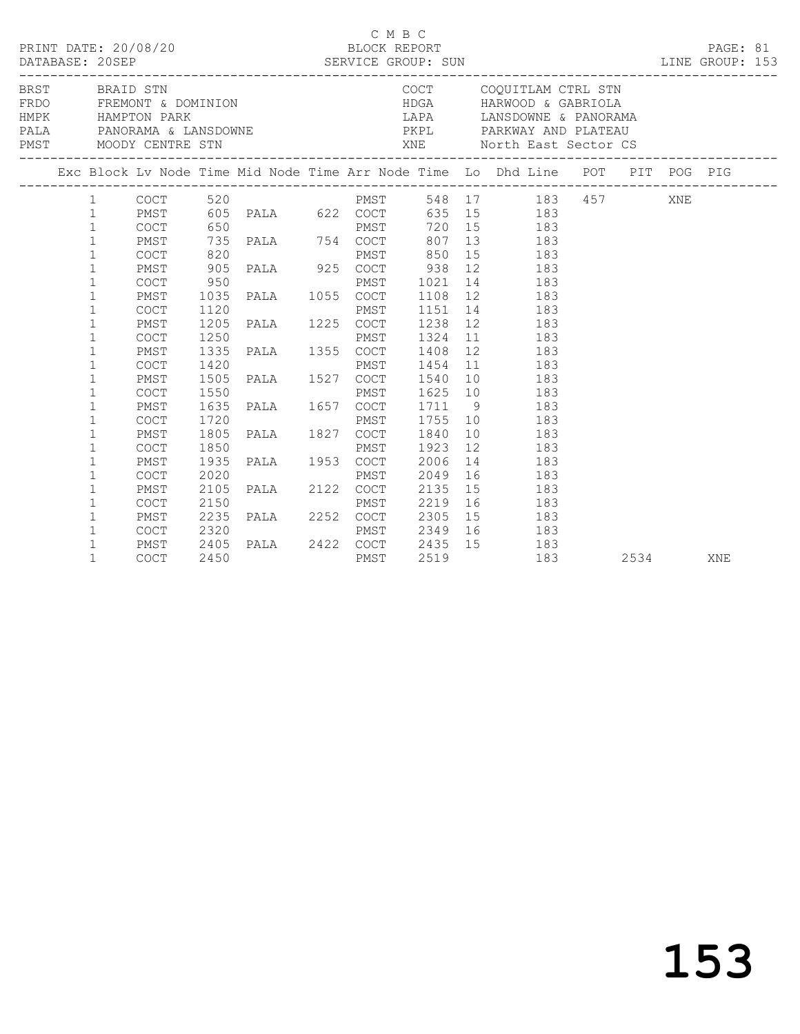C M B C

PRINT DATE: 20/08/20 BLOCK REPORT

DATABASE: 20SEP SERVICE GROUP: SUN LINE GROUP: 153

| Code | Name | Code | Name |
|---|---|---|---|
| BRST | BRAID STN | COCT | COQUITLAM CTRL STN |
| FRDO | FREMONT & DOMINION | HDGA | HARWOOD & GABRIOLA |
| HMPK | HAMPTON PARK | LAPA | LANSDOWNE & PANORAMA |
| PALA | PANORAMA & LANSDOWNE | PKPL | PARKWAY AND PLATEAU |
| PMST | MOODY CENTRE STN | XNE | North East Sector CS |

| Exc | Block | Lv Node | Time | Mid Node | Time | Arr Node | Time | Lo | Dhd Line | POT | PIT | POG | PIG |
|---|---|---|---|---|---|---|---|---|---|---|---|---|---|
| | 1 | COCT | 520 | | | PMST | 548 | 17 | 183 | 457 | | XNE | |
| | 1 | PMST | 605 | PALA | 622 | COCT | 635 | 15 | 183 | | | | |
| | 1 | COCT | 650 | | | PMST | 720 | 15 | 183 | | | | |
| | 1 | PMST | 735 | PALA | 754 | COCT | 807 | 13 | 183 | | | | |
| | 1 | COCT | 820 | | | PMST | 850 | 15 | 183 | | | | |
| | 1 | PMST | 905 | PALA | 925 | COCT | 938 | 12 | 183 | | | | |
| | 1 | COCT | 950 | | | PMST | 1021 | 14 | 183 | | | | |
| | 1 | PMST | 1035 | PALA | 1055 | COCT | 1108 | 12 | 183 | | | | |
| | 1 | COCT | 1120 | | | PMST | 1151 | 14 | 183 | | | | |
| | 1 | PMST | 1205 | PALA | 1225 | COCT | 1238 | 12 | 183 | | | | |
| | 1 | COCT | 1250 | | | PMST | 1324 | 11 | 183 | | | | |
| | 1 | PMST | 1335 | PALA | 1355 | COCT | 1408 | 12 | 183 | | | | |
| | 1 | COCT | 1420 | | | PMST | 1454 | 11 | 183 | | | | |
| | 1 | PMST | 1505 | PALA | 1527 | COCT | 1540 | 10 | 183 | | | | |
| | 1 | COCT | 1550 | | | PMST | 1625 | 10 | 183 | | | | |
| | 1 | PMST | 1635 | PALA | 1657 | COCT | 1711 | 9 | 183 | | | | |
| | 1 | COCT | 1720 | | | PMST | 1755 | 10 | 183 | | | | |
| | 1 | PMST | 1805 | PALA | 1827 | COCT | 1840 | 10 | 183 | | | | |
| | 1 | COCT | 1850 | | | PMST | 1923 | 12 | 183 | | | | |
| | 1 | PMST | 1935 | PALA | 1953 | COCT | 2006 | 14 | 183 | | | | |
| | 1 | COCT | 2020 | | | PMST | 2049 | 16 | 183 | | | | |
| | 1 | PMST | 2105 | PALA | 2122 | COCT | 2135 | 15 | 183 | | | | |
| | 1 | COCT | 2150 | | | PMST | 2219 | 16 | 183 | | | | |
| | 1 | PMST | 2235 | PALA | 2252 | COCT | 2305 | 15 | 183 | | | | |
| | 1 | COCT | 2320 | | | PMST | 2349 | 16 | 183 | | | | |
| | 1 | PMST | 2405 | PALA | 2422 | COCT | 2435 | 15 | 183 | | | | |
| | 1 | COCT | 2450 | | | PMST | 2519 | | 183 | | 2534 | | XNE |

153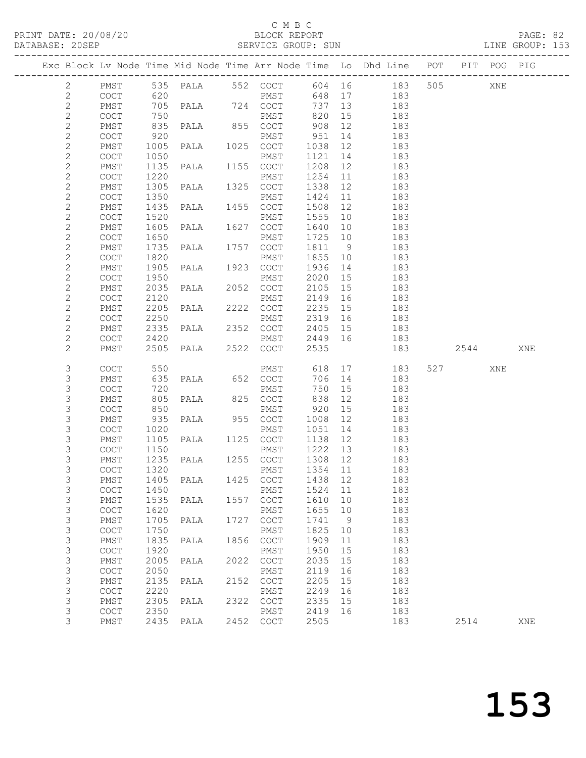C M B C

PRINT DATE: 20/08/20 BLOCK REPORT PAGE: 82
DATABASE: 20SEP SERVICE GROUP: SUN LINE GROUP: 153

| Exc | Block | Lv | Node | Time | Mid Node | Time | Arr Node | Time | Lo | Dhd Line | POT | PIT | POG | PIG |
|---|---|---|---|---|---|---|---|---|---|---|---|---|---|---|
| | 2 | | PMST | 535 | PALA | 552 | COCT | 604 | 16 | 183 | 505 | | XNE | |
| | 2 | | COCT | 620 | | | PMST | 648 | 17 | 183 | | | | |
| | 2 | | PMST | 705 | PALA | 724 | COCT | 737 | 13 | 183 | | | | |
| | 2 | | COCT | 750 | | | PMST | 820 | 15 | 183 | | | | |
| | 2 | | PMST | 835 | PALA | 855 | COCT | 908 | 12 | 183 | | | | |
| | 2 | | COCT | 920 | | | PMST | 951 | 14 | 183 | | | | |
| | 2 | | PMST | 1005 | PALA | 1025 | COCT | 1038 | 12 | 183 | | | | |
| | 2 | | COCT | 1050 | | | PMST | 1121 | 14 | 183 | | | | |
| | 2 | | PMST | 1135 | PALA | 1155 | COCT | 1208 | 12 | 183 | | | | |
| | 2 | | COCT | 1220 | | | PMST | 1254 | 11 | 183 | | | | |
| | 2 | | PMST | 1305 | PALA | 1325 | COCT | 1338 | 12 | 183 | | | | |
| | 2 | | COCT | 1350 | | | PMST | 1424 | 11 | 183 | | | | |
| | 2 | | PMST | 1435 | PALA | 1455 | COCT | 1508 | 12 | 183 | | | | |
| | 2 | | COCT | 1520 | | | PMST | 1555 | 10 | 183 | | | | |
| | 2 | | PMST | 1605 | PALA | 1627 | COCT | 1640 | 10 | 183 | | | | |
| | 2 | | COCT | 1650 | | | PMST | 1725 | 10 | 183 | | | | |
| | 2 | | PMST | 1735 | PALA | 1757 | COCT | 1811 | 9 | 183 | | | | |
| | 2 | | COCT | 1820 | | | PMST | 1855 | 10 | 183 | | | | |
| | 2 | | PMST | 1905 | PALA | 1923 | COCT | 1936 | 14 | 183 | | | | |
| | 2 | | COCT | 1950 | | | PMST | 2020 | 15 | 183 | | | | |
| | 2 | | PMST | 2035 | PALA | 2052 | COCT | 2105 | 15 | 183 | | | | |
| | 2 | | COCT | 2120 | | | PMST | 2149 | 16 | 183 | | | | |
| | 2 | | PMST | 2205 | PALA | 2222 | COCT | 2235 | 15 | 183 | | | | |
| | 2 | | COCT | 2250 | | | PMST | 2319 | 16 | 183 | | | | |
| | 2 | | PMST | 2335 | PALA | 2352 | COCT | 2405 | 15 | 183 | | | | |
| | 2 | | COCT | 2420 | | | PMST | 2449 | 16 | 183 | | | | |
| | 2 | | PMST | 2505 | PALA | 2522 | COCT | 2535 | | 183 | | 2544 | | XNE |
| | 3 | | COCT | 550 | | | PMST | 618 | 17 | 183 | 527 | | XNE | |
| | 3 | | PMST | 635 | PALA | 652 | COCT | 706 | 14 | 183 | | | | |
| | 3 | | COCT | 720 | | | PMST | 750 | 15 | 183 | | | | |
| | 3 | | PMST | 805 | PALA | 825 | COCT | 838 | 12 | 183 | | | | |
| | 3 | | COCT | 850 | | | PMST | 920 | 15 | 183 | | | | |
| | 3 | | PMST | 935 | PALA | 955 | COCT | 1008 | 12 | 183 | | | | |
| | 3 | | COCT | 1020 | | | PMST | 1051 | 14 | 183 | | | | |
| | 3 | | PMST | 1105 | PALA | 1125 | COCT | 1138 | 12 | 183 | | | | |
| | 3 | | COCT | 1150 | | | PMST | 1222 | 13 | 183 | | | | |
| | 3 | | PMST | 1235 | PALA | 1255 | COCT | 1308 | 12 | 183 | | | | |
| | 3 | | COCT | 1320 | | | PMST | 1354 | 11 | 183 | | | | |
| | 3 | | PMST | 1405 | PALA | 1425 | COCT | 1438 | 12 | 183 | | | | |
| | 3 | | COCT | 1450 | | | PMST | 1524 | 11 | 183 | | | | |
| | 3 | | PMST | 1535 | PALA | 1557 | COCT | 1610 | 10 | 183 | | | | |
| | 3 | | COCT | 1620 | | | PMST | 1655 | 10 | 183 | | | | |
| | 3 | | PMST | 1705 | PALA | 1727 | COCT | 1741 | 9 | 183 | | | | |
| | 3 | | COCT | 1750 | | | PMST | 1825 | 10 | 183 | | | | |
| | 3 | | PMST | 1835 | PALA | 1856 | COCT | 1909 | 11 | 183 | | | | |
| | 3 | | COCT | 1920 | | | PMST | 1950 | 15 | 183 | | | | |
| | 3 | | PMST | 2005 | PALA | 2022 | COCT | 2035 | 15 | 183 | | | | |
| | 3 | | COCT | 2050 | | | PMST | 2119 | 16 | 183 | | | | |
| | 3 | | PMST | 2135 | PALA | 2152 | COCT | 2205 | 15 | 183 | | | | |
| | 3 | | COCT | 2220 | | | PMST | 2249 | 16 | 183 | | | | |
| | 3 | | PMST | 2305 | PALA | 2322 | COCT | 2335 | 15 | 183 | | | | |
| | 3 | | COCT | 2350 | | | PMST | 2419 | 16 | 183 | | | | |
| | 3 | | PMST | 2435 | PALA | 2452 | COCT | 2505 | | 183 | | 2514 | | XNE |

153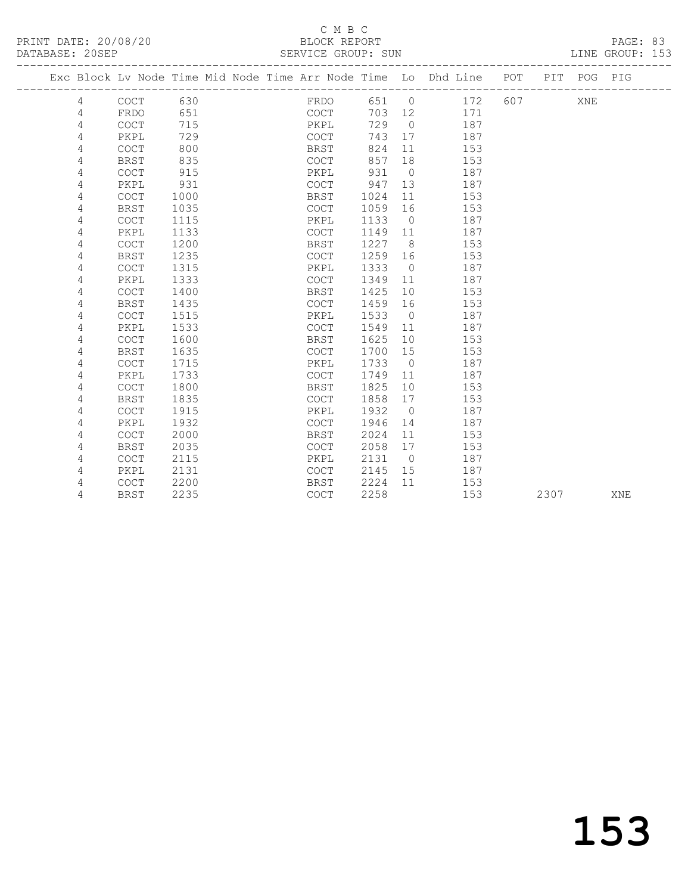C M B C

PRINT DATE: 20/08/20 BLOCK REPORT

DATABASE: 20SEP SERVICE GROUP: SUN LINE GROUP: 153

| Exc | Block | Lv | Node | Time | Mid | Node | Time | Arr | Node | Time | Lo | Dhd | Line | POT | PIT | POG | PIG |
|---|---|---|---|---|---|---|---|---|---|---|---|---|---|---|---|---|---|
| | 4 | | COCT | 630 | | | | | FRDO | 651 | 0 | | 172 | 607 | | XNE | |
| | 4 | | FRDO | 651 | | | | | COCT | 703 | 12 | | 171 | | | | |
| | 4 | | COCT | 715 | | | | | PKPL | 729 | 0 | | 187 | | | | |
| | 4 | | PKPL | 729 | | | | | COCT | 743 | 17 | | 187 | | | | |
| | 4 | | COCT | 800 | | | | | BRST | 824 | 11 | | 153 | | | | |
| | 4 | | BRST | 835 | | | | | COCT | 857 | 18 | | 153 | | | | |
| | 4 | | COCT | 915 | | | | | PKPL | 931 | 0 | | 187 | | | | |
| | 4 | | PKPL | 931 | | | | | COCT | 947 | 13 | | 187 | | | | |
| | 4 | | COCT | 1000 | | | | | BRST | 1024 | 11 | | 153 | | | | |
| | 4 | | BRST | 1035 | | | | | COCT | 1059 | 16 | | 153 | | | | |
| | 4 | | COCT | 1115 | | | | | PKPL | 1133 | 0 | | 187 | | | | |
| | 4 | | PKPL | 1133 | | | | | COCT | 1149 | 11 | | 187 | | | | |
| | 4 | | COCT | 1200 | | | | | BRST | 1227 | 8 | | 153 | | | | |
| | 4 | | BRST | 1235 | | | | | COCT | 1259 | 16 | | 153 | | | | |
| | 4 | | COCT | 1315 | | | | | PKPL | 1333 | 0 | | 187 | | | | |
| | 4 | | PKPL | 1333 | | | | | COCT | 1349 | 11 | | 187 | | | | |
| | 4 | | COCT | 1400 | | | | | BRST | 1425 | 10 | | 153 | | | | |
| | 4 | | BRST | 1435 | | | | | COCT | 1459 | 16 | | 153 | | | | |
| | 4 | | COCT | 1515 | | | | | PKPL | 1533 | 0 | | 187 | | | | |
| | 4 | | PKPL | 1533 | | | | | COCT | 1549 | 11 | | 187 | | | | |
| | 4 | | COCT | 1600 | | | | | BRST | 1625 | 10 | | 153 | | | | |
| | 4 | | BRST | 1635 | | | | | COCT | 1700 | 15 | | 153 | | | | |
| | 4 | | COCT | 1715 | | | | | PKPL | 1733 | 0 | | 187 | | | | |
| | 4 | | PKPL | 1733 | | | | | COCT | 1749 | 11 | | 187 | | | | |
| | 4 | | COCT | 1800 | | | | | BRST | 1825 | 10 | | 153 | | | | |
| | 4 | | BRST | 1835 | | | | | COCT | 1858 | 17 | | 153 | | | | |
| | 4 | | COCT | 1915 | | | | | PKPL | 1932 | 0 | | 187 | | | | |
| | 4 | | PKPL | 1932 | | | | | COCT | 1946 | 14 | | 187 | | | | |
| | 4 | | COCT | 2000 | | | | | BRST | 2024 | 11 | | 153 | | | | |
| | 4 | | BRST | 2035 | | | | | COCT | 2058 | 17 | | 153 | | | | |
| | 4 | | COCT | 2115 | | | | | PKPL | 2131 | 0 | | 187 | | | | |
| | 4 | | PKPL | 2131 | | | | | COCT | 2145 | 15 | | 187 | | | | |
| | 4 | | COCT | 2200 | | | | | BRST | 2224 | 11 | | 153 | | | | |
| | 4 | | BRST | 2235 | | | | | COCT | 2258 | | | 153 | | 2307 | | XNE |

153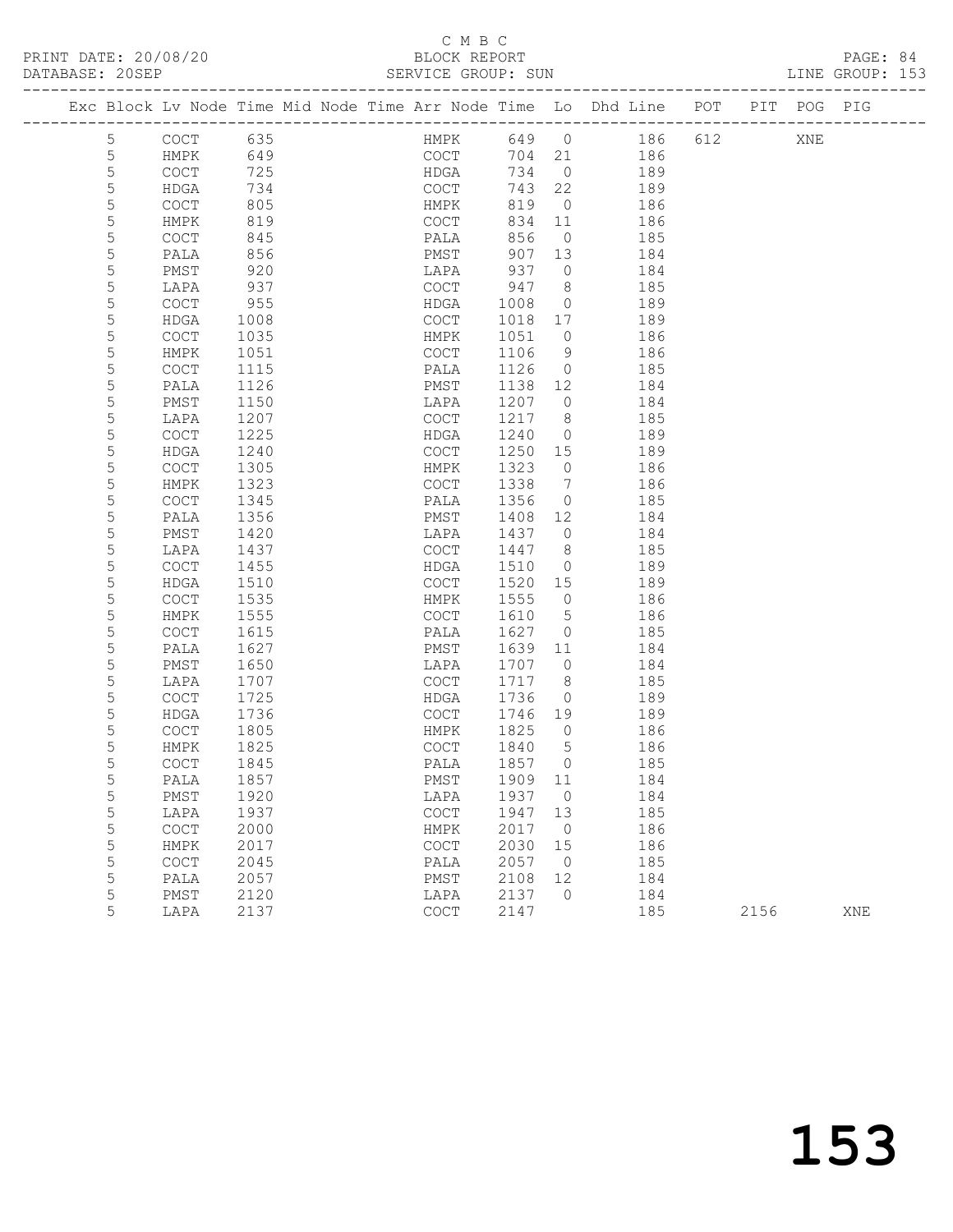C M B C

PRINT DATE: 20/08/20 BLOCK REPORT PAGE: 84
DATABASE: 20SEP SERVICE GROUP: SUN LINE GROUP: 153

| Exc | Block | Lv | Node | Time | Mid Node | Time | Arr Node | Time | Lo | Dhd Line | POT | PIT | POG | PIG |
|---|---|---|---|---|---|---|---|---|---|---|---|---|---|---|
| | 5 | | COCT | 635 | | | HMPK | 649 | 0 | 186 | 612 | | XNE | |
| | 5 | | HMPK | 649 | | | COCT | 704 | 21 | 186 | | | | |
| | 5 | | COCT | 725 | | | HDGA | 734 | 0 | 189 | | | | |
| | 5 | | HDGA | 734 | | | COCT | 743 | 22 | 189 | | | | |
| | 5 | | COCT | 805 | | | HMPK | 819 | 0 | 186 | | | | |
| | 5 | | HMPK | 819 | | | COCT | 834 | 11 | 186 | | | | |
| | 5 | | COCT | 845 | | | PALA | 856 | 0 | 185 | | | | |
| | 5 | | PALA | 856 | | | PMST | 907 | 13 | 184 | | | | |
| | 5 | | PMST | 920 | | | LAPA | 937 | 0 | 184 | | | | |
| | 5 | | LAPA | 937 | | | COCT | 947 | 8 | 185 | | | | |
| | 5 | | COCT | 955 | | | HDGA | 1008 | 0 | 189 | | | | |
| | 5 | | HDGA | 1008 | | | COCT | 1018 | 17 | 189 | | | | |
| | 5 | | COCT | 1035 | | | HMPK | 1051 | 0 | 186 | | | | |
| | 5 | | HMPK | 1051 | | | COCT | 1106 | 9 | 186 | | | | |
| | 5 | | COCT | 1115 | | | PALA | 1126 | 0 | 185 | | | | |
| | 5 | | PALA | 1126 | | | PMST | 1138 | 12 | 184 | | | | |
| | 5 | | PMST | 1150 | | | LAPA | 1207 | 0 | 184 | | | | |
| | 5 | | LAPA | 1207 | | | COCT | 1217 | 8 | 185 | | | | |
| | 5 | | COCT | 1225 | | | HDGA | 1240 | 0 | 189 | | | | |
| | 5 | | HDGA | 1240 | | | COCT | 1250 | 15 | 189 | | | | |
| | 5 | | COCT | 1305 | | | HMPK | 1323 | 0 | 186 | | | | |
| | 5 | | HMPK | 1323 | | | COCT | 1338 | 7 | 186 | | | | |
| | 5 | | COCT | 1345 | | | PALA | 1356 | 0 | 185 | | | | |
| | 5 | | PALA | 1356 | | | PMST | 1408 | 12 | 184 | | | | |
| | 5 | | PMST | 1420 | | | LAPA | 1437 | 0 | 184 | | | | |
| | 5 | | LAPA | 1437 | | | COCT | 1447 | 8 | 185 | | | | |
| | 5 | | COCT | 1455 | | | HDGA | 1510 | 0 | 189 | | | | |
| | 5 | | HDGA | 1510 | | | COCT | 1520 | 15 | 189 | | | | |
| | 5 | | COCT | 1535 | | | HMPK | 1555 | 0 | 186 | | | | |
| | 5 | | HMPK | 1555 | | | COCT | 1610 | 5 | 186 | | | | |
| | 5 | | COCT | 1615 | | | PALA | 1627 | 0 | 185 | | | | |
| | 5 | | PALA | 1627 | | | PMST | 1639 | 11 | 184 | | | | |
| | 5 | | PMST | 1650 | | | LAPA | 1707 | 0 | 184 | | | | |
| | 5 | | LAPA | 1707 | | | COCT | 1717 | 8 | 185 | | | | |
| | 5 | | COCT | 1725 | | | HDGA | 1736 | 0 | 189 | | | | |
| | 5 | | HDGA | 1736 | | | COCT | 1746 | 19 | 189 | | | | |
| | 5 | | COCT | 1805 | | | HMPK | 1825 | 0 | 186 | | | | |
| | 5 | | HMPK | 1825 | | | COCT | 1840 | 5 | 186 | | | | |
| | 5 | | COCT | 1845 | | | PALA | 1857 | 0 | 185 | | | | |
| | 5 | | PALA | 1857 | | | PMST | 1909 | 11 | 184 | | | | |
| | 5 | | PMST | 1920 | | | LAPA | 1937 | 0 | 184 | | | | |
| | 5 | | LAPA | 1937 | | | COCT | 1947 | 13 | 185 | | | | |
| | 5 | | COCT | 2000 | | | HMPK | 2017 | 0 | 186 | | | | |
| | 5 | | HMPK | 2017 | | | COCT | 2030 | 15 | 186 | | | | |
| | 5 | | COCT | 2045 | | | PALA | 2057 | 0 | 185 | | | | |
| | 5 | | PALA | 2057 | | | PMST | 2108 | 12 | 184 | | | | |
| | 5 | | PMST | 2120 | | | LAPA | 2137 | 0 | 184 | | | | |
| | 5 | | LAPA | 2137 | | | COCT | 2147 | | 185 | | 2156 | | XNE |

153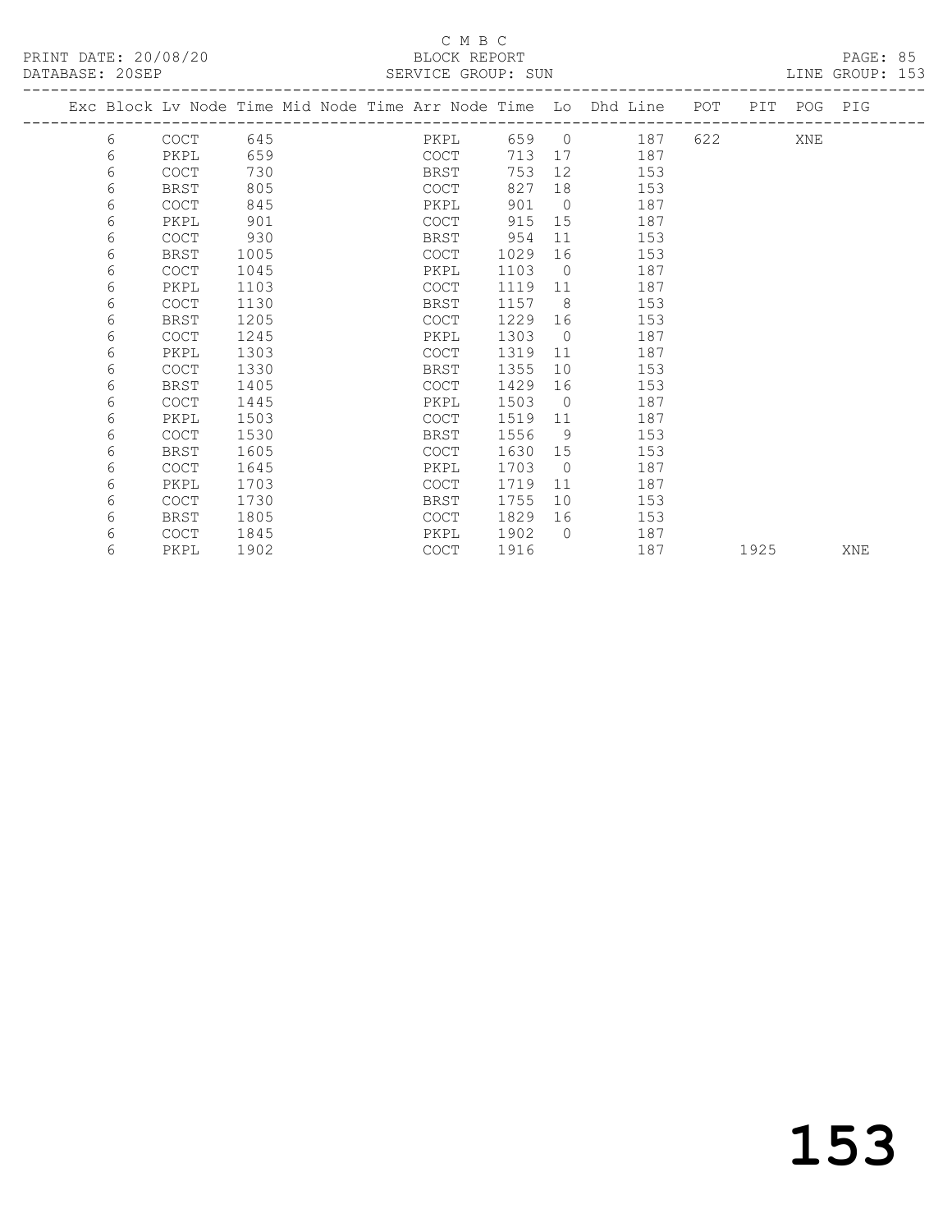C M B C

PRINT DATE: 20/08/20 BLOCK REPORT PAGE: 85
DATABASE: 20SEP SERVICE GROUP: SUN LINE GROUP: 153

| Exc | Block | Lv | Node | Time | Mid Node | Time | Arr Node | Time | Lo | Dhd Line | POT | PIT | POG | PIG |
|---|---|---|---|---|---|---|---|---|---|---|---|---|---|---|
| | 6 | | COCT | 645 | | | PKPL | 659 | 0 | 187 | 622 | | XNE | |
| | 6 | | PKPL | 659 | | | COCT | 713 | 17 | 187 | | | | |
| | 6 | | COCT | 730 | | | BRST | 753 | 12 | 153 | | | | |
| | 6 | | BRST | 805 | | | COCT | 827 | 18 | 153 | | | | |
| | 6 | | COCT | 845 | | | PKPL | 901 | 0 | 187 | | | | |
| | 6 | | PKPL | 901 | | | COCT | 915 | 15 | 187 | | | | |
| | 6 | | COCT | 930 | | | BRST | 954 | 11 | 153 | | | | |
| | 6 | | BRST | 1005 | | | COCT | 1029 | 16 | 153 | | | | |
| | 6 | | COCT | 1045 | | | PKPL | 1103 | 0 | 187 | | | | |
| | 6 | | PKPL | 1103 | | | COCT | 1119 | 11 | 187 | | | | |
| | 6 | | COCT | 1130 | | | BRST | 1157 | 8 | 153 | | | | |
| | 6 | | BRST | 1205 | | | COCT | 1229 | 16 | 153 | | | | |
| | 6 | | COCT | 1245 | | | PKPL | 1303 | 0 | 187 | | | | |
| | 6 | | PKPL | 1303 | | | COCT | 1319 | 11 | 187 | | | | |
| | 6 | | COCT | 1330 | | | BRST | 1355 | 10 | 153 | | | | |
| | 6 | | BRST | 1405 | | | COCT | 1429 | 16 | 153 | | | | |
| | 6 | | COCT | 1445 | | | PKPL | 1503 | 0 | 187 | | | | |
| | 6 | | PKPL | 1503 | | | COCT | 1519 | 11 | 187 | | | | |
| | 6 | | COCT | 1530 | | | BRST | 1556 | 9 | 153 | | | | |
| | 6 | | BRST | 1605 | | | COCT | 1630 | 15 | 153 | | | | |
| | 6 | | COCT | 1645 | | | PKPL | 1703 | 0 | 187 | | | | |
| | 6 | | PKPL | 1703 | | | COCT | 1719 | 11 | 187 | | | | |
| | 6 | | COCT | 1730 | | | BRST | 1755 | 10 | 153 | | | | |
| | 6 | | BRST | 1805 | | | COCT | 1829 | 16 | 153 | | | | |
| | 6 | | COCT | 1845 | | | PKPL | 1902 | 0 | 187 | | | | |
| | 6 | | PKPL | 1902 | | | COCT | 1916 | | 187 | | 1925 | | XNE |

# 153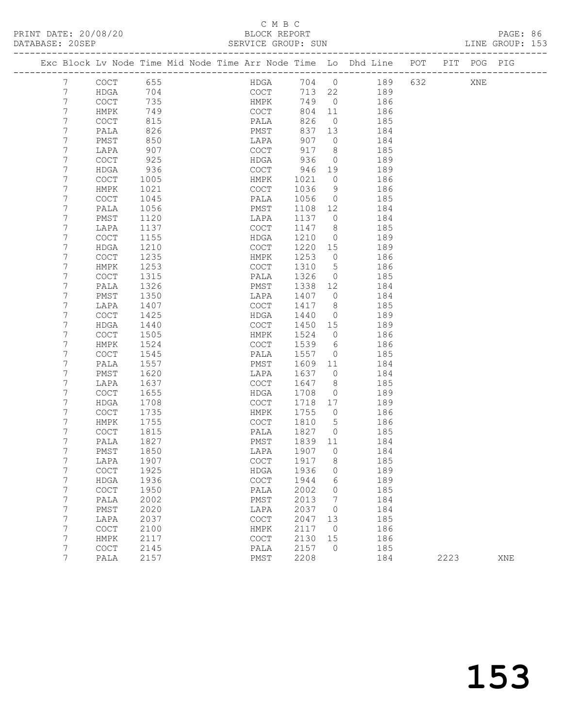C M B C

PRINT DATE: 20/08/20 BLOCK REPORT

DATABASE: 20SEP SERVICE GROUP: SUN LINE GROUP: 153

| Exc | Block | Lv | Node | Time | Mid Node | Time | Arr Node | Time | Lo | Dhd Line | POT | PIT | POG | PIG |
|---|---|---|---|---|---|---|---|---|---|---|---|---|---|---|
| | 7 | | COCT | 655 | | | HDGA | 704 | 0 | 189 | 632 | | XNE | |
| | 7 | | HDGA | 704 | | | COCT | 713 | 22 | 189 | | | | |
| | 7 | | COCT | 735 | | | HMPK | 749 | 0 | 186 | | | | |
| | 7 | | HMPK | 749 | | | COCT | 804 | 11 | 186 | | | | |
| | 7 | | COCT | 815 | | | PALA | 826 | 0 | 185 | | | | |
| | 7 | | PALA | 826 | | | PMST | 837 | 13 | 184 | | | | |
| | 7 | | PMST | 850 | | | LAPA | 907 | 0 | 184 | | | | |
| | 7 | | LAPA | 907 | | | COCT | 917 | 8 | 185 | | | | |
| | 7 | | COCT | 925 | | | HDGA | 936 | 0 | 189 | | | | |
| | 7 | | HDGA | 936 | | | COCT | 946 | 19 | 189 | | | | |
| | 7 | | COCT | 1005 | | | HMPK | 1021 | 0 | 186 | | | | |
| | 7 | | HMPK | 1021 | | | COCT | 1036 | 9 | 186 | | | | |
| | 7 | | COCT | 1045 | | | PALA | 1056 | 0 | 185 | | | | |
| | 7 | | PALA | 1056 | | | PMST | 1108 | 12 | 184 | | | | |
| | 7 | | PMST | 1120 | | | LAPA | 1137 | 0 | 184 | | | | |
| | 7 | | LAPA | 1137 | | | COCT | 1147 | 8 | 185 | | | | |
| | 7 | | COCT | 1155 | | | HDGA | 1210 | 0 | 189 | | | | |
| | 7 | | HDGA | 1210 | | | COCT | 1220 | 15 | 189 | | | | |
| | 7 | | COCT | 1235 | | | HMPK | 1253 | 0 | 186 | | | | |
| | 7 | | HMPK | 1253 | | | COCT | 1310 | 5 | 186 | | | | |
| | 7 | | COCT | 1315 | | | PALA | 1326 | 0 | 185 | | | | |
| | 7 | | PALA | 1326 | | | PMST | 1338 | 12 | 184 | | | | |
| | 7 | | PMST | 1350 | | | LAPA | 1407 | 0 | 184 | | | | |
| | 7 | | LAPA | 1407 | | | COCT | 1417 | 8 | 185 | | | | |
| | 7 | | COCT | 1425 | | | HDGA | 1440 | 0 | 189 | | | | |
| | 7 | | HDGA | 1440 | | | COCT | 1450 | 15 | 189 | | | | |
| | 7 | | COCT | 1505 | | | HMPK | 1524 | 0 | 186 | | | | |
| | 7 | | HMPK | 1524 | | | COCT | 1539 | 6 | 186 | | | | |
| | 7 | | COCT | 1545 | | | PALA | 1557 | 0 | 185 | | | | |
| | 7 | | PALA | 1557 | | | PMST | 1609 | 11 | 184 | | | | |
| | 7 | | PMST | 1620 | | | LAPA | 1637 | 0 | 184 | | | | |
| | 7 | | LAPA | 1637 | | | COCT | 1647 | 8 | 185 | | | | |
| | 7 | | COCT | 1655 | | | HDGA | 1708 | 0 | 189 | | | | |
| | 7 | | HDGA | 1708 | | | COCT | 1718 | 17 | 189 | | | | |
| | 7 | | COCT | 1735 | | | HMPK | 1755 | 0 | 186 | | | | |
| | 7 | | HMPK | 1755 | | | COCT | 1810 | 5 | 186 | | | | |
| | 7 | | COCT | 1815 | | | PALA | 1827 | 0 | 185 | | | | |
| | 7 | | PALA | 1827 | | | PMST | 1839 | 11 | 184 | | | | |
| | 7 | | PMST | 1850 | | | LAPA | 1907 | 0 | 184 | | | | |
| | 7 | | LAPA | 1907 | | | COCT | 1917 | 8 | 185 | | | | |
| | 7 | | COCT | 1925 | | | HDGA | 1936 | 0 | 189 | | | | |
| | 7 | | HDGA | 1936 | | | COCT | 1944 | 6 | 189 | | | | |
| | 7 | | COCT | 1950 | | | PALA | 2002 | 0 | 185 | | | | |
| | 7 | | PALA | 2002 | | | PMST | 2013 | 7 | 184 | | | | |
| | 7 | | PMST | 2020 | | | LAPA | 2037 | 0 | 184 | | | | |
| | 7 | | LAPA | 2037 | | | COCT | 2047 | 13 | 185 | | | | |
| | 7 | | COCT | 2100 | | | HMPK | 2117 | 0 | 186 | | | | |
| | 7 | | HMPK | 2117 | | | COCT | 2130 | 15 | 186 | | | | |
| | 7 | | COCT | 2145 | | | PALA | 2157 | 0 | 185 | | | | |
| | 7 | | PALA | 2157 | | | PMST | 2208 | | 184 | | 2223 | | XNE |

153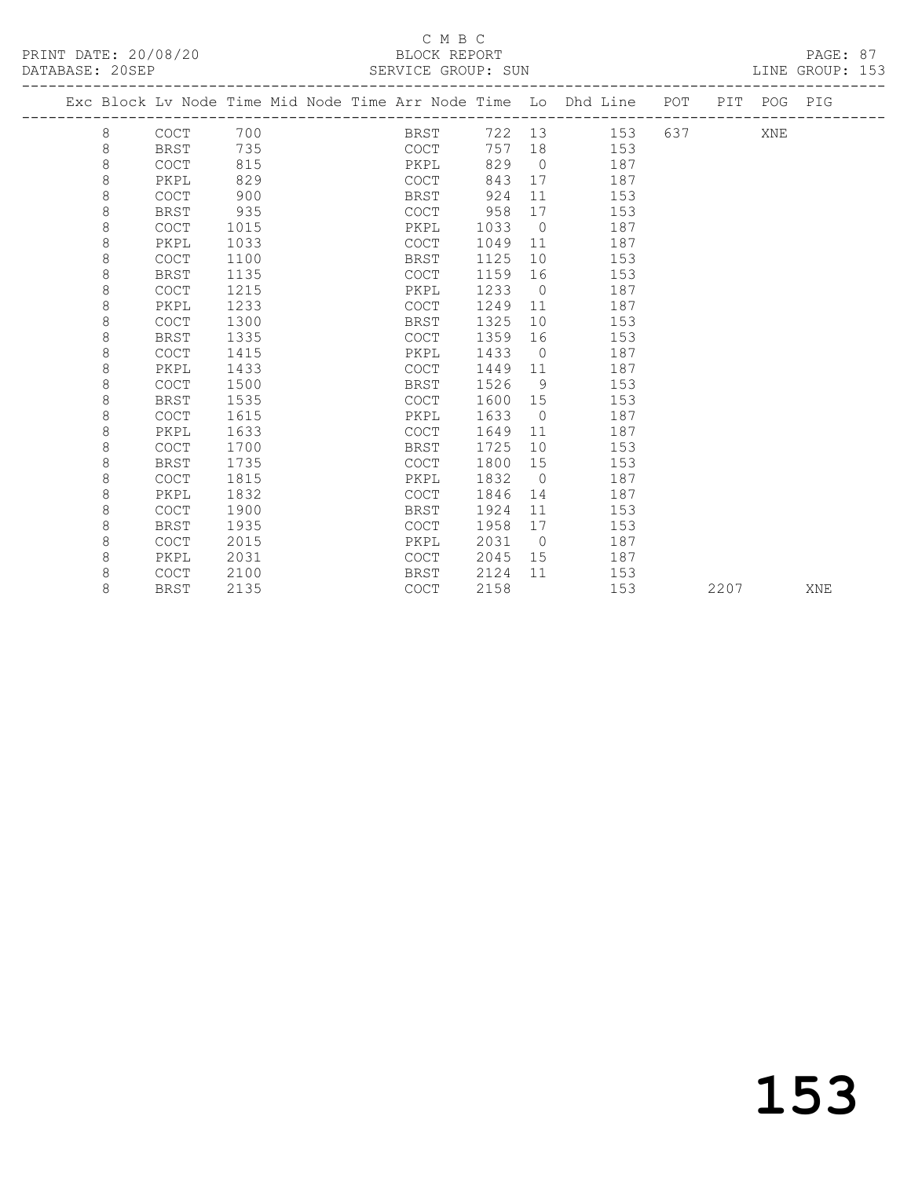C M B C

BLOCK REPORT

PRINT DATE: 20/08/20 &nbsp;&nbsp;&nbsp; DATABASE: 20SEP &nbsp;&nbsp;&nbsp; SERVICE GROUP: SUN &nbsp;&nbsp;&nbsp; LINE GROUP: 153

| Exc | Block | Lv | Node | Time | Mid Node | Time | Arr Node | Time | Lo | Dhd Line | POT | PIT | POG | PIG |
|---|---|---|---|---|---|---|---|---|---|---|---|---|---|---|
| | 8 | | COCT | 700 | | | BRST | 722 | 13 | 153 | 637 | | XNE | |
| | 8 | | BRST | 735 | | | COCT | 757 | 18 | 153 | | | | |
| | 8 | | COCT | 815 | | | PKPL | 829 | 0 | 187 | | | | |
| | 8 | | PKPL | 829 | | | COCT | 843 | 17 | 187 | | | | |
| | 8 | | COCT | 900 | | | BRST | 924 | 11 | 153 | | | | |
| | 8 | | BRST | 935 | | | COCT | 958 | 17 | 153 | | | | |
| | 8 | | COCT | 1015 | | | PKPL | 1033 | 0 | 187 | | | | |
| | 8 | | PKPL | 1033 | | | COCT | 1049 | 11 | 187 | | | | |
| | 8 | | COCT | 1100 | | | BRST | 1125 | 10 | 153 | | | | |
| | 8 | | BRST | 1135 | | | COCT | 1159 | 16 | 153 | | | | |
| | 8 | | COCT | 1215 | | | PKPL | 1233 | 0 | 187 | | | | |
| | 8 | | PKPL | 1233 | | | COCT | 1249 | 11 | 187 | | | | |
| | 8 | | COCT | 1300 | | | BRST | 1325 | 10 | 153 | | | | |
| | 8 | | BRST | 1335 | | | COCT | 1359 | 16 | 153 | | | | |
| | 8 | | COCT | 1415 | | | PKPL | 1433 | 0 | 187 | | | | |
| | 8 | | PKPL | 1433 | | | COCT | 1449 | 11 | 187 | | | | |
| | 8 | | COCT | 1500 | | | BRST | 1526 | 9 | 153 | | | | |
| | 8 | | BRST | 1535 | | | COCT | 1600 | 15 | 153 | | | | |
| | 8 | | COCT | 1615 | | | PKPL | 1633 | 0 | 187 | | | | |
| | 8 | | PKPL | 1633 | | | COCT | 1649 | 11 | 187 | | | | |
| | 8 | | COCT | 1700 | | | BRST | 1725 | 10 | 153 | | | | |
| | 8 | | BRST | 1735 | | | COCT | 1800 | 15 | 153 | | | | |
| | 8 | | COCT | 1815 | | | PKPL | 1832 | 0 | 187 | | | | |
| | 8 | | PKPL | 1832 | | | COCT | 1846 | 14 | 187 | | | | |
| | 8 | | COCT | 1900 | | | BRST | 1924 | 11 | 153 | | | | |
| | 8 | | BRST | 1935 | | | COCT | 1958 | 17 | 153 | | | | |
| | 8 | | COCT | 2015 | | | PKPL | 2031 | 0 | 187 | | | | |
| | 8 | | PKPL | 2031 | | | COCT | 2045 | 15 | 187 | | | | |
| | 8 | | COCT | 2100 | | | BRST | 2124 | 11 | 153 | | | | |
| | 8 | | BRST | 2135 | | | COCT | 2158 | | 153 | | 2207 | | XNE |

153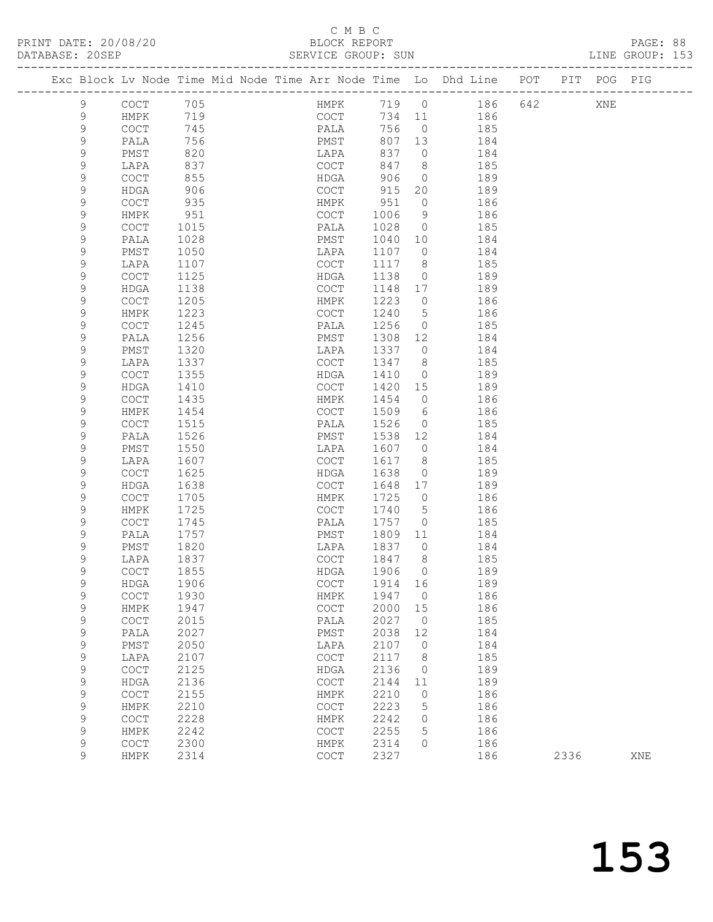C M B C

PRINT DATE: 20/08/20 BLOCK REPORT

DATABASE: 20SEP SERVICE GROUP: SUN LINE GROUP: 153

| Exc | Block | Lv | Node | Time | Mid Node | Time | Arr Node | Time | Lo | Dhd Line | POT | PIT | POG | PIG |
|---|---|---|---|---|---|---|---|---|---|---|---|---|---|---|
| | 9 | | COCT | 705 | | | HMPK | 719 | 0 | 186 | 642 | | XNE | |
| | 9 | | HMPK | 719 | | | COCT | 734 | 11 | 186 | | | | |
| | 9 | | COCT | 745 | | | PALA | 756 | 0 | 185 | | | | |
| | 9 | | PALA | 756 | | | PMST | 807 | 13 | 184 | | | | |
| | 9 | | PMST | 820 | | | LAPA | 837 | 0 | 184 | | | | |
| | 9 | | LAPA | 837 | | | COCT | 847 | 8 | 185 | | | | |
| | 9 | | COCT | 855 | | | HDGA | 906 | 0 | 189 | | | | |
| | 9 | | HDGA | 906 | | | COCT | 915 | 20 | 189 | | | | |
| | 9 | | COCT | 935 | | | HMPK | 951 | 0 | 186 | | | | |
| | 9 | | HMPK | 951 | | | COCT | 1006 | 9 | 186 | | | | |
| | 9 | | COCT | 1015 | | | PALA | 1028 | 0 | 185 | | | | |
| | 9 | | PALA | 1028 | | | PMST | 1040 | 10 | 184 | | | | |
| | 9 | | PMST | 1050 | | | LAPA | 1107 | 0 | 184 | | | | |
| | 9 | | LAPA | 1107 | | | COCT | 1117 | 8 | 185 | | | | |
| | 9 | | COCT | 1125 | | | HDGA | 1138 | 0 | 189 | | | | |
| | 9 | | HDGA | 1138 | | | COCT | 1148 | 17 | 189 | | | | |
| | 9 | | COCT | 1205 | | | HMPK | 1223 | 0 | 186 | | | | |
| | 9 | | HMPK | 1223 | | | COCT | 1240 | 5 | 186 | | | | |
| | 9 | | COCT | 1245 | | | PALA | 1256 | 0 | 185 | | | | |
| | 9 | | PALA | 1256 | | | PMST | 1308 | 12 | 184 | | | | |
| | 9 | | PMST | 1320 | | | LAPA | 1337 | 0 | 184 | | | | |
| | 9 | | LAPA | 1337 | | | COCT | 1347 | 8 | 185 | | | | |
| | 9 | | COCT | 1355 | | | HDGA | 1410 | 0 | 189 | | | | |
| | 9 | | HDGA | 1410 | | | COCT | 1420 | 15 | 189 | | | | |
| | 9 | | COCT | 1435 | | | HMPK | 1454 | 0 | 186 | | | | |
| | 9 | | HMPK | 1454 | | | COCT | 1509 | 6 | 186 | | | | |
| | 9 | | COCT | 1515 | | | PALA | 1526 | 0 | 185 | | | | |
| | 9 | | PALA | 1526 | | | PMST | 1538 | 12 | 184 | | | | |
| | 9 | | PMST | 1550 | | | LAPA | 1607 | 0 | 184 | | | | |
| | 9 | | LAPA | 1607 | | | COCT | 1617 | 8 | 185 | | | | |
| | 9 | | COCT | 1625 | | | HDGA | 1638 | 0 | 189 | | | | |
| | 9 | | HDGA | 1638 | | | COCT | 1648 | 17 | 189 | | | | |
| | 9 | | COCT | 1705 | | | HMPK | 1725 | 0 | 186 | | | | |
| | 9 | | HMPK | 1725 | | | COCT | 1740 | 5 | 186 | | | | |
| | 9 | | COCT | 1745 | | | PALA | 1757 | 0 | 185 | | | | |
| | 9 | | PALA | 1757 | | | PMST | 1809 | 11 | 184 | | | | |
| | 9 | | PMST | 1820 | | | LAPA | 1837 | 0 | 184 | | | | |
| | 9 | | LAPA | 1837 | | | COCT | 1847 | 8 | 185 | | | | |
| | 9 | | COCT | 1855 | | | HDGA | 1906 | 0 | 189 | | | | |
| | 9 | | HDGA | 1906 | | | COCT | 1914 | 16 | 189 | | | | |
| | 9 | | COCT | 1930 | | | HMPK | 1947 | 0 | 186 | | | | |
| | 9 | | HMPK | 1947 | | | COCT | 2000 | 15 | 186 | | | | |
| | 9 | | COCT | 2015 | | | PALA | 2027 | 0 | 185 | | | | |
| | 9 | | PALA | 2027 | | | PMST | 2038 | 12 | 184 | | | | |
| | 9 | | PMST | 2050 | | | LAPA | 2107 | 0 | 184 | | | | |
| | 9 | | LAPA | 2107 | | | COCT | 2117 | 8 | 185 | | | | |
| | 9 | | COCT | 2125 | | | HDGA | 2136 | 0 | 189 | | | | |
| | 9 | | HDGA | 2136 | | | COCT | 2144 | 11 | 189 | | | | |
| | 9 | | COCT | 2155 | | | HMPK | 2210 | 0 | 186 | | | | |
| | 9 | | HMPK | 2210 | | | COCT | 2223 | 5 | 186 | | | | |
| | 9 | | COCT | 2228 | | | HMPK | 2242 | 0 | 186 | | | | |
| | 9 | | HMPK | 2242 | | | COCT | 2255 | 5 | 186 | | | | |
| | 9 | | COCT | 2300 | | | HMPK | 2314 | 0 | 186 | | | | |
| | 9 | | HMPK | 2314 | | | COCT | 2327 | | 186 | | 2336 | | XNE |

153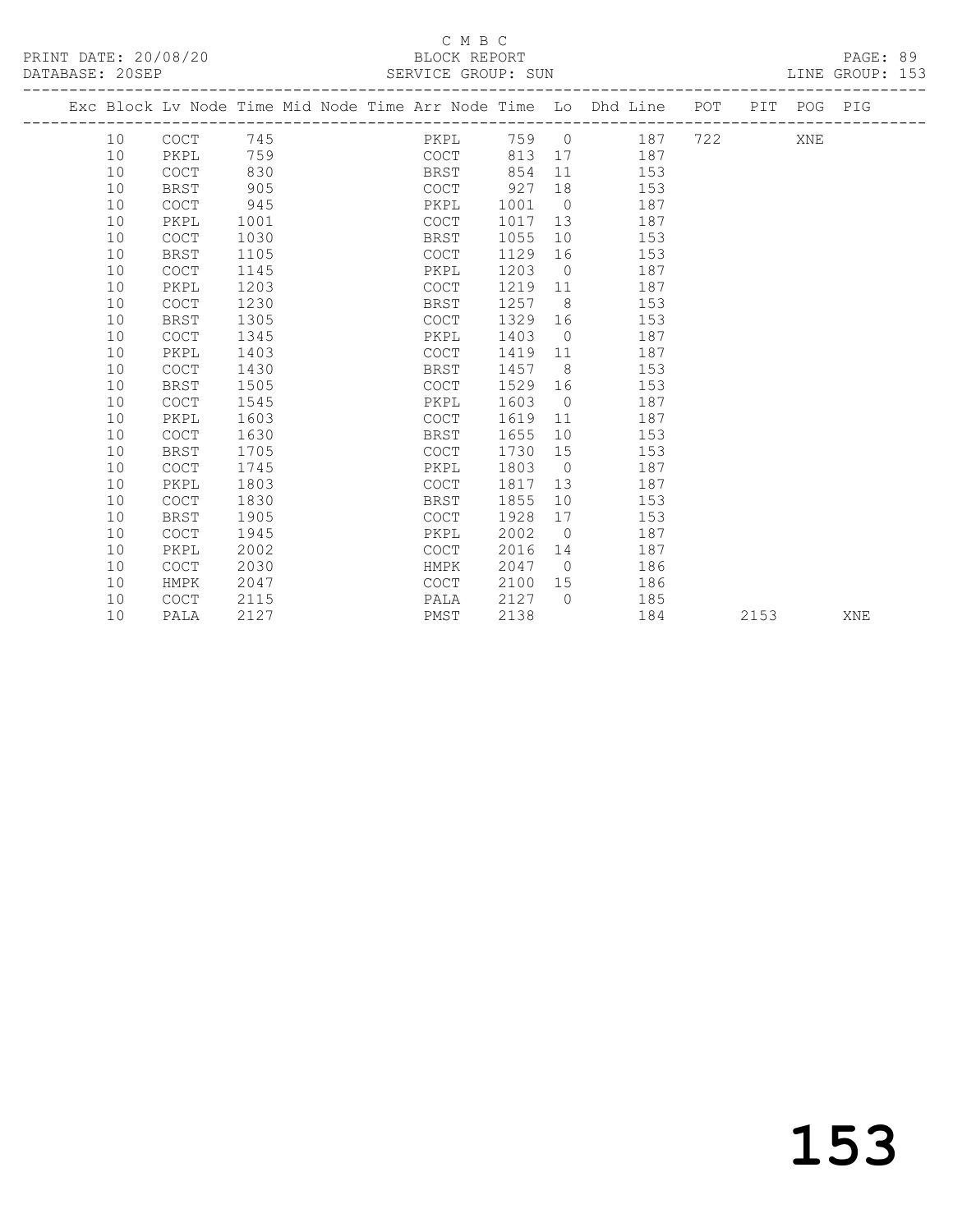C M B C
BLOCK REPORT
SERVICE GROUP: SUN

PRINT DATE: 20/08/20
DATABASE: 20SEP

LINE GROUP: 153

| Exc | Block | Lv Node | Time | Mid Node | Time | Arr Node | Time | Lo | Dhd Line | POT | PIT | POG | PIG |
|---|---|---|---|---|---|---|---|---|---|---|---|---|---|
| | 10 | COCT | 745 | | | PKPL | 759 | 0 | 187 | 722 | | XNE | |
| | 10 | PKPL | 759 | | | COCT | 813 | 17 | 187 | | | | |
| | 10 | COCT | 830 | | | BRST | 854 | 11 | 153 | | | | |
| | 10 | BRST | 905 | | | COCT | 927 | 18 | 153 | | | | |
| | 10 | COCT | 945 | | | PKPL | 1001 | 0 | 187 | | | | |
| | 10 | PKPL | 1001 | | | COCT | 1017 | 13 | 187 | | | | |
| | 10 | COCT | 1030 | | | BRST | 1055 | 10 | 153 | | | | |
| | 10 | BRST | 1105 | | | COCT | 1129 | 16 | 153 | | | | |
| | 10 | COCT | 1145 | | | PKPL | 1203 | 0 | 187 | | | | |
| | 10 | PKPL | 1203 | | | COCT | 1219 | 11 | 187 | | | | |
| | 10 | COCT | 1230 | | | BRST | 1257 | 8 | 153 | | | | |
| | 10 | BRST | 1305 | | | COCT | 1329 | 16 | 153 | | | | |
| | 10 | COCT | 1345 | | | PKPL | 1403 | 0 | 187 | | | | |
| | 10 | PKPL | 1403 | | | COCT | 1419 | 11 | 187 | | | | |
| | 10 | COCT | 1430 | | | BRST | 1457 | 8 | 153 | | | | |
| | 10 | BRST | 1505 | | | COCT | 1529 | 16 | 153 | | | | |
| | 10 | COCT | 1545 | | | PKPL | 1603 | 0 | 187 | | | | |
| | 10 | PKPL | 1603 | | | COCT | 1619 | 11 | 187 | | | | |
| | 10 | COCT | 1630 | | | BRST | 1655 | 10 | 153 | | | | |
| | 10 | BRST | 1705 | | | COCT | 1730 | 15 | 153 | | | | |
| | 10 | COCT | 1745 | | | PKPL | 1803 | 0 | 187 | | | | |
| | 10 | PKPL | 1803 | | | COCT | 1817 | 13 | 187 | | | | |
| | 10 | COCT | 1830 | | | BRST | 1855 | 10 | 153 | | | | |
| | 10 | BRST | 1905 | | | COCT | 1928 | 17 | 153 | | | | |
| | 10 | COCT | 1945 | | | PKPL | 2002 | 0 | 187 | | | | |
| | 10 | PKPL | 2002 | | | COCT | 2016 | 14 | 187 | | | | |
| | 10 | COCT | 2030 | | | HMPK | 2047 | 0 | 186 | | | | |
| | 10 | HMPK | 2047 | | | COCT | 2100 | 15 | 186 | | | | |
| | 10 | COCT | 2115 | | | PALA | 2127 | 0 | 185 | | | | |
| | 10 | PALA | 2127 | | | PMST | 2138 | | 184 | | 2153 | | XNE |

153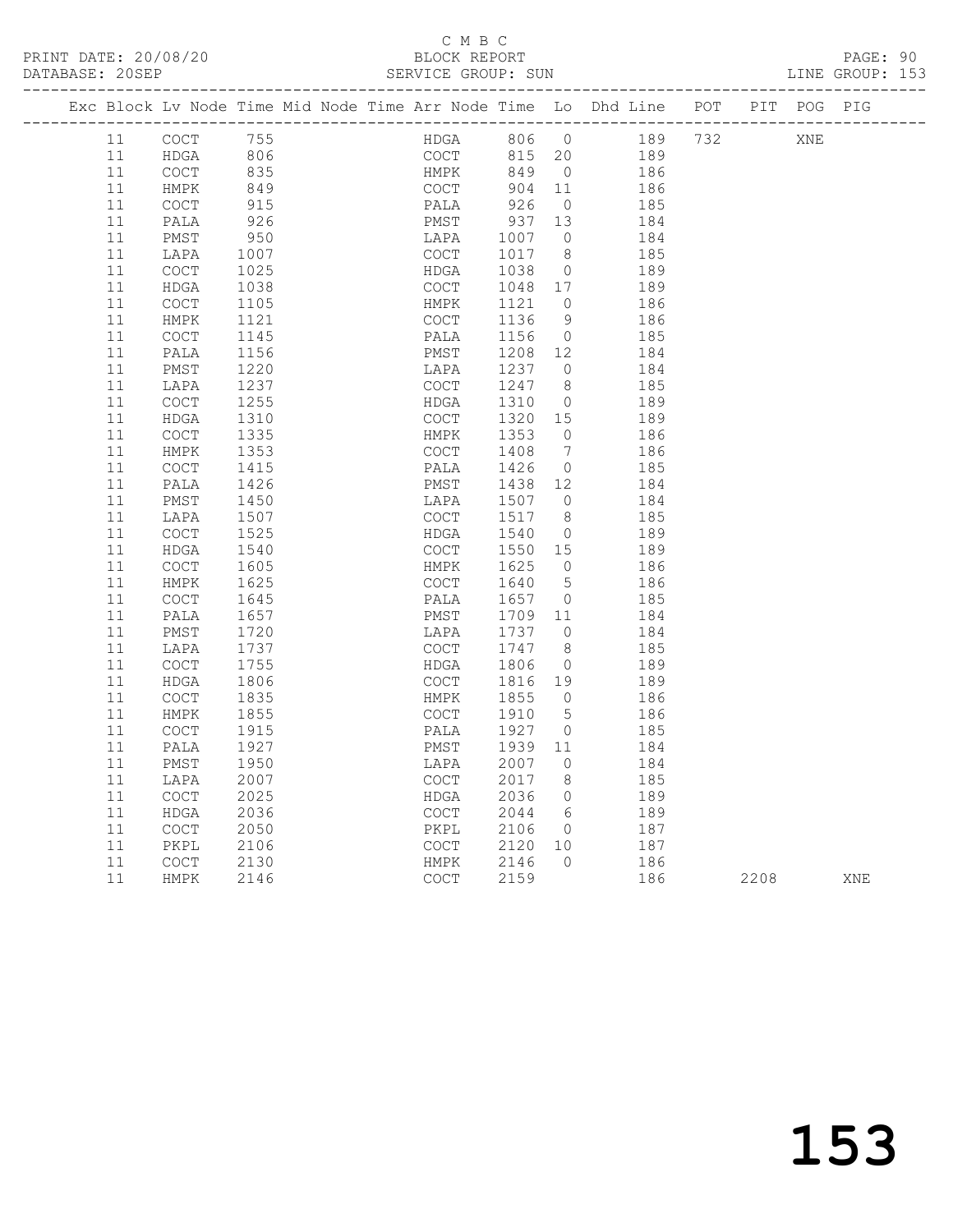C M B C
PRINT DATE: 20/08/20 BLOCK REPORT PAGE: 90
DATABASE: 20SEP SERVICE GROUP: SUN LINE GROUP: 153

| Exc | Block | Lv | Node | Time | Mid Node | Time | Arr Node | Time | Lo | Dhd Line | POT | PIT | POG | PIG |
|---|---|---|---|---|---|---|---|---|---|---|---|---|---|---|
| | 11 | | COCT | 755 | | | HDGA | 806 | 0 | 189 | 732 | | XNE | |
| | 11 | | HDGA | 806 | | | COCT | 815 | 20 | 189 | | | | |
| | 11 | | COCT | 835 | | | HMPK | 849 | 0 | 186 | | | | |
| | 11 | | HMPK | 849 | | | COCT | 904 | 11 | 186 | | | | |
| | 11 | | COCT | 915 | | | PALA | 926 | 0 | 185 | | | | |
| | 11 | | PALA | 926 | | | PMST | 937 | 13 | 184 | | | | |
| | 11 | | PMST | 950 | | | LAPA | 1007 | 0 | 184 | | | | |
| | 11 | | LAPA | 1007 | | | COCT | 1017 | 8 | 185 | | | | |
| | 11 | | COCT | 1025 | | | HDGA | 1038 | 0 | 189 | | | | |
| | 11 | | HDGA | 1038 | | | COCT | 1048 | 17 | 189 | | | | |
| | 11 | | COCT | 1105 | | | HMPK | 1121 | 0 | 186 | | | | |
| | 11 | | HMPK | 1121 | | | COCT | 1136 | 9 | 186 | | | | |
| | 11 | | COCT | 1145 | | | PALA | 1156 | 0 | 185 | | | | |
| | 11 | | PALA | 1156 | | | PMST | 1208 | 12 | 184 | | | | |
| | 11 | | PMST | 1220 | | | LAPA | 1237 | 0 | 184 | | | | |
| | 11 | | LAPA | 1237 | | | COCT | 1247 | 8 | 185 | | | | |
| | 11 | | COCT | 1255 | | | HDGA | 1310 | 0 | 189 | | | | |
| | 11 | | HDGA | 1310 | | | COCT | 1320 | 15 | 189 | | | | |
| | 11 | | COCT | 1335 | | | HMPK | 1353 | 0 | 186 | | | | |
| | 11 | | HMPK | 1353 | | | COCT | 1408 | 7 | 186 | | | | |
| | 11 | | COCT | 1415 | | | PALA | 1426 | 0 | 185 | | | | |
| | 11 | | PALA | 1426 | | | PMST | 1438 | 12 | 184 | | | | |
| | 11 | | PMST | 1450 | | | LAPA | 1507 | 0 | 184 | | | | |
| | 11 | | LAPA | 1507 | | | COCT | 1517 | 8 | 185 | | | | |
| | 11 | | COCT | 1525 | | | HDGA | 1540 | 0 | 189 | | | | |
| | 11 | | HDGA | 1540 | | | COCT | 1550 | 15 | 189 | | | | |
| | 11 | | COCT | 1605 | | | HMPK | 1625 | 0 | 186 | | | | |
| | 11 | | HMPK | 1625 | | | COCT | 1640 | 5 | 186 | | | | |
| | 11 | | COCT | 1645 | | | PALA | 1657 | 0 | 185 | | | | |
| | 11 | | PALA | 1657 | | | PMST | 1709 | 11 | 184 | | | | |
| | 11 | | PMST | 1720 | | | LAPA | 1737 | 0 | 184 | | | | |
| | 11 | | LAPA | 1737 | | | COCT | 1747 | 8 | 185 | | | | |
| | 11 | | COCT | 1755 | | | HDGA | 1806 | 0 | 189 | | | | |
| | 11 | | HDGA | 1806 | | | COCT | 1816 | 19 | 189 | | | | |
| | 11 | | COCT | 1835 | | | HMPK | 1855 | 0 | 186 | | | | |
| | 11 | | HMPK | 1855 | | | COCT | 1910 | 5 | 186 | | | | |
| | 11 | | COCT | 1915 | | | PALA | 1927 | 0 | 185 | | | | |
| | 11 | | PALA | 1927 | | | PMST | 1939 | 11 | 184 | | | | |
| | 11 | | PMST | 1950 | | | LAPA | 2007 | 0 | 184 | | | | |
| | 11 | | LAPA | 2007 | | | COCT | 2017 | 8 | 185 | | | | |
| | 11 | | COCT | 2025 | | | HDGA | 2036 | 0 | 189 | | | | |
| | 11 | | HDGA | 2036 | | | COCT | 2044 | 6 | 189 | | | | |
| | 11 | | COCT | 2050 | | | PKPL | 2106 | 0 | 187 | | | | |
| | 11 | | PKPL | 2106 | | | COCT | 2120 | 10 | 187 | | | | |
| | 11 | | COCT | 2130 | | | HMPK | 2146 | 0 | 186 | | | | |
| | 11 | | HMPK | 2146 | | | COCT | 2159 | | 186 | | 2208 | | XNE |

# 153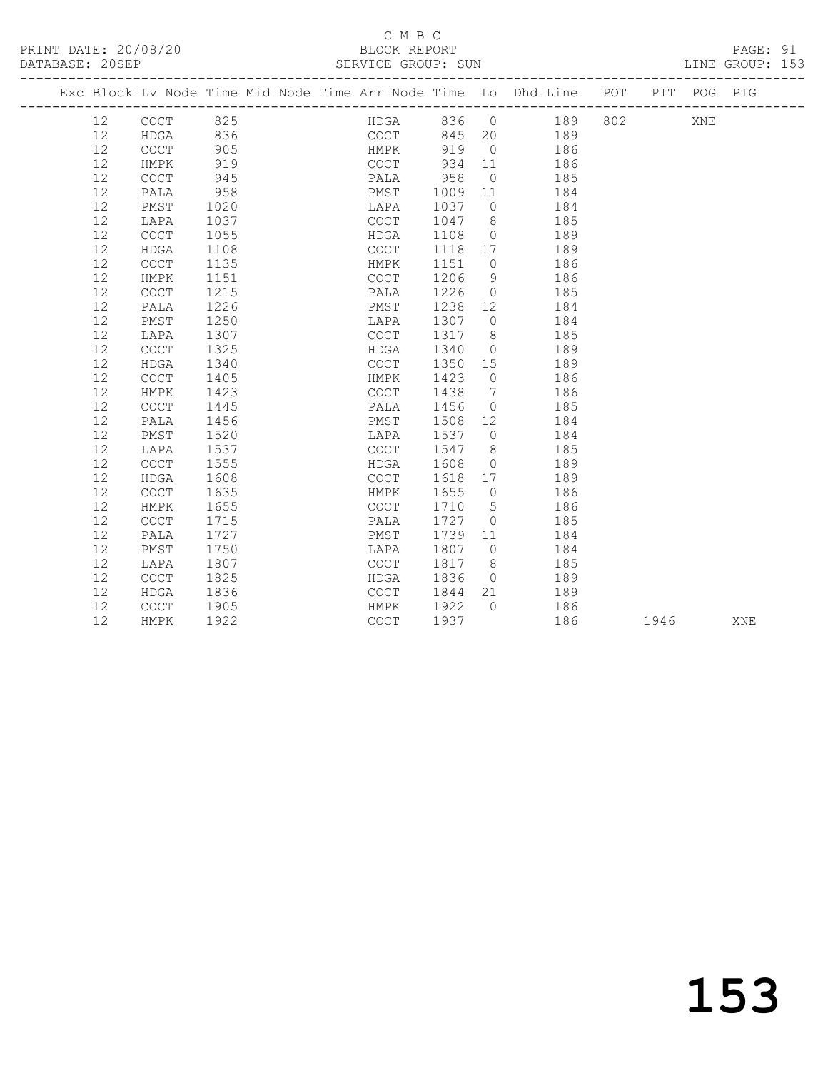C M B C

BLOCK REPORT

PRINT DATE: 20/08/20 DATABASE: 20SEP SERVICE GROUP: SUN LINE GROUP: 153

| Exc | Block | Lv | Node | Time | Mid Node | Time | Arr Node | Time | Lo | Dhd Line | POT | PIT | POG | PIG |
|---|---|---|---|---|---|---|---|---|---|---|---|---|---|---|
| | 12 | | COCT | 825 | | | HDGA | 836 | 0 | 189 | 802 | | XNE | |
| | 12 | | HDGA | 836 | | | COCT | 845 | 20 | 189 | | | | |
| | 12 | | COCT | 905 | | | HMPK | 919 | 0 | 186 | | | | |
| | 12 | | HMPK | 919 | | | COCT | 934 | 11 | 186 | | | | |
| | 12 | | COCT | 945 | | | PALA | 958 | 0 | 185 | | | | |
| | 12 | | PALA | 958 | | | PMST | 1009 | 11 | 184 | | | | |
| | 12 | | PMST | 1020 | | | LAPA | 1037 | 0 | 184 | | | | |
| | 12 | | LAPA | 1037 | | | COCT | 1047 | 8 | 185 | | | | |
| | 12 | | COCT | 1055 | | | HDGA | 1108 | 0 | 189 | | | | |
| | 12 | | HDGA | 1108 | | | COCT | 1118 | 17 | 189 | | | | |
| | 12 | | COCT | 1135 | | | HMPK | 1151 | 0 | 186 | | | | |
| | 12 | | HMPK | 1151 | | | COCT | 1206 | 9 | 186 | | | | |
| | 12 | | COCT | 1215 | | | PALA | 1226 | 0 | 185 | | | | |
| | 12 | | PALA | 1226 | | | PMST | 1238 | 12 | 184 | | | | |
| | 12 | | PMST | 1250 | | | LAPA | 1307 | 0 | 184 | | | | |
| | 12 | | LAPA | 1307 | | | COCT | 1317 | 8 | 185 | | | | |
| | 12 | | COCT | 1325 | | | HDGA | 1340 | 0 | 189 | | | | |
| | 12 | | HDGA | 1340 | | | COCT | 1350 | 15 | 189 | | | | |
| | 12 | | COCT | 1405 | | | HMPK | 1423 | 0 | 186 | | | | |
| | 12 | | HMPK | 1423 | | | COCT | 1438 | 7 | 186 | | | | |
| | 12 | | COCT | 1445 | | | PALA | 1456 | 0 | 185 | | | | |
| | 12 | | PALA | 1456 | | | PMST | 1508 | 12 | 184 | | | | |
| | 12 | | PMST | 1520 | | | LAPA | 1537 | 0 | 184 | | | | |
| | 12 | | LAPA | 1537 | | | COCT | 1547 | 8 | 185 | | | | |
| | 12 | | COCT | 1555 | | | HDGA | 1608 | 0 | 189 | | | | |
| | 12 | | HDGA | 1608 | | | COCT | 1618 | 17 | 189 | | | | |
| | 12 | | COCT | 1635 | | | HMPK | 1655 | 0 | 186 | | | | |
| | 12 | | HMPK | 1655 | | | COCT | 1710 | 5 | 186 | | | | |
| | 12 | | COCT | 1715 | | | PALA | 1727 | 0 | 185 | | | | |
| | 12 | | PALA | 1727 | | | PMST | 1739 | 11 | 184 | | | | |
| | 12 | | PMST | 1750 | | | LAPA | 1807 | 0 | 184 | | | | |
| | 12 | | LAPA | 1807 | | | COCT | 1817 | 8 | 185 | | | | |
| | 12 | | COCT | 1825 | | | HDGA | 1836 | 0 | 189 | | | | |
| | 12 | | HDGA | 1836 | | | COCT | 1844 | 21 | 189 | | | | |
| | 12 | | COCT | 1905 | | | HMPK | 1922 | 0 | 186 | | | | |
| | 12 | | HMPK | 1922 | | | COCT | 1937 | | 186 | | 1946 | | XNE |

153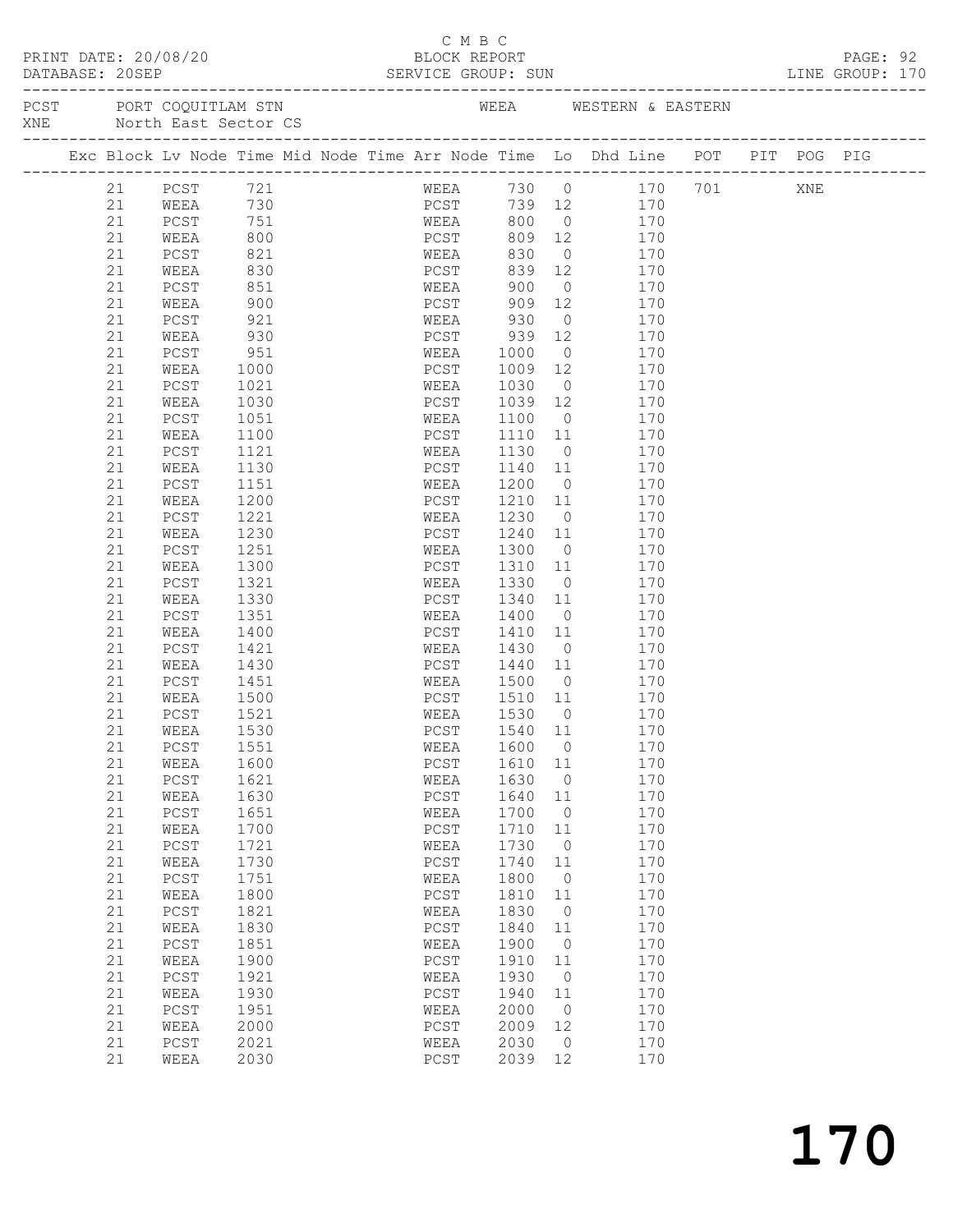C M B C

PRINT DATE: 20/08/20 BLOCK REPORT

DATABASE: 20SEP SERVICE GROUP: SUN LINE GROUP: 170

PCST PORT COQUITLAM STN WEEA WESTERN & EASTERN
XNE North East Sector CS

| Exc | Block | Lv Node | Time | Mid Node | Time | Arr Node | Time | Lo | Dhd Line | POT | PIT | POG | PIG |
|---|---|---|---|---|---|---|---|---|---|---|---|---|---|
| | 21 | PCST | 721 | | | WEEA | 730 | 0 | 170 | 701 | | XNE | |
| | 21 | WEEA | 730 | | | PCST | 739 | 12 | 170 | | | | |
| | 21 | PCST | 751 | | | WEEA | 800 | 0 | 170 | | | | |
| | 21 | WEEA | 800 | | | PCST | 809 | 12 | 170 | | | | |
| | 21 | PCST | 821 | | | WEEA | 830 | 0 | 170 | | | | |
| | 21 | WEEA | 830 | | | PCST | 839 | 12 | 170 | | | | |
| | 21 | PCST | 851 | | | WEEA | 900 | 0 | 170 | | | | |
| | 21 | WEEA | 900 | | | PCST | 909 | 12 | 170 | | | | |
| | 21 | PCST | 921 | | | WEEA | 930 | 0 | 170 | | | | |
| | 21 | WEEA | 930 | | | PCST | 939 | 12 | 170 | | | | |
| | 21 | PCST | 951 | | | WEEA | 1000 | 0 | 170 | | | | |
| | 21 | WEEA | 1000 | | | PCST | 1009 | 12 | 170 | | | | |
| | 21 | PCST | 1021 | | | WEEA | 1030 | 0 | 170 | | | | |
| | 21 | WEEA | 1030 | | | PCST | 1039 | 12 | 170 | | | | |
| | 21 | PCST | 1051 | | | WEEA | 1100 | 0 | 170 | | | | |
| | 21 | WEEA | 1100 | | | PCST | 1110 | 11 | 170 | | | | |
| | 21 | PCST | 1121 | | | WEEA | 1130 | 0 | 170 | | | | |
| | 21 | WEEA | 1130 | | | PCST | 1140 | 11 | 170 | | | | |
| | 21 | PCST | 1151 | | | WEEA | 1200 | 0 | 170 | | | | |
| | 21 | WEEA | 1200 | | | PCST | 1210 | 11 | 170 | | | | |
| | 21 | PCST | 1221 | | | WEEA | 1230 | 0 | 170 | | | | |
| | 21 | WEEA | 1230 | | | PCST | 1240 | 11 | 170 | | | | |
| | 21 | PCST | 1251 | | | WEEA | 1300 | 0 | 170 | | | | |
| | 21 | WEEA | 1300 | | | PCST | 1310 | 11 | 170 | | | | |
| | 21 | PCST | 1321 | | | WEEA | 1330 | 0 | 170 | | | | |
| | 21 | WEEA | 1330 | | | PCST | 1340 | 11 | 170 | | | | |
| | 21 | PCST | 1351 | | | WEEA | 1400 | 0 | 170 | | | | |
| | 21 | WEEA | 1400 | | | PCST | 1410 | 11 | 170 | | | | |
| | 21 | PCST | 1421 | | | WEEA | 1430 | 0 | 170 | | | | |
| | 21 | WEEA | 1430 | | | PCST | 1440 | 11 | 170 | | | | |
| | 21 | PCST | 1451 | | | WEEA | 1500 | 0 | 170 | | | | |
| | 21 | WEEA | 1500 | | | PCST | 1510 | 11 | 170 | | | | |
| | 21 | PCST | 1521 | | | WEEA | 1530 | 0 | 170 | | | | |
| | 21 | WEEA | 1530 | | | PCST | 1540 | 11 | 170 | | | | |
| | 21 | PCST | 1551 | | | WEEA | 1600 | 0 | 170 | | | | |
| | 21 | WEEA | 1600 | | | PCST | 1610 | 11 | 170 | | | | |
| | 21 | PCST | 1621 | | | WEEA | 1630 | 0 | 170 | | | | |
| | 21 | WEEA | 1630 | | | PCST | 1640 | 11 | 170 | | | | |
| | 21 | PCST | 1651 | | | WEEA | 1700 | 0 | 170 | | | | |
| | 21 | WEEA | 1700 | | | PCST | 1710 | 11 | 170 | | | | |
| | 21 | PCST | 1721 | | | WEEA | 1730 | 0 | 170 | | | | |
| | 21 | WEEA | 1730 | | | PCST | 1740 | 11 | 170 | | | | |
| | 21 | PCST | 1751 | | | WEEA | 1800 | 0 | 170 | | | | |
| | 21 | WEEA | 1800 | | | PCST | 1810 | 11 | 170 | | | | |
| | 21 | PCST | 1821 | | | WEEA | 1830 | 0 | 170 | | | | |
| | 21 | WEEA | 1830 | | | PCST | 1840 | 11 | 170 | | | | |
| | 21 | PCST | 1851 | | | WEEA | 1900 | 0 | 170 | | | | |
| | 21 | WEEA | 1900 | | | PCST | 1910 | 11 | 170 | | | | |
| | 21 | PCST | 1921 | | | WEEA | 1930 | 0 | 170 | | | | |
| | 21 | WEEA | 1930 | | | PCST | 1940 | 11 | 170 | | | | |
| | 21 | PCST | 1951 | | | WEEA | 2000 | 0 | 170 | | | | |
| | 21 | WEEA | 2000 | | | PCST | 2009 | 12 | 170 | | | | |
| | 21 | PCST | 2021 | | | WEEA | 2030 | 0 | 170 | | | | |
| | 21 | WEEA | 2030 | | | PCST | 2039 | 12 | 170 | | | | |

170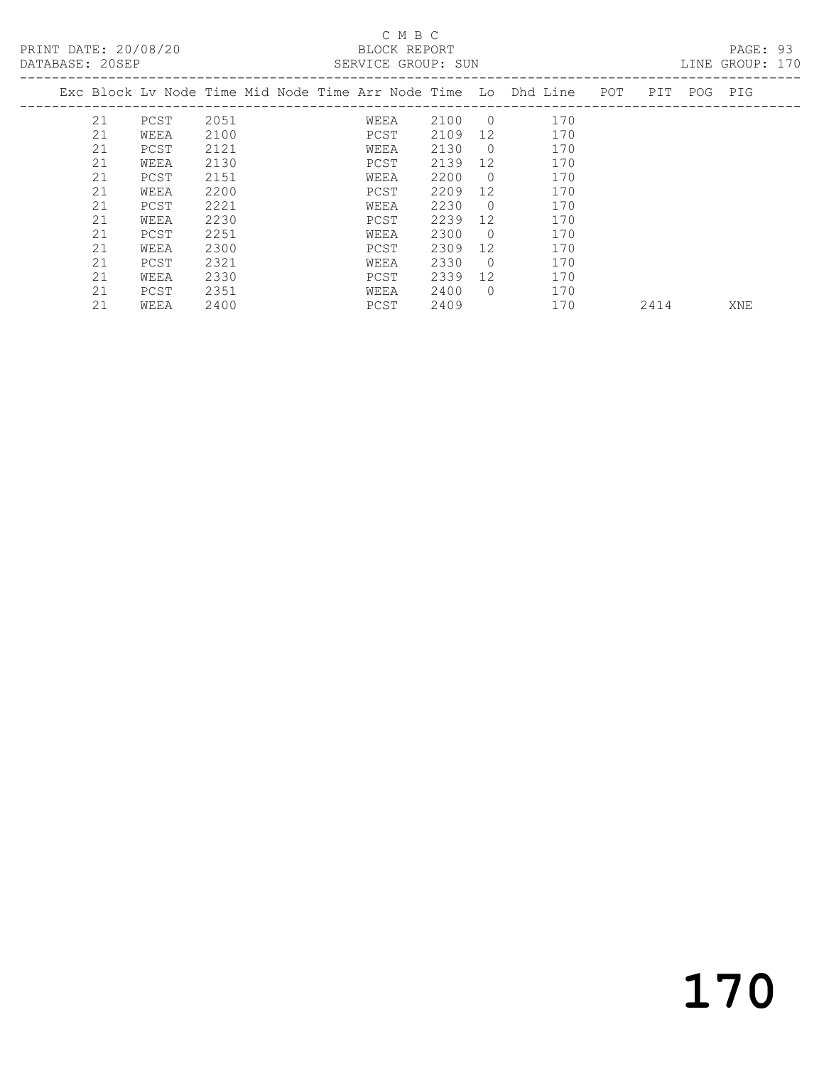C M B C

BLOCK REPORT

SERVICE GROUP: SUN

PRINT DATE: 20/08/20

DATABASE: 20SEP

LINE GROUP: 170

| Exc | Block | Lv | Node | Time | Mid Node | Time | Arr Node | Time | Lo | Dhd Line | POT | PIT | POG | PIG |
|---|---|---|---|---|---|---|---|---|---|---|---|---|---|---|
| | 21 | | PCST | 2051 | | | WEEA | 2100 | 0 | 170 | | | | |
| | 21 | | WEEA | 2100 | | | PCST | 2109 | 12 | 170 | | | | |
| | 21 | | PCST | 2121 | | | WEEA | 2130 | 0 | 170 | | | | |
| | 21 | | WEEA | 2130 | | | PCST | 2139 | 12 | 170 | | | | |
| | 21 | | PCST | 2151 | | | WEEA | 2200 | 0 | 170 | | | | |
| | 21 | | WEEA | 2200 | | | PCST | 2209 | 12 | 170 | | | | |
| | 21 | | PCST | 2221 | | | WEEA | 2230 | 0 | 170 | | | | |
| | 21 | | WEEA | 2230 | | | PCST | 2239 | 12 | 170 | | | | |
| | 21 | | PCST | 2251 | | | WEEA | 2300 | 0 | 170 | | | | |
| | 21 | | WEEA | 2300 | | | PCST | 2309 | 12 | 170 | | | | |
| | 21 | | PCST | 2321 | | | WEEA | 2330 | 0 | 170 | | | | |
| | 21 | | WEEA | 2330 | | | PCST | 2339 | 12 | 170 | | | | |
| | 21 | | PCST | 2351 | | | WEEA | 2400 | 0 | 170 | | | | |
| | 21 | | WEEA | 2400 | | | PCST | 2409 | | 170 | | 2414 | | XNE |

# 170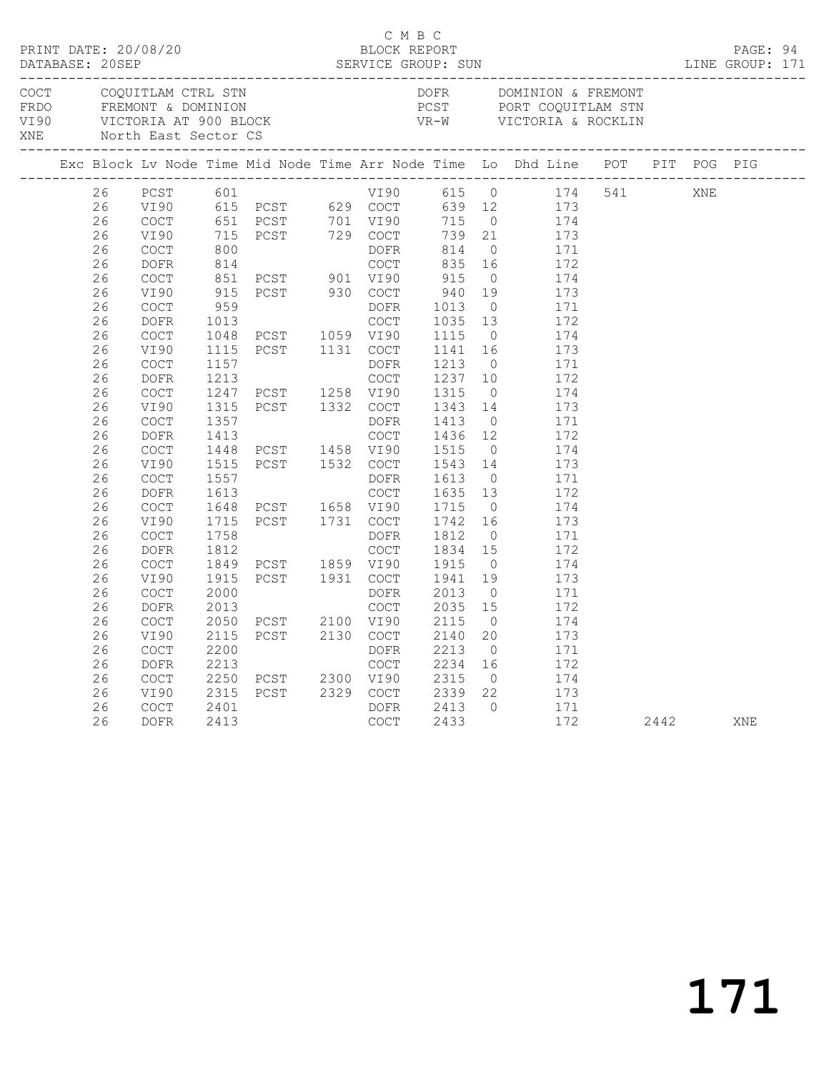C M B C
BLOCK REPORT
SERVICE GROUP: SUN

PRINT DATE: 20/08/20
DATABASE: 20SEP

LINE GROUP: 171

| Code | Name | Code | Name |
|---|---|---|---|
| COCT | COQUITLAM CTRL STN | DOFR | DOMINION & FREMONT |
| FRDO | FREMONT & DOMINION | PCST | PORT COQUITLAM STN |
| VI90 | VICTORIA AT 900 BLOCK | VR-W | VICTORIA & ROCKLIN |
| XNE | North East Sector CS | | |

| Exc | Block | Lv Node | Time | Mid Node | Time | Arr Node | Time | Lo | Dhd Line | POT | PIT | POG | PIG |
|---|---|---|---|---|---|---|---|---|---|---|---|---|---|
| | 26 | PCST | 601 | | | VI90 | 615 | 0 | 174 | 541 | | XNE | |
| | 26 | VI90 | 615 | PCST | 629 | COCT | 639 | 12 | 173 | | | | |
| | 26 | COCT | 651 | PCST | 701 | VI90 | 715 | 0 | 174 | | | | |
| | 26 | VI90 | 715 | PCST | 729 | COCT | 739 | 21 | 173 | | | | |
| | 26 | COCT | 800 | | | DOFR | 814 | 0 | 171 | | | | |
| | 26 | DOFR | 814 | | | COCT | 835 | 16 | 172 | | | | |
| | 26 | COCT | 851 | PCST | 901 | VI90 | 915 | 0 | 174 | | | | |
| | 26 | VI90 | 915 | PCST | 930 | COCT | 940 | 19 | 173 | | | | |
| | 26 | COCT | 959 | | | DOFR | 1013 | 0 | 171 | | | | |
| | 26 | DOFR | 1013 | | | COCT | 1035 | 13 | 172 | | | | |
| | 26 | COCT | 1048 | PCST | 1059 | VI90 | 1115 | 0 | 174 | | | | |
| | 26 | VI90 | 1115 | PCST | 1131 | COCT | 1141 | 16 | 173 | | | | |
| | 26 | COCT | 1157 | | | DOFR | 1213 | 0 | 171 | | | | |
| | 26 | DOFR | 1213 | | | COCT | 1237 | 10 | 172 | | | | |
| | 26 | COCT | 1247 | PCST | 1258 | VI90 | 1315 | 0 | 174 | | | | |
| | 26 | VI90 | 1315 | PCST | 1332 | COCT | 1343 | 14 | 173 | | | | |
| | 26 | COCT | 1357 | | | DOFR | 1413 | 0 | 171 | | | | |
| | 26 | DOFR | 1413 | | | COCT | 1436 | 12 | 172 | | | | |
| | 26 | COCT | 1448 | PCST | 1458 | VI90 | 1515 | 0 | 174 | | | | |
| | 26 | VI90 | 1515 | PCST | 1532 | COCT | 1543 | 14 | 173 | | | | |
| | 26 | COCT | 1557 | | | DOFR | 1613 | 0 | 171 | | | | |
| | 26 | DOFR | 1613 | | | COCT | 1635 | 13 | 172 | | | | |
| | 26 | COCT | 1648 | PCST | 1658 | VI90 | 1715 | 0 | 174 | | | | |
| | 26 | VI90 | 1715 | PCST | 1731 | COCT | 1742 | 16 | 173 | | | | |
| | 26 | COCT | 1758 | | | DOFR | 1812 | 0 | 171 | | | | |
| | 26 | DOFR | 1812 | | | COCT | 1834 | 15 | 172 | | | | |
| | 26 | COCT | 1849 | PCST | 1859 | VI90 | 1915 | 0 | 174 | | | | |
| | 26 | VI90 | 1915 | PCST | 1931 | COCT | 1941 | 19 | 173 | | | | |
| | 26 | COCT | 2000 | | | DOFR | 2013 | 0 | 171 | | | | |
| | 26 | DOFR | 2013 | | | COCT | 2035 | 15 | 172 | | | | |
| | 26 | COCT | 2050 | PCST | 2100 | VI90 | 2115 | 0 | 174 | | | | |
| | 26 | VI90 | 2115 | PCST | 2130 | COCT | 2140 | 20 | 173 | | | | |
| | 26 | COCT | 2200 | | | DOFR | 2213 | 0 | 171 | | | | |
| | 26 | DOFR | 2213 | | | COCT | 2234 | 16 | 172 | | | | |
| | 26 | COCT | 2250 | PCST | 2300 | VI90 | 2315 | 0 | 174 | | | | |
| | 26 | VI90 | 2315 | PCST | 2329 | COCT | 2339 | 22 | 173 | | | | |
| | 26 | COCT | 2401 | | | DOFR | 2413 | 0 | 171 | | | | |
| | 26 | DOFR | 2413 | | | COCT | 2433 | | 172 | | 2442 | | XNE |

171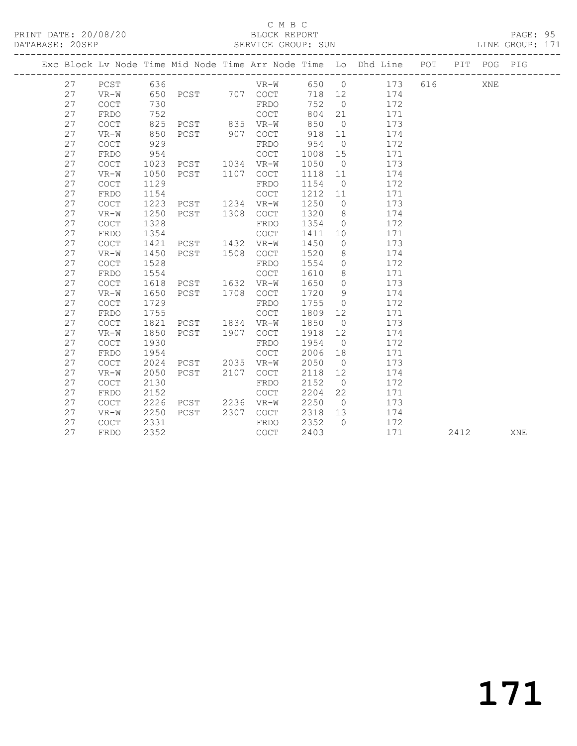C M B C

PRINT DATE: 20/08/20 BLOCK REPORT PAGE: 95
DATABASE: 20SEP SERVICE GROUP: SUN LINE GROUP: 171

| Exc | Block | Lv | Node | Time | Mid Node | Time | Arr Node | Time | Lo | Dhd Line | POT | PIT | POG | PIG |
|---|---|---|---|---|---|---|---|---|---|---|---|---|---|---|
| | 27 | | PCST | 636 | | | VR-W | 650 | 0 | 173 | 616 | | XNE | |
| | 27 | | VR-W | 650 | PCST | 707 | COCT | 718 | 12 | 174 | | | | |
| | 27 | | COCT | 730 | | | FRDO | 752 | 0 | 172 | | | | |
| | 27 | | FRDO | 752 | | | COCT | 804 | 21 | 171 | | | | |
| | 27 | | COCT | 825 | PCST | 835 | VR-W | 850 | 0 | 173 | | | | |
| | 27 | | VR-W | 850 | PCST | 907 | COCT | 918 | 11 | 174 | | | | |
| | 27 | | COCT | 929 | | | FRDO | 954 | 0 | 172 | | | | |
| | 27 | | FRDO | 954 | | | COCT | 1008 | 15 | 171 | | | | |
| | 27 | | COCT | 1023 | PCST | 1034 | VR-W | 1050 | 0 | 173 | | | | |
| | 27 | | VR-W | 1050 | PCST | 1107 | COCT | 1118 | 11 | 174 | | | | |
| | 27 | | COCT | 1129 | | | FRDO | 1154 | 0 | 172 | | | | |
| | 27 | | FRDO | 1154 | | | COCT | 1212 | 11 | 171 | | | | |
| | 27 | | COCT | 1223 | PCST | 1234 | VR-W | 1250 | 0 | 173 | | | | |
| | 27 | | VR-W | 1250 | PCST | 1308 | COCT | 1320 | 8 | 174 | | | | |
| | 27 | | COCT | 1328 | | | FRDO | 1354 | 0 | 172 | | | | |
| | 27 | | FRDO | 1354 | | | COCT | 1411 | 10 | 171 | | | | |
| | 27 | | COCT | 1421 | PCST | 1432 | VR-W | 1450 | 0 | 173 | | | | |
| | 27 | | VR-W | 1450 | PCST | 1508 | COCT | 1520 | 8 | 174 | | | | |
| | 27 | | COCT | 1528 | | | FRDO | 1554 | 0 | 172 | | | | |
| | 27 | | FRDO | 1554 | | | COCT | 1610 | 8 | 171 | | | | |
| | 27 | | COCT | 1618 | PCST | 1632 | VR-W | 1650 | 0 | 173 | | | | |
| | 27 | | VR-W | 1650 | PCST | 1708 | COCT | 1720 | 9 | 174 | | | | |
| | 27 | | COCT | 1729 | | | FRDO | 1755 | 0 | 172 | | | | |
| | 27 | | FRDO | 1755 | | | COCT | 1809 | 12 | 171 | | | | |
| | 27 | | COCT | 1821 | PCST | 1834 | VR-W | 1850 | 0 | 173 | | | | |
| | 27 | | VR-W | 1850 | PCST | 1907 | COCT | 1918 | 12 | 174 | | | | |
| | 27 | | COCT | 1930 | | | FRDO | 1954 | 0 | 172 | | | | |
| | 27 | | FRDO | 1954 | | | COCT | 2006 | 18 | 171 | | | | |
| | 27 | | COCT | 2024 | PCST | 2035 | VR-W | 2050 | 0 | 173 | | | | |
| | 27 | | VR-W | 2050 | PCST | 2107 | COCT | 2118 | 12 | 174 | | | | |
| | 27 | | COCT | 2130 | | | FRDO | 2152 | 0 | 172 | | | | |
| | 27 | | FRDO | 2152 | | | COCT | 2204 | 22 | 171 | | | | |
| | 27 | | COCT | 2226 | PCST | 2236 | VR-W | 2250 | 0 | 173 | | | | |
| | 27 | | VR-W | 2250 | PCST | 2307 | COCT | 2318 | 13 | 174 | | | | |
| | 27 | | COCT | 2331 | | | FRDO | 2352 | 0 | 172 | | | | |
| | 27 | | FRDO | 2352 | | | COCT | 2403 | | 171 | | 2412 | | XNE |

# 171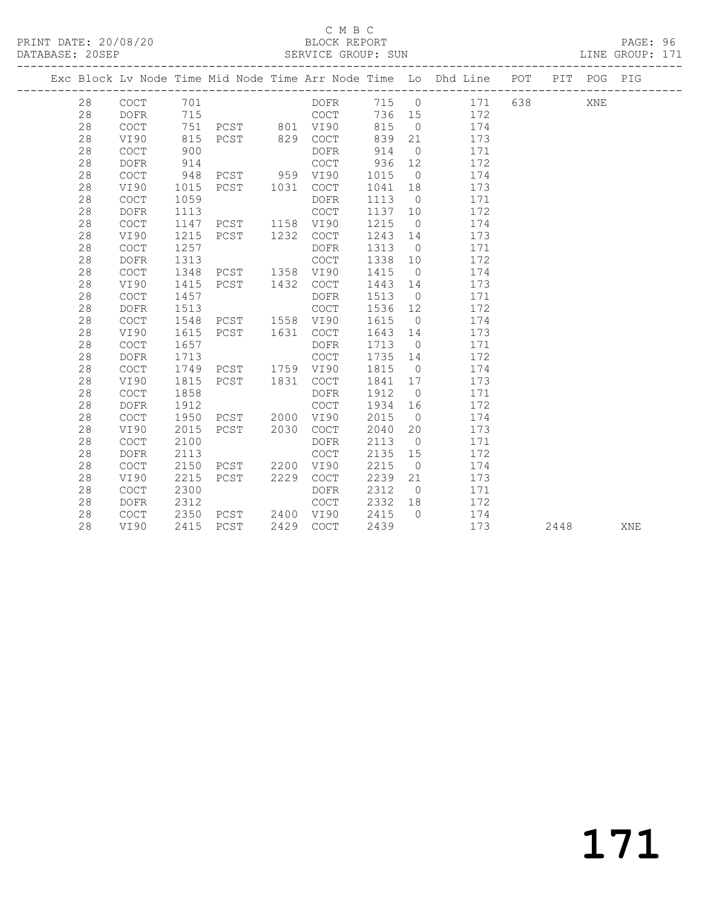C M B C

PRINT DATE: 20/08/20 BLOCK REPORT

DATABASE: 20SEP SERVICE GROUP: SUN LINE GROUP: 171

| Exc | Block | Lv | Node | Time | Mid Node | Time | Arr Node | Time | Lo | Dhd Line | POT | PIT | POG | PIG |
|---|---|---|---|---|---|---|---|---|---|---|---|---|---|---|
| | 28 | | COCT | 701 | | | DOFR | 715 | 0 | 171 | 638 | | XNE | |
| | 28 | | DOFR | 715 | | | COCT | 736 | 15 | 172 | | | | |
| | 28 | | COCT | 751 | PCST | 801 | VI90 | 815 | 0 | 174 | | | | |
| | 28 | | VI90 | 815 | PCST | 829 | COCT | 839 | 21 | 173 | | | | |
| | 28 | | COCT | 900 | | | DOFR | 914 | 0 | 171 | | | | |
| | 28 | | DOFR | 914 | | | COCT | 936 | 12 | 172 | | | | |
| | 28 | | COCT | 948 | PCST | 959 | VI90 | 1015 | 0 | 174 | | | | |
| | 28 | | VI90 | 1015 | PCST | 1031 | COCT | 1041 | 18 | 173 | | | | |
| | 28 | | COCT | 1059 | | | DOFR | 1113 | 0 | 171 | | | | |
| | 28 | | DOFR | 1113 | | | COCT | 1137 | 10 | 172 | | | | |
| | 28 | | COCT | 1147 | PCST | 1158 | VI90 | 1215 | 0 | 174 | | | | |
| | 28 | | VI90 | 1215 | PCST | 1232 | COCT | 1243 | 14 | 173 | | | | |
| | 28 | | COCT | 1257 | | | DOFR | 1313 | 0 | 171 | | | | |
| | 28 | | DOFR | 1313 | | | COCT | 1338 | 10 | 172 | | | | |
| | 28 | | COCT | 1348 | PCST | 1358 | VI90 | 1415 | 0 | 174 | | | | |
| | 28 | | VI90 | 1415 | PCST | 1432 | COCT | 1443 | 14 | 173 | | | | |
| | 28 | | COCT | 1457 | | | DOFR | 1513 | 0 | 171 | | | | |
| | 28 | | DOFR | 1513 | | | COCT | 1536 | 12 | 172 | | | | |
| | 28 | | COCT | 1548 | PCST | 1558 | VI90 | 1615 | 0 | 174 | | | | |
| | 28 | | VI90 | 1615 | PCST | 1631 | COCT | 1643 | 14 | 173 | | | | |
| | 28 | | COCT | 1657 | | | DOFR | 1713 | 0 | 171 | | | | |
| | 28 | | DOFR | 1713 | | | COCT | 1735 | 14 | 172 | | | | |
| | 28 | | COCT | 1749 | PCST | 1759 | VI90 | 1815 | 0 | 174 | | | | |
| | 28 | | VI90 | 1815 | PCST | 1831 | COCT | 1841 | 17 | 173 | | | | |
| | 28 | | COCT | 1858 | | | DOFR | 1912 | 0 | 171 | | | | |
| | 28 | | DOFR | 1912 | | | COCT | 1934 | 16 | 172 | | | | |
| | 28 | | COCT | 1950 | PCST | 2000 | VI90 | 2015 | 0 | 174 | | | | |
| | 28 | | VI90 | 2015 | PCST | 2030 | COCT | 2040 | 20 | 173 | | | | |
| | 28 | | COCT | 2100 | | | DOFR | 2113 | 0 | 171 | | | | |
| | 28 | | DOFR | 2113 | | | COCT | 2135 | 15 | 172 | | | | |
| | 28 | | COCT | 2150 | PCST | 2200 | VI90 | 2215 | 0 | 174 | | | | |
| | 28 | | VI90 | 2215 | PCST | 2229 | COCT | 2239 | 21 | 173 | | | | |
| | 28 | | COCT | 2300 | | | DOFR | 2312 | 0 | 171 | | | | |
| | 28 | | DOFR | 2312 | | | COCT | 2332 | 18 | 172 | | | | |
| | 28 | | COCT | 2350 | PCST | 2400 | VI90 | 2415 | 0 | 174 | | | | |
| | 28 | | VI90 | 2415 | PCST | 2429 | COCT | 2439 | | 173 | | 2448 | | XNE |

171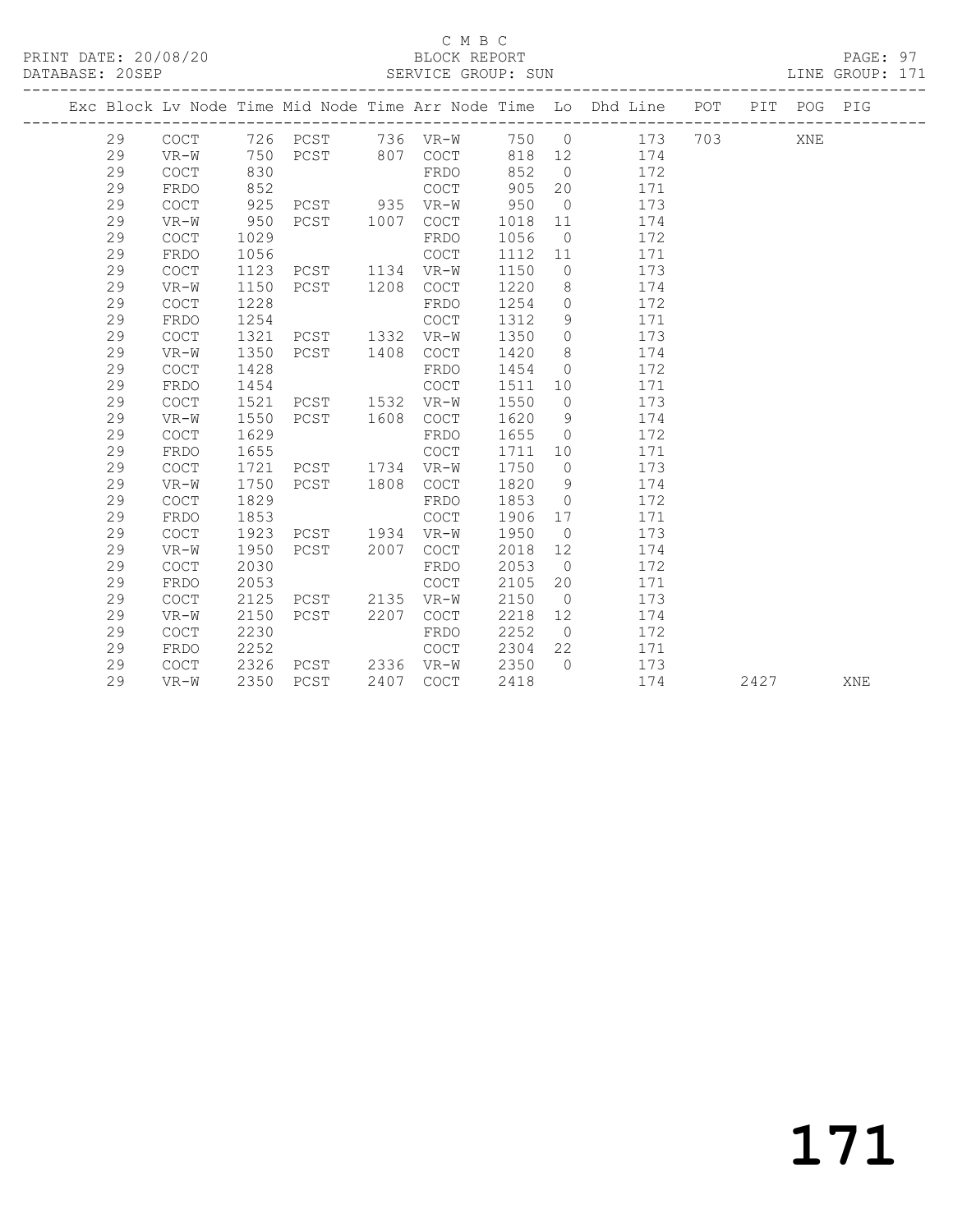C M B C
BLOCK REPORT
SERVICE GROUP: SUN

PRINT DATE: 20/08/20
DATABASE: 20SEP

LINE GROUP: 171

| Exc | Block | Lv | Node | Time | Mid Node | Time | Arr Node | Time | Lo | Dhd Line | POT | PIT | POG | PIG |
|---|---|---|---|---|---|---|---|---|---|---|---|---|---|---|
| | 29 | | COCT | 726 | PCST | 736 | VR-W | 750 | 0 | 173 | 703 | | XNE | |
| | 29 | | VR-W | 750 | PCST | 807 | COCT | 818 | 12 | 174 | | | | |
| | 29 | | COCT | 830 | | | FRDO | 852 | 0 | 172 | | | | |
| | 29 | | FRDO | 852 | | | COCT | 905 | 20 | 171 | | | | |
| | 29 | | COCT | 925 | PCST | 935 | VR-W | 950 | 0 | 173 | | | | |
| | 29 | | VR-W | 950 | PCST | 1007 | COCT | 1018 | 11 | 174 | | | | |
| | 29 | | COCT | 1029 | | | FRDO | 1056 | 0 | 172 | | | | |
| | 29 | | FRDO | 1056 | | | COCT | 1112 | 11 | 171 | | | | |
| | 29 | | COCT | 1123 | PCST | 1134 | VR-W | 1150 | 0 | 173 | | | | |
| | 29 | | VR-W | 1150 | PCST | 1208 | COCT | 1220 | 8 | 174 | | | | |
| | 29 | | COCT | 1228 | | | FRDO | 1254 | 0 | 172 | | | | |
| | 29 | | FRDO | 1254 | | | COCT | 1312 | 9 | 171 | | | | |
| | 29 | | COCT | 1321 | PCST | 1332 | VR-W | 1350 | 0 | 173 | | | | |
| | 29 | | VR-W | 1350 | PCST | 1408 | COCT | 1420 | 8 | 174 | | | | |
| | 29 | | COCT | 1428 | | | FRDO | 1454 | 0 | 172 | | | | |
| | 29 | | FRDO | 1454 | | | COCT | 1511 | 10 | 171 | | | | |
| | 29 | | COCT | 1521 | PCST | 1532 | VR-W | 1550 | 0 | 173 | | | | |
| | 29 | | VR-W | 1550 | PCST | 1608 | COCT | 1620 | 9 | 174 | | | | |
| | 29 | | COCT | 1629 | | | FRDO | 1655 | 0 | 172 | | | | |
| | 29 | | FRDO | 1655 | | | COCT | 1711 | 10 | 171 | | | | |
| | 29 | | COCT | 1721 | PCST | 1734 | VR-W | 1750 | 0 | 173 | | | | |
| | 29 | | VR-W | 1750 | PCST | 1808 | COCT | 1820 | 9 | 174 | | | | |
| | 29 | | COCT | 1829 | | | FRDO | 1853 | 0 | 172 | | | | |
| | 29 | | FRDO | 1853 | | | COCT | 1906 | 17 | 171 | | | | |
| | 29 | | COCT | 1923 | PCST | 1934 | VR-W | 1950 | 0 | 173 | | | | |
| | 29 | | VR-W | 1950 | PCST | 2007 | COCT | 2018 | 12 | 174 | | | | |
| | 29 | | COCT | 2030 | | | FRDO | 2053 | 0 | 172 | | | | |
| | 29 | | FRDO | 2053 | | | COCT | 2105 | 20 | 171 | | | | |
| | 29 | | COCT | 2125 | PCST | 2135 | VR-W | 2150 | 0 | 173 | | | | |
| | 29 | | VR-W | 2150 | PCST | 2207 | COCT | 2218 | 12 | 174 | | | | |
| | 29 | | COCT | 2230 | | | FRDO | 2252 | 0 | 172 | | | | |
| | 29 | | FRDO | 2252 | | | COCT | 2304 | 22 | 171 | | | | |
| | 29 | | COCT | 2326 | PCST | 2336 | VR-W | 2350 | 0 | 173 | | | | |
| | 29 | | VR-W | 2350 | PCST | 2407 | COCT | 2418 | | 174 | | 2427 | | XNE |

171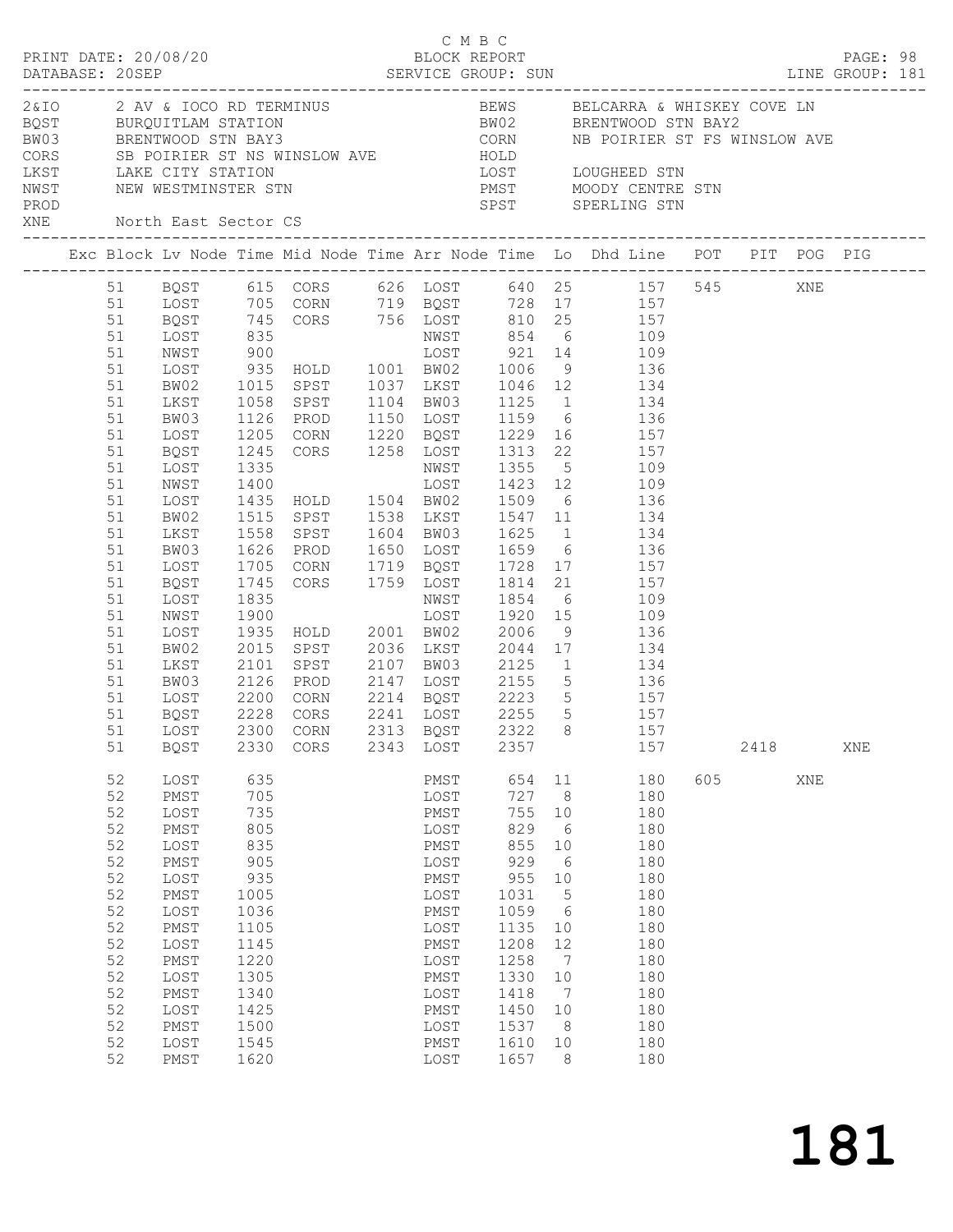C M B C
BLOCK REPORT
SERVICE GROUP: SUN

PRINT DATE: 20/08/20
DATABASE: 20SEP

LINE GROUP: 181

| Code | Description | Code | Description |
|---|---|---|---|
| 2&IO | 2 AV & IOCO RD TERMINUS | BEWS | BELCARRA & WHISKEY COVE LN |
| BQST | BURQUITLAM STATION | BW02 | BRENTWOOD STN BAY2 |
| BW03 | BRENTWOOD STN BAY3 | CORN | NB POIRIER ST FS WINSLOW AVE |
| CORS | SB POIRIER ST NS WINSLOW AVE | HOLD | |
| LKST | LAKE CITY STATION | LOST | LOUGHEED STN |
| NWST | NEW WESTMINSTER STN | PMST | MOODY CENTRE STN |
| PROD | | SPST | SPERLING STN |
| XNE | North East Sector CS | | |

| Exc | Block | Lv Node | Time | Mid Node | Time | Arr Node | Time | Lo | Dhd Line | POT | PIT | POG | PIG |
|---|---|---|---|---|---|---|---|---|---|---|---|---|---|
| | 51 | BQST | 615 | CORS | 626 | LOST | 640 | 25 | 157 | 545 | | XNE | |
| | 51 | LOST | 705 | CORN | 719 | BQST | 728 | 17 | 157 | | | | |
| | 51 | BQST | 745 | CORS | 756 | LOST | 810 | 25 | 157 | | | | |
| | 51 | LOST | 835 | | | NWST | 854 | 6 | 109 | | | | |
| | 51 | NWST | 900 | | | LOST | 921 | 14 | 109 | | | | |
| | 51 | LOST | 935 | HOLD | 1001 | BW02 | 1006 | 9 | 136 | | | | |
| | 51 | BW02 | 1015 | SPST | 1037 | LKST | 1046 | 12 | 134 | | | | |
| | 51 | LKST | 1058 | SPST | 1104 | BW03 | 1125 | 1 | 134 | | | | |
| | 51 | BW03 | 1126 | PROD | 1150 | LOST | 1159 | 6 | 136 | | | | |
| | 51 | LOST | 1205 | CORN | 1220 | BQST | 1229 | 16 | 157 | | | | |
| | 51 | BQST | 1245 | CORS | 1258 | LOST | 1313 | 22 | 157 | | | | |
| | 51 | LOST | 1335 | | | NWST | 1355 | 5 | 109 | | | | |
| | 51 | NWST | 1400 | | | LOST | 1423 | 12 | 109 | | | | |
| | 51 | LOST | 1435 | HOLD | 1504 | BW02 | 1509 | 6 | 136 | | | | |
| | 51 | BW02 | 1515 | SPST | 1538 | LKST | 1547 | 11 | 134 | | | | |
| | 51 | LKST | 1558 | SPST | 1604 | BW03 | 1625 | 1 | 134 | | | | |
| | 51 | BW03 | 1626 | PROD | 1650 | LOST | 1659 | 6 | 136 | | | | |
| | 51 | LOST | 1705 | CORN | 1719 | BQST | 1728 | 17 | 157 | | | | |
| | 51 | BQST | 1745 | CORS | 1759 | LOST | 1814 | 21 | 157 | | | | |
| | 51 | LOST | 1835 | | | NWST | 1854 | 6 | 109 | | | | |
| | 51 | NWST | 1900 | | | LOST | 1920 | 15 | 109 | | | | |
| | 51 | LOST | 1935 | HOLD | 2001 | BW02 | 2006 | 9 | 136 | | | | |
| | 51 | BW02 | 2015 | SPST | 2036 | LKST | 2044 | 17 | 134 | | | | |
| | 51 | LKST | 2101 | SPST | 2107 | BW03 | 2125 | 1 | 134 | | | | |
| | 51 | BW03 | 2126 | PROD | 2147 | LOST | 2155 | 5 | 136 | | | | |
| | 51 | LOST | 2200 | CORN | 2214 | BQST | 2223 | 5 | 157 | | | | |
| | 51 | BQST | 2228 | CORS | 2241 | LOST | 2255 | 5 | 157 | | | | |
| | 51 | LOST | 2300 | CORN | 2313 | BQST | 2322 | 8 | 157 | | | | |
| | 51 | BQST | 2330 | CORS | 2343 | LOST | 2357 | | 157 | | 2418 | | XNE |
| | 52 | LOST | 635 | | | PMST | 654 | 11 | 180 | 605 | | XNE | |
| | 52 | PMST | 705 | | | LOST | 727 | 8 | 180 | | | | |
| | 52 | LOST | 735 | | | PMST | 755 | 10 | 180 | | | | |
| | 52 | PMST | 805 | | | LOST | 829 | 6 | 180 | | | | |
| | 52 | LOST | 835 | | | PMST | 855 | 10 | 180 | | | | |
| | 52 | PMST | 905 | | | LOST | 929 | 6 | 180 | | | | |
| | 52 | LOST | 935 | | | PMST | 955 | 10 | 180 | | | | |
| | 52 | PMST | 1005 | | | LOST | 1031 | 5 | 180 | | | | |
| | 52 | LOST | 1036 | | | PMST | 1059 | 6 | 180 | | | | |
| | 52 | PMST | 1105 | | | LOST | 1135 | 10 | 180 | | | | |
| | 52 | LOST | 1145 | | | PMST | 1208 | 12 | 180 | | | | |
| | 52 | PMST | 1220 | | | LOST | 1258 | 7 | 180 | | | | |
| | 52 | LOST | 1305 | | | PMST | 1330 | 10 | 180 | | | | |
| | 52 | PMST | 1340 | | | LOST | 1418 | 7 | 180 | | | | |
| | 52 | LOST | 1425 | | | PMST | 1450 | 10 | 180 | | | | |
| | 52 | PMST | 1500 | | | LOST | 1537 | 8 | 180 | | | | |
| | 52 | LOST | 1545 | | | PMST | 1610 | 10 | 180 | | | | |
| | 52 | PMST | 1620 | | | LOST | 1657 | 8 | 180 | | | | |

181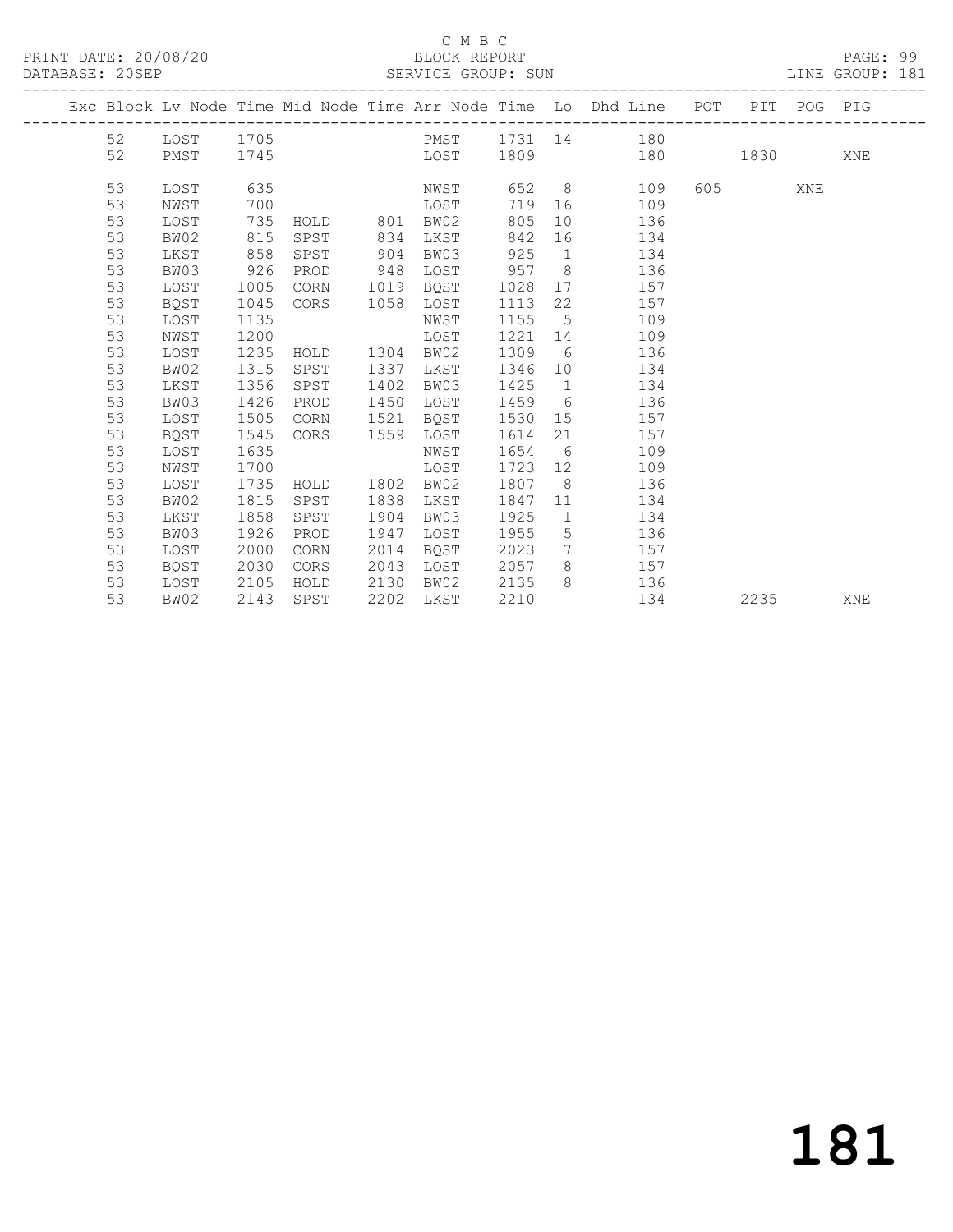C M B C

PRINT DATE: 20/08/20 BLOCK REPORT PAGE: 99
DATABASE: 20SEP SERVICE GROUP: SUN LINE GROUP: 181

| Exc | Block | Lv | Node | Time | Mid Node | Time | Arr Node | Time | Lo | Dhd Line | POT | PIT | POG | PIG |
|---|---|---|---|---|---|---|---|---|---|---|---|---|---|---|
| | 52 | | LOST | 1705 | | | PMST | 1731 | 14 | 180 | | | | |
| | 52 | | PMST | 1745 | | | LOST | 1809 | | 180 | | 1830 | | XNE |
| | 53 | | LOST | 635 | | | NWST | 652 | 8 | 109 | 605 | | XNE | |
| | 53 | | NWST | 700 | | | LOST | 719 | 16 | 109 | | | | |
| | 53 | | LOST | 735 | HOLD | 801 | BW02 | 805 | 10 | 136 | | | | |
| | 53 | | BW02 | 815 | SPST | 834 | LKST | 842 | 16 | 134 | | | | |
| | 53 | | LKST | 858 | SPST | 904 | BW03 | 925 | 1 | 134 | | | | |
| | 53 | | BW03 | 926 | PROD | 948 | LOST | 957 | 8 | 136 | | | | |
| | 53 | | LOST | 1005 | CORN | 1019 | BQST | 1028 | 17 | 157 | | | | |
| | 53 | | BQST | 1045 | CORS | 1058 | LOST | 1113 | 22 | 157 | | | | |
| | 53 | | LOST | 1135 | | | NWST | 1155 | 5 | 109 | | | | |
| | 53 | | NWST | 1200 | | | LOST | 1221 | 14 | 109 | | | | |
| | 53 | | LOST | 1235 | HOLD | 1304 | BW02 | 1309 | 6 | 136 | | | | |
| | 53 | | BW02 | 1315 | SPST | 1337 | LKST | 1346 | 10 | 134 | | | | |
| | 53 | | LKST | 1356 | SPST | 1402 | BW03 | 1425 | 1 | 134 | | | | |
| | 53 | | BW03 | 1426 | PROD | 1450 | LOST | 1459 | 6 | 136 | | | | |
| | 53 | | LOST | 1505 | CORN | 1521 | BQST | 1530 | 15 | 157 | | | | |
| | 53 | | BQST | 1545 | CORS | 1559 | LOST | 1614 | 21 | 157 | | | | |
| | 53 | | LOST | 1635 | | | NWST | 1654 | 6 | 109 | | | | |
| | 53 | | NWST | 1700 | | | LOST | 1723 | 12 | 109 | | | | |
| | 53 | | LOST | 1735 | HOLD | 1802 | BW02 | 1807 | 8 | 136 | | | | |
| | 53 | | BW02 | 1815 | SPST | 1838 | LKST | 1847 | 11 | 134 | | | | |
| | 53 | | LKST | 1858 | SPST | 1904 | BW03 | 1925 | 1 | 134 | | | | |
| | 53 | | BW03 | 1926 | PROD | 1947 | LOST | 1955 | 5 | 136 | | | | |
| | 53 | | LOST | 2000 | CORN | 2014 | BQST | 2023 | 7 | 157 | | | | |
| | 53 | | BQST | 2030 | CORS | 2043 | LOST | 2057 | 8 | 157 | | | | |
| | 53 | | LOST | 2105 | HOLD | 2130 | BW02 | 2135 | 8 | 136 | | | | |
| | 53 | | BW02 | 2143 | SPST | 2202 | LKST | 2210 | | 134 | | 2235 | | XNE |

181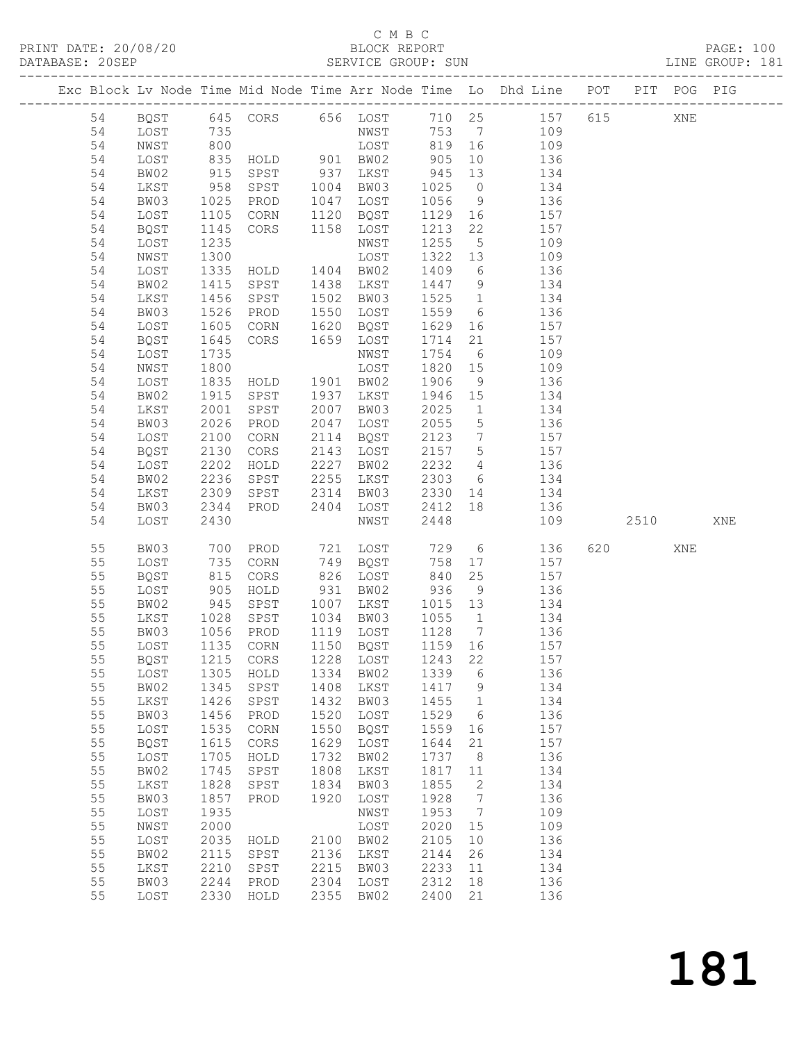C M B C
BLOCK REPORT
SERVICE GROUP: SUN

PRINT DATE: 20/08/20
DATABASE: 20SEP
LINE GROUP: 181

| Exc | Block | Lv | Node | Time | Mid Node | Time | Arr Node | Time | Lo | Dhd Line | POT | PIT | POG | PIG |
|---|---|---|---|---|---|---|---|---|---|---|---|---|---|---|
| | 54 | | BQST | 645 | CORS | 656 | LOST | 710 | 25 | 157 | 615 | | XNE | |
| | 54 | | LOST | 735 | | | NWST | 753 | 7 | 109 | | | | |
| | 54 | | NWST | 800 | | | LOST | 819 | 16 | 109 | | | | |
| | 54 | | LOST | 835 | HOLD | 901 | BW02 | 905 | 10 | 136 | | | | |
| | 54 | | BW02 | 915 | SPST | 937 | LKST | 945 | 13 | 134 | | | | |
| | 54 | | LKST | 958 | SPST | 1004 | BW03 | 1025 | 0 | 134 | | | | |
| | 54 | | BW03 | 1025 | PROD | 1047 | LOST | 1056 | 9 | 136 | | | | |
| | 54 | | LOST | 1105 | CORN | 1120 | BQST | 1129 | 16 | 157 | | | | |
| | 54 | | BQST | 1145 | CORS | 1158 | LOST | 1213 | 22 | 157 | | | | |
| | 54 | | LOST | 1235 | | | NWST | 1255 | 5 | 109 | | | | |
| | 54 | | NWST | 1300 | | | LOST | 1322 | 13 | 109 | | | | |
| | 54 | | LOST | 1335 | HOLD | 1404 | BW02 | 1409 | 6 | 136 | | | | |
| | 54 | | BW02 | 1415 | SPST | 1438 | LKST | 1447 | 9 | 134 | | | | |
| | 54 | | LKST | 1456 | SPST | 1502 | BW03 | 1525 | 1 | 134 | | | | |
| | 54 | | BW03 | 1526 | PROD | 1550 | LOST | 1559 | 6 | 136 | | | | |
| | 54 | | LOST | 1605 | CORN | 1620 | BQST | 1629 | 16 | 157 | | | | |
| | 54 | | BQST | 1645 | CORS | 1659 | LOST | 1714 | 21 | 157 | | | | |
| | 54 | | LOST | 1735 | | | NWST | 1754 | 6 | 109 | | | | |
| | 54 | | NWST | 1800 | | | LOST | 1820 | 15 | 109 | | | | |
| | 54 | | LOST | 1835 | HOLD | 1901 | BW02 | 1906 | 9 | 136 | | | | |
| | 54 | | BW02 | 1915 | SPST | 1937 | LKST | 1946 | 15 | 134 | | | | |
| | 54 | | LKST | 2001 | SPST | 2007 | BW03 | 2025 | 1 | 134 | | | | |
| | 54 | | BW03 | 2026 | PROD | 2047 | LOST | 2055 | 5 | 136 | | | | |
| | 54 | | LOST | 2100 | CORN | 2114 | BQST | 2123 | 7 | 157 | | | | |
| | 54 | | BQST | 2130 | CORS | 2143 | LOST | 2157 | 5 | 157 | | | | |
| | 54 | | LOST | 2202 | HOLD | 2227 | BW02 | 2232 | 4 | 136 | | | | |
| | 54 | | BW02 | 2236 | SPST | 2255 | LKST | 2303 | 6 | 134 | | | | |
| | 54 | | LKST | 2309 | SPST | 2314 | BW03 | 2330 | 14 | 134 | | | | |
| | 54 | | BW03 | 2344 | PROD | 2404 | LOST | 2412 | 18 | 136 | | | | |
| | 54 | | LOST | 2430 | | | NWST | 2448 | | 109 | | 2510 | | XNE |
| | 55 | | BW03 | 700 | PROD | 721 | LOST | 729 | 6 | 136 | 620 | | XNE | |
| | 55 | | LOST | 735 | CORN | 749 | BQST | 758 | 17 | 157 | | | | |
| | 55 | | BQST | 815 | CORS | 826 | LOST | 840 | 25 | 157 | | | | |
| | 55 | | LOST | 905 | HOLD | 931 | BW02 | 936 | 9 | 136 | | | | |
| | 55 | | BW02 | 945 | SPST | 1007 | LKST | 1015 | 13 | 134 | | | | |
| | 55 | | LKST | 1028 | SPST | 1034 | BW03 | 1055 | 1 | 134 | | | | |
| | 55 | | BW03 | 1056 | PROD | 1119 | LOST | 1128 | 7 | 136 | | | | |
| | 55 | | LOST | 1135 | CORN | 1150 | BQST | 1159 | 16 | 157 | | | | |
| | 55 | | BQST | 1215 | CORS | 1228 | LOST | 1243 | 22 | 157 | | | | |
| | 55 | | LOST | 1305 | HOLD | 1334 | BW02 | 1339 | 6 | 136 | | | | |
| | 55 | | BW02 | 1345 | SPST | 1408 | LKST | 1417 | 9 | 134 | | | | |
| | 55 | | LKST | 1426 | SPST | 1432 | BW03 | 1455 | 1 | 134 | | | | |
| | 55 | | BW03 | 1456 | PROD | 1520 | LOST | 1529 | 6 | 136 | | | | |
| | 55 | | LOST | 1535 | CORN | 1550 | BQST | 1559 | 16 | 157 | | | | |
| | 55 | | BQST | 1615 | CORS | 1629 | LOST | 1644 | 21 | 157 | | | | |
| | 55 | | LOST | 1705 | HOLD | 1732 | BW02 | 1737 | 8 | 136 | | | | |
| | 55 | | BW02 | 1745 | SPST | 1808 | LKST | 1817 | 11 | 134 | | | | |
| | 55 | | LKST | 1828 | SPST | 1834 | BW03 | 1855 | 2 | 134 | | | | |
| | 55 | | BW03 | 1857 | PROD | 1920 | LOST | 1928 | 7 | 136 | | | | |
| | 55 | | LOST | 1935 | | | NWST | 1953 | 7 | 109 | | | | |
| | 55 | | NWST | 2000 | | | LOST | 2020 | 15 | 109 | | | | |
| | 55 | | LOST | 2035 | HOLD | 2100 | BW02 | 2105 | 10 | 136 | | | | |
| | 55 | | BW02 | 2115 | SPST | 2136 | LKST | 2144 | 26 | 134 | | | | |
| | 55 | | LKST | 2210 | SPST | 2215 | BW03 | 2233 | 11 | 134 | | | | |
| | 55 | | BW03 | 2244 | PROD | 2304 | LOST | 2312 | 18 | 136 | | | | |
| | 55 | | LOST | 2330 | HOLD | 2355 | BW02 | 2400 | 21 | 136 | | | | |

# 181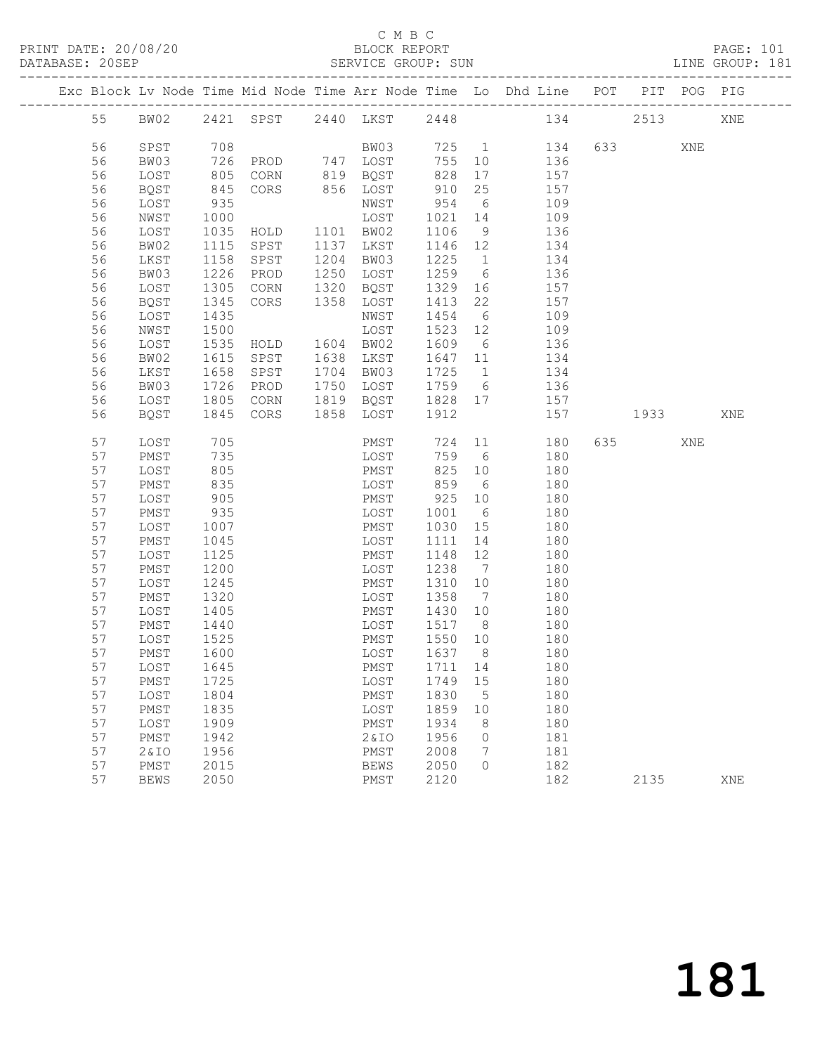C M B C

PRINT DATE: 20/08/20 BLOCK REPORT

DATABASE: 20SEP SERVICE GROUP: SUN LINE GROUP: 181

| Exc | Block | Lv | Node | Time | Mid Node | Time | Arr Node | Time | Lo | Dhd Line | POT | PIT | POG | PIG |
|---|---|---|---|---|---|---|---|---|---|---|---|---|---|---|
| | 55 | | BW02 | 2421 | SPST | 2440 | LKST | 2448 | | 134 | | 2513 | | XNE |
| | 56 | | SPST | 708 | | | BW03 | 725 | 1 | 134 | 633 | | XNE | |
| | 56 | | BW03 | 726 | PROD | 747 | LOST | 755 | 10 | 136 | | | | |
| | 56 | | LOST | 805 | CORN | 819 | BQST | 828 | 17 | 157 | | | | |
| | 56 | | BQST | 845 | CORS | 856 | LOST | 910 | 25 | 157 | | | | |
| | 56 | | LOST | 935 | | | NWST | 954 | 6 | 109 | | | | |
| | 56 | | NWST | 1000 | | | LOST | 1021 | 14 | 109 | | | | |
| | 56 | | LOST | 1035 | HOLD | 1101 | BW02 | 1106 | 9 | 136 | | | | |
| | 56 | | BW02 | 1115 | SPST | 1137 | LKST | 1146 | 12 | 134 | | | | |
| | 56 | | LKST | 1158 | SPST | 1204 | BW03 | 1225 | 1 | 134 | | | | |
| | 56 | | BW03 | 1226 | PROD | 1250 | LOST | 1259 | 6 | 136 | | | | |
| | 56 | | LOST | 1305 | CORN | 1320 | BQST | 1329 | 16 | 157 | | | | |
| | 56 | | BQST | 1345 | CORS | 1358 | LOST | 1413 | 22 | 157 | | | | |
| | 56 | | LOST | 1435 | | | NWST | 1454 | 6 | 109 | | | | |
| | 56 | | NWST | 1500 | | | LOST | 1523 | 12 | 109 | | | | |
| | 56 | | LOST | 1535 | HOLD | 1604 | BW02 | 1609 | 6 | 136 | | | | |
| | 56 | | BW02 | 1615 | SPST | 1638 | LKST | 1647 | 11 | 134 | | | | |
| | 56 | | LKST | 1658 | SPST | 1704 | BW03 | 1725 | 1 | 134 | | | | |
| | 56 | | BW03 | 1726 | PROD | 1750 | LOST | 1759 | 6 | 136 | | | | |
| | 56 | | LOST | 1805 | CORN | 1819 | BQST | 1828 | 17 | 157 | | | | |
| | 56 | | BQST | 1845 | CORS | 1858 | LOST | 1912 | | 157 | | 1933 | | XNE |
| | 57 | | LOST | 705 | | | PMST | 724 | 11 | 180 | 635 | | XNE | |
| | 57 | | PMST | 735 | | | LOST | 759 | 6 | 180 | | | | |
| | 57 | | LOST | 805 | | | PMST | 825 | 10 | 180 | | | | |
| | 57 | | PMST | 835 | | | LOST | 859 | 6 | 180 | | | | |
| | 57 | | LOST | 905 | | | PMST | 925 | 10 | 180 | | | | |
| | 57 | | PMST | 935 | | | LOST | 1001 | 6 | 180 | | | | |
| | 57 | | LOST | 1007 | | | PMST | 1030 | 15 | 180 | | | | |
| | 57 | | PMST | 1045 | | | LOST | 1111 | 14 | 180 | | | | |
| | 57 | | LOST | 1125 | | | PMST | 1148 | 12 | 180 | | | | |
| | 57 | | PMST | 1200 | | | LOST | 1238 | 7 | 180 | | | | |
| | 57 | | LOST | 1245 | | | PMST | 1310 | 10 | 180 | | | | |
| | 57 | | PMST | 1320 | | | LOST | 1358 | 7 | 180 | | | | |
| | 57 | | LOST | 1405 | | | PMST | 1430 | 10 | 180 | | | | |
| | 57 | | PMST | 1440 | | | LOST | 1517 | 8 | 180 | | | | |
| | 57 | | LOST | 1525 | | | PMST | 1550 | 10 | 180 | | | | |
| | 57 | | PMST | 1600 | | | LOST | 1637 | 8 | 180 | | | | |
| | 57 | | LOST | 1645 | | | PMST | 1711 | 14 | 180 | | | | |
| | 57 | | PMST | 1725 | | | LOST | 1749 | 15 | 180 | | | | |
| | 57 | | LOST | 1804 | | | PMST | 1830 | 5 | 180 | | | | |
| | 57 | | PMST | 1835 | | | LOST | 1859 | 10 | 180 | | | | |
| | 57 | | LOST | 1909 | | | PMST | 1934 | 8 | 180 | | | | |
| | 57 | | PMST | 1942 | | | 2&IO | 1956 | 0 | 181 | | | | |
| | 57 | | 2&IO | 1956 | | | PMST | 2008 | 7 | 181 | | | | |
| | 57 | | PMST | 2015 | | | BEWS | 2050 | 0 | 182 | | | | |
| | 57 | | BEWS | 2050 | | | PMST | 2120 | | 182 | | 2135 | | XNE |

181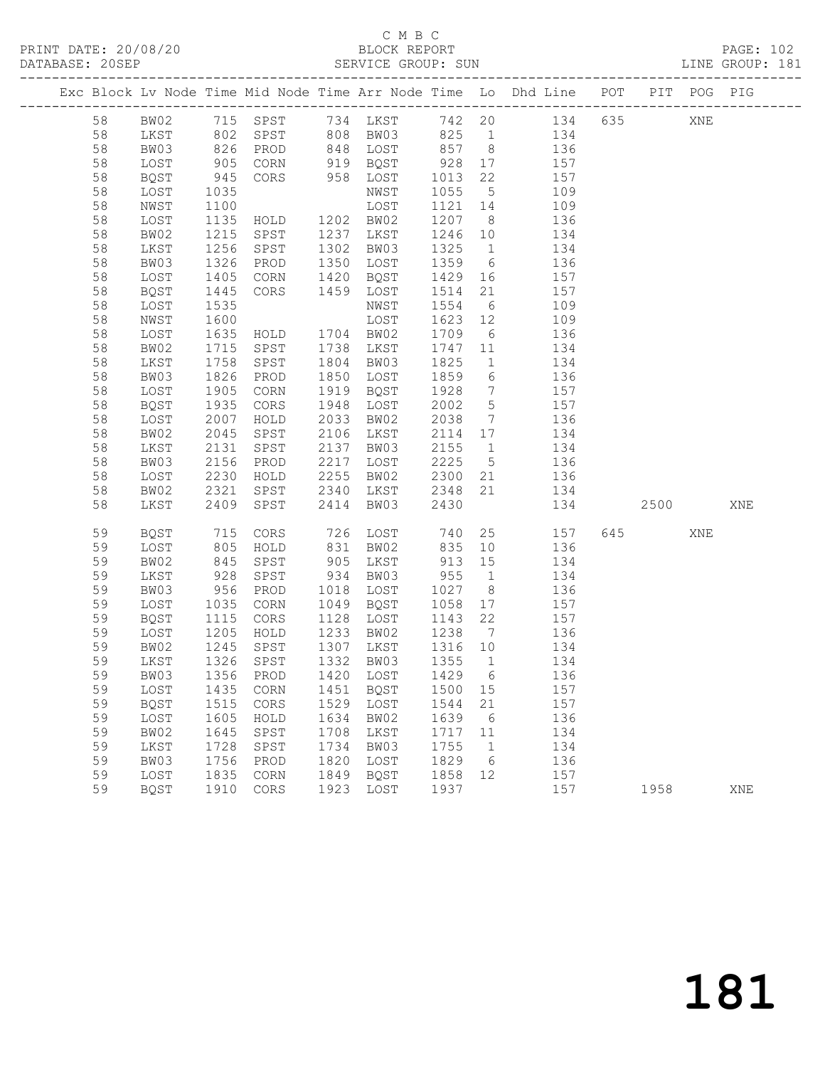C M B C

PRINT DATE: 20/08/20 BLOCK REPORT
DATABASE: 20SEP SERVICE GROUP: SUN LINE GROUP: 181

| Exc | Block | Lv | Node | Time | Mid Node | Time | Arr Node | Time | Lo | Dhd Line | POT | PIT | POG | PIG |
|---|---|---|---|---|---|---|---|---|---|---|---|---|---|---|
| | 58 | | BW02 | 715 | SPST | 734 | LKST | 742 | 20 | 134 | 635 | | XNE | |
| | 58 | | LKST | 802 | SPST | 808 | BW03 | 825 | 1 | 134 | | | | |
| | 58 | | BW03 | 826 | PROD | 848 | LOST | 857 | 8 | 136 | | | | |
| | 58 | | LOST | 905 | CORN | 919 | BQST | 928 | 17 | 157 | | | | |
| | 58 | | BQST | 945 | CORS | 958 | LOST | 1013 | 22 | 157 | | | | |
| | 58 | | LOST | 1035 | | | NWST | 1055 | 5 | 109 | | | | |
| | 58 | | NWST | 1100 | | | LOST | 1121 | 14 | 109 | | | | |
| | 58 | | LOST | 1135 | HOLD | 1202 | BW02 | 1207 | 8 | 136 | | | | |
| | 58 | | BW02 | 1215 | SPST | 1237 | LKST | 1246 | 10 | 134 | | | | |
| | 58 | | LKST | 1256 | SPST | 1302 | BW03 | 1325 | 1 | 134 | | | | |
| | 58 | | BW03 | 1326 | PROD | 1350 | LOST | 1359 | 6 | 136 | | | | |
| | 58 | | LOST | 1405 | CORN | 1420 | BQST | 1429 | 16 | 157 | | | | |
| | 58 | | BQST | 1445 | CORS | 1459 | LOST | 1514 | 21 | 157 | | | | |
| | 58 | | LOST | 1535 | | | NWST | 1554 | 6 | 109 | | | | |
| | 58 | | NWST | 1600 | | | LOST | 1623 | 12 | 109 | | | | |
| | 58 | | LOST | 1635 | HOLD | 1704 | BW02 | 1709 | 6 | 136 | | | | |
| | 58 | | BW02 | 1715 | SPST | 1738 | LKST | 1747 | 11 | 134 | | | | |
| | 58 | | LKST | 1758 | SPST | 1804 | BW03 | 1825 | 1 | 134 | | | | |
| | 58 | | BW03 | 1826 | PROD | 1850 | LOST | 1859 | 6 | 136 | | | | |
| | 58 | | LOST | 1905 | CORN | 1919 | BQST | 1928 | 7 | 157 | | | | |
| | 58 | | BQST | 1935 | CORS | 1948 | LOST | 2002 | 5 | 157 | | | | |
| | 58 | | LOST | 2007 | HOLD | 2033 | BW02 | 2038 | 7 | 136 | | | | |
| | 58 | | BW02 | 2045 | SPST | 2106 | LKST | 2114 | 17 | 134 | | | | |
| | 58 | | LKST | 2131 | SPST | 2137 | BW03 | 2155 | 1 | 134 | | | | |
| | 58 | | BW03 | 2156 | PROD | 2217 | LOST | 2225 | 5 | 136 | | | | |
| | 58 | | LOST | 2230 | HOLD | 2255 | BW02 | 2300 | 21 | 136 | | | | |
| | 58 | | BW02 | 2321 | SPST | 2340 | LKST | 2348 | 21 | 134 | | | | |
| | 58 | | LKST | 2409 | SPST | 2414 | BW03 | 2430 | | 134 | | 2500 | | XNE |
| | 59 | | BQST | 715 | CORS | 726 | LOST | 740 | 25 | 157 | 645 | | XNE | |
| | 59 | | LOST | 805 | HOLD | 831 | BW02 | 835 | 10 | 136 | | | | |
| | 59 | | BW02 | 845 | SPST | 905 | LKST | 913 | 15 | 134 | | | | |
| | 59 | | LKST | 928 | SPST | 934 | BW03 | 955 | 1 | 134 | | | | |
| | 59 | | BW03 | 956 | PROD | 1018 | LOST | 1027 | 8 | 136 | | | | |
| | 59 | | LOST | 1035 | CORN | 1049 | BQST | 1058 | 17 | 157 | | | | |
| | 59 | | BQST | 1115 | CORS | 1128 | LOST | 1143 | 22 | 157 | | | | |
| | 59 | | LOST | 1205 | HOLD | 1233 | BW02 | 1238 | 7 | 136 | | | | |
| | 59 | | BW02 | 1245 | SPST | 1307 | LKST | 1316 | 10 | 134 | | | | |
| | 59 | | LKST | 1326 | SPST | 1332 | BW03 | 1355 | 1 | 134 | | | | |
| | 59 | | BW03 | 1356 | PROD | 1420 | LOST | 1429 | 6 | 136 | | | | |
| | 59 | | LOST | 1435 | CORN | 1451 | BQST | 1500 | 15 | 157 | | | | |
| | 59 | | BQST | 1515 | CORS | 1529 | LOST | 1544 | 21 | 157 | | | | |
| | 59 | | LOST | 1605 | HOLD | 1634 | BW02 | 1639 | 6 | 136 | | | | |
| | 59 | | BW02 | 1645 | SPST | 1708 | LKST | 1717 | 11 | 134 | | | | |
| | 59 | | LKST | 1728 | SPST | 1734 | BW03 | 1755 | 1 | 134 | | | | |
| | 59 | | BW03 | 1756 | PROD | 1820 | LOST | 1829 | 6 | 136 | | | | |
| | 59 | | LOST | 1835 | CORN | 1849 | BQST | 1858 | 12 | 157 | | | | |
| | 59 | | BQST | 1910 | CORS | 1923 | LOST | 1937 | | 157 | | 1958 | | XNE |

181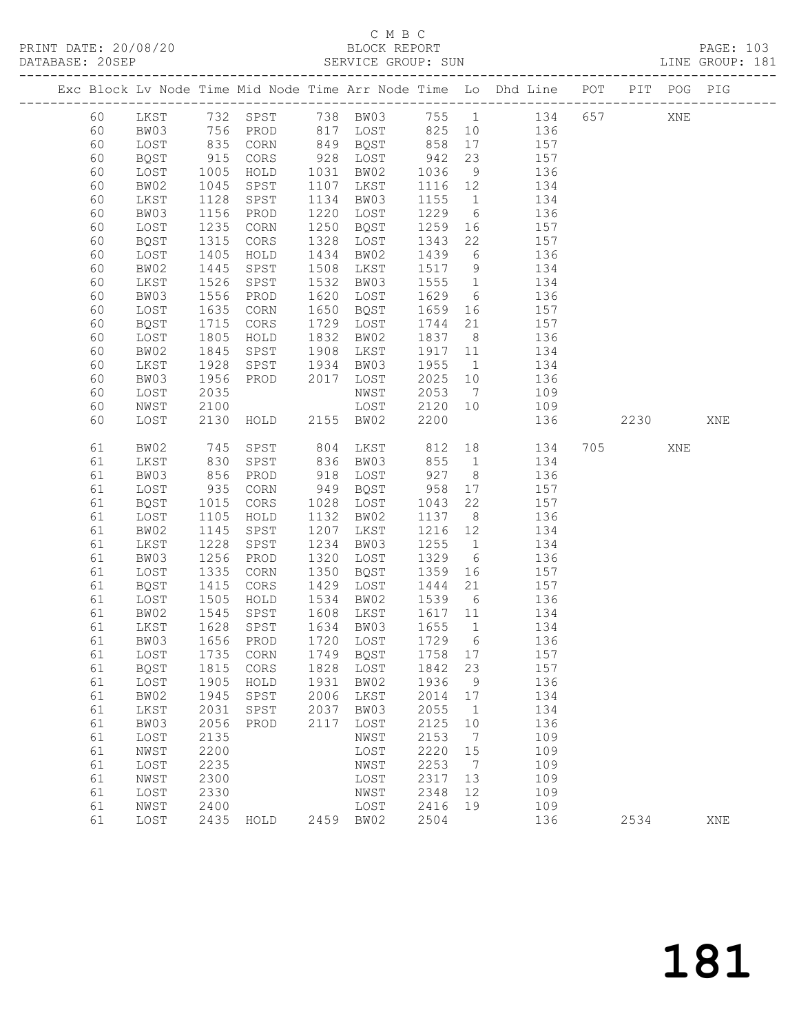C M B C

PRINT DATE: 20/08/20 BLOCK REPORT

DATABASE: 20SEP SERVICE GROUP: SUN LINE GROUP: 181

| Exc | Block | Lv | Node | Time | Mid Node | Time | Arr Node | Time | Lo | Dhd Line | POT | PIT | POG | PIG |
|---|---|---|---|---|---|---|---|---|---|---|---|---|---|---|
| | 60 | | LKST | 732 | SPST | 738 | BW03 | 755 | 1 | 134 | 657 | | XNE | |
| | 60 | | BW03 | 756 | PROD | 817 | LOST | 825 | 10 | 136 | | | | |
| | 60 | | LOST | 835 | CORN | 849 | BQST | 858 | 17 | 157 | | | | |
| | 60 | | BQST | 915 | CORS | 928 | LOST | 942 | 23 | 157 | | | | |
| | 60 | | LOST | 1005 | HOLD | 1031 | BW02 | 1036 | 9 | 136 | | | | |
| | 60 | | BW02 | 1045 | SPST | 1107 | LKST | 1116 | 12 | 134 | | | | |
| | 60 | | LKST | 1128 | SPST | 1134 | BW03 | 1155 | 1 | 134 | | | | |
| | 60 | | BW03 | 1156 | PROD | 1220 | LOST | 1229 | 6 | 136 | | | | |
| | 60 | | LOST | 1235 | CORN | 1250 | BQST | 1259 | 16 | 157 | | | | |
| | 60 | | BQST | 1315 | CORS | 1328 | LOST | 1343 | 22 | 157 | | | | |
| | 60 | | LOST | 1405 | HOLD | 1434 | BW02 | 1439 | 6 | 136 | | | | |
| | 60 | | BW02 | 1445 | SPST | 1508 | LKST | 1517 | 9 | 134 | | | | |
| | 60 | | LKST | 1526 | SPST | 1532 | BW03 | 1555 | 1 | 134 | | | | |
| | 60 | | BW03 | 1556 | PROD | 1620 | LOST | 1629 | 6 | 136 | | | | |
| | 60 | | LOST | 1635 | CORN | 1650 | BQST | 1659 | 16 | 157 | | | | |
| | 60 | | BQST | 1715 | CORS | 1729 | LOST | 1744 | 21 | 157 | | | | |
| | 60 | | LOST | 1805 | HOLD | 1832 | BW02 | 1837 | 8 | 136 | | | | |
| | 60 | | BW02 | 1845 | SPST | 1908 | LKST | 1917 | 11 | 134 | | | | |
| | 60 | | LKST | 1928 | SPST | 1934 | BW03 | 1955 | 1 | 134 | | | | |
| | 60 | | BW03 | 1956 | PROD | 2017 | LOST | 2025 | 10 | 136 | | | | |
| | 60 | | LOST | 2035 | | | NWST | 2053 | 7 | 109 | | | | |
| | 60 | | NWST | 2100 | | | LOST | 2120 | 10 | 109 | | | | |
| | 60 | | LOST | 2130 | HOLD | 2155 | BW02 | 2200 | | 136 | | 2230 | | XNE |
| | 61 | | BW02 | 745 | SPST | 804 | LKST | 812 | 18 | 134 | 705 | | XNE | |
| | 61 | | LKST | 830 | SPST | 836 | BW03 | 855 | 1 | 134 | | | | |
| | 61 | | BW03 | 856 | PROD | 918 | LOST | 927 | 8 | 136 | | | | |
| | 61 | | LOST | 935 | CORN | 949 | BQST | 958 | 17 | 157 | | | | |
| | 61 | | BQST | 1015 | CORS | 1028 | LOST | 1043 | 22 | 157 | | | | |
| | 61 | | LOST | 1105 | HOLD | 1132 | BW02 | 1137 | 8 | 136 | | | | |
| | 61 | | BW02 | 1145 | SPST | 1207 | LKST | 1216 | 12 | 134 | | | | |
| | 61 | | LKST | 1228 | SPST | 1234 | BW03 | 1255 | 1 | 134 | | | | |
| | 61 | | BW03 | 1256 | PROD | 1320 | LOST | 1329 | 6 | 136 | | | | |
| | 61 | | LOST | 1335 | CORN | 1350 | BQST | 1359 | 16 | 157 | | | | |
| | 61 | | BQST | 1415 | CORS | 1429 | LOST | 1444 | 21 | 157 | | | | |
| | 61 | | LOST | 1505 | HOLD | 1534 | BW02 | 1539 | 6 | 136 | | | | |
| | 61 | | BW02 | 1545 | SPST | 1608 | LKST | 1617 | 11 | 134 | | | | |
| | 61 | | LKST | 1628 | SPST | 1634 | BW03 | 1655 | 1 | 134 | | | | |
| | 61 | | BW03 | 1656 | PROD | 1720 | LOST | 1729 | 6 | 136 | | | | |
| | 61 | | LOST | 1735 | CORN | 1749 | BQST | 1758 | 17 | 157 | | | | |
| | 61 | | BQST | 1815 | CORS | 1828 | LOST | 1842 | 23 | 157 | | | | |
| | 61 | | LOST | 1905 | HOLD | 1931 | BW02 | 1936 | 9 | 136 | | | | |
| | 61 | | BW02 | 1945 | SPST | 2006 | LKST | 2014 | 17 | 134 | | | | |
| | 61 | | LKST | 2031 | SPST | 2037 | BW03 | 2055 | 1 | 134 | | | | |
| | 61 | | BW03 | 2056 | PROD | 2117 | LOST | 2125 | 10 | 136 | | | | |
| | 61 | | LOST | 2135 | | | NWST | 2153 | 7 | 109 | | | | |
| | 61 | | NWST | 2200 | | | LOST | 2220 | 15 | 109 | | | | |
| | 61 | | LOST | 2235 | | | NWST | 2253 | 7 | 109 | | | | |
| | 61 | | NWST | 2300 | | | LOST | 2317 | 13 | 109 | | | | |
| | 61 | | LOST | 2330 | | | NWST | 2348 | 12 | 109 | | | | |
| | 61 | | NWST | 2400 | | | LOST | 2416 | 19 | 109 | | | | |
| | 61 | | LOST | 2435 | HOLD | 2459 | BW02 | 2504 | | 136 | | 2534 | | XNE |

181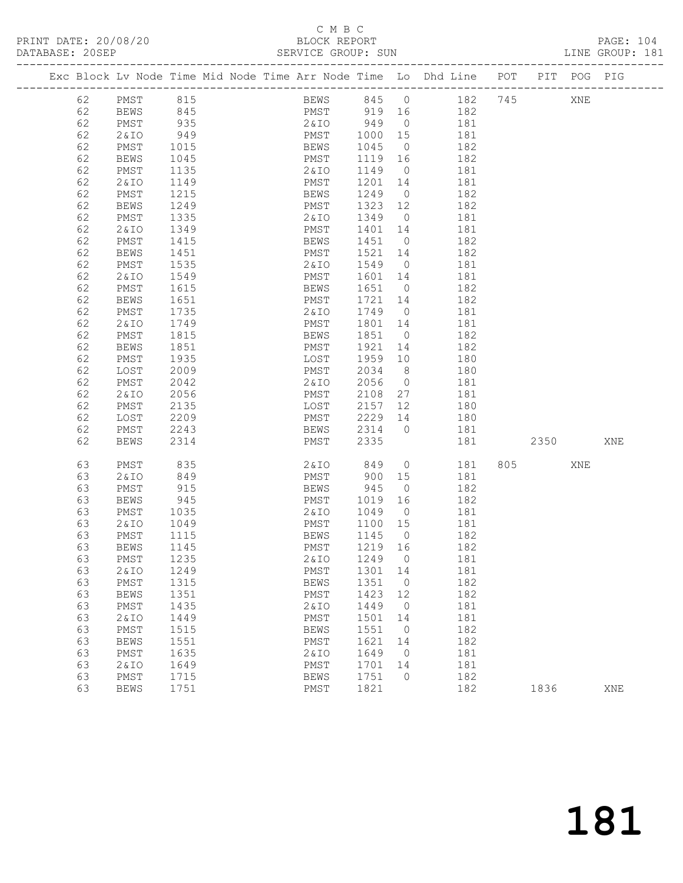C M B C

PRINT DATE: 20/08/20 BLOCK REPORT PAGE: 104
DATABASE: 20SEP SERVICE GROUP: SUN LINE GROUP: 181

| Exc | Block | Lv | Node | Time | Mid Node | Time | Arr Node | Time | Lo | Dhd Line | POT | PIT | POG | PIG |
|---|---|---|---|---|---|---|---|---|---|---|---|---|---|---|
| | 62 | | PMST | 815 | | | BEWS | 845 | 0 | 182 | 745 | | XNE | |
| | 62 | | BEWS | 845 | | | PMST | 919 | 16 | 182 | | | | |
| | 62 | | PMST | 935 | | | 2&IO | 949 | 0 | 181 | | | | |
| | 62 | | 2&IO | 949 | | | PMST | 1000 | 15 | 181 | | | | |
| | 62 | | PMST | 1015 | | | BEWS | 1045 | 0 | 182 | | | | |
| | 62 | | BEWS | 1045 | | | PMST | 1119 | 16 | 182 | | | | |
| | 62 | | PMST | 1135 | | | 2&IO | 1149 | 0 | 181 | | | | |
| | 62 | | 2&IO | 1149 | | | PMST | 1201 | 14 | 181 | | | | |
| | 62 | | PMST | 1215 | | | BEWS | 1249 | 0 | 182 | | | | |
| | 62 | | BEWS | 1249 | | | PMST | 1323 | 12 | 182 | | | | |
| | 62 | | PMST | 1335 | | | 2&IO | 1349 | 0 | 181 | | | | |
| | 62 | | 2&IO | 1349 | | | PMST | 1401 | 14 | 181 | | | | |
| | 62 | | PMST | 1415 | | | BEWS | 1451 | 0 | 182 | | | | |
| | 62 | | BEWS | 1451 | | | PMST | 1521 | 14 | 182 | | | | |
| | 62 | | PMST | 1535 | | | 2&IO | 1549 | 0 | 181 | | | | |
| | 62 | | 2&IO | 1549 | | | PMST | 1601 | 14 | 181 | | | | |
| | 62 | | PMST | 1615 | | | BEWS | 1651 | 0 | 182 | | | | |
| | 62 | | BEWS | 1651 | | | PMST | 1721 | 14 | 182 | | | | |
| | 62 | | PMST | 1735 | | | 2&IO | 1749 | 0 | 181 | | | | |
| | 62 | | 2&IO | 1749 | | | PMST | 1801 | 14 | 181 | | | | |
| | 62 | | PMST | 1815 | | | BEWS | 1851 | 0 | 182 | | | | |
| | 62 | | BEWS | 1851 | | | PMST | 1921 | 14 | 182 | | | | |
| | 62 | | PMST | 1935 | | | LOST | 1959 | 10 | 180 | | | | |
| | 62 | | LOST | 2009 | | | PMST | 2034 | 8 | 180 | | | | |
| | 62 | | PMST | 2042 | | | 2&IO | 2056 | 0 | 181 | | | | |
| | 62 | | 2&IO | 2056 | | | PMST | 2108 | 27 | 181 | | | | |
| | 62 | | PMST | 2135 | | | LOST | 2157 | 12 | 180 | | | | |
| | 62 | | LOST | 2209 | | | PMST | 2229 | 14 | 180 | | | | |
| | 62 | | PMST | 2243 | | | BEWS | 2314 | 0 | 181 | | | | |
| | 62 | | BEWS | 2314 | | | PMST | 2335 | | 181 | | 2350 | | XNE |
| | 63 | | PMST | 835 | | | 2&IO | 849 | 0 | 181 | 805 | | XNE | |
| | 63 | | 2&IO | 849 | | | PMST | 900 | 15 | 181 | | | | |
| | 63 | | PMST | 915 | | | BEWS | 945 | 0 | 182 | | | | |
| | 63 | | BEWS | 945 | | | PMST | 1019 | 16 | 182 | | | | |
| | 63 | | PMST | 1035 | | | 2&IO | 1049 | 0 | 181 | | | | |
| | 63 | | 2&IO | 1049 | | | PMST | 1100 | 15 | 181 | | | | |
| | 63 | | PMST | 1115 | | | BEWS | 1145 | 0 | 182 | | | | |
| | 63 | | BEWS | 1145 | | | PMST | 1219 | 16 | 182 | | | | |
| | 63 | | PMST | 1235 | | | 2&IO | 1249 | 0 | 181 | | | | |
| | 63 | | 2&IO | 1249 | | | PMST | 1301 | 14 | 181 | | | | |
| | 63 | | PMST | 1315 | | | BEWS | 1351 | 0 | 182 | | | | |
| | 63 | | BEWS | 1351 | | | PMST | 1423 | 12 | 182 | | | | |
| | 63 | | PMST | 1435 | | | 2&IO | 1449 | 0 | 181 | | | | |
| | 63 | | 2&IO | 1449 | | | PMST | 1501 | 14 | 181 | | | | |
| | 63 | | PMST | 1515 | | | BEWS | 1551 | 0 | 182 | | | | |
| | 63 | | BEWS | 1551 | | | PMST | 1621 | 14 | 182 | | | | |
| | 63 | | PMST | 1635 | | | 2&IO | 1649 | 0 | 181 | | | | |
| | 63 | | 2&IO | 1649 | | | PMST | 1701 | 14 | 181 | | | | |
| | 63 | | PMST | 1715 | | | BEWS | 1751 | 0 | 182 | | | | |
| | 63 | | BEWS | 1751 | | | PMST | 1821 | | 182 | | 1836 | | XNE |

181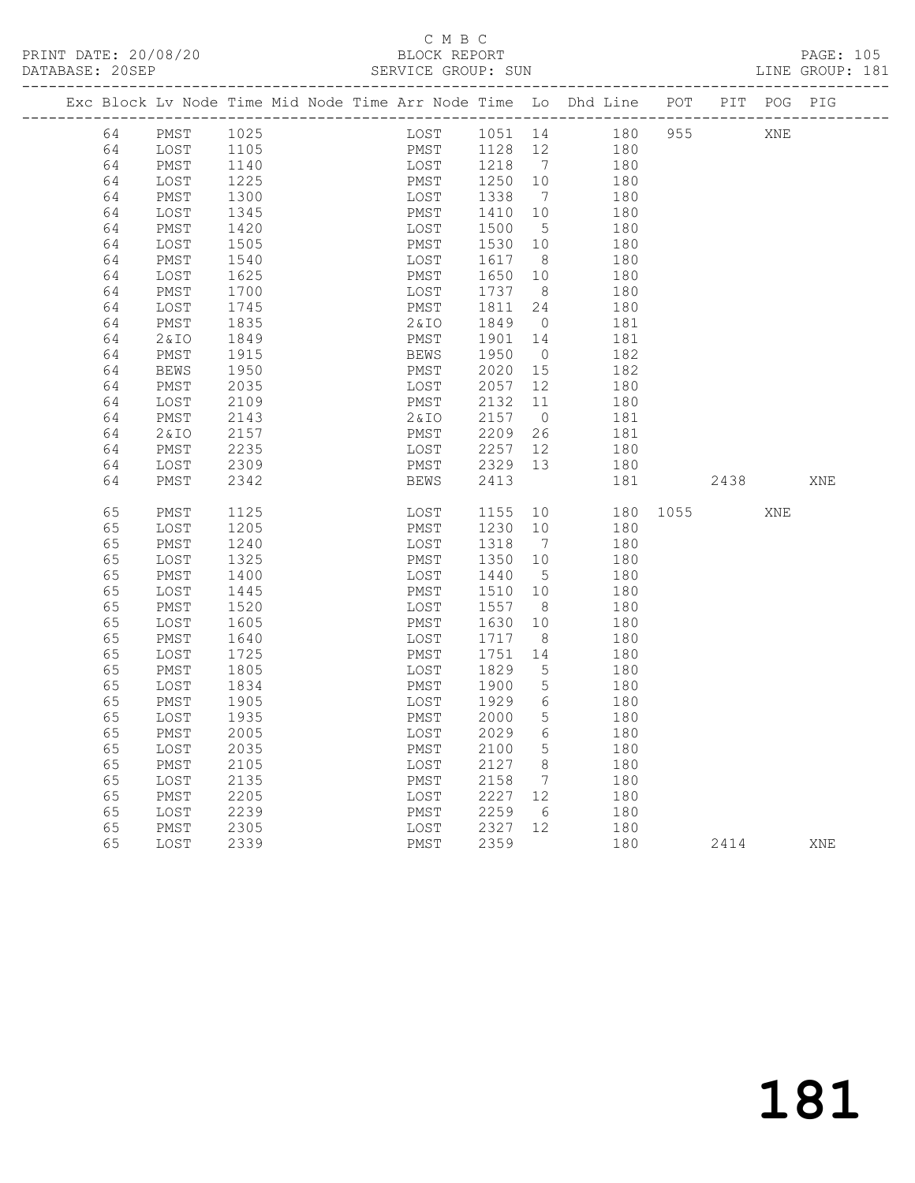C M B C

BLOCK REPORT

PRINT DATE: 20/08/20 DATABASE: 20SEP SERVICE GROUP: SUN LINE GROUP: 181

| Exc | Block | Lv | Node | Time | Mid Node | Time | Arr Node | Time | Lo | Dhd Line | POT | PIT | POG | PIG |
|---|---|---|---|---|---|---|---|---|---|---|---|---|---|---|
| | 64 | | PMST | 1025 | | | LOST | 1051 | 14 | 180 | 955 | | XNE | |
| | 64 | | LOST | 1105 | | | PMST | 1128 | 12 | 180 | | | | |
| | 64 | | PMST | 1140 | | | LOST | 1218 | 7 | 180 | | | | |
| | 64 | | LOST | 1225 | | | PMST | 1250 | 10 | 180 | | | | |
| | 64 | | PMST | 1300 | | | LOST | 1338 | 7 | 180 | | | | |
| | 64 | | LOST | 1345 | | | PMST | 1410 | 10 | 180 | | | | |
| | 64 | | PMST | 1420 | | | LOST | 1500 | 5 | 180 | | | | |
| | 64 | | LOST | 1505 | | | PMST | 1530 | 10 | 180 | | | | |
| | 64 | | PMST | 1540 | | | LOST | 1617 | 8 | 180 | | | | |
| | 64 | | LOST | 1625 | | | PMST | 1650 | 10 | 180 | | | | |
| | 64 | | PMST | 1700 | | | LOST | 1737 | 8 | 180 | | | | |
| | 64 | | LOST | 1745 | | | PMST | 1811 | 24 | 180 | | | | |
| | 64 | | PMST | 1835 | | | 2&IO | 1849 | 0 | 181 | | | | |
| | 64 | | 2&IO | 1849 | | | PMST | 1901 | 14 | 181 | | | | |
| | 64 | | PMST | 1915 | | | BEWS | 1950 | 0 | 182 | | | | |
| | 64 | | BEWS | 1950 | | | PMST | 2020 | 15 | 182 | | | | |
| | 64 | | PMST | 2035 | | | LOST | 2057 | 12 | 180 | | | | |
| | 64 | | LOST | 2109 | | | PMST | 2132 | 11 | 180 | | | | |
| | 64 | | PMST | 2143 | | | 2&IO | 2157 | 0 | 181 | | | | |
| | 64 | | 2&IO | 2157 | | | PMST | 2209 | 26 | 181 | | | | |
| | 64 | | PMST | 2235 | | | LOST | 2257 | 12 | 180 | | | | |
| | 64 | | LOST | 2309 | | | PMST | 2329 | 13 | 180 | | | | |
| | 64 | | PMST | 2342 | | | BEWS | 2413 | | 181 | | 2438 | | XNE |
| | 65 | | PMST | 1125 | | | LOST | 1155 | 10 | 180 | 1055 | | XNE | |
| | 65 | | LOST | 1205 | | | PMST | 1230 | 10 | 180 | | | | |
| | 65 | | PMST | 1240 | | | LOST | 1318 | 7 | 180 | | | | |
| | 65 | | LOST | 1325 | | | PMST | 1350 | 10 | 180 | | | | |
| | 65 | | PMST | 1400 | | | LOST | 1440 | 5 | 180 | | | | |
| | 65 | | LOST | 1445 | | | PMST | 1510 | 10 | 180 | | | | |
| | 65 | | PMST | 1520 | | | LOST | 1557 | 8 | 180 | | | | |
| | 65 | | LOST | 1605 | | | PMST | 1630 | 10 | 180 | | | | |
| | 65 | | PMST | 1640 | | | LOST | 1717 | 8 | 180 | | | | |
| | 65 | | LOST | 1725 | | | PMST | 1751 | 14 | 180 | | | | |
| | 65 | | PMST | 1805 | | | LOST | 1829 | 5 | 180 | | | | |
| | 65 | | LOST | 1834 | | | PMST | 1900 | 5 | 180 | | | | |
| | 65 | | PMST | 1905 | | | LOST | 1929 | 6 | 180 | | | | |
| | 65 | | LOST | 1935 | | | PMST | 2000 | 5 | 180 | | | | |
| | 65 | | PMST | 2005 | | | LOST | 2029 | 6 | 180 | | | | |
| | 65 | | LOST | 2035 | | | PMST | 2100 | 5 | 180 | | | | |
| | 65 | | PMST | 2105 | | | LOST | 2127 | 8 | 180 | | | | |
| | 65 | | LOST | 2135 | | | PMST | 2158 | 7 | 180 | | | | |
| | 65 | | PMST | 2205 | | | LOST | 2227 | 12 | 180 | | | | |
| | 65 | | LOST | 2239 | | | PMST | 2259 | 6 | 180 | | | | |
| | 65 | | PMST | 2305 | | | LOST | 2327 | 12 | 180 | | | | |
| | 65 | | LOST | 2339 | | | PMST | 2359 | | 180 | | 2414 | | XNE |

181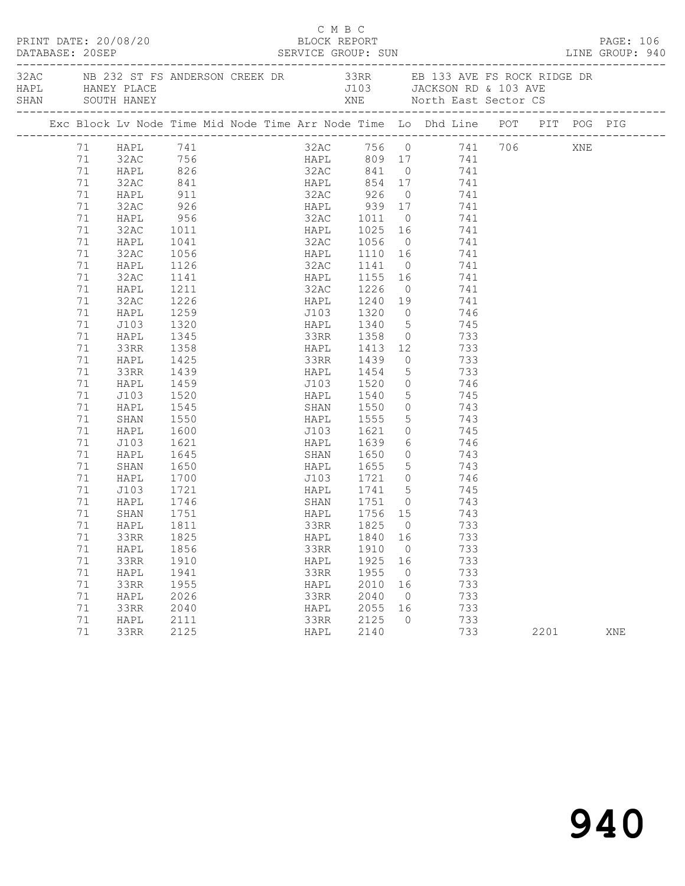C M B C

PRINT DATE: 20/08/20 BLOCK REPORT
DATABASE: 20SEP SERVICE GROUP: SUN LINE GROUP: 940

| Code | Description | Code | Description |
|---|---|---|---|
| 32AC | NB 232 ST FS ANDERSON CREEK DR | 33RR | EB 133 AVE FS ROCK RIDGE DR |
| HAPL | HANEY PLACE | J103 | JACKSON RD & 103 AVE |
| SHAN | SOUTH HANEY | XNE | North East Sector CS |

| Exc | Block | Lv Node | Time | Mid Node | Time | Arr Node | Time | Lo | Dhd Line | POT | PIT | POG | PIG |
|---|---|---|---|---|---|---|---|---|---|---|---|---|---|
| | 71 | HAPL | 741 | | | 32AC | 756 | 0 | 741 | 706 | | XNE | |
| | 71 | 32AC | 756 | | | HAPL | 809 | 17 | 741 | | | | |
| | 71 | HAPL | 826 | | | 32AC | 841 | 0 | 741 | | | | |
| | 71 | 32AC | 841 | | | HAPL | 854 | 17 | 741 | | | | |
| | 71 | HAPL | 911 | | | 32AC | 926 | 0 | 741 | | | | |
| | 71 | 32AC | 926 | | | HAPL | 939 | 17 | 741 | | | | |
| | 71 | HAPL | 956 | | | 32AC | 1011 | 0 | 741 | | | | |
| | 71 | 32AC | 1011 | | | HAPL | 1025 | 16 | 741 | | | | |
| | 71 | HAPL | 1041 | | | 32AC | 1056 | 0 | 741 | | | | |
| | 71 | 32AC | 1056 | | | HAPL | 1110 | 16 | 741 | | | | |
| | 71 | HAPL | 1126 | | | 32AC | 1141 | 0 | 741 | | | | |
| | 71 | 32AC | 1141 | | | HAPL | 1155 | 16 | 741 | | | | |
| | 71 | HAPL | 1211 | | | 32AC | 1226 | 0 | 741 | | | | |
| | 71 | 32AC | 1226 | | | HAPL | 1240 | 19 | 741 | | | | |
| | 71 | HAPL | 1259 | | | J103 | 1320 | 0 | 746 | | | | |
| | 71 | J103 | 1320 | | | HAPL | 1340 | 5 | 745 | | | | |
| | 71 | HAPL | 1345 | | | 33RR | 1358 | 0 | 733 | | | | |
| | 71 | 33RR | 1358 | | | HAPL | 1413 | 12 | 733 | | | | |
| | 71 | HAPL | 1425 | | | 33RR | 1439 | 0 | 733 | | | | |
| | 71 | 33RR | 1439 | | | HAPL | 1454 | 5 | 733 | | | | |
| | 71 | HAPL | 1459 | | | J103 | 1520 | 0 | 746 | | | | |
| | 71 | J103 | 1520 | | | HAPL | 1540 | 5 | 745 | | | | |
| | 71 | HAPL | 1545 | | | SHAN | 1550 | 0 | 743 | | | | |
| | 71 | SHAN | 1550 | | | HAPL | 1555 | 5 | 743 | | | | |
| | 71 | HAPL | 1600 | | | J103 | 1621 | 0 | 745 | | | | |
| | 71 | J103 | 1621 | | | HAPL | 1639 | 6 | 746 | | | | |
| | 71 | HAPL | 1645 | | | SHAN | 1650 | 0 | 743 | | | | |
| | 71 | SHAN | 1650 | | | HAPL | 1655 | 5 | 743 | | | | |
| | 71 | HAPL | 1700 | | | J103 | 1721 | 0 | 746 | | | | |
| | 71 | J103 | 1721 | | | HAPL | 1741 | 5 | 745 | | | | |
| | 71 | HAPL | 1746 | | | SHAN | 1751 | 0 | 743 | | | | |
| | 71 | SHAN | 1751 | | | HAPL | 1756 | 15 | 743 | | | | |
| | 71 | HAPL | 1811 | | | 33RR | 1825 | 0 | 733 | | | | |
| | 71 | 33RR | 1825 | | | HAPL | 1840 | 16 | 733 | | | | |
| | 71 | HAPL | 1856 | | | 33RR | 1910 | 0 | 733 | | | | |
| | 71 | 33RR | 1910 | | | HAPL | 1925 | 16 | 733 | | | | |
| | 71 | HAPL | 1941 | | | 33RR | 1955 | 0 | 733 | | | | |
| | 71 | 33RR | 1955 | | | HAPL | 2010 | 16 | 733 | | | | |
| | 71 | HAPL | 2026 | | | 33RR | 2040 | 0 | 733 | | | | |
| | 71 | 33RR | 2040 | | | HAPL | 2055 | 16 | 733 | | | | |
| | 71 | HAPL | 2111 | | | 33RR | 2125 | 0 | 733 | | | | |
| | 71 | 33RR | 2125 | | | HAPL | 2140 | | 733 | | 2201 | | XNE |

940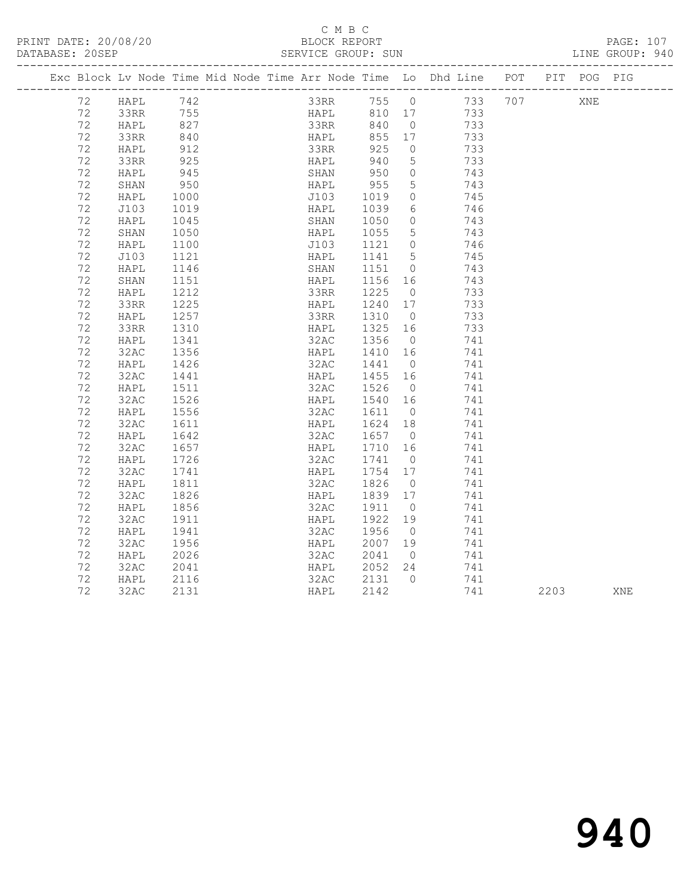C M B C

BLOCK REPORT

PRINT DATE: 20/08/20 DATABASE: 20SEP SERVICE GROUP: SUN LINE GROUP: 940

| Exc | Block | Lv | Node | Time | Mid Node | Time | Arr Node | Time | Lo | Dhd Line | POT | PIT | POG | PIG |
|---|---|---|---|---|---|---|---|---|---|---|---|---|---|---|
| | 72 | | HAPL | 742 | | | 33RR | 755 | 0 | 733 | 707 | | XNE | |
| | 72 | | 33RR | 755 | | | HAPL | 810 | 17 | 733 | | | | |
| | 72 | | HAPL | 827 | | | 33RR | 840 | 0 | 733 | | | | |
| | 72 | | 33RR | 840 | | | HAPL | 855 | 17 | 733 | | | | |
| | 72 | | HAPL | 912 | | | 33RR | 925 | 0 | 733 | | | | |
| | 72 | | 33RR | 925 | | | HAPL | 940 | 5 | 733 | | | | |
| | 72 | | HAPL | 945 | | | SHAN | 950 | 0 | 743 | | | | |
| | 72 | | SHAN | 950 | | | HAPL | 955 | 5 | 743 | | | | |
| | 72 | | HAPL | 1000 | | | J103 | 1019 | 0 | 745 | | | | |
| | 72 | | J103 | 1019 | | | HAPL | 1039 | 6 | 746 | | | | |
| | 72 | | HAPL | 1045 | | | SHAN | 1050 | 0 | 743 | | | | |
| | 72 | | SHAN | 1050 | | | HAPL | 1055 | 5 | 743 | | | | |
| | 72 | | HAPL | 1100 | | | J103 | 1121 | 0 | 746 | | | | |
| | 72 | | J103 | 1121 | | | HAPL | 1141 | 5 | 745 | | | | |
| | 72 | | HAPL | 1146 | | | SHAN | 1151 | 0 | 743 | | | | |
| | 72 | | SHAN | 1151 | | | HAPL | 1156 | 16 | 743 | | | | |
| | 72 | | HAPL | 1212 | | | 33RR | 1225 | 0 | 733 | | | | |
| | 72 | | 33RR | 1225 | | | HAPL | 1240 | 17 | 733 | | | | |
| | 72 | | HAPL | 1257 | | | 33RR | 1310 | 0 | 733 | | | | |
| | 72 | | 33RR | 1310 | | | HAPL | 1325 | 16 | 733 | | | | |
| | 72 | | HAPL | 1341 | | | 32AC | 1356 | 0 | 741 | | | | |
| | 72 | | 32AC | 1356 | | | HAPL | 1410 | 16 | 741 | | | | |
| | 72 | | HAPL | 1426 | | | 32AC | 1441 | 0 | 741 | | | | |
| | 72 | | 32AC | 1441 | | | HAPL | 1455 | 16 | 741 | | | | |
| | 72 | | HAPL | 1511 | | | 32AC | 1526 | 0 | 741 | | | | |
| | 72 | | 32AC | 1526 | | | HAPL | 1540 | 16 | 741 | | | | |
| | 72 | | HAPL | 1556 | | | 32AC | 1611 | 0 | 741 | | | | |
| | 72 | | 32AC | 1611 | | | HAPL | 1624 | 18 | 741 | | | | |
| | 72 | | HAPL | 1642 | | | 32AC | 1657 | 0 | 741 | | | | |
| | 72 | | 32AC | 1657 | | | HAPL | 1710 | 16 | 741 | | | | |
| | 72 | | HAPL | 1726 | | | 32AC | 1741 | 0 | 741 | | | | |
| | 72 | | 32AC | 1741 | | | HAPL | 1754 | 17 | 741 | | | | |
| | 72 | | HAPL | 1811 | | | 32AC | 1826 | 0 | 741 | | | | |
| | 72 | | 32AC | 1826 | | | HAPL | 1839 | 17 | 741 | | | | |
| | 72 | | HAPL | 1856 | | | 32AC | 1911 | 0 | 741 | | | | |
| | 72 | | 32AC | 1911 | | | HAPL | 1922 | 19 | 741 | | | | |
| | 72 | | HAPL | 1941 | | | 32AC | 1956 | 0 | 741 | | | | |
| | 72 | | 32AC | 1956 | | | HAPL | 2007 | 19 | 741 | | | | |
| | 72 | | HAPL | 2026 | | | 32AC | 2041 | 0 | 741 | | | | |
| | 72 | | 32AC | 2041 | | | HAPL | 2052 | 24 | 741 | | | | |
| | 72 | | HAPL | 2116 | | | 32AC | 2131 | 0 | 741 | | | | |
| | 72 | | 32AC | 2131 | | | HAPL | 2142 | | 741 | | 2203 | | XNE |

940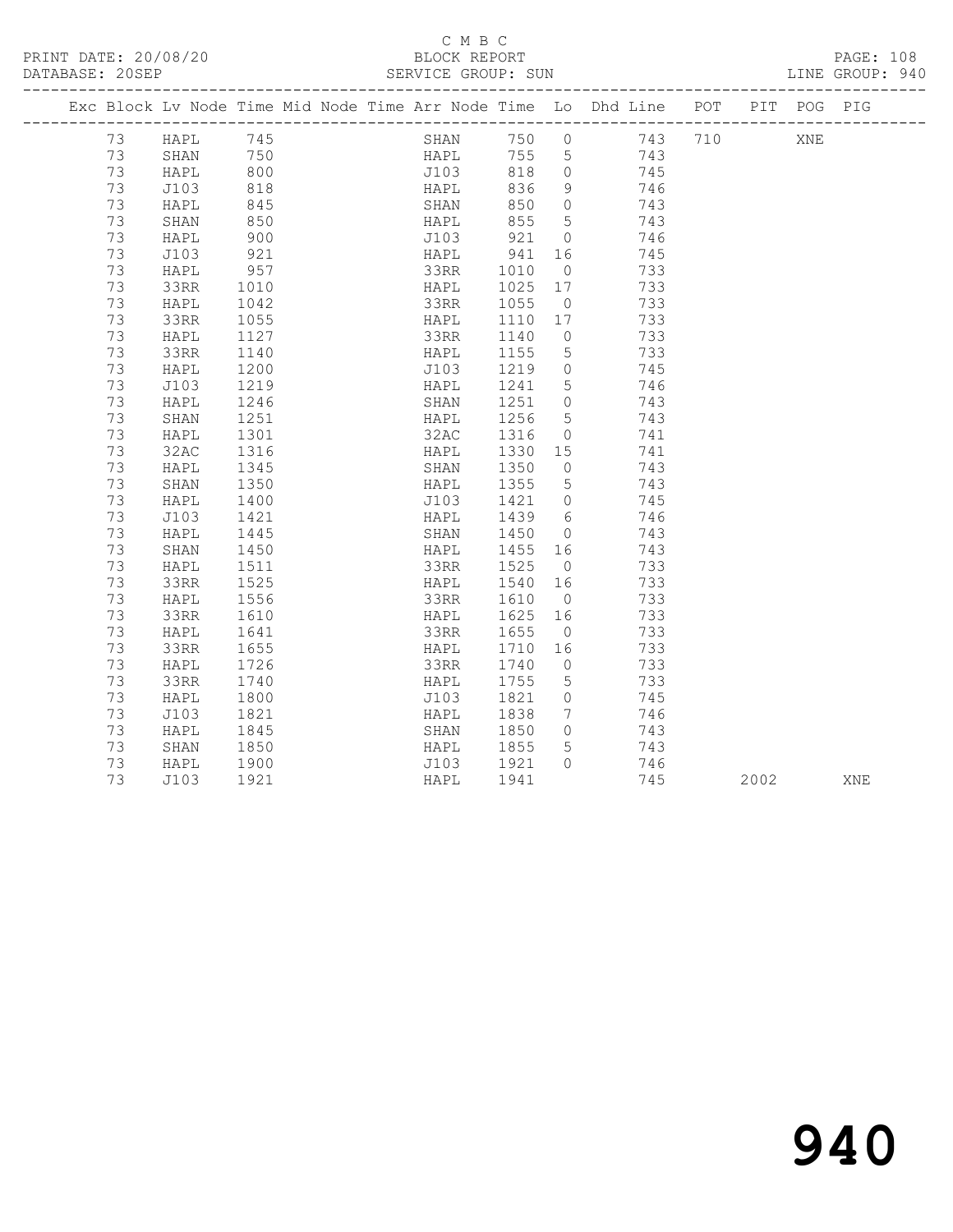C M B C

BLOCK REPORT

SERVICE GROUP: SUN

PRINT DATE: 20/08/20

DATABASE: 20SEP

LINE GROUP: 940

| Exc | Block | Lv | Node | Time | Mid | Node | Time | Arr | Node | Time | Lo | Dhd | Line | POT | PIT | POG | PIG |
|---|---|---|---|---|---|---|---|---|---|---|---|---|---|---|---|---|---|
| | 73 | | HAPL | 745 | | | | | SHAN | 750 | 0 | | 743 | 710 | | XNE | |
| | 73 | | SHAN | 750 | | | | | HAPL | 755 | 5 | | 743 | | | | |
| | 73 | | HAPL | 800 | | | | | J103 | 818 | 0 | | 745 | | | | |
| | 73 | | J103 | 818 | | | | | HAPL | 836 | 9 | | 746 | | | | |
| | 73 | | HAPL | 845 | | | | | SHAN | 850 | 0 | | 743 | | | | |
| | 73 | | SHAN | 850 | | | | | HAPL | 855 | 5 | | 743 | | | | |
| | 73 | | HAPL | 900 | | | | | J103 | 921 | 0 | | 746 | | | | |
| | 73 | | J103 | 921 | | | | | HAPL | 941 | 16 | | 745 | | | | |
| | 73 | | HAPL | 957 | | | | | 33RR | 1010 | 0 | | 733 | | | | |
| | 73 | | 33RR | 1010 | | | | | HAPL | 1025 | 17 | | 733 | | | | |
| | 73 | | HAPL | 1042 | | | | | 33RR | 1055 | 0 | | 733 | | | | |
| | 73 | | 33RR | 1055 | | | | | HAPL | 1110 | 17 | | 733 | | | | |
| | 73 | | HAPL | 1127 | | | | | 33RR | 1140 | 0 | | 733 | | | | |
| | 73 | | 33RR | 1140 | | | | | HAPL | 1155 | 5 | | 733 | | | | |
| | 73 | | HAPL | 1200 | | | | | J103 | 1219 | 0 | | 745 | | | | |
| | 73 | | J103 | 1219 | | | | | HAPL | 1241 | 5 | | 746 | | | | |
| | 73 | | HAPL | 1246 | | | | | SHAN | 1251 | 0 | | 743 | | | | |
| | 73 | | SHAN | 1251 | | | | | HAPL | 1256 | 5 | | 743 | | | | |
| | 73 | | HAPL | 1301 | | | | | 32AC | 1316 | 0 | | 741 | | | | |
| | 73 | | 32AC | 1316 | | | | | HAPL | 1330 | 15 | | 741 | | | | |
| | 73 | | HAPL | 1345 | | | | | SHAN | 1350 | 0 | | 743 | | | | |
| | 73 | | SHAN | 1350 | | | | | HAPL | 1355 | 5 | | 743 | | | | |
| | 73 | | HAPL | 1400 | | | | | J103 | 1421 | 0 | | 745 | | | | |
| | 73 | | J103 | 1421 | | | | | HAPL | 1439 | 6 | | 746 | | | | |
| | 73 | | HAPL | 1445 | | | | | SHAN | 1450 | 0 | | 743 | | | | |
| | 73 | | SHAN | 1450 | | | | | HAPL | 1455 | 16 | | 743 | | | | |
| | 73 | | HAPL | 1511 | | | | | 33RR | 1525 | 0 | | 733 | | | | |
| | 73 | | 33RR | 1525 | | | | | HAPL | 1540 | 16 | | 733 | | | | |
| | 73 | | HAPL | 1556 | | | | | 33RR | 1610 | 0 | | 733 | | | | |
| | 73 | | 33RR | 1610 | | | | | HAPL | 1625 | 16 | | 733 | | | | |
| | 73 | | HAPL | 1641 | | | | | 33RR | 1655 | 0 | | 733 | | | | |
| | 73 | | 33RR | 1655 | | | | | HAPL | 1710 | 16 | | 733 | | | | |
| | 73 | | HAPL | 1726 | | | | | 33RR | 1740 | 0 | | 733 | | | | |
| | 73 | | 33RR | 1740 | | | | | HAPL | 1755 | 5 | | 733 | | | | |
| | 73 | | HAPL | 1800 | | | | | J103 | 1821 | 0 | | 745 | | | | |
| | 73 | | J103 | 1821 | | | | | HAPL | 1838 | 7 | | 746 | | | | |
| | 73 | | HAPL | 1845 | | | | | SHAN | 1850 | 0 | | 743 | | | | |
| | 73 | | SHAN | 1850 | | | | | HAPL | 1855 | 5 | | 743 | | | | |
| | 73 | | HAPL | 1900 | | | | | J103 | 1921 | 0 | | 746 | | | | |
| | 73 | | J103 | 1921 | | | | | HAPL | 1941 | | | 745 | | 2002 | | XNE |

# 940